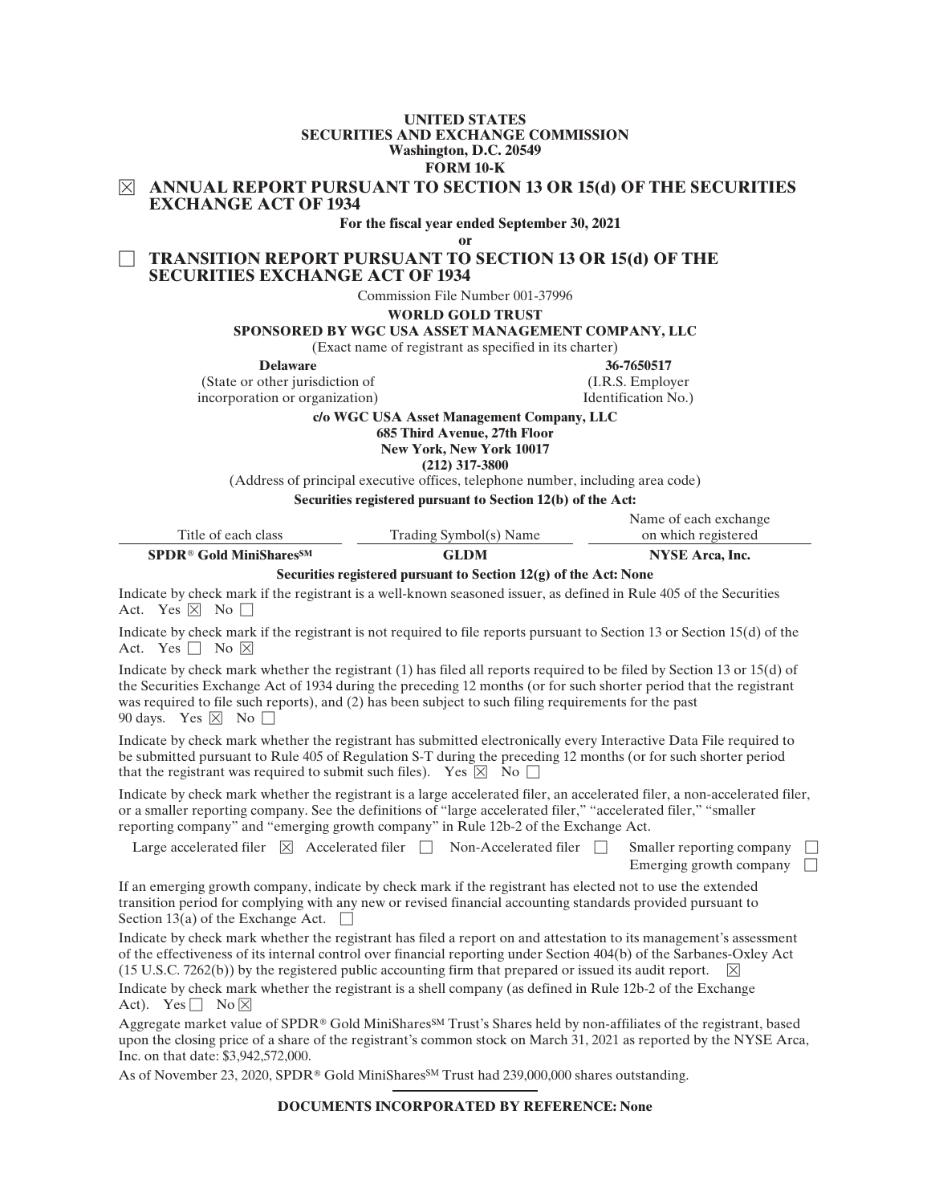**UNITED STATES**
**SECURITIES AND EXCHANGE COMMISSION**
**Washington, D.C. 20549**
**FORM 10-K**

☒ **ANNUAL REPORT PURSUANT TO SECTION 13 OR 15(d) OF THE SECURITIES EXCHANGE ACT OF 1934**

**For the fiscal year ended September 30, 2021**

**or**

☐ **TRANSITION REPORT PURSUANT TO SECTION 13 OR 15(d) OF THE SECURITIES EXCHANGE ACT OF 1934**

Commission File Number 001-37996

**WORLD GOLD TRUST**
**SPONSORED BY WGC USA ASSET MANAGEMENT COMPANY, LLC**
(Exact name of registrant as specified in its charter)

| **Delaware** | **36-7650517** |
|---|---|
| (State or other jurisdiction of incorporation or organization) | (I.R.S. Employer Identification No.) |

**c/o WGC USA Asset Management Company, LLC**
**685 Third Avenue, 27th Floor**
**New York, New York 10017**
**(212) 317-3800**
(Address of principal executive offices, telephone number, including area code)

**Securities registered pursuant to Section 12(b) of the Act:**

| Title of each class | Trading Symbol(s) Name | Name of each exchange on which registered |
|---|---|---|
| **SPDR® Gold MiniShares℠** | **GLDM** | **NYSE Arca, Inc.** |

**Securities registered pursuant to Section 12(g) of the Act: None**

Indicate by check mark if the registrant is a well-known seasoned issuer, as defined in Rule 405 of the Securities Act. Yes ☒ No ☐

Indicate by check mark if the registrant is not required to file reports pursuant to Section 13 or Section 15(d) of the Act. Yes ☐ No ☒

Indicate by check mark whether the registrant (1) has filed all reports required to be filed by Section 13 or 15(d) of the Securities Exchange Act of 1934 during the preceding 12 months (or for such shorter period that the registrant was required to file such reports), and (2) has been subject to such filing requirements for the past 90 days. Yes ☒ No ☐

Indicate by check mark whether the registrant has submitted electronically every Interactive Data File required to be submitted pursuant to Rule 405 of Regulation S-T during the preceding 12 months (or for such shorter period that the registrant was required to submit such files). Yes ☒ No ☐

Indicate by check mark whether the registrant is a large accelerated filer, an accelerated filer, a non-accelerated filer, or a smaller reporting company. See the definitions of "large accelerated filer," "accelerated filer," "smaller reporting company" and "emerging growth company" in Rule 12b-2 of the Exchange Act.

Large accelerated filer ☒ Accelerated filer ☐ Non-Accelerated filer ☐ Smaller reporting company ☐ Emerging growth company ☐

If an emerging growth company, indicate by check mark if the registrant has elected not to use the extended transition period for complying with any new or revised financial accounting standards provided pursuant to Section 13(a) of the Exchange Act. ☐

Indicate by check mark whether the registrant has filed a report on and attestation to its management's assessment of the effectiveness of its internal control over financial reporting under Section 404(b) of the Sarbanes-Oxley Act (15 U.S.C. 7262(b)) by the registered public accounting firm that prepared or issued its audit report. ☒

Indicate by check mark whether the registrant is a shell company (as defined in Rule 12b-2 of the Exchange Act). Yes ☐ No ☒

Aggregate market value of SPDR® Gold MiniShares℠ Trust's Shares held by non-affiliates of the registrant, based upon the closing price of a share of the registrant's common stock on March 31, 2021 as reported by the NYSE Arca, Inc. on that date: $3,942,572,000.

As of November 23, 2020, SPDR® Gold MiniShares℠ Trust had 239,000,000 shares outstanding.

**DOCUMENTS INCORPORATED BY REFERENCE: None**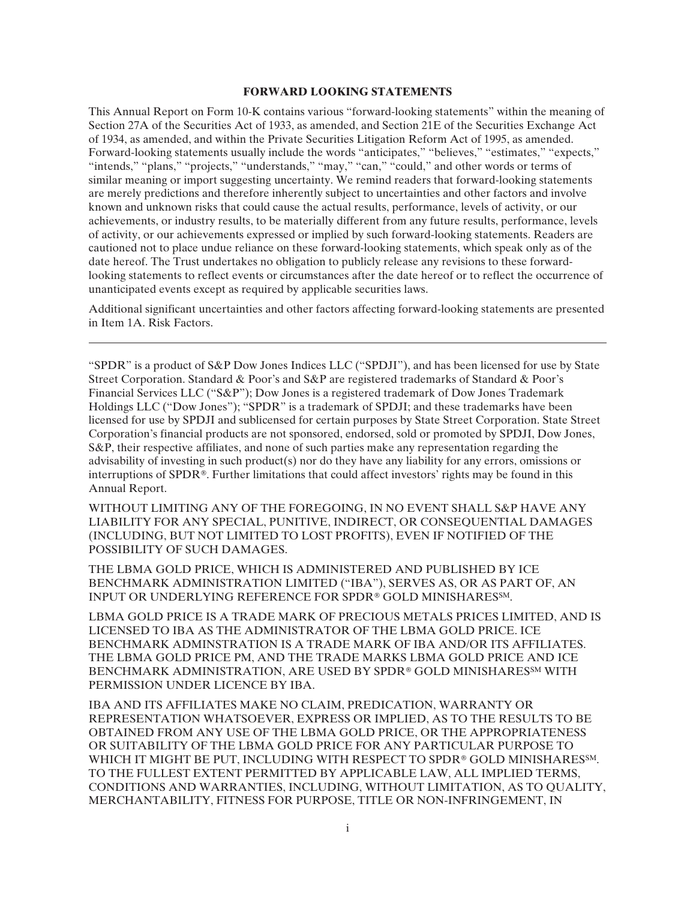## FORWARD LOOKING STATEMENTS

This Annual Report on Form 10-K contains various "forward-looking statements" within the meaning of Section 27A of the Securities Act of 1933, as amended, and Section 21E of the Securities Exchange Act of 1934, as amended, and within the Private Securities Litigation Reform Act of 1995, as amended. Forward-looking statements usually include the words "anticipates," "believes," "estimates," "expects," "intends," "plans," "projects," "understands," "may," "can," "could," and other words or terms of similar meaning or import suggesting uncertainty. We remind readers that forward-looking statements are merely predictions and therefore inherently subject to uncertainties and other factors and involve known and unknown risks that could cause the actual results, performance, levels of activity, or our achievements, or industry results, to be materially different from any future results, performance, levels of activity, or our achievements expressed or implied by such forward-looking statements. Readers are cautioned not to place undue reliance on these forward-looking statements, which speak only as of the date hereof. The Trust undertakes no obligation to publicly release any revisions to these forward-looking statements to reflect events or circumstances after the date hereof or to reflect the occurrence of unanticipated events except as required by applicable securities laws.

Additional significant uncertainties and other factors affecting forward-looking statements are presented in Item 1A. Risk Factors.

---

"SPDR" is a product of S&P Dow Jones Indices LLC ("SPDJI"), and has been licensed for use by State Street Corporation. Standard & Poor's and S&P are registered trademarks of Standard & Poor's Financial Services LLC ("S&P"); Dow Jones is a registered trademark of Dow Jones Trademark Holdings LLC ("Dow Jones"); "SPDR" is a trademark of SPDJI; and these trademarks have been licensed for use by SPDJI and sublicensed for certain purposes by State Street Corporation. State Street Corporation's financial products are not sponsored, endorsed, sold or promoted by SPDJI, Dow Jones, S&P, their respective affiliates, and none of such parties make any representation regarding the advisability of investing in such product(s) nor do they have any liability for any errors, omissions or interruptions of SPDR®. Further limitations that could affect investors' rights may be found in this Annual Report.

WITHOUT LIMITING ANY OF THE FOREGOING, IN NO EVENT SHALL S&P HAVE ANY LIABILITY FOR ANY SPECIAL, PUNITIVE, INDIRECT, OR CONSEQUENTIAL DAMAGES (INCLUDING, BUT NOT LIMITED TO LOST PROFITS), EVEN IF NOTIFIED OF THE POSSIBILITY OF SUCH DAMAGES.

THE LBMA GOLD PRICE, WHICH IS ADMINISTERED AND PUBLISHED BY ICE BENCHMARK ADMINISTRATION LIMITED ("IBA"), SERVES AS, OR AS PART OF, AN INPUT OR UNDERLYING REFERENCE FOR SPDR® GOLD MINISHARES℠.

LBMA GOLD PRICE IS A TRADE MARK OF PRECIOUS METALS PRICES LIMITED, AND IS LICENSED TO IBA AS THE ADMINISTRATOR OF THE LBMA GOLD PRICE. ICE BENCHMARK ADMINSTRATION IS A TRADE MARK OF IBA AND/OR ITS AFFILIATES. THE LBMA GOLD PRICE PM, AND THE TRADE MARKS LBMA GOLD PRICE AND ICE BENCHMARK ADMINISTRATION, ARE USED BY SPDR® GOLD MINISHARES℠ WITH PERMISSION UNDER LICENCE BY IBA.

IBA AND ITS AFFILIATES MAKE NO CLAIM, PREDICATION, WARRANTY OR REPRESENTATION WHATSOEVER, EXPRESS OR IMPLIED, AS TO THE RESULTS TO BE OBTAINED FROM ANY USE OF THE LBMA GOLD PRICE, OR THE APPROPRIATENESS OR SUITABILITY OF THE LBMA GOLD PRICE FOR ANY PARTICULAR PURPOSE TO WHICH IT MIGHT BE PUT, INCLUDING WITH RESPECT TO SPDR® GOLD MINISHARES℠. TO THE FULLEST EXTENT PERMITTED BY APPLICABLE LAW, ALL IMPLIED TERMS, CONDITIONS AND WARRANTIES, INCLUDING, WITHOUT LIMITATION, AS TO QUALITY, MERCHANTABILITY, FITNESS FOR PURPOSE, TITLE OR NON-INFRINGEMENT, IN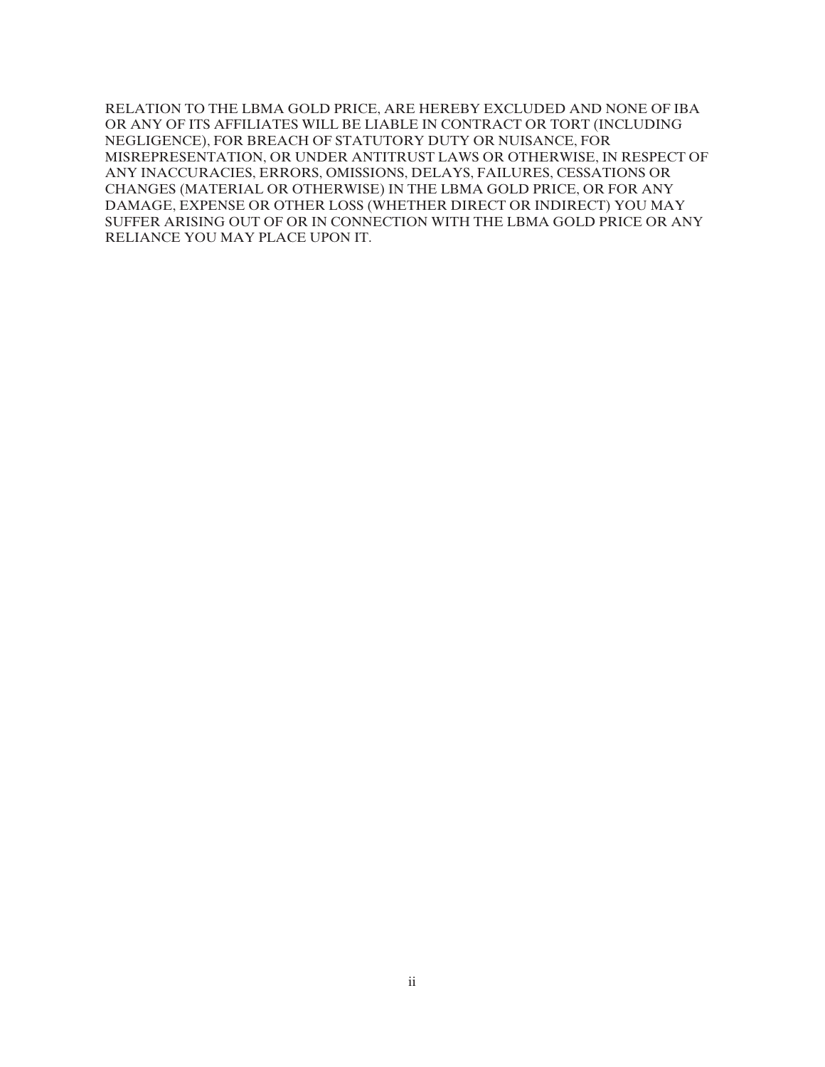RELATION TO THE LBMA GOLD PRICE, ARE HEREBY EXCLUDED AND NONE OF IBA OR ANY OF ITS AFFILIATES WILL BE LIABLE IN CONTRACT OR TORT (INCLUDING NEGLIGENCE), FOR BREACH OF STATUTORY DUTY OR NUISANCE, FOR MISREPRESENTATION, OR UNDER ANTITRUST LAWS OR OTHERWISE, IN RESPECT OF ANY INACCURACIES, ERRORS, OMISSIONS, DELAYS, FAILURES, CESSATIONS OR CHANGES (MATERIAL OR OTHERWISE) IN THE LBMA GOLD PRICE, OR FOR ANY DAMAGE, EXPENSE OR OTHER LOSS (WHETHER DIRECT OR INDIRECT) YOU MAY SUFFER ARISING OUT OF OR IN CONNECTION WITH THE LBMA GOLD PRICE OR ANY RELIANCE YOU MAY PLACE UPON IT.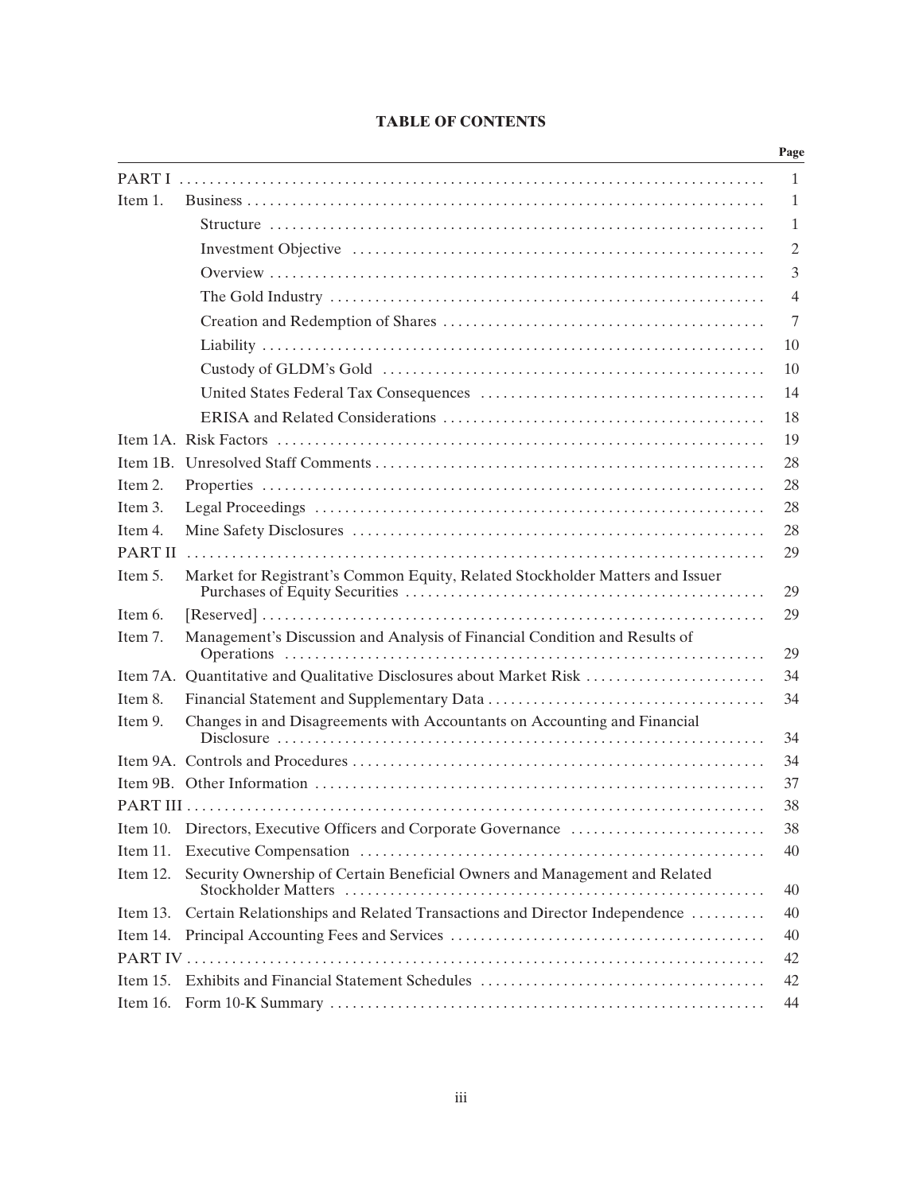# TABLE OF CONTENTS

| | | Page |
|---|---|---|
| PART I | | 1 |
| Item 1. | Business | 1 |
| | Structure | 1 |
| | Investment Objective | 2 |
| | Overview | 3 |
| | The Gold Industry | 4 |
| | Creation and Redemption of Shares | 7 |
| | Liability | 10 |
| | Custody of GLDM's Gold | 10 |
| | United States Federal Tax Consequences | 14 |
| | ERISA and Related Considerations | 18 |
| Item 1A. | Risk Factors | 19 |
| Item 1B. | Unresolved Staff Comments | 28 |
| Item 2. | Properties | 28 |
| Item 3. | Legal Proceedings | 28 |
| Item 4. | Mine Safety Disclosures | 28 |
| PART II | | 29 |
| Item 5. | Market for Registrant's Common Equity, Related Stockholder Matters and Issuer Purchases of Equity Securities | 29 |
| Item 6. | [Reserved] | 29 |
| Item 7. | Management's Discussion and Analysis of Financial Condition and Results of Operations | 29 |
| Item 7A. | Quantitative and Qualitative Disclosures about Market Risk | 34 |
| Item 8. | Financial Statement and Supplementary Data | 34 |
| Item 9. | Changes in and Disagreements with Accountants on Accounting and Financial Disclosure | 34 |
| Item 9A. | Controls and Procedures | 34 |
| Item 9B. | Other Information | 37 |
| PART III | | 38 |
| Item 10. | Directors, Executive Officers and Corporate Governance | 38 |
| Item 11. | Executive Compensation | 40 |
| Item 12. | Security Ownership of Certain Beneficial Owners and Management and Related Stockholder Matters | 40 |
| Item 13. | Certain Relationships and Related Transactions and Director Independence | 40 |
| Item 14. | Principal Accounting Fees and Services | 40 |
| PART IV | | 42 |
| Item 15. | Exhibits and Financial Statement Schedules | 42 |
| Item 16. | Form 10-K Summary | 44 |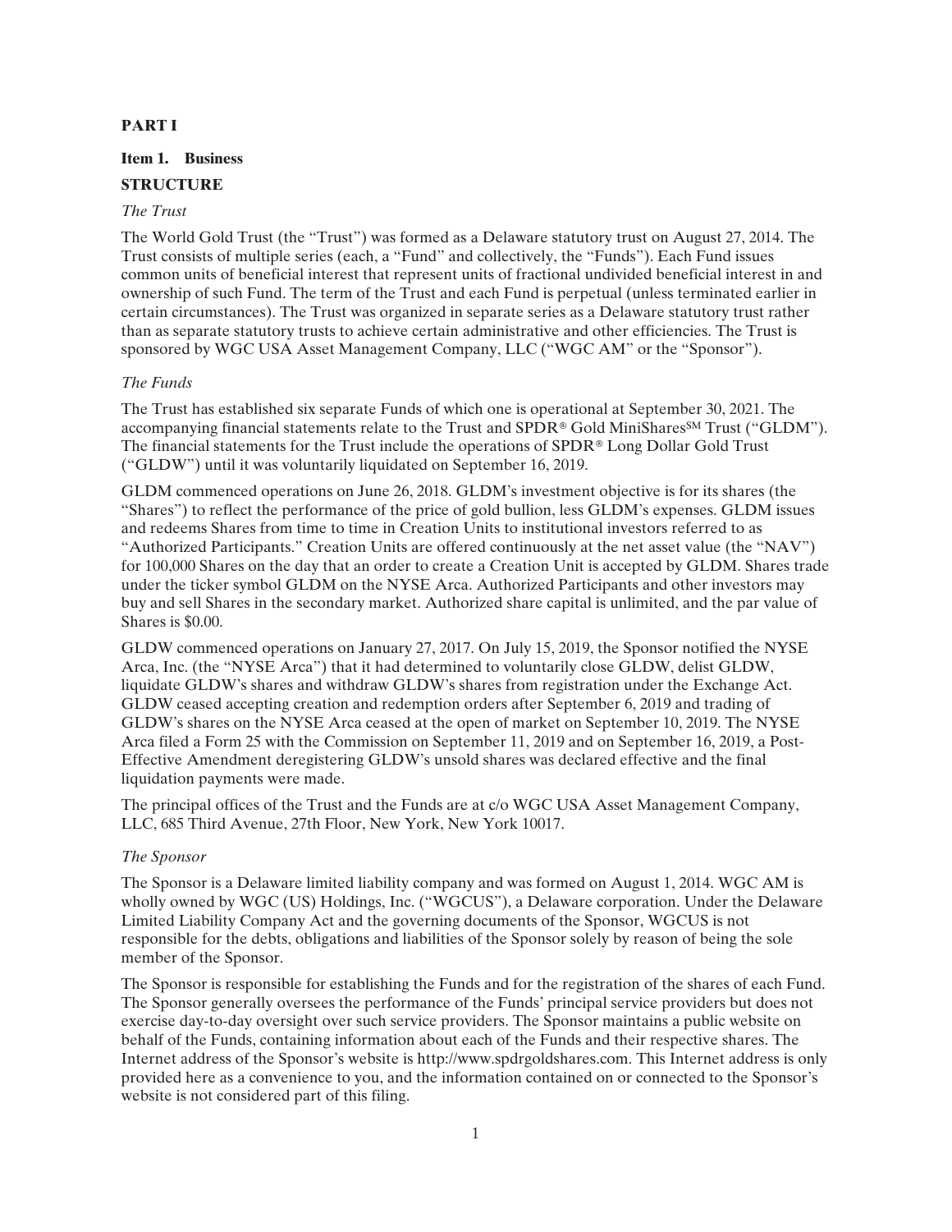## PART I

### Item 1. Business

### STRUCTURE

*The Trust*

The World Gold Trust (the "Trust") was formed as a Delaware statutory trust on August 27, 2014. The Trust consists of multiple series (each, a "Fund" and collectively, the "Funds"). Each Fund issues common units of beneficial interest that represent units of fractional undivided beneficial interest in and ownership of such Fund. The term of the Trust and each Fund is perpetual (unless terminated earlier in certain circumstances). The Trust was organized in separate series as a Delaware statutory trust rather than as separate statutory trusts to achieve certain administrative and other efficiencies. The Trust is sponsored by WGC USA Asset Management Company, LLC ("WGC AM" or the "Sponsor").

*The Funds*

The Trust has established six separate Funds of which one is operational at September 30, 2021. The accompanying financial statements relate to the Trust and SPDR® Gold MiniShares℠ Trust ("GLDM"). The financial statements for the Trust include the operations of SPDR® Long Dollar Gold Trust ("GLDW") until it was voluntarily liquidated on September 16, 2019.

GLDM commenced operations on June 26, 2018. GLDM's investment objective is for its shares (the "Shares") to reflect the performance of the price of gold bullion, less GLDM's expenses. GLDM issues and redeems Shares from time to time in Creation Units to institutional investors referred to as "Authorized Participants." Creation Units are offered continuously at the net asset value (the "NAV") for 100,000 Shares on the day that an order to create a Creation Unit is accepted by GLDM. Shares trade under the ticker symbol GLDM on the NYSE Arca. Authorized Participants and other investors may buy and sell Shares in the secondary market. Authorized share capital is unlimited, and the par value of Shares is $0.00.

GLDW commenced operations on January 27, 2017. On July 15, 2019, the Sponsor notified the NYSE Arca, Inc. (the "NYSE Arca") that it had determined to voluntarily close GLDW, delist GLDW, liquidate GLDW's shares and withdraw GLDW's shares from registration under the Exchange Act. GLDW ceased accepting creation and redemption orders after September 6, 2019 and trading of GLDW's shares on the NYSE Arca ceased at the open of market on September 10, 2019. The NYSE Arca filed a Form 25 with the Commission on September 11, 2019 and on September 16, 2019, a Post-Effective Amendment deregistering GLDW's unsold shares was declared effective and the final liquidation payments were made.

The principal offices of the Trust and the Funds are at c/o WGC USA Asset Management Company, LLC, 685 Third Avenue, 27th Floor, New York, New York 10017.

*The Sponsor*

The Sponsor is a Delaware limited liability company and was formed on August 1, 2014. WGC AM is wholly owned by WGC (US) Holdings, Inc. ("WGCUS"), a Delaware corporation. Under the Delaware Limited Liability Company Act and the governing documents of the Sponsor, WGCUS is not responsible for the debts, obligations and liabilities of the Sponsor solely by reason of being the sole member of the Sponsor.

The Sponsor is responsible for establishing the Funds and for the registration of the shares of each Fund. The Sponsor generally oversees the performance of the Funds' principal service providers but does not exercise day-to-day oversight over such service providers. The Sponsor maintains a public website on behalf of the Funds, containing information about each of the Funds and their respective shares. The Internet address of the Sponsor's website is http://www.spdrgoldshares.com. This Internet address is only provided here as a convenience to you, and the information contained on or connected to the Sponsor's website is not considered part of this filing.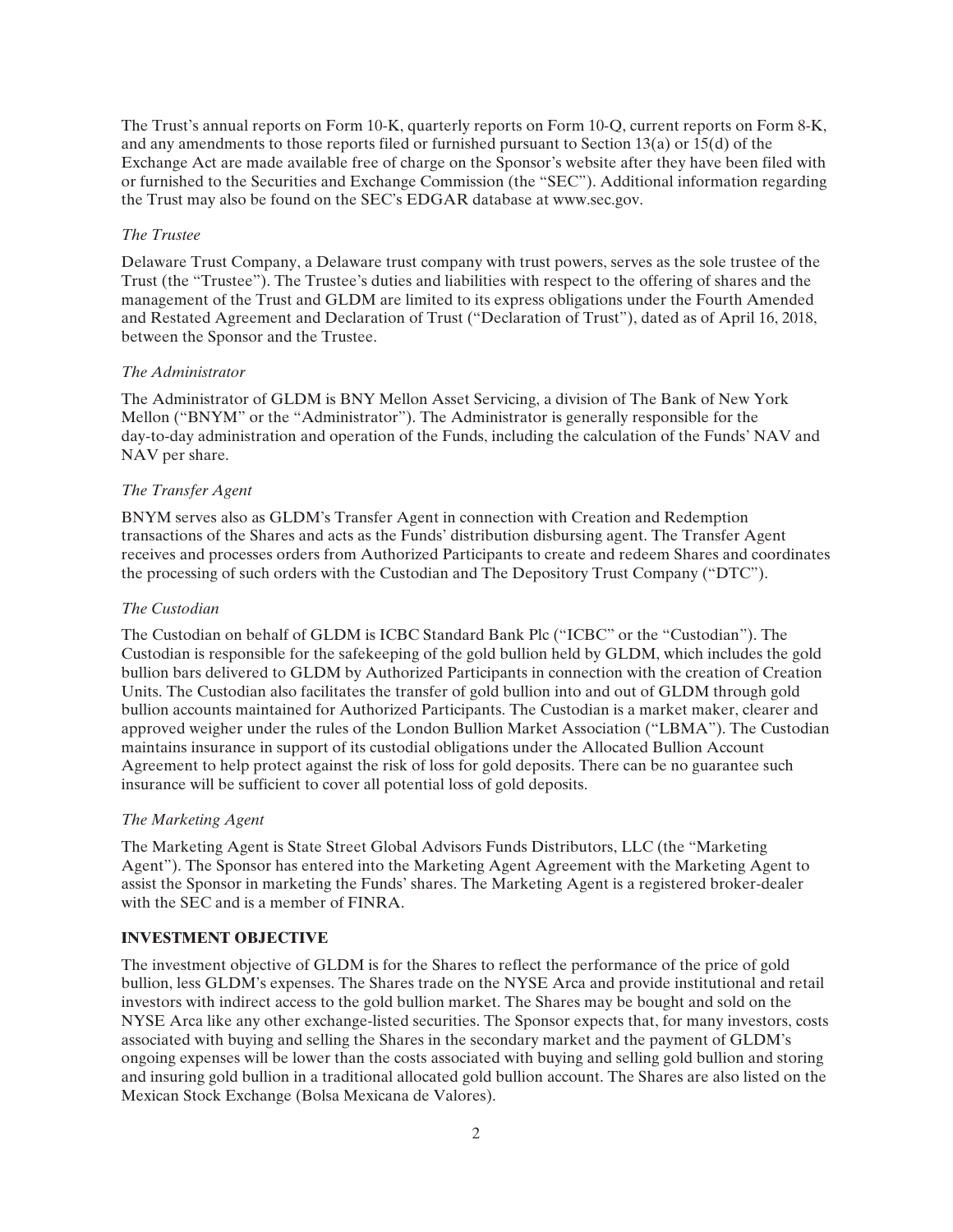The Trust's annual reports on Form 10-K, quarterly reports on Form 10-Q, current reports on Form 8-K, and any amendments to those reports filed or furnished pursuant to Section 13(a) or 15(d) of the Exchange Act are made available free of charge on the Sponsor's website after they have been filed with or furnished to the Securities and Exchange Commission (the "SEC"). Additional information regarding the Trust may also be found on the SEC's EDGAR database at www.sec.gov.

*The Trustee*

Delaware Trust Company, a Delaware trust company with trust powers, serves as the sole trustee of the Trust (the "Trustee"). The Trustee's duties and liabilities with respect to the offering of shares and the management of the Trust and GLDM are limited to its express obligations under the Fourth Amended and Restated Agreement and Declaration of Trust ("Declaration of Trust"), dated as of April 16, 2018, between the Sponsor and the Trustee.

*The Administrator*

The Administrator of GLDM is BNY Mellon Asset Servicing, a division of The Bank of New York Mellon ("BNYM" or the "Administrator"). The Administrator is generally responsible for the day-to-day administration and operation of the Funds, including the calculation of the Funds' NAV and NAV per share.

*The Transfer Agent*

BNYM serves also as GLDM's Transfer Agent in connection with Creation and Redemption transactions of the Shares and acts as the Funds' distribution disbursing agent. The Transfer Agent receives and processes orders from Authorized Participants to create and redeem Shares and coordinates the processing of such orders with the Custodian and The Depository Trust Company ("DTC").

*The Custodian*

The Custodian on behalf of GLDM is ICBC Standard Bank Plc ("ICBC" or the "Custodian"). The Custodian is responsible for the safekeeping of the gold bullion held by GLDM, which includes the gold bullion bars delivered to GLDM by Authorized Participants in connection with the creation of Creation Units. The Custodian also facilitates the transfer of gold bullion into and out of GLDM through gold bullion accounts maintained for Authorized Participants. The Custodian is a market maker, clearer and approved weigher under the rules of the London Bullion Market Association ("LBMA"). The Custodian maintains insurance in support of its custodial obligations under the Allocated Bullion Account Agreement to help protect against the risk of loss for gold deposits. There can be no guarantee such insurance will be sufficient to cover all potential loss of gold deposits.

*The Marketing Agent*

The Marketing Agent is State Street Global Advisors Funds Distributors, LLC (the "Marketing Agent"). The Sponsor has entered into the Marketing Agent Agreement with the Marketing Agent to assist the Sponsor in marketing the Funds' shares. The Marketing Agent is a registered broker-dealer with the SEC and is a member of FINRA.

## INVESTMENT OBJECTIVE

The investment objective of GLDM is for the Shares to reflect the performance of the price of gold bullion, less GLDM's expenses. The Shares trade on the NYSE Arca and provide institutional and retail investors with indirect access to the gold bullion market. The Shares may be bought and sold on the NYSE Arca like any other exchange-listed securities. The Sponsor expects that, for many investors, costs associated with buying and selling the Shares in the secondary market and the payment of GLDM's ongoing expenses will be lower than the costs associated with buying and selling gold bullion and storing and insuring gold bullion in a traditional allocated gold bullion account. The Shares are also listed on the Mexican Stock Exchange (Bolsa Mexicana de Valores).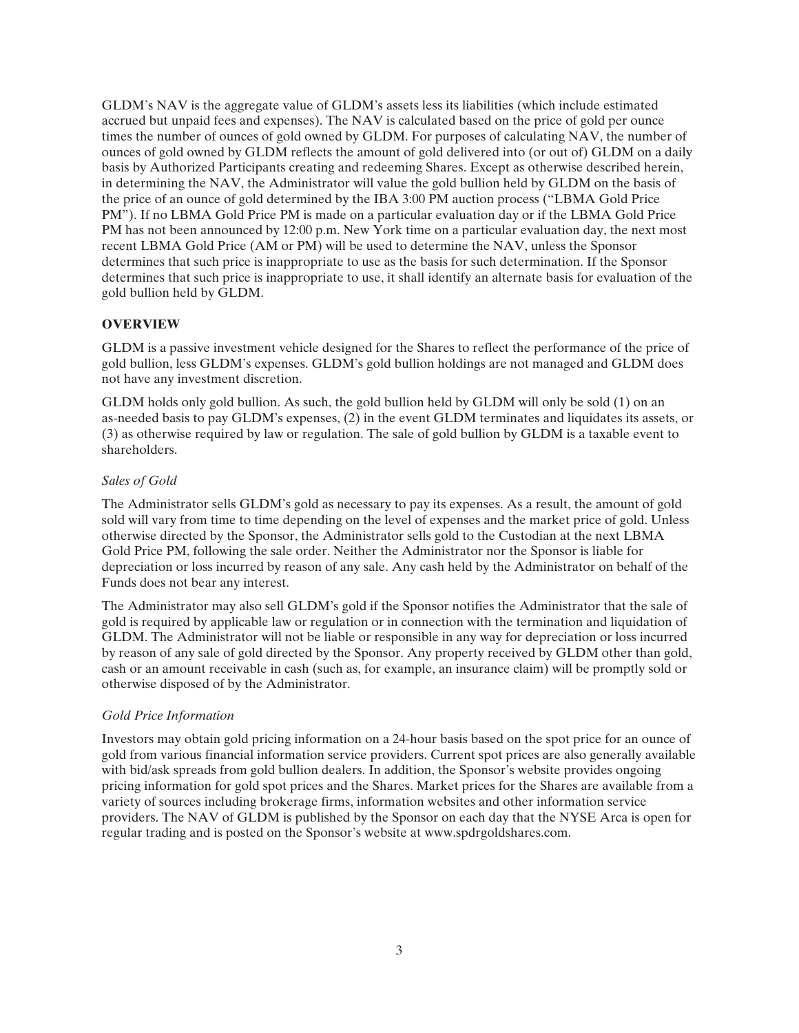GLDM's NAV is the aggregate value of GLDM's assets less its liabilities (which include estimated accrued but unpaid fees and expenses). The NAV is calculated based on the price of gold per ounce times the number of ounces of gold owned by GLDM. For purposes of calculating NAV, the number of ounces of gold owned by GLDM reflects the amount of gold delivered into (or out of) GLDM on a daily basis by Authorized Participants creating and redeeming Shares. Except as otherwise described herein, in determining the NAV, the Administrator will value the gold bullion held by GLDM on the basis of the price of an ounce of gold determined by the IBA 3:00 PM auction process ("LBMA Gold Price PM"). If no LBMA Gold Price PM is made on a particular evaluation day or if the LBMA Gold Price PM has not been announced by 12:00 p.m. New York time on a particular evaluation day, the next most recent LBMA Gold Price (AM or PM) will be used to determine the NAV, unless the Sponsor determines that such price is inappropriate to use as the basis for such determination. If the Sponsor determines that such price is inappropriate to use, it shall identify an alternate basis for evaluation of the gold bullion held by GLDM.

## OVERVIEW

GLDM is a passive investment vehicle designed for the Shares to reflect the performance of the price of gold bullion, less GLDM's expenses. GLDM's gold bullion holdings are not managed and GLDM does not have any investment discretion.

GLDM holds only gold bullion. As such, the gold bullion held by GLDM will only be sold (1) on an as-needed basis to pay GLDM's expenses, (2) in the event GLDM terminates and liquidates its assets, or (3) as otherwise required by law or regulation. The sale of gold bullion by GLDM is a taxable event to shareholders.

### *Sales of Gold*

The Administrator sells GLDM's gold as necessary to pay its expenses. As a result, the amount of gold sold will vary from time to time depending on the level of expenses and the market price of gold. Unless otherwise directed by the Sponsor, the Administrator sells gold to the Custodian at the next LBMA Gold Price PM, following the sale order. Neither the Administrator nor the Sponsor is liable for depreciation or loss incurred by reason of any sale. Any cash held by the Administrator on behalf of the Funds does not bear any interest.

The Administrator may also sell GLDM's gold if the Sponsor notifies the Administrator that the sale of gold is required by applicable law or regulation or in connection with the termination and liquidation of GLDM. The Administrator will not be liable or responsible in any way for depreciation or loss incurred by reason of any sale of gold directed by the Sponsor. Any property received by GLDM other than gold, cash or an amount receivable in cash (such as, for example, an insurance claim) will be promptly sold or otherwise disposed of by the Administrator.

### *Gold Price Information*

Investors may obtain gold pricing information on a 24-hour basis based on the spot price for an ounce of gold from various financial information service providers. Current spot prices are also generally available with bid/ask spreads from gold bullion dealers. In addition, the Sponsor's website provides ongoing pricing information for gold spot prices and the Shares. Market prices for the Shares are available from a variety of sources including brokerage firms, information websites and other information service providers. The NAV of GLDM is published by the Sponsor on each day that the NYSE Arca is open for regular trading and is posted on the Sponsor's website at www.spdrgoldshares.com.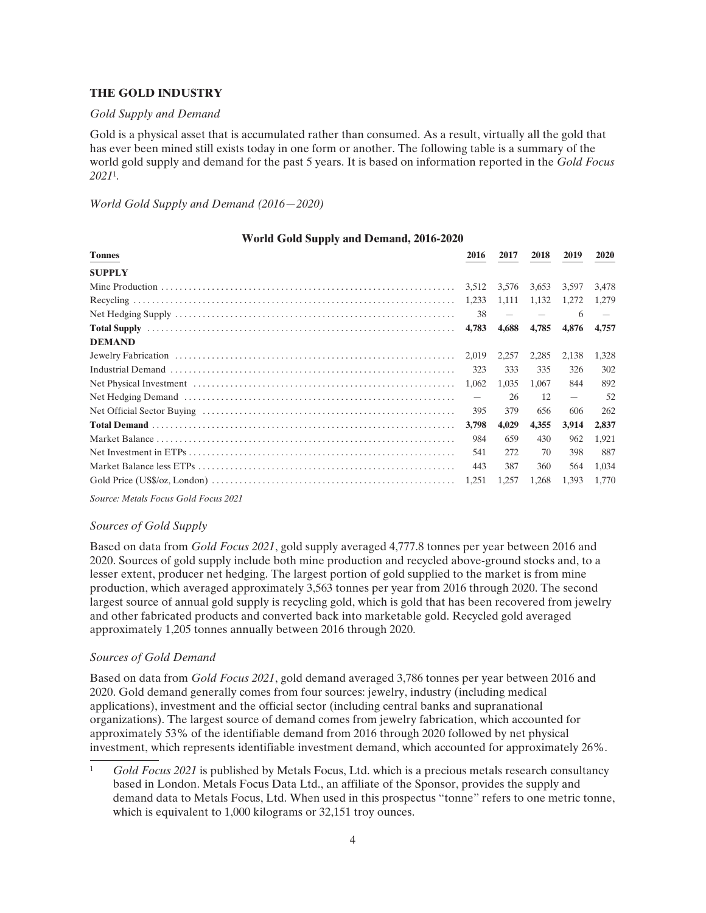## THE GOLD INDUSTRY

*Gold Supply and Demand*

Gold is a physical asset that is accumulated rather than consumed. As a result, virtually all the gold that has ever been mined still exists today in one form or another. The following table is a summary of the world gold supply and demand for the past 5 years. It is based on information reported in the *Gold Focus 2021*[1].

*World Gold Supply and Demand (2016—2020)*

**World Gold Supply and Demand, 2016-2020**

| Tonnes | 2016 | 2017 | 2018 | 2019 | 2020 |
|---|---|---|---|---|---|
| **SUPPLY** | | | | | |
| Mine Production | 3,512 | 3,576 | 3,653 | 3,597 | 3,478 |
| Recycling | 1,233 | 1,111 | 1,132 | 1,272 | 1,279 |
| Net Hedging Supply | 38 | — | — | 6 | — |
| **Total Supply** | **4,783** | **4,688** | **4,785** | **4,876** | **4,757** |
| **DEMAND** | | | | | |
| Jewelry Fabrication | 2,019 | 2,257 | 2,285 | 2,138 | 1,328 |
| Industrial Demand | 323 | 333 | 335 | 326 | 302 |
| Net Physical Investment | 1,062 | 1,035 | 1,067 | 844 | 892 |
| Net Hedging Demand | — | 26 | 12 | — | 52 |
| Net Official Sector Buying | 395 | 379 | 656 | 606 | 262 |
| **Total Demand** | **3,798** | **4,029** | **4,355** | **3,914** | **2,837** |
| Market Balance | 984 | 659 | 430 | 962 | 1,921 |
| Net Investment in ETPs | 541 | 272 | 70 | 398 | 887 |
| Market Balance less ETPs | 443 | 387 | 360 | 564 | 1,034 |
| Gold Price (US$/oz, London) | 1,251 | 1,257 | 1,268 | 1,393 | 1,770 |

*Source: Metals Focus Gold Focus 2021*

*Sources of Gold Supply*

Based on data from *Gold Focus 2021*, gold supply averaged 4,777.8 tonnes per year between 2016 and 2020. Sources of gold supply include both mine production and recycled above-ground stocks and, to a lesser extent, producer net hedging. The largest portion of gold supplied to the market is from mine production, which averaged approximately 3,563 tonnes per year from 2016 through 2020. The second largest source of annual gold supply is recycling gold, which is gold that has been recovered from jewelry and other fabricated products and converted back into marketable gold. Recycled gold averaged approximately 1,205 tonnes annually between 2016 through 2020.

*Sources of Gold Demand*

Based on data from *Gold Focus 2021*, gold demand averaged 3,786 tonnes per year between 2016 and 2020. Gold demand generally comes from four sources: jewelry, industry (including medical applications), investment and the official sector (including central banks and supranational organizations). The largest source of demand comes from jewelry fabrication, which accounted for approximately 53% of the identifiable demand from 2016 through 2020 followed by net physical investment, which represents identifiable investment demand, which accounted for approximately 26%.

[1] *Gold Focus 2021* is published by Metals Focus, Ltd. which is a precious metals research consultancy based in London. Metals Focus Data Ltd., an affiliate of the Sponsor, provides the supply and demand data to Metals Focus, Ltd. When used in this prospectus "tonne" refers to one metric tonne, which is equivalent to 1,000 kilograms or 32,151 troy ounces.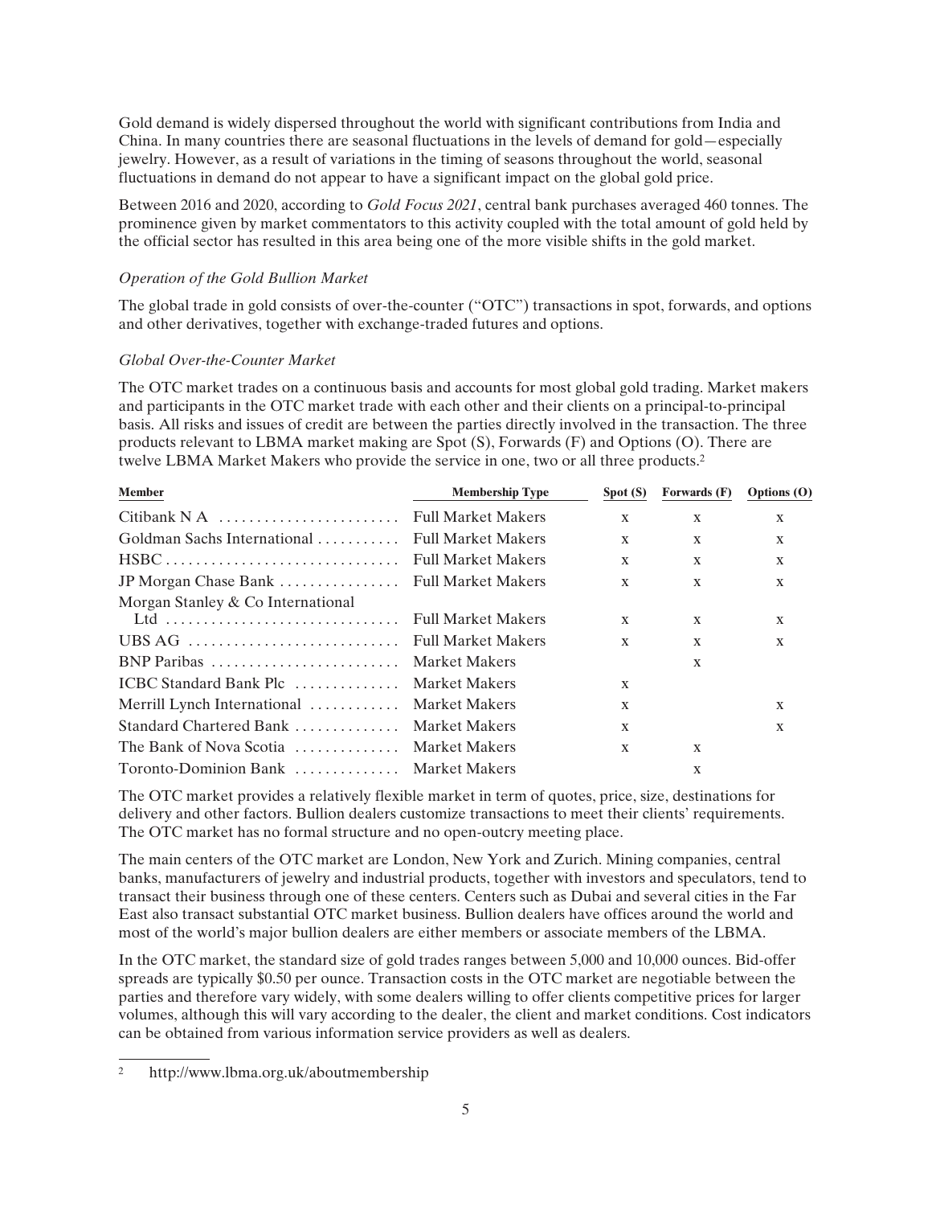Gold demand is widely dispersed throughout the world with significant contributions from India and China. In many countries there are seasonal fluctuations in the levels of demand for gold—especially jewelry. However, as a result of variations in the timing of seasons throughout the world, seasonal fluctuations in demand do not appear to have a significant impact on the global gold price.

Between 2016 and 2020, according to *Gold Focus 2021*, central bank purchases averaged 460 tonnes. The prominence given by market commentators to this activity coupled with the total amount of gold held by the official sector has resulted in this area being one of the more visible shifts in the gold market.

*Operation of the Gold Bullion Market*

The global trade in gold consists of over-the-counter ("OTC") transactions in spot, forwards, and options and other derivatives, together with exchange-traded futures and options.

*Global Over-the-Counter Market*

The OTC market trades on a continuous basis and accounts for most global gold trading. Market makers and participants in the OTC market trade with each other and their clients on a principal-to-principal basis. All risks and issues of credit are between the parties directly involved in the transaction. The three products relevant to LBMA market making are Spot (S), Forwards (F) and Options (O). There are twelve LBMA Market Makers who provide the service in one, two or all three products.[2]

| Member | Membership Type | Spot (S) | Forwards (F) | Options (O) |
|---|---|---|---|---|
| Citibank N A | Full Market Makers | x | x | x |
| Goldman Sachs International | Full Market Makers | x | x | x |
| HSBC | Full Market Makers | x | x | x |
| JP Morgan Chase Bank | Full Market Makers | x | x | x |
| Morgan Stanley & Co International Ltd | Full Market Makers | x | x | x |
| UBS AG | Full Market Makers | x | x | x |
| BNP Paribas | Market Makers | | x | |
| ICBC Standard Bank Plc | Market Makers | x | | |
| Merrill Lynch International | Market Makers | x | | x |
| Standard Chartered Bank | Market Makers | x | | x |
| The Bank of Nova Scotia | Market Makers | x | x | |
| Toronto-Dominion Bank | Market Makers | | x | |

The OTC market provides a relatively flexible market in term of quotes, price, size, destinations for delivery and other factors. Bullion dealers customize transactions to meet their clients' requirements. The OTC market has no formal structure and no open-outcry meeting place.

The main centers of the OTC market are London, New York and Zurich. Mining companies, central banks, manufacturers of jewelry and industrial products, together with investors and speculators, tend to transact their business through one of these centers. Centers such as Dubai and several cities in the Far East also transact substantial OTC market business. Bullion dealers have offices around the world and most of the world's major bullion dealers are either members or associate members of the LBMA.

In the OTC market, the standard size of gold trades ranges between 5,000 and 10,000 ounces. Bid-offer spreads are typically $0.50 per ounce. Transaction costs in the OTC market are negotiable between the parties and therefore vary widely, with some dealers willing to offer clients competitive prices for larger volumes, although this will vary according to the dealer, the client and market conditions. Cost indicators can be obtained from various information service providers as well as dealers.

[2] http://www.lbma.org.uk/aboutmembership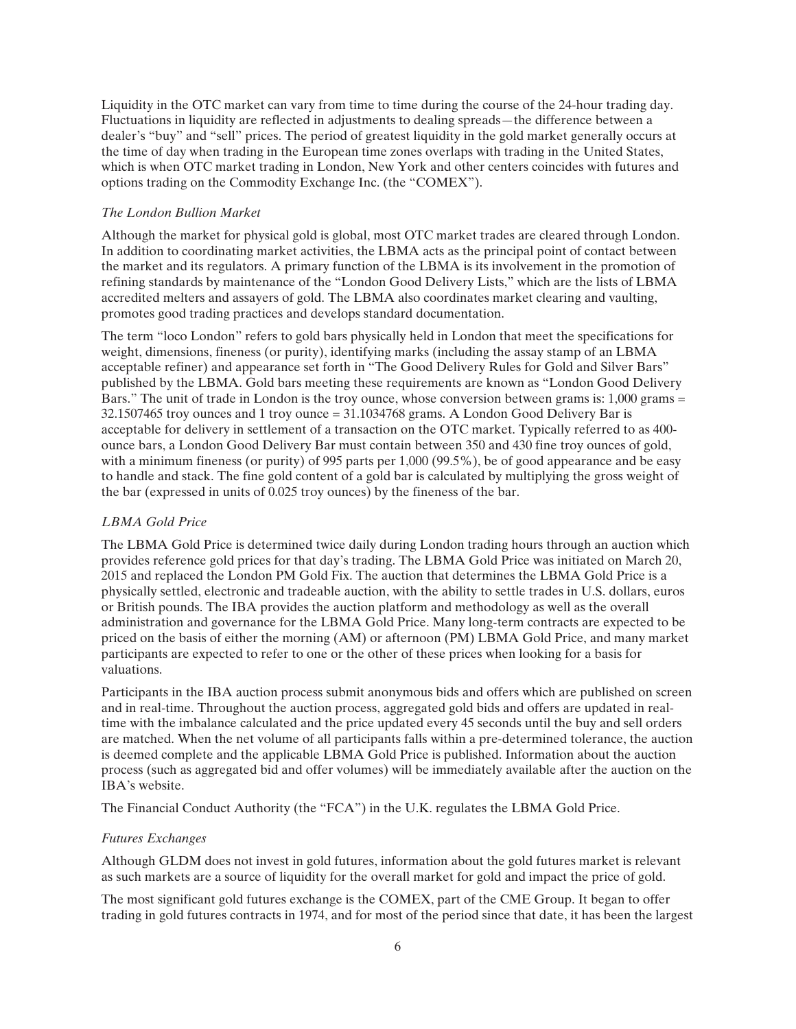Liquidity in the OTC market can vary from time to time during the course of the 24-hour trading day. Fluctuations in liquidity are reflected in adjustments to dealing spreads—the difference between a dealer's "buy" and "sell" prices. The period of greatest liquidity in the gold market generally occurs at the time of day when trading in the European time zones overlaps with trading in the United States, which is when OTC market trading in London, New York and other centers coincides with futures and options trading on the Commodity Exchange Inc. (the "COMEX").

*The London Bullion Market*

Although the market for physical gold is global, most OTC market trades are cleared through London. In addition to coordinating market activities, the LBMA acts as the principal point of contact between the market and its regulators. A primary function of the LBMA is its involvement in the promotion of refining standards by maintenance of the "London Good Delivery Lists," which are the lists of LBMA accredited melters and assayers of gold. The LBMA also coordinates market clearing and vaulting, promotes good trading practices and develops standard documentation.

The term "loco London" refers to gold bars physically held in London that meet the specifications for weight, dimensions, fineness (or purity), identifying marks (including the assay stamp of an LBMA acceptable refiner) and appearance set forth in "The Good Delivery Rules for Gold and Silver Bars" published by the LBMA. Gold bars meeting these requirements are known as "London Good Delivery Bars." The unit of trade in London is the troy ounce, whose conversion between grams is: 1,000 grams = 32.1507465 troy ounces and 1 troy ounce = 31.1034768 grams. A London Good Delivery Bar is acceptable for delivery in settlement of a transaction on the OTC market. Typically referred to as 400-ounce bars, a London Good Delivery Bar must contain between 350 and 430 fine troy ounces of gold, with a minimum fineness (or purity) of 995 parts per 1,000 (99.5%), be of good appearance and be easy to handle and stack. The fine gold content of a gold bar is calculated by multiplying the gross weight of the bar (expressed in units of 0.025 troy ounces) by the fineness of the bar.

*LBMA Gold Price*

The LBMA Gold Price is determined twice daily during London trading hours through an auction which provides reference gold prices for that day's trading. The LBMA Gold Price was initiated on March 20, 2015 and replaced the London PM Gold Fix. The auction that determines the LBMA Gold Price is a physically settled, electronic and tradeable auction, with the ability to settle trades in U.S. dollars, euros or British pounds. The IBA provides the auction platform and methodology as well as the overall administration and governance for the LBMA Gold Price. Many long-term contracts are expected to be priced on the basis of either the morning (AM) or afternoon (PM) LBMA Gold Price, and many market participants are expected to refer to one or the other of these prices when looking for a basis for valuations.

Participants in the IBA auction process submit anonymous bids and offers which are published on screen and in real-time. Throughout the auction process, aggregated gold bids and offers are updated in real-time with the imbalance calculated and the price updated every 45 seconds until the buy and sell orders are matched. When the net volume of all participants falls within a pre-determined tolerance, the auction is deemed complete and the applicable LBMA Gold Price is published. Information about the auction process (such as aggregated bid and offer volumes) will be immediately available after the auction on the IBA's website.

The Financial Conduct Authority (the "FCA") in the U.K. regulates the LBMA Gold Price.

*Futures Exchanges*

Although GLDM does not invest in gold futures, information about the gold futures market is relevant as such markets are a source of liquidity for the overall market for gold and impact the price of gold.

The most significant gold futures exchange is the COMEX, part of the CME Group. It began to offer trading in gold futures contracts in 1974, and for most of the period since that date, it has been the largest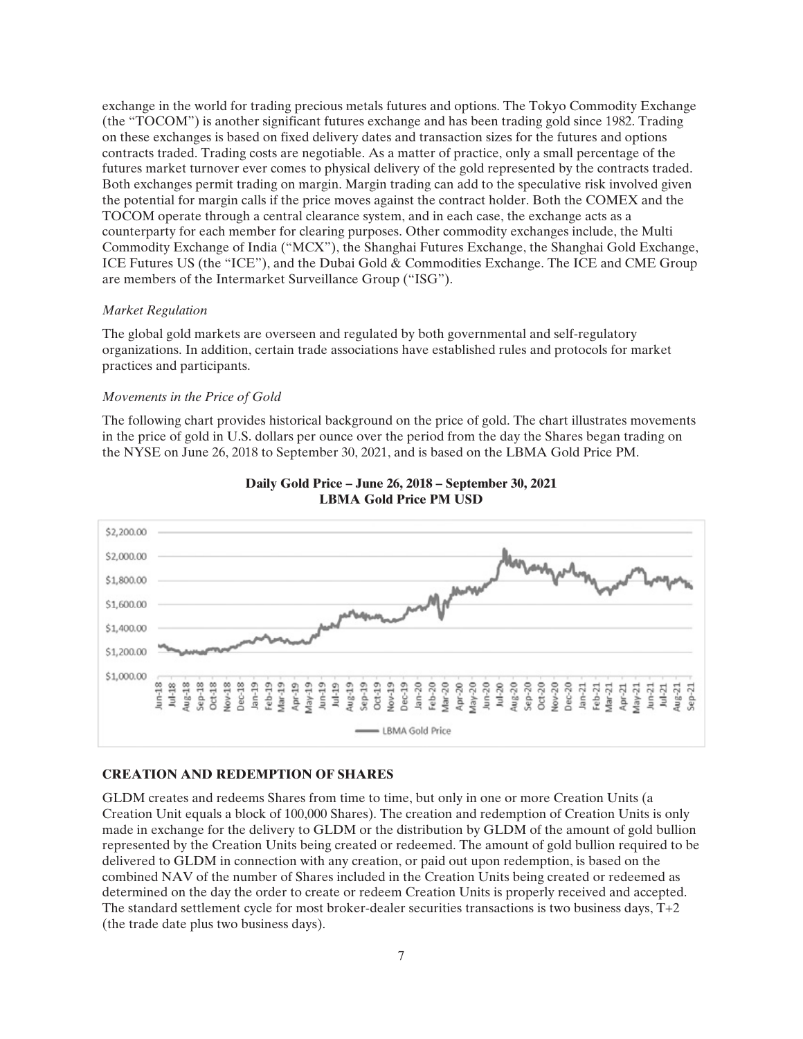exchange in the world for trading precious metals futures and options. The Tokyo Commodity Exchange (the "TOCOM") is another significant futures exchange and has been trading gold since 1982. Trading on these exchanges is based on fixed delivery dates and transaction sizes for the futures and options contracts traded. Trading costs are negotiable. As a matter of practice, only a small percentage of the futures market turnover ever comes to physical delivery of the gold represented by the contracts traded. Both exchanges permit trading on margin. Margin trading can add to the speculative risk involved given the potential for margin calls if the price moves against the contract holder. Both the COMEX and the TOCOM operate through a central clearance system, and in each case, the exchange acts as a counterparty for each member for clearing purposes. Other commodity exchanges include, the Multi Commodity Exchange of India ("MCX"), the Shanghai Futures Exchange, the Shanghai Gold Exchange, ICE Futures US (the "ICE"), and the Dubai Gold & Commodities Exchange. The ICE and CME Group are members of the Intermarket Surveillance Group ("ISG").

*Market Regulation*

The global gold markets are overseen and regulated by both governmental and self-regulatory organizations. In addition, certain trade associations have established rules and protocols for market practices and participants.

*Movements in the Price of Gold*

The following chart provides historical background on the price of gold. The chart illustrates movements in the price of gold in U.S. dollars per ounce over the period from the day the Shares began trading on the NYSE on June 26, 2018 to September 30, 2021, and is based on the LBMA Gold Price PM.

**Daily Gold Price – June 26, 2018 – September 30, 2021**
**LBMA Gold Price PM USD**

## CREATION AND REDEMPTION OF SHARES

GLDM creates and redeems Shares from time to time, but only in one or more Creation Units (a Creation Unit equals a block of 100,000 Shares). The creation and redemption of Creation Units is only made in exchange for the delivery to GLDM or the distribution by GLDM of the amount of gold bullion represented by the Creation Units being created or redeemed. The amount of gold bullion required to be delivered to GLDM in connection with any creation, or paid out upon redemption, is based on the combined NAV of the number of Shares included in the Creation Units being created or redeemed as determined on the day the order to create or redeem Creation Units is properly received and accepted. The standard settlement cycle for most broker-dealer securities transactions is two business days, T+2 (the trade date plus two business days).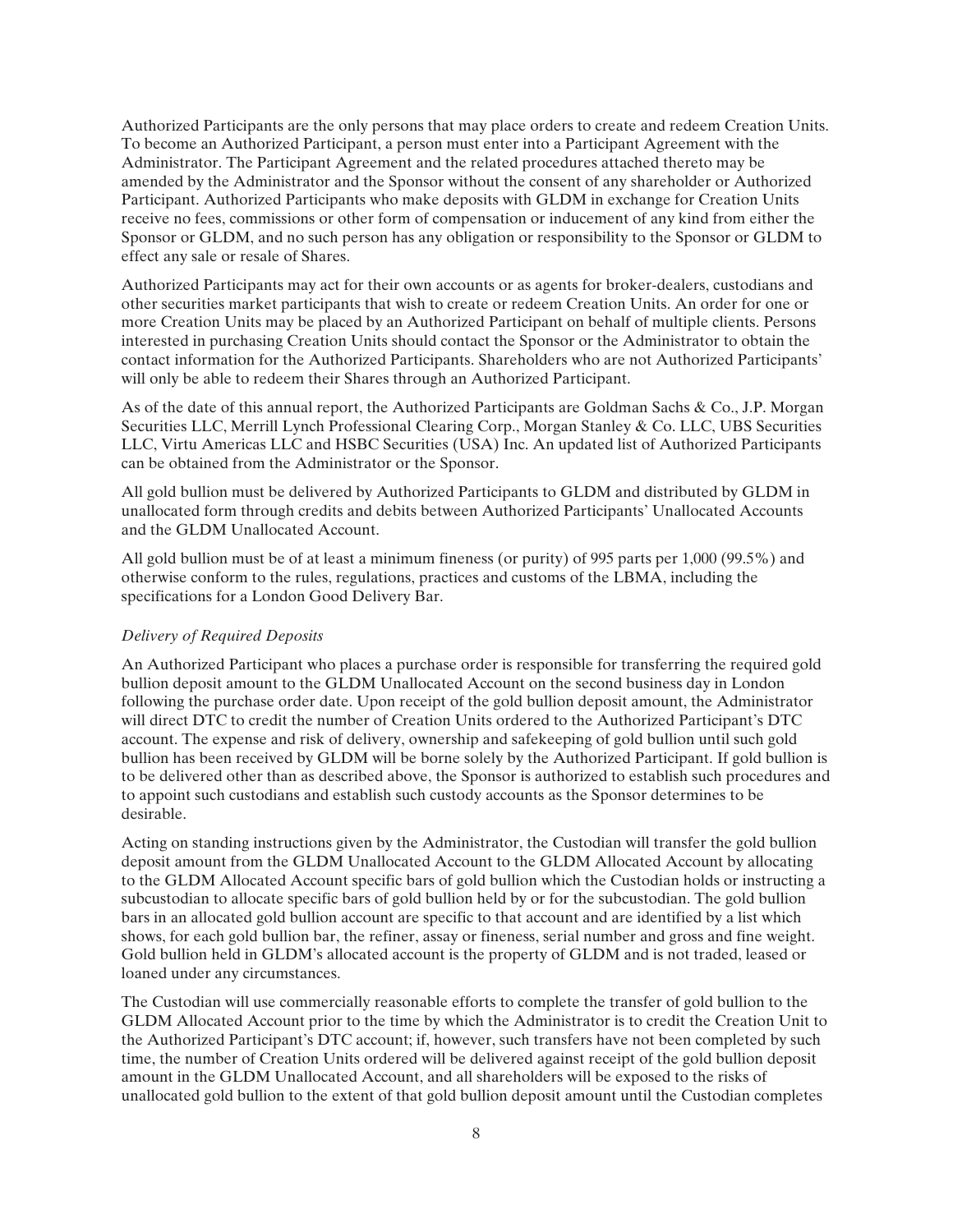Authorized Participants are the only persons that may place orders to create and redeem Creation Units. To become an Authorized Participant, a person must enter into a Participant Agreement with the Administrator. The Participant Agreement and the related procedures attached thereto may be amended by the Administrator and the Sponsor without the consent of any shareholder or Authorized Participant. Authorized Participants who make deposits with GLDM in exchange for Creation Units receive no fees, commissions or other form of compensation or inducement of any kind from either the Sponsor or GLDM, and no such person has any obligation or responsibility to the Sponsor or GLDM to effect any sale or resale of Shares.

Authorized Participants may act for their own accounts or as agents for broker-dealers, custodians and other securities market participants that wish to create or redeem Creation Units. An order for one or more Creation Units may be placed by an Authorized Participant on behalf of multiple clients. Persons interested in purchasing Creation Units should contact the Sponsor or the Administrator to obtain the contact information for the Authorized Participants. Shareholders who are not Authorized Participants' will only be able to redeem their Shares through an Authorized Participant.

As of the date of this annual report, the Authorized Participants are Goldman Sachs & Co., J.P. Morgan Securities LLC, Merrill Lynch Professional Clearing Corp., Morgan Stanley & Co. LLC, UBS Securities LLC, Virtu Americas LLC and HSBC Securities (USA) Inc. An updated list of Authorized Participants can be obtained from the Administrator or the Sponsor.

All gold bullion must be delivered by Authorized Participants to GLDM and distributed by GLDM in unallocated form through credits and debits between Authorized Participants' Unallocated Accounts and the GLDM Unallocated Account.

All gold bullion must be of at least a minimum fineness (or purity) of 995 parts per 1,000 (99.5%) and otherwise conform to the rules, regulations, practices and customs of the LBMA, including the specifications for a London Good Delivery Bar.

*Delivery of Required Deposits*

An Authorized Participant who places a purchase order is responsible for transferring the required gold bullion deposit amount to the GLDM Unallocated Account on the second business day in London following the purchase order date. Upon receipt of the gold bullion deposit amount, the Administrator will direct DTC to credit the number of Creation Units ordered to the Authorized Participant's DTC account. The expense and risk of delivery, ownership and safekeeping of gold bullion until such gold bullion has been received by GLDM will be borne solely by the Authorized Participant. If gold bullion is to be delivered other than as described above, the Sponsor is authorized to establish such procedures and to appoint such custodians and establish such custody accounts as the Sponsor determines to be desirable.

Acting on standing instructions given by the Administrator, the Custodian will transfer the gold bullion deposit amount from the GLDM Unallocated Account to the GLDM Allocated Account by allocating to the GLDM Allocated Account specific bars of gold bullion which the Custodian holds or instructing a subcustodian to allocate specific bars of gold bullion held by or for the subcustodian. The gold bullion bars in an allocated gold bullion account are specific to that account and are identified by a list which shows, for each gold bullion bar, the refiner, assay or fineness, serial number and gross and fine weight. Gold bullion held in GLDM's allocated account is the property of GLDM and is not traded, leased or loaned under any circumstances.

The Custodian will use commercially reasonable efforts to complete the transfer of gold bullion to the GLDM Allocated Account prior to the time by which the Administrator is to credit the Creation Unit to the Authorized Participant's DTC account; if, however, such transfers have not been completed by such time, the number of Creation Units ordered will be delivered against receipt of the gold bullion deposit amount in the GLDM Unallocated Account, and all shareholders will be exposed to the risks of unallocated gold bullion to the extent of that gold bullion deposit amount until the Custodian completes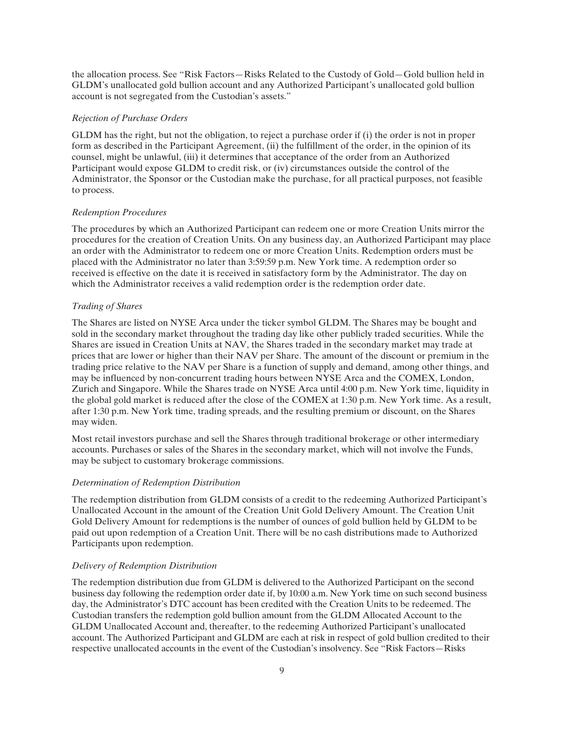the allocation process. See "Risk Factors—Risks Related to the Custody of Gold—Gold bullion held in GLDM's unallocated gold bullion account and any Authorized Participant's unallocated gold bullion account is not segregated from the Custodian's assets."

*Rejection of Purchase Orders*

GLDM has the right, but not the obligation, to reject a purchase order if (i) the order is not in proper form as described in the Participant Agreement, (ii) the fulfillment of the order, in the opinion of its counsel, might be unlawful, (iii) it determines that acceptance of the order from an Authorized Participant would expose GLDM to credit risk, or (iv) circumstances outside the control of the Administrator, the Sponsor or the Custodian make the purchase, for all practical purposes, not feasible to process.

*Redemption Procedures*

The procedures by which an Authorized Participant can redeem one or more Creation Units mirror the procedures for the creation of Creation Units. On any business day, an Authorized Participant may place an order with the Administrator to redeem one or more Creation Units. Redemption orders must be placed with the Administrator no later than 3:59:59 p.m. New York time. A redemption order so received is effective on the date it is received in satisfactory form by the Administrator. The day on which the Administrator receives a valid redemption order is the redemption order date.

*Trading of Shares*

The Shares are listed on NYSE Arca under the ticker symbol GLDM. The Shares may be bought and sold in the secondary market throughout the trading day like other publicly traded securities. While the Shares are issued in Creation Units at NAV, the Shares traded in the secondary market may trade at prices that are lower or higher than their NAV per Share. The amount of the discount or premium in the trading price relative to the NAV per Share is a function of supply and demand, among other things, and may be influenced by non-concurrent trading hours between NYSE Arca and the COMEX, London, Zurich and Singapore. While the Shares trade on NYSE Arca until 4:00 p.m. New York time, liquidity in the global gold market is reduced after the close of the COMEX at 1:30 p.m. New York time. As a result, after 1:30 p.m. New York time, trading spreads, and the resulting premium or discount, on the Shares may widen.

Most retail investors purchase and sell the Shares through traditional brokerage or other intermediary accounts. Purchases or sales of the Shares in the secondary market, which will not involve the Funds, may be subject to customary brokerage commissions.

*Determination of Redemption Distribution*

The redemption distribution from GLDM consists of a credit to the redeeming Authorized Participant's Unallocated Account in the amount of the Creation Unit Gold Delivery Amount. The Creation Unit Gold Delivery Amount for redemptions is the number of ounces of gold bullion held by GLDM to be paid out upon redemption of a Creation Unit. There will be no cash distributions made to Authorized Participants upon redemption.

*Delivery of Redemption Distribution*

The redemption distribution due from GLDM is delivered to the Authorized Participant on the second business day following the redemption order date if, by 10:00 a.m. New York time on such second business day, the Administrator's DTC account has been credited with the Creation Units to be redeemed. The Custodian transfers the redemption gold bullion amount from the GLDM Allocated Account to the GLDM Unallocated Account and, thereafter, to the redeeming Authorized Participant's unallocated account. The Authorized Participant and GLDM are each at risk in respect of gold bullion credited to their respective unallocated accounts in the event of the Custodian's insolvency. See "Risk Factors—Risks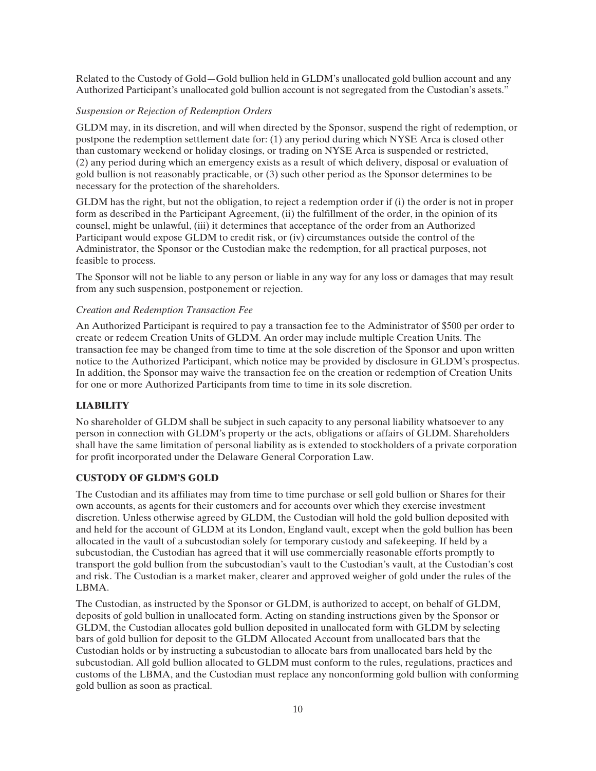Related to the Custody of Gold—Gold bullion held in GLDM's unallocated gold bullion account and any Authorized Participant's unallocated gold bullion account is not segregated from the Custodian's assets."

*Suspension or Rejection of Redemption Orders*

GLDM may, in its discretion, and will when directed by the Sponsor, suspend the right of redemption, or postpone the redemption settlement date for: (1) any period during which NYSE Arca is closed other than customary weekend or holiday closings, or trading on NYSE Arca is suspended or restricted, (2) any period during which an emergency exists as a result of which delivery, disposal or evaluation of gold bullion is not reasonably practicable, or (3) such other period as the Sponsor determines to be necessary for the protection of the shareholders.

GLDM has the right, but not the obligation, to reject a redemption order if (i) the order is not in proper form as described in the Participant Agreement, (ii) the fulfillment of the order, in the opinion of its counsel, might be unlawful, (iii) it determines that acceptance of the order from an Authorized Participant would expose GLDM to credit risk, or (iv) circumstances outside the control of the Administrator, the Sponsor or the Custodian make the redemption, for all practical purposes, not feasible to process.

The Sponsor will not be liable to any person or liable in any way for any loss or damages that may result from any such suspension, postponement or rejection.

*Creation and Redemption Transaction Fee*

An Authorized Participant is required to pay a transaction fee to the Administrator of $500 per order to create or redeem Creation Units of GLDM. An order may include multiple Creation Units. The transaction fee may be changed from time to time at the sole discretion of the Sponsor and upon written notice to the Authorized Participant, which notice may be provided by disclosure in GLDM's prospectus. In addition, the Sponsor may waive the transaction fee on the creation or redemption of Creation Units for one or more Authorized Participants from time to time in its sole discretion.

## LIABILITY

No shareholder of GLDM shall be subject in such capacity to any personal liability whatsoever to any person in connection with GLDM's property or the acts, obligations or affairs of GLDM. Shareholders shall have the same limitation of personal liability as is extended to stockholders of a private corporation for profit incorporated under the Delaware General Corporation Law.

## CUSTODY OF GLDM'S GOLD

The Custodian and its affiliates may from time to time purchase or sell gold bullion or Shares for their own accounts, as agents for their customers and for accounts over which they exercise investment discretion. Unless otherwise agreed by GLDM, the Custodian will hold the gold bullion deposited with and held for the account of GLDM at its London, England vault, except when the gold bullion has been allocated in the vault of a subcustodian solely for temporary custody and safekeeping. If held by a subcustodian, the Custodian has agreed that it will use commercially reasonable efforts promptly to transport the gold bullion from the subcustodian's vault to the Custodian's vault, at the Custodian's cost and risk. The Custodian is a market maker, clearer and approved weigher of gold under the rules of the LBMA.

The Custodian, as instructed by the Sponsor or GLDM, is authorized to accept, on behalf of GLDM, deposits of gold bullion in unallocated form. Acting on standing instructions given by the Sponsor or GLDM, the Custodian allocates gold bullion deposited in unallocated form with GLDM by selecting bars of gold bullion for deposit to the GLDM Allocated Account from unallocated bars that the Custodian holds or by instructing a subcustodian to allocate bars from unallocated bars held by the subcustodian. All gold bullion allocated to GLDM must conform to the rules, regulations, practices and customs of the LBMA, and the Custodian must replace any nonconforming gold bullion with conforming gold bullion as soon as practical.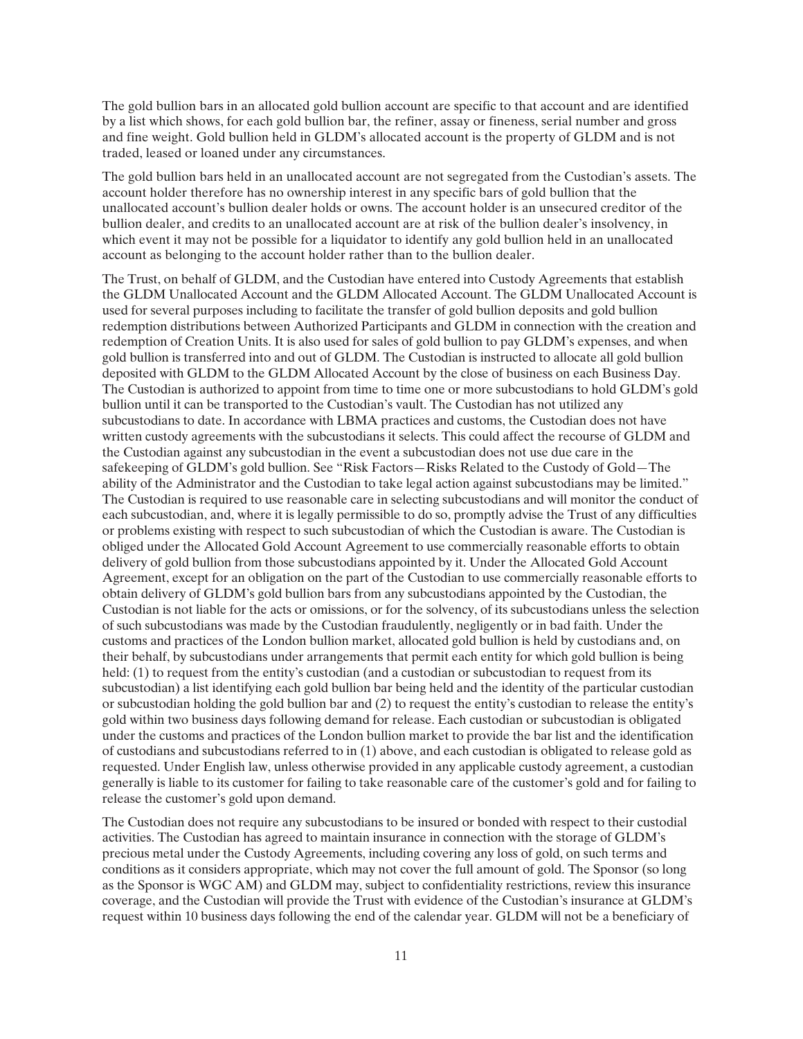The gold bullion bars in an allocated gold bullion account are specific to that account and are identified by a list which shows, for each gold bullion bar, the refiner, assay or fineness, serial number and gross and fine weight. Gold bullion held in GLDM's allocated account is the property of GLDM and is not traded, leased or loaned under any circumstances.

The gold bullion bars held in an unallocated account are not segregated from the Custodian's assets. The account holder therefore has no ownership interest in any specific bars of gold bullion that the unallocated account's bullion dealer holds or owns. The account holder is an unsecured creditor of the bullion dealer, and credits to an unallocated account are at risk of the bullion dealer's insolvency, in which event it may not be possible for a liquidator to identify any gold bullion held in an unallocated account as belonging to the account holder rather than to the bullion dealer.

The Trust, on behalf of GLDM, and the Custodian have entered into Custody Agreements that establish the GLDM Unallocated Account and the GLDM Allocated Account. The GLDM Unallocated Account is used for several purposes including to facilitate the transfer of gold bullion deposits and gold bullion redemption distributions between Authorized Participants and GLDM in connection with the creation and redemption of Creation Units. It is also used for sales of gold bullion to pay GLDM's expenses, and when gold bullion is transferred into and out of GLDM. The Custodian is instructed to allocate all gold bullion deposited with GLDM to the GLDM Allocated Account by the close of business on each Business Day. The Custodian is authorized to appoint from time to time one or more subcustodians to hold GLDM's gold bullion until it can be transported to the Custodian's vault. The Custodian has not utilized any subcustodians to date. In accordance with LBMA practices and customs, the Custodian does not have written custody agreements with the subcustodians it selects. This could affect the recourse of GLDM and the Custodian against any subcustodian in the event a subcustodian does not use due care in the safekeeping of GLDM's gold bullion. See "Risk Factors—Risks Related to the Custody of Gold—The ability of the Administrator and the Custodian to take legal action against subcustodians may be limited." The Custodian is required to use reasonable care in selecting subcustodians and will monitor the conduct of each subcustodian, and, where it is legally permissible to do so, promptly advise the Trust of any difficulties or problems existing with respect to such subcustodian of which the Custodian is aware. The Custodian is obliged under the Allocated Gold Account Agreement to use commercially reasonable efforts to obtain delivery of gold bullion from those subcustodians appointed by it. Under the Allocated Gold Account Agreement, except for an obligation on the part of the Custodian to use commercially reasonable efforts to obtain delivery of GLDM's gold bullion bars from any subcustodians appointed by the Custodian, the Custodian is not liable for the acts or omissions, or for the solvency, of its subcustodians unless the selection of such subcustodians was made by the Custodian fraudulently, negligently or in bad faith. Under the customs and practices of the London bullion market, allocated gold bullion is held by custodians and, on their behalf, by subcustodians under arrangements that permit each entity for which gold bullion is being held: (1) to request from the entity's custodian (and a custodian or subcustodian to request from its subcustodian) a list identifying each gold bullion bar being held and the identity of the particular custodian or subcustodian holding the gold bullion bar and (2) to request the entity's custodian to release the entity's gold within two business days following demand for release. Each custodian or subcustodian is obligated under the customs and practices of the London bullion market to provide the bar list and the identification of custodians and subcustodians referred to in (1) above, and each custodian is obligated to release gold as requested. Under English law, unless otherwise provided in any applicable custody agreement, a custodian generally is liable to its customer for failing to take reasonable care of the customer's gold and for failing to release the customer's gold upon demand.

The Custodian does not require any subcustodians to be insured or bonded with respect to their custodial activities. The Custodian has agreed to maintain insurance in connection with the storage of GLDM's precious metal under the Custody Agreements, including covering any loss of gold, on such terms and conditions as it considers appropriate, which may not cover the full amount of gold. The Sponsor (so long as the Sponsor is WGC AM) and GLDM may, subject to confidentiality restrictions, review this insurance coverage, and the Custodian will provide the Trust with evidence of the Custodian's insurance at GLDM's request within 10 business days following the end of the calendar year. GLDM will not be a beneficiary of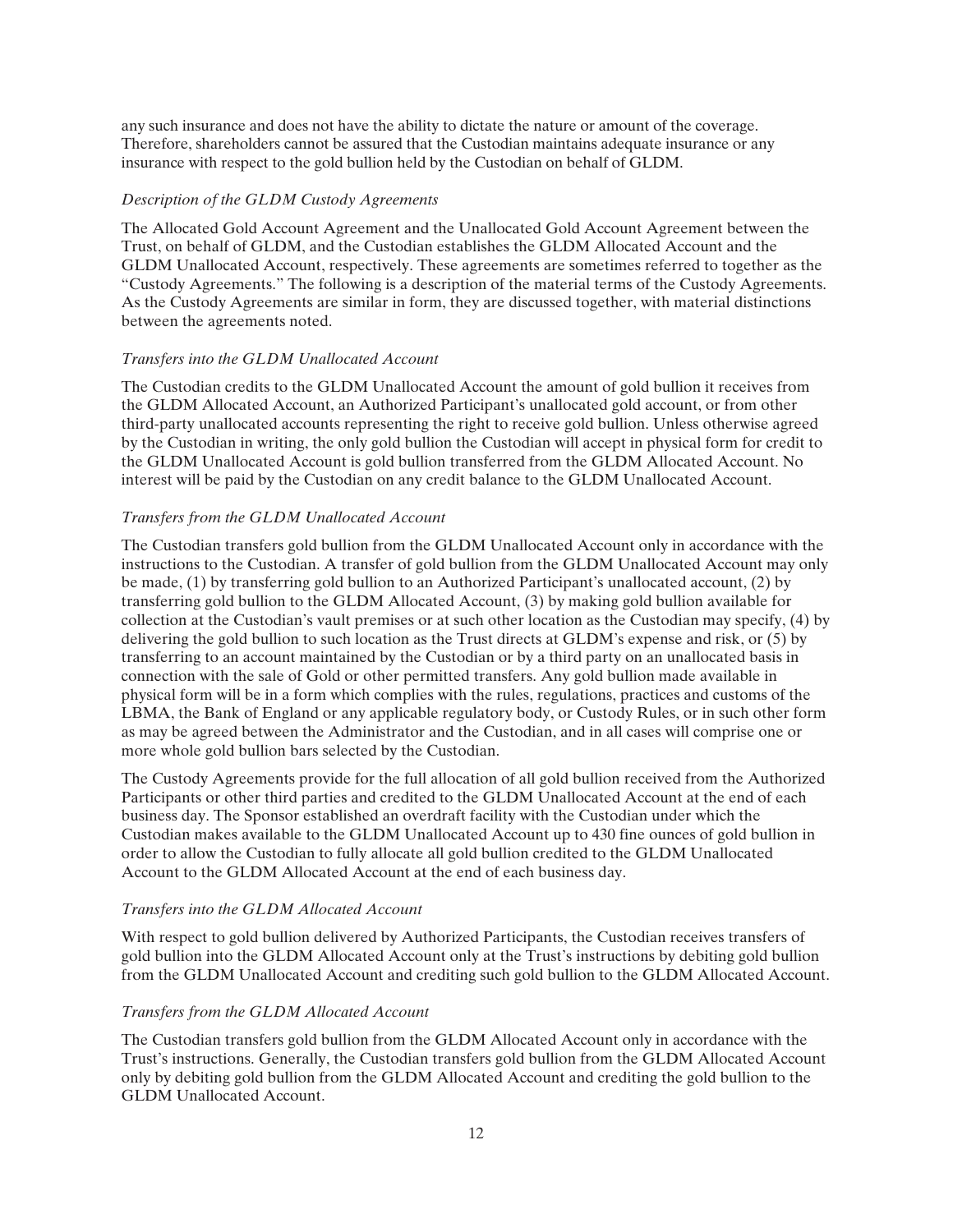any such insurance and does not have the ability to dictate the nature or amount of the coverage. Therefore, shareholders cannot be assured that the Custodian maintains adequate insurance or any insurance with respect to the gold bullion held by the Custodian on behalf of GLDM.

*Description of the GLDM Custody Agreements*

The Allocated Gold Account Agreement and the Unallocated Gold Account Agreement between the Trust, on behalf of GLDM, and the Custodian establishes the GLDM Allocated Account and the GLDM Unallocated Account, respectively. These agreements are sometimes referred to together as the "Custody Agreements." The following is a description of the material terms of the Custody Agreements. As the Custody Agreements are similar in form, they are discussed together, with material distinctions between the agreements noted.

*Transfers into the GLDM Unallocated Account*

The Custodian credits to the GLDM Unallocated Account the amount of gold bullion it receives from the GLDM Allocated Account, an Authorized Participant's unallocated gold account, or from other third-party unallocated accounts representing the right to receive gold bullion. Unless otherwise agreed by the Custodian in writing, the only gold bullion the Custodian will accept in physical form for credit to the GLDM Unallocated Account is gold bullion transferred from the GLDM Allocated Account. No interest will be paid by the Custodian on any credit balance to the GLDM Unallocated Account.

*Transfers from the GLDM Unallocated Account*

The Custodian transfers gold bullion from the GLDM Unallocated Account only in accordance with the instructions to the Custodian. A transfer of gold bullion from the GLDM Unallocated Account may only be made, (1) by transferring gold bullion to an Authorized Participant's unallocated account, (2) by transferring gold bullion to the GLDM Allocated Account, (3) by making gold bullion available for collection at the Custodian's vault premises or at such other location as the Custodian may specify, (4) by delivering the gold bullion to such location as the Trust directs at GLDM's expense and risk, or (5) by transferring to an account maintained by the Custodian or by a third party on an unallocated basis in connection with the sale of Gold or other permitted transfers. Any gold bullion made available in physical form will be in a form which complies with the rules, regulations, practices and customs of the LBMA, the Bank of England or any applicable regulatory body, or Custody Rules, or in such other form as may be agreed between the Administrator and the Custodian, and in all cases will comprise one or more whole gold bullion bars selected by the Custodian.

The Custody Agreements provide for the full allocation of all gold bullion received from the Authorized Participants or other third parties and credited to the GLDM Unallocated Account at the end of each business day. The Sponsor established an overdraft facility with the Custodian under which the Custodian makes available to the GLDM Unallocated Account up to 430 fine ounces of gold bullion in order to allow the Custodian to fully allocate all gold bullion credited to the GLDM Unallocated Account to the GLDM Allocated Account at the end of each business day.

*Transfers into the GLDM Allocated Account*

With respect to gold bullion delivered by Authorized Participants, the Custodian receives transfers of gold bullion into the GLDM Allocated Account only at the Trust's instructions by debiting gold bullion from the GLDM Unallocated Account and crediting such gold bullion to the GLDM Allocated Account.

*Transfers from the GLDM Allocated Account*

The Custodian transfers gold bullion from the GLDM Allocated Account only in accordance with the Trust's instructions. Generally, the Custodian transfers gold bullion from the GLDM Allocated Account only by debiting gold bullion from the GLDM Allocated Account and crediting the gold bullion to the GLDM Unallocated Account.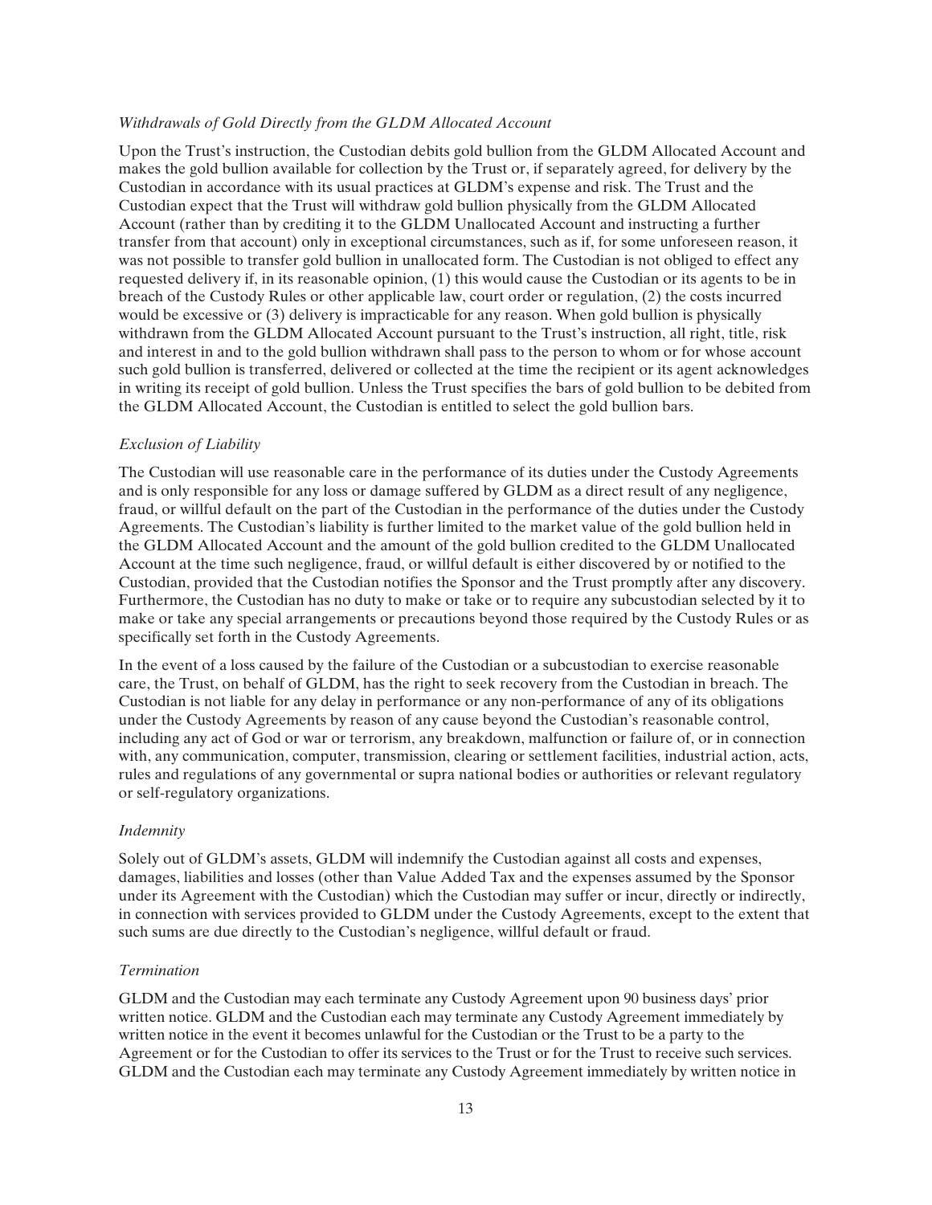*Withdrawals of Gold Directly from the GLDM Allocated Account*

Upon the Trust's instruction, the Custodian debits gold bullion from the GLDM Allocated Account and makes the gold bullion available for collection by the Trust or, if separately agreed, for delivery by the Custodian in accordance with its usual practices at GLDM's expense and risk. The Trust and the Custodian expect that the Trust will withdraw gold bullion physically from the GLDM Allocated Account (rather than by crediting it to the GLDM Unallocated Account and instructing a further transfer from that account) only in exceptional circumstances, such as if, for some unforeseen reason, it was not possible to transfer gold bullion in unallocated form. The Custodian is not obliged to effect any requested delivery if, in its reasonable opinion, (1) this would cause the Custodian or its agents to be in breach of the Custody Rules or other applicable law, court order or regulation, (2) the costs incurred would be excessive or (3) delivery is impracticable for any reason. When gold bullion is physically withdrawn from the GLDM Allocated Account pursuant to the Trust's instruction, all right, title, risk and interest in and to the gold bullion withdrawn shall pass to the person to whom or for whose account such gold bullion is transferred, delivered or collected at the time the recipient or its agent acknowledges in writing its receipt of gold bullion. Unless the Trust specifies the bars of gold bullion to be debited from the GLDM Allocated Account, the Custodian is entitled to select the gold bullion bars.

*Exclusion of Liability*

The Custodian will use reasonable care in the performance of its duties under the Custody Agreements and is only responsible for any loss or damage suffered by GLDM as a direct result of any negligence, fraud, or willful default on the part of the Custodian in the performance of the duties under the Custody Agreements. The Custodian's liability is further limited to the market value of the gold bullion held in the GLDM Allocated Account and the amount of the gold bullion credited to the GLDM Unallocated Account at the time such negligence, fraud, or willful default is either discovered by or notified to the Custodian, provided that the Custodian notifies the Sponsor and the Trust promptly after any discovery. Furthermore, the Custodian has no duty to make or take or to require any subcustodian selected by it to make or take any special arrangements or precautions beyond those required by the Custody Rules or as specifically set forth in the Custody Agreements.

In the event of a loss caused by the failure of the Custodian or a subcustodian to exercise reasonable care, the Trust, on behalf of GLDM, has the right to seek recovery from the Custodian in breach. The Custodian is not liable for any delay in performance or any non-performance of any of its obligations under the Custody Agreements by reason of any cause beyond the Custodian's reasonable control, including any act of God or war or terrorism, any breakdown, malfunction or failure of, or in connection with, any communication, computer, transmission, clearing or settlement facilities, industrial action, acts, rules and regulations of any governmental or supra national bodies or authorities or relevant regulatory or self-regulatory organizations.

*Indemnity*

Solely out of GLDM's assets, GLDM will indemnify the Custodian against all costs and expenses, damages, liabilities and losses (other than Value Added Tax and the expenses assumed by the Sponsor under its Agreement with the Custodian) which the Custodian may suffer or incur, directly or indirectly, in connection with services provided to GLDM under the Custody Agreements, except to the extent that such sums are due directly to the Custodian's negligence, willful default or fraud.

*Termination*

GLDM and the Custodian may each terminate any Custody Agreement upon 90 business days' prior written notice. GLDM and the Custodian each may terminate any Custody Agreement immediately by written notice in the event it becomes unlawful for the Custodian or the Trust to be a party to the Agreement or for the Custodian to offer its services to the Trust or for the Trust to receive such services. GLDM and the Custodian each may terminate any Custody Agreement immediately by written notice in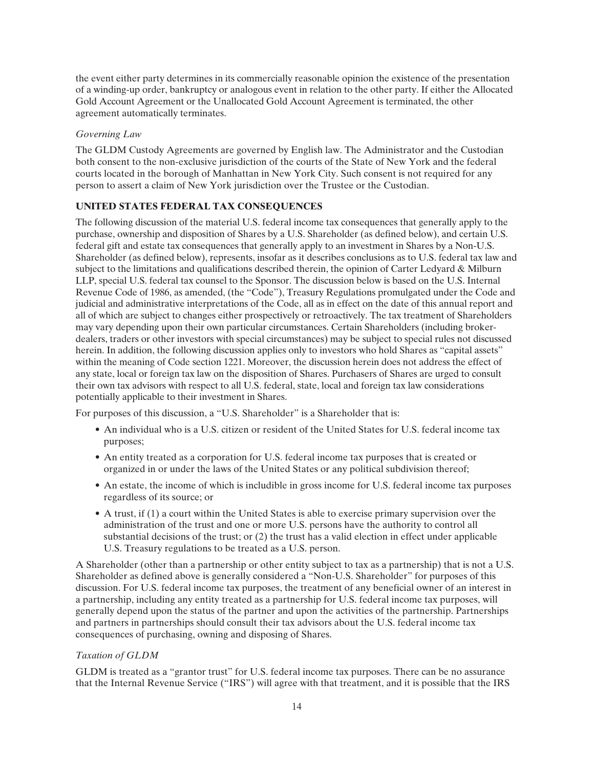the event either party determines in its commercially reasonable opinion the existence of the presentation of a winding-up order, bankruptcy or analogous event in relation to the other party. If either the Allocated Gold Account Agreement or the Unallocated Gold Account Agreement is terminated, the other agreement automatically terminates.

*Governing Law*

The GLDM Custody Agreements are governed by English law. The Administrator and the Custodian both consent to the non-exclusive jurisdiction of the courts of the State of New York and the federal courts located in the borough of Manhattan in New York City. Such consent is not required for any person to assert a claim of New York jurisdiction over the Trustee or the Custodian.

## UNITED STATES FEDERAL TAX CONSEQUENCES

The following discussion of the material U.S. federal income tax consequences that generally apply to the purchase, ownership and disposition of Shares by a U.S. Shareholder (as defined below), and certain U.S. federal gift and estate tax consequences that generally apply to an investment in Shares by a Non-U.S. Shareholder (as defined below), represents, insofar as it describes conclusions as to U.S. federal tax law and subject to the limitations and qualifications described therein, the opinion of Carter Ledyard & Milburn LLP, special U.S. federal tax counsel to the Sponsor. The discussion below is based on the U.S. Internal Revenue Code of 1986, as amended, (the "Code"), Treasury Regulations promulgated under the Code and judicial and administrative interpretations of the Code, all as in effect on the date of this annual report and all of which are subject to changes either prospectively or retroactively. The tax treatment of Shareholders may vary depending upon their own particular circumstances. Certain Shareholders (including broker-dealers, traders or other investors with special circumstances) may be subject to special rules not discussed herein. In addition, the following discussion applies only to investors who hold Shares as "capital assets" within the meaning of Code section 1221. Moreover, the discussion herein does not address the effect of any state, local or foreign tax law on the disposition of Shares. Purchasers of Shares are urged to consult their own tax advisors with respect to all U.S. federal, state, local and foreign tax law considerations potentially applicable to their investment in Shares.

For purposes of this discussion, a "U.S. Shareholder" is a Shareholder that is:

- An individual who is a U.S. citizen or resident of the United States for U.S. federal income tax purposes;
- An entity treated as a corporation for U.S. federal income tax purposes that is created or organized in or under the laws of the United States or any political subdivision thereof;
- An estate, the income of which is includible in gross income for U.S. federal income tax purposes regardless of its source; or
- A trust, if (1) a court within the United States is able to exercise primary supervision over the administration of the trust and one or more U.S. persons have the authority to control all substantial decisions of the trust; or (2) the trust has a valid election in effect under applicable U.S. Treasury regulations to be treated as a U.S. person.

A Shareholder (other than a partnership or other entity subject to tax as a partnership) that is not a U.S. Shareholder as defined above is generally considered a "Non-U.S. Shareholder" for purposes of this discussion. For U.S. federal income tax purposes, the treatment of any beneficial owner of an interest in a partnership, including any entity treated as a partnership for U.S. federal income tax purposes, will generally depend upon the status of the partner and upon the activities of the partnership. Partnerships and partners in partnerships should consult their tax advisors about the U.S. federal income tax consequences of purchasing, owning and disposing of Shares.

*Taxation of GLDM*

GLDM is treated as a "grantor trust" for U.S. federal income tax purposes. There can be no assurance that the Internal Revenue Service ("IRS") will agree with that treatment, and it is possible that the IRS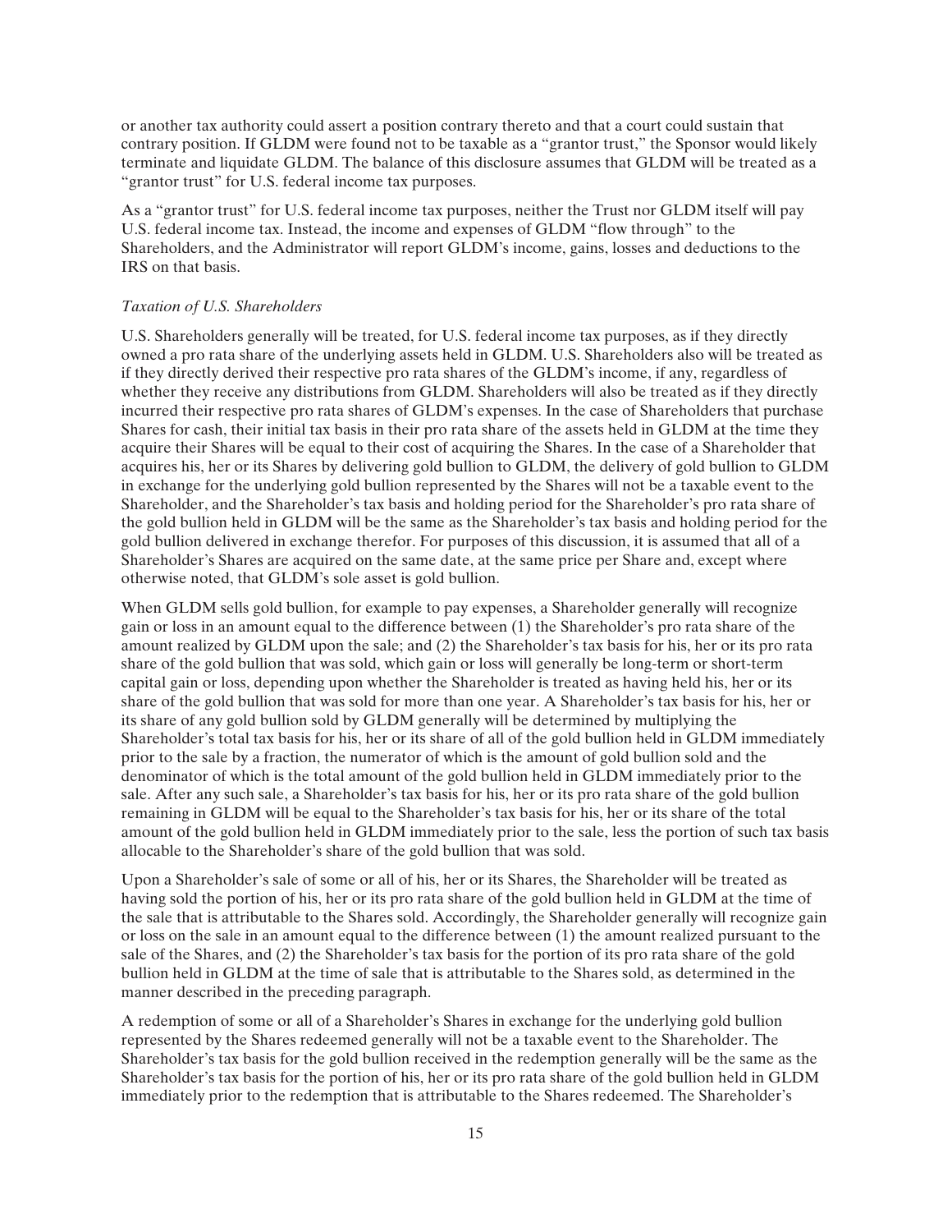or another tax authority could assert a position contrary thereto and that a court could sustain that contrary position. If GLDM were found not to be taxable as a "grantor trust," the Sponsor would likely terminate and liquidate GLDM. The balance of this disclosure assumes that GLDM will be treated as a "grantor trust" for U.S. federal income tax purposes.

As a "grantor trust" for U.S. federal income tax purposes, neither the Trust nor GLDM itself will pay U.S. federal income tax. Instead, the income and expenses of GLDM "flow through" to the Shareholders, and the Administrator will report GLDM's income, gains, losses and deductions to the IRS on that basis.

*Taxation of U.S. Shareholders*

U.S. Shareholders generally will be treated, for U.S. federal income tax purposes, as if they directly owned a pro rata share of the underlying assets held in GLDM. U.S. Shareholders also will be treated as if they directly derived their respective pro rata shares of the GLDM's income, if any, regardless of whether they receive any distributions from GLDM. Shareholders will also be treated as if they directly incurred their respective pro rata shares of GLDM's expenses. In the case of Shareholders that purchase Shares for cash, their initial tax basis in their pro rata share of the assets held in GLDM at the time they acquire their Shares will be equal to their cost of acquiring the Shares. In the case of a Shareholder that acquires his, her or its Shares by delivering gold bullion to GLDM, the delivery of gold bullion to GLDM in exchange for the underlying gold bullion represented by the Shares will not be a taxable event to the Shareholder, and the Shareholder's tax basis and holding period for the Shareholder's pro rata share of the gold bullion held in GLDM will be the same as the Shareholder's tax basis and holding period for the gold bullion delivered in exchange therefor. For purposes of this discussion, it is assumed that all of a Shareholder's Shares are acquired on the same date, at the same price per Share and, except where otherwise noted, that GLDM's sole asset is gold bullion.

When GLDM sells gold bullion, for example to pay expenses, a Shareholder generally will recognize gain or loss in an amount equal to the difference between (1) the Shareholder's pro rata share of the amount realized by GLDM upon the sale; and (2) the Shareholder's tax basis for his, her or its pro rata share of the gold bullion that was sold, which gain or loss will generally be long-term or short-term capital gain or loss, depending upon whether the Shareholder is treated as having held his, her or its share of the gold bullion that was sold for more than one year. A Shareholder's tax basis for his, her or its share of any gold bullion sold by GLDM generally will be determined by multiplying the Shareholder's total tax basis for his, her or its share of all of the gold bullion held in GLDM immediately prior to the sale by a fraction, the numerator of which is the amount of gold bullion sold and the denominator of which is the total amount of the gold bullion held in GLDM immediately prior to the sale. After any such sale, a Shareholder's tax basis for his, her or its pro rata share of the gold bullion remaining in GLDM will be equal to the Shareholder's tax basis for his, her or its share of the total amount of the gold bullion held in GLDM immediately prior to the sale, less the portion of such tax basis allocable to the Shareholder's share of the gold bullion that was sold.

Upon a Shareholder's sale of some or all of his, her or its Shares, the Shareholder will be treated as having sold the portion of his, her or its pro rata share of the gold bullion held in GLDM at the time of the sale that is attributable to the Shares sold. Accordingly, the Shareholder generally will recognize gain or loss on the sale in an amount equal to the difference between (1) the amount realized pursuant to the sale of the Shares, and (2) the Shareholder's tax basis for the portion of its pro rata share of the gold bullion held in GLDM at the time of sale that is attributable to the Shares sold, as determined in the manner described in the preceding paragraph.

A redemption of some or all of a Shareholder's Shares in exchange for the underlying gold bullion represented by the Shares redeemed generally will not be a taxable event to the Shareholder. The Shareholder's tax basis for the gold bullion received in the redemption generally will be the same as the Shareholder's tax basis for the portion of his, her or its pro rata share of the gold bullion held in GLDM immediately prior to the redemption that is attributable to the Shares redeemed. The Shareholder's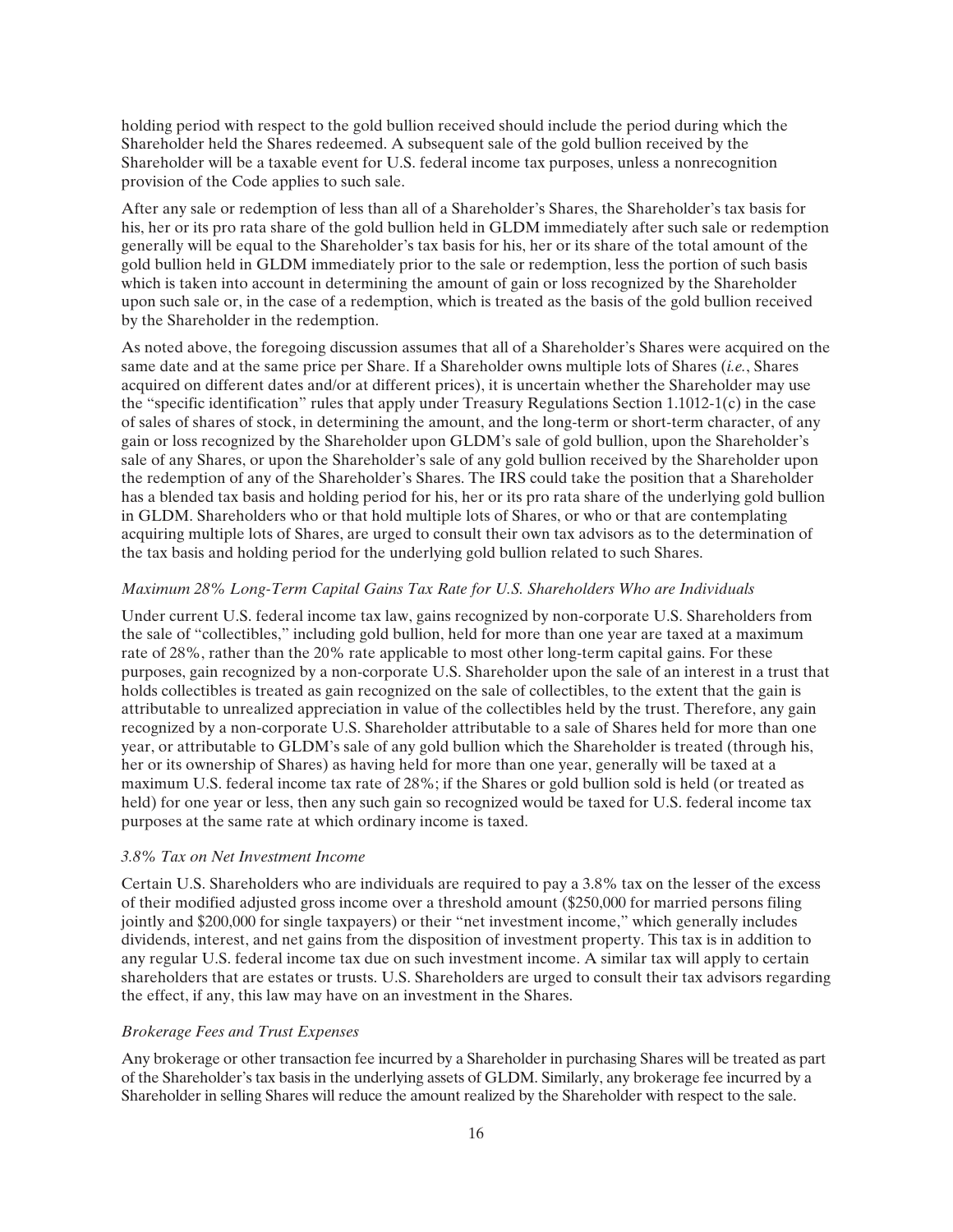holding period with respect to the gold bullion received should include the period during which the Shareholder held the Shares redeemed. A subsequent sale of the gold bullion received by the Shareholder will be a taxable event for U.S. federal income tax purposes, unless a nonrecognition provision of the Code applies to such sale.

After any sale or redemption of less than all of a Shareholder's Shares, the Shareholder's tax basis for his, her or its pro rata share of the gold bullion held in GLDM immediately after such sale or redemption generally will be equal to the Shareholder's tax basis for his, her or its share of the total amount of the gold bullion held in GLDM immediately prior to the sale or redemption, less the portion of such basis which is taken into account in determining the amount of gain or loss recognized by the Shareholder upon such sale or, in the case of a redemption, which is treated as the basis of the gold bullion received by the Shareholder in the redemption.

As noted above, the foregoing discussion assumes that all of a Shareholder's Shares were acquired on the same date and at the same price per Share. If a Shareholder owns multiple lots of Shares (*i.e.*, Shares acquired on different dates and/or at different prices), it is uncertain whether the Shareholder may use the "specific identification" rules that apply under Treasury Regulations Section 1.1012-1(c) in the case of sales of shares of stock, in determining the amount, and the long-term or short-term character, of any gain or loss recognized by the Shareholder upon GLDM's sale of gold bullion, upon the Shareholder's sale of any Shares, or upon the Shareholder's sale of any gold bullion received by the Shareholder upon the redemption of any of the Shareholder's Shares. The IRS could take the position that a Shareholder has a blended tax basis and holding period for his, her or its pro rata share of the underlying gold bullion in GLDM. Shareholders who or that hold multiple lots of Shares, or who or that are contemplating acquiring multiple lots of Shares, are urged to consult their own tax advisors as to the determination of the tax basis and holding period for the underlying gold bullion related to such Shares.

*Maximum 28% Long-Term Capital Gains Tax Rate for U.S. Shareholders Who are Individuals*

Under current U.S. federal income tax law, gains recognized by non-corporate U.S. Shareholders from the sale of "collectibles," including gold bullion, held for more than one year are taxed at a maximum rate of 28%, rather than the 20% rate applicable to most other long-term capital gains. For these purposes, gain recognized by a non-corporate U.S. Shareholder upon the sale of an interest in a trust that holds collectibles is treated as gain recognized on the sale of collectibles, to the extent that the gain is attributable to unrealized appreciation in value of the collectibles held by the trust. Therefore, any gain recognized by a non-corporate U.S. Shareholder attributable to a sale of Shares held for more than one year, or attributable to GLDM's sale of any gold bullion which the Shareholder is treated (through his, her or its ownership of Shares) as having held for more than one year, generally will be taxed at a maximum U.S. federal income tax rate of 28%; if the Shares or gold bullion sold is held (or treated as held) for one year or less, then any such gain so recognized would be taxed for U.S. federal income tax purposes at the same rate at which ordinary income is taxed.

*3.8% Tax on Net Investment Income*

Certain U.S. Shareholders who are individuals are required to pay a 3.8% tax on the lesser of the excess of their modified adjusted gross income over a threshold amount ($250,000 for married persons filing jointly and $200,000 for single taxpayers) or their "net investment income," which generally includes dividends, interest, and net gains from the disposition of investment property. This tax is in addition to any regular U.S. federal income tax due on such investment income. A similar tax will apply to certain shareholders that are estates or trusts. U.S. Shareholders are urged to consult their tax advisors regarding the effect, if any, this law may have on an investment in the Shares.

*Brokerage Fees and Trust Expenses*

Any brokerage or other transaction fee incurred by a Shareholder in purchasing Shares will be treated as part of the Shareholder's tax basis in the underlying assets of GLDM. Similarly, any brokerage fee incurred by a Shareholder in selling Shares will reduce the amount realized by the Shareholder with respect to the sale.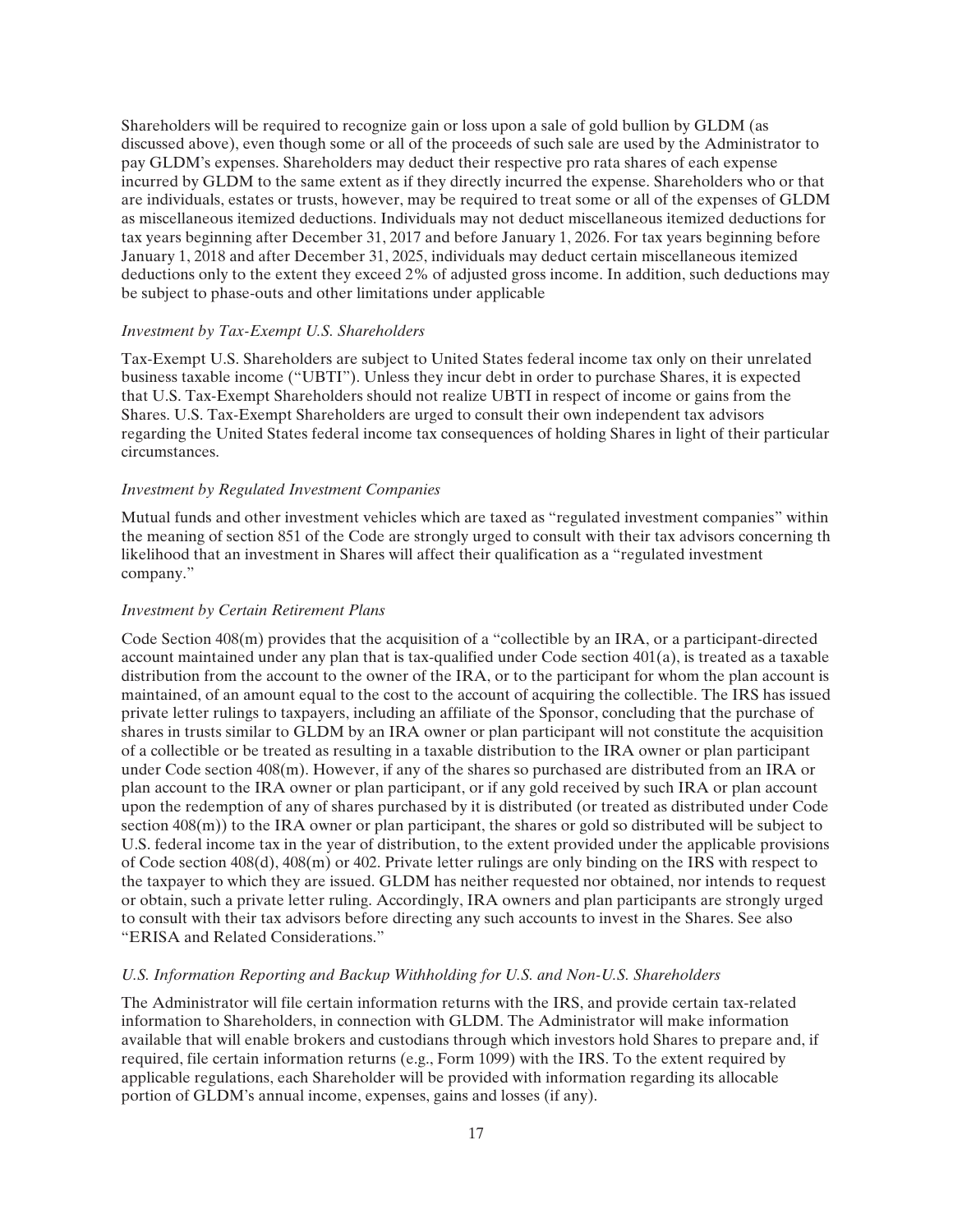Shareholders will be required to recognize gain or loss upon a sale of gold bullion by GLDM (as discussed above), even though some or all of the proceeds of such sale are used by the Administrator to pay GLDM's expenses. Shareholders may deduct their respective pro rata shares of each expense incurred by GLDM to the same extent as if they directly incurred the expense. Shareholders who or that are individuals, estates or trusts, however, may be required to treat some or all of the expenses of GLDM as miscellaneous itemized deductions. Individuals may not deduct miscellaneous itemized deductions for tax years beginning after December 31, 2017 and before January 1, 2026. For tax years beginning before January 1, 2018 and after December 31, 2025, individuals may deduct certain miscellaneous itemized deductions only to the extent they exceed 2% of adjusted gross income. In addition, such deductions may be subject to phase-outs and other limitations under applicable

*Investment by Tax-Exempt U.S. Shareholders*

Tax-Exempt U.S. Shareholders are subject to United States federal income tax only on their unrelated business taxable income ("UBTI"). Unless they incur debt in order to purchase Shares, it is expected that U.S. Tax-Exempt Shareholders should not realize UBTI in respect of income or gains from the Shares. U.S. Tax-Exempt Shareholders are urged to consult their own independent tax advisors regarding the United States federal income tax consequences of holding Shares in light of their particular circumstances.

*Investment by Regulated Investment Companies*

Mutual funds and other investment vehicles which are taxed as "regulated investment companies" within the meaning of section 851 of the Code are strongly urged to consult with their tax advisors concerning th likelihood that an investment in Shares will affect their qualification as a "regulated investment company."

*Investment by Certain Retirement Plans*

Code Section 408(m) provides that the acquisition of a "collectible by an IRA, or a participant-directed account maintained under any plan that is tax-qualified under Code section 401(a), is treated as a taxable distribution from the account to the owner of the IRA, or to the participant for whom the plan account is maintained, of an amount equal to the cost to the account of acquiring the collectible. The IRS has issued private letter rulings to taxpayers, including an affiliate of the Sponsor, concluding that the purchase of shares in trusts similar to GLDM by an IRA owner or plan participant will not constitute the acquisition of a collectible or be treated as resulting in a taxable distribution to the IRA owner or plan participant under Code section 408(m). However, if any of the shares so purchased are distributed from an IRA or plan account to the IRA owner or plan participant, or if any gold received by such IRA or plan account upon the redemption of any of shares purchased by it is distributed (or treated as distributed under Code section 408(m)) to the IRA owner or plan participant, the shares or gold so distributed will be subject to U.S. federal income tax in the year of distribution, to the extent provided under the applicable provisions of Code section 408(d), 408(m) or 402. Private letter rulings are only binding on the IRS with respect to the taxpayer to which they are issued. GLDM has neither requested nor obtained, nor intends to request or obtain, such a private letter ruling. Accordingly, IRA owners and plan participants are strongly urged to consult with their tax advisors before directing any such accounts to invest in the Shares. See also "ERISA and Related Considerations."

*U.S. Information Reporting and Backup Withholding for U.S. and Non-U.S. Shareholders*

The Administrator will file certain information returns with the IRS, and provide certain tax-related information to Shareholders, in connection with GLDM. The Administrator will make information available that will enable brokers and custodians through which investors hold Shares to prepare and, if required, file certain information returns (e.g., Form 1099) with the IRS. To the extent required by applicable regulations, each Shareholder will be provided with information regarding its allocable portion of GLDM's annual income, expenses, gains and losses (if any).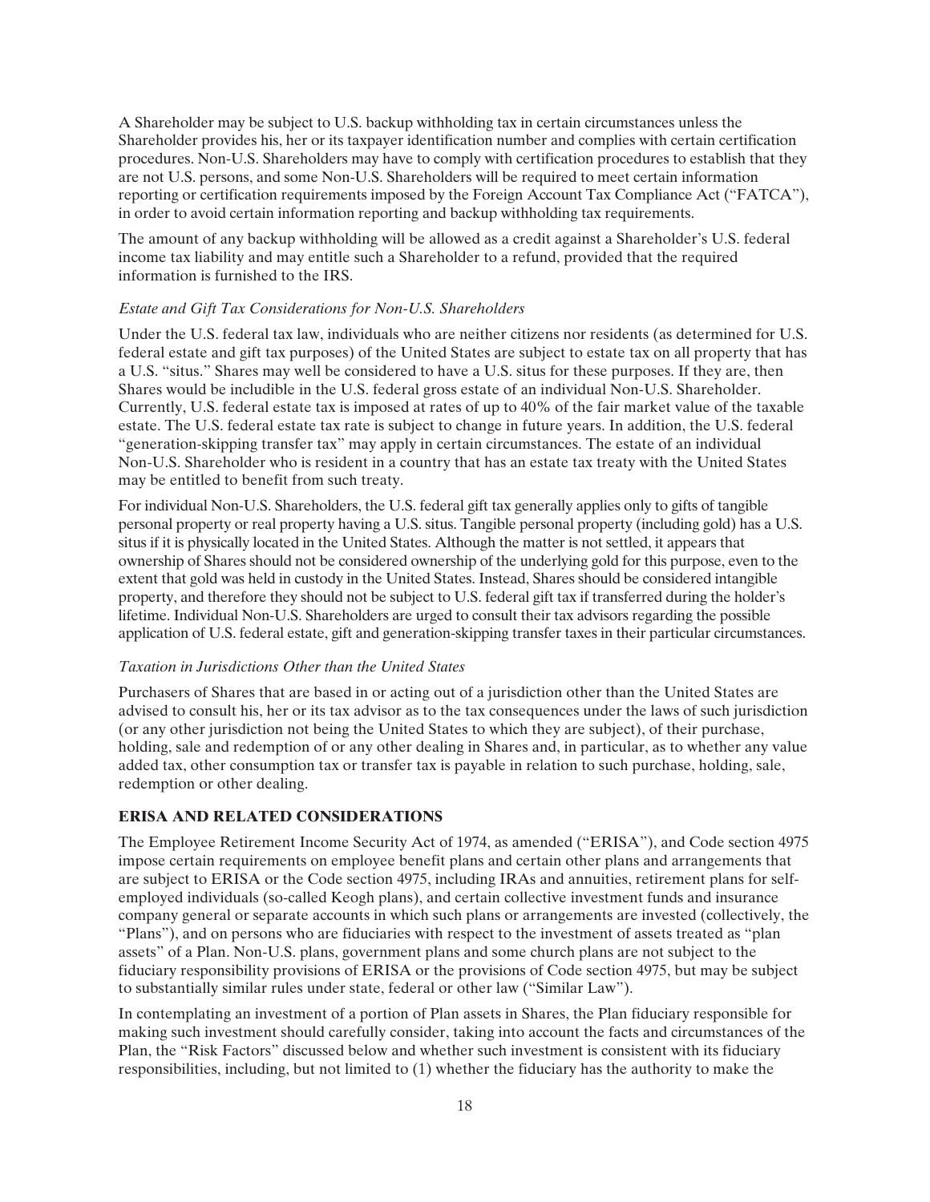A Shareholder may be subject to U.S. backup withholding tax in certain circumstances unless the Shareholder provides his, her or its taxpayer identification number and complies with certain certification procedures. Non-U.S. Shareholders may have to comply with certification procedures to establish that they are not U.S. persons, and some Non-U.S. Shareholders will be required to meet certain information reporting or certification requirements imposed by the Foreign Account Tax Compliance Act ("FATCA"), in order to avoid certain information reporting and backup withholding tax requirements.

The amount of any backup withholding will be allowed as a credit against a Shareholder's U.S. federal income tax liability and may entitle such a Shareholder to a refund, provided that the required information is furnished to the IRS.

*Estate and Gift Tax Considerations for Non-U.S. Shareholders*

Under the U.S. federal tax law, individuals who are neither citizens nor residents (as determined for U.S. federal estate and gift tax purposes) of the United States are subject to estate tax on all property that has a U.S. "situs." Shares may well be considered to have a U.S. situs for these purposes. If they are, then Shares would be includible in the U.S. federal gross estate of an individual Non-U.S. Shareholder. Currently, U.S. federal estate tax is imposed at rates of up to 40% of the fair market value of the taxable estate. The U.S. federal estate tax rate is subject to change in future years. In addition, the U.S. federal "generation-skipping transfer tax" may apply in certain circumstances. The estate of an individual Non-U.S. Shareholder who is resident in a country that has an estate tax treaty with the United States may be entitled to benefit from such treaty.

For individual Non-U.S. Shareholders, the U.S. federal gift tax generally applies only to gifts of tangible personal property or real property having a U.S. situs. Tangible personal property (including gold) has a U.S. situs if it is physically located in the United States. Although the matter is not settled, it appears that ownership of Shares should not be considered ownership of the underlying gold for this purpose, even to the extent that gold was held in custody in the United States. Instead, Shares should be considered intangible property, and therefore they should not be subject to U.S. federal gift tax if transferred during the holder's lifetime. Individual Non-U.S. Shareholders are urged to consult their tax advisors regarding the possible application of U.S. federal estate, gift and generation-skipping transfer taxes in their particular circumstances.

*Taxation in Jurisdictions Other than the United States*

Purchasers of Shares that are based in or acting out of a jurisdiction other than the United States are advised to consult his, her or its tax advisor as to the tax consequences under the laws of such jurisdiction (or any other jurisdiction not being the United States to which they are subject), of their purchase, holding, sale and redemption of or any other dealing in Shares and, in particular, as to whether any value added tax, other consumption tax or transfer tax is payable in relation to such purchase, holding, sale, redemption or other dealing.

## ERISA AND RELATED CONSIDERATIONS

The Employee Retirement Income Security Act of 1974, as amended ("ERISA"), and Code section 4975 impose certain requirements on employee benefit plans and certain other plans and arrangements that are subject to ERISA or the Code section 4975, including IRAs and annuities, retirement plans for self-employed individuals (so-called Keogh plans), and certain collective investment funds and insurance company general or separate accounts in which such plans or arrangements are invested (collectively, the "Plans"), and on persons who are fiduciaries with respect to the investment of assets treated as "plan assets" of a Plan. Non-U.S. plans, government plans and some church plans are not subject to the fiduciary responsibility provisions of ERISA or the provisions of Code section 4975, but may be subject to substantially similar rules under state, federal or other law ("Similar Law").

In contemplating an investment of a portion of Plan assets in Shares, the Plan fiduciary responsible for making such investment should carefully consider, taking into account the facts and circumstances of the Plan, the "Risk Factors" discussed below and whether such investment is consistent with its fiduciary responsibilities, including, but not limited to (1) whether the fiduciary has the authority to make the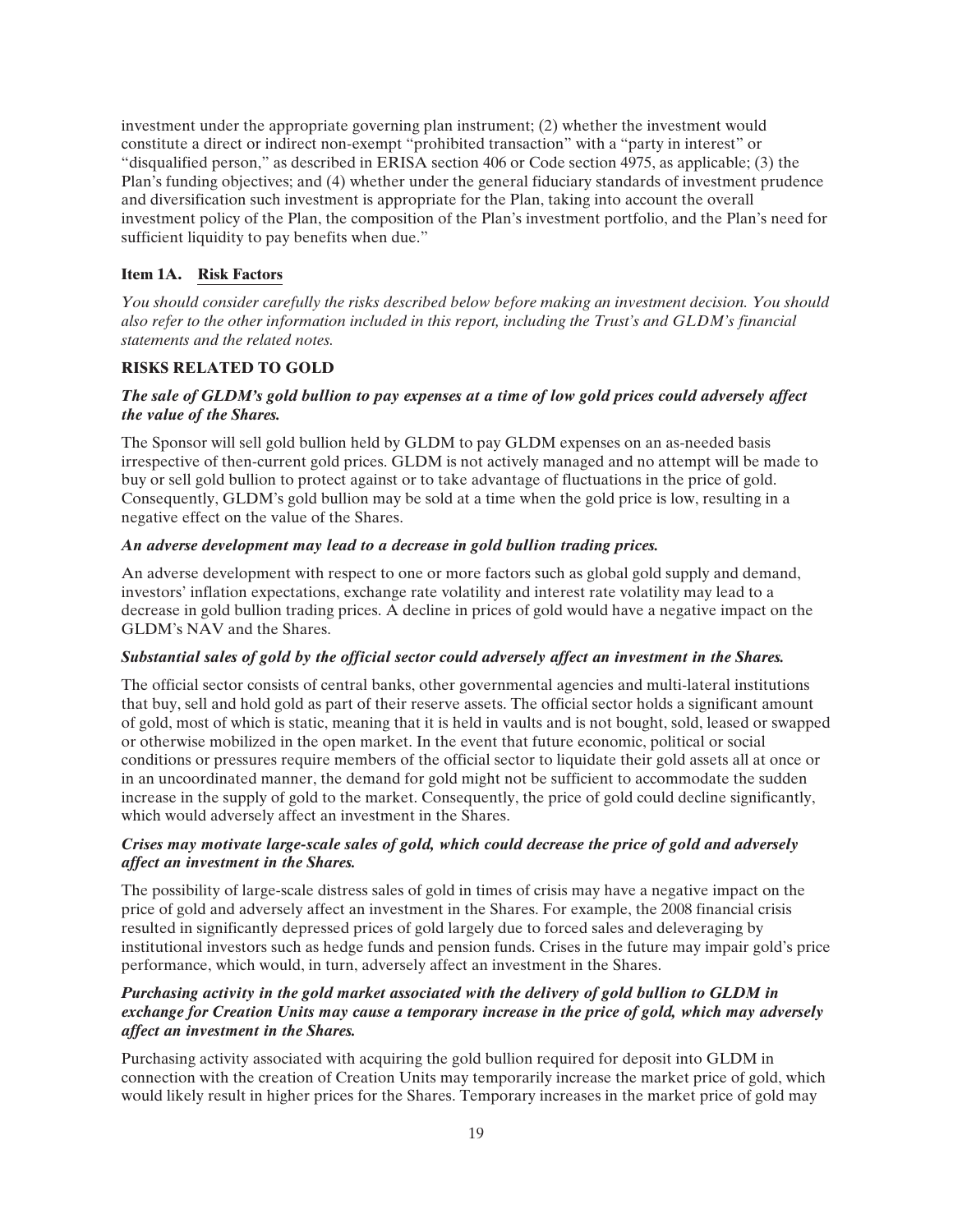investment under the appropriate governing plan instrument; (2) whether the investment would constitute a direct or indirect non-exempt "prohibited transaction" with a "party in interest" or "disqualified person," as described in ERISA section 406 or Code section 4975, as applicable; (3) the Plan's funding objectives; and (4) whether under the general fiduciary standards of investment prudence and diversification such investment is appropriate for the Plan, taking into account the overall investment policy of the Plan, the composition of the Plan's investment portfolio, and the Plan's need for sufficient liquidity to pay benefits when due."

## Item 1A. Risk Factors

*You should consider carefully the risks described below before making an investment decision. You should also refer to the other information included in this report, including the Trust's and GLDM's financial statements and the related notes.*

### RISKS RELATED TO GOLD

***The sale of GLDM's gold bullion to pay expenses at a time of low gold prices could adversely affect the value of the Shares.***

The Sponsor will sell gold bullion held by GLDM to pay GLDM expenses on an as-needed basis irrespective of then-current gold prices. GLDM is not actively managed and no attempt will be made to buy or sell gold bullion to protect against or to take advantage of fluctuations in the price of gold. Consequently, GLDM's gold bullion may be sold at a time when the gold price is low, resulting in a negative effect on the value of the Shares.

***An adverse development may lead to a decrease in gold bullion trading prices.***

An adverse development with respect to one or more factors such as global gold supply and demand, investors' inflation expectations, exchange rate volatility and interest rate volatility may lead to a decrease in gold bullion trading prices. A decline in prices of gold would have a negative impact on the GLDM's NAV and the Shares.

***Substantial sales of gold by the official sector could adversely affect an investment in the Shares.***

The official sector consists of central banks, other governmental agencies and multi-lateral institutions that buy, sell and hold gold as part of their reserve assets. The official sector holds a significant amount of gold, most of which is static, meaning that it is held in vaults and is not bought, sold, leased or swapped or otherwise mobilized in the open market. In the event that future economic, political or social conditions or pressures require members of the official sector to liquidate their gold assets all at once or in an uncoordinated manner, the demand for gold might not be sufficient to accommodate the sudden increase in the supply of gold to the market. Consequently, the price of gold could decline significantly, which would adversely affect an investment in the Shares.

***Crises may motivate large-scale sales of gold, which could decrease the price of gold and adversely affect an investment in the Shares.***

The possibility of large-scale distress sales of gold in times of crisis may have a negative impact on the price of gold and adversely affect an investment in the Shares. For example, the 2008 financial crisis resulted in significantly depressed prices of gold largely due to forced sales and deleveraging by institutional investors such as hedge funds and pension funds. Crises in the future may impair gold's price performance, which would, in turn, adversely affect an investment in the Shares.

***Purchasing activity in the gold market associated with the delivery of gold bullion to GLDM in exchange for Creation Units may cause a temporary increase in the price of gold, which may adversely affect an investment in the Shares.***

Purchasing activity associated with acquiring the gold bullion required for deposit into GLDM in connection with the creation of Creation Units may temporarily increase the market price of gold, which would likely result in higher prices for the Shares. Temporary increases in the market price of gold may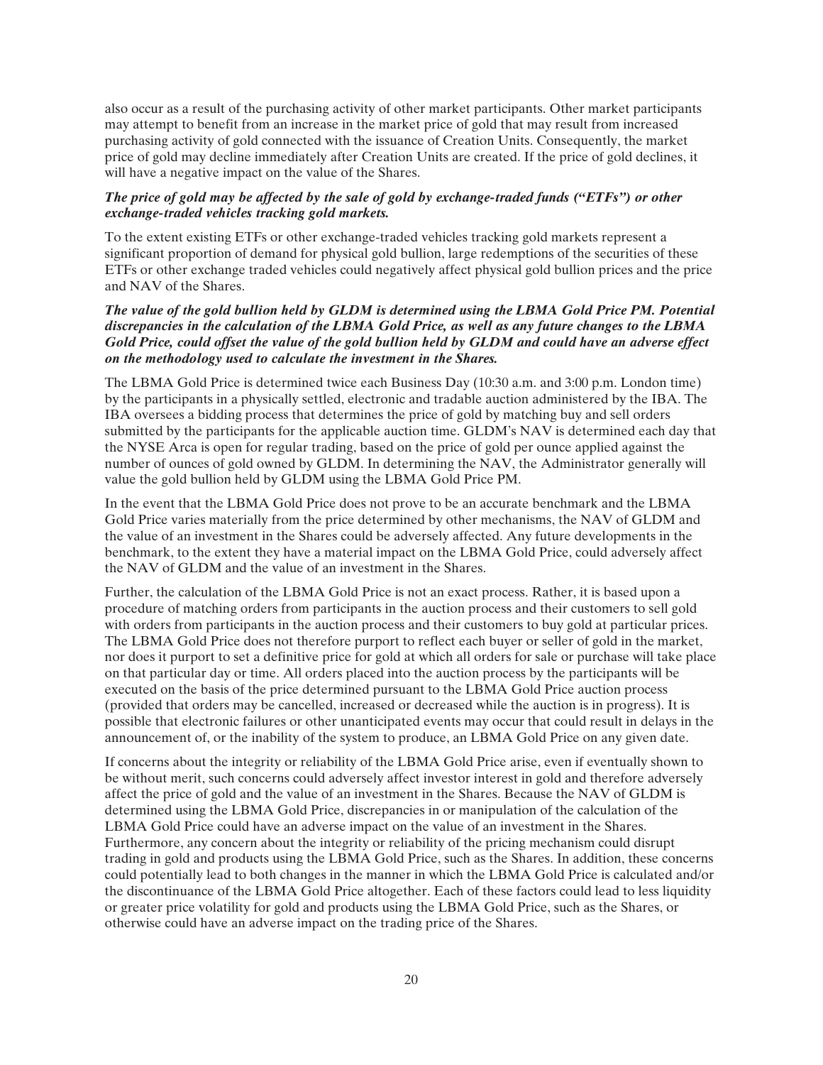also occur as a result of the purchasing activity of other market participants. Other market participants may attempt to benefit from an increase in the market price of gold that may result from increased purchasing activity of gold connected with the issuance of Creation Units. Consequently, the market price of gold may decline immediately after Creation Units are created. If the price of gold declines, it will have a negative impact on the value of the Shares.

***The price of gold may be affected by the sale of gold by exchange-traded funds ("ETFs") or other exchange-traded vehicles tracking gold markets.***

To the extent existing ETFs or other exchange-traded vehicles tracking gold markets represent a significant proportion of demand for physical gold bullion, large redemptions of the securities of these ETFs or other exchange traded vehicles could negatively affect physical gold bullion prices and the price and NAV of the Shares.

***The value of the gold bullion held by GLDM is determined using the LBMA Gold Price PM. Potential discrepancies in the calculation of the LBMA Gold Price, as well as any future changes to the LBMA Gold Price, could offset the value of the gold bullion held by GLDM and could have an adverse effect on the methodology used to calculate the investment in the Shares.***

The LBMA Gold Price is determined twice each Business Day (10:30 a.m. and 3:00 p.m. London time) by the participants in a physically settled, electronic and tradable auction administered by the IBA. The IBA oversees a bidding process that determines the price of gold by matching buy and sell orders submitted by the participants for the applicable auction time. GLDM's NAV is determined each day that the NYSE Arca is open for regular trading, based on the price of gold per ounce applied against the number of ounces of gold owned by GLDM. In determining the NAV, the Administrator generally will value the gold bullion held by GLDM using the LBMA Gold Price PM.

In the event that the LBMA Gold Price does not prove to be an accurate benchmark and the LBMA Gold Price varies materially from the price determined by other mechanisms, the NAV of GLDM and the value of an investment in the Shares could be adversely affected. Any future developments in the benchmark, to the extent they have a material impact on the LBMA Gold Price, could adversely affect the NAV of GLDM and the value of an investment in the Shares.

Further, the calculation of the LBMA Gold Price is not an exact process. Rather, it is based upon a procedure of matching orders from participants in the auction process and their customers to sell gold with orders from participants in the auction process and their customers to buy gold at particular prices. The LBMA Gold Price does not therefore purport to reflect each buyer or seller of gold in the market, nor does it purport to set a definitive price for gold at which all orders for sale or purchase will take place on that particular day or time. All orders placed into the auction process by the participants will be executed on the basis of the price determined pursuant to the LBMA Gold Price auction process (provided that orders may be cancelled, increased or decreased while the auction is in progress). It is possible that electronic failures or other unanticipated events may occur that could result in delays in the announcement of, or the inability of the system to produce, an LBMA Gold Price on any given date.

If concerns about the integrity or reliability of the LBMA Gold Price arise, even if eventually shown to be without merit, such concerns could adversely affect investor interest in gold and therefore adversely affect the price of gold and the value of an investment in the Shares. Because the NAV of GLDM is determined using the LBMA Gold Price, discrepancies in or manipulation of the calculation of the LBMA Gold Price could have an adverse impact on the value of an investment in the Shares. Furthermore, any concern about the integrity or reliability of the pricing mechanism could disrupt trading in gold and products using the LBMA Gold Price, such as the Shares. In addition, these concerns could potentially lead to both changes in the manner in which the LBMA Gold Price is calculated and/or the discontinuance of the LBMA Gold Price altogether. Each of these factors could lead to less liquidity or greater price volatility for gold and products using the LBMA Gold Price, such as the Shares, or otherwise could have an adverse impact on the trading price of the Shares.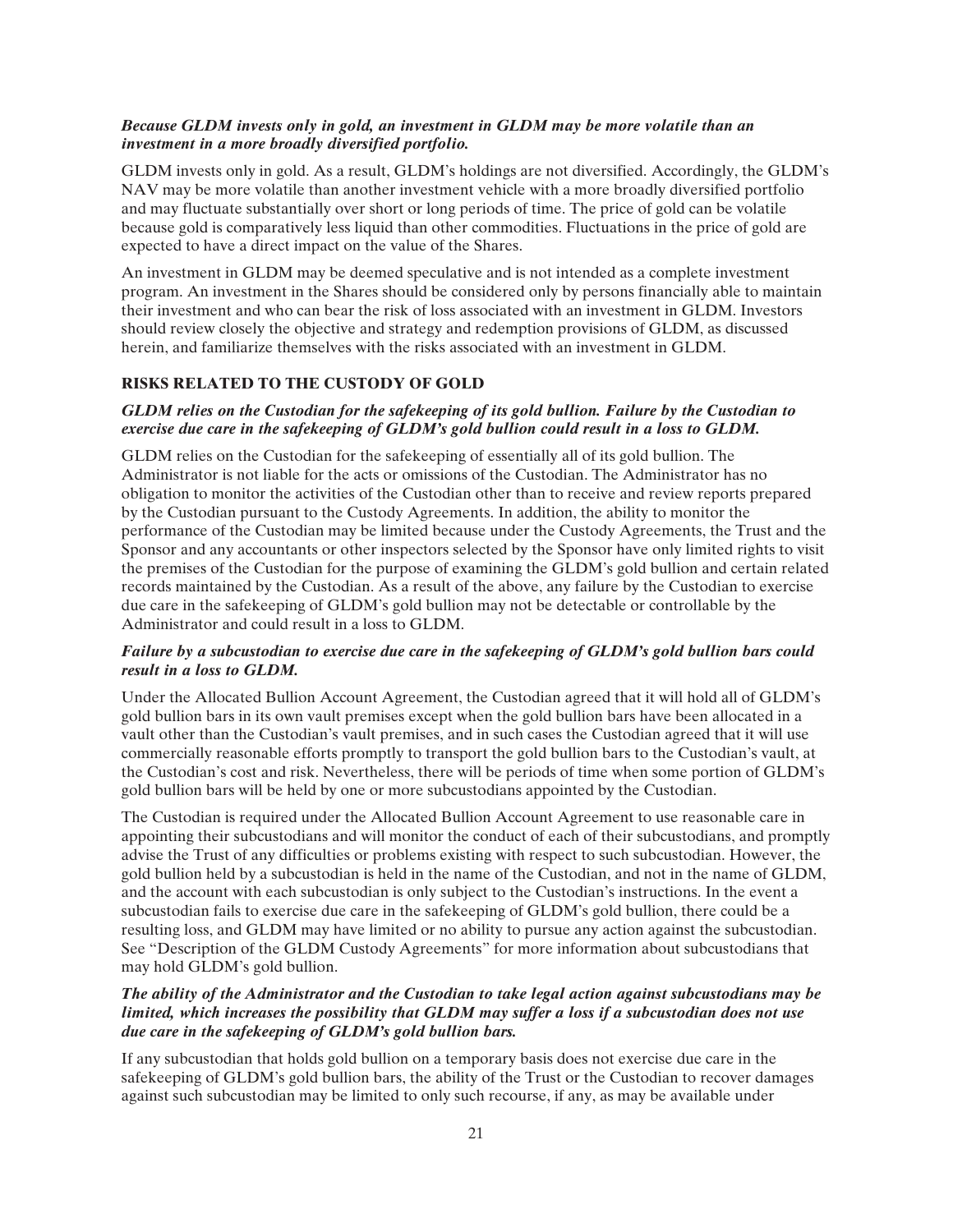***Because GLDM invests only in gold, an investment in GLDM may be more volatile than an investment in a more broadly diversified portfolio.***

GLDM invests only in gold. As a result, GLDM's holdings are not diversified. Accordingly, the GLDM's NAV may be more volatile than another investment vehicle with a more broadly diversified portfolio and may fluctuate substantially over short or long periods of time. The price of gold can be volatile because gold is comparatively less liquid than other commodities. Fluctuations in the price of gold are expected to have a direct impact on the value of the Shares.

An investment in GLDM may be deemed speculative and is not intended as a complete investment program. An investment in the Shares should be considered only by persons financially able to maintain their investment and who can bear the risk of loss associated with an investment in GLDM. Investors should review closely the objective and strategy and redemption provisions of GLDM, as discussed herein, and familiarize themselves with the risks associated with an investment in GLDM.

## RISKS RELATED TO THE CUSTODY OF GOLD

***GLDM relies on the Custodian for the safekeeping of its gold bullion. Failure by the Custodian to exercise due care in the safekeeping of GLDM's gold bullion could result in a loss to GLDM.***

GLDM relies on the Custodian for the safekeeping of essentially all of its gold bullion. The Administrator is not liable for the acts or omissions of the Custodian. The Administrator has no obligation to monitor the activities of the Custodian other than to receive and review reports prepared by the Custodian pursuant to the Custody Agreements. In addition, the ability to monitor the performance of the Custodian may be limited because under the Custody Agreements, the Trust and the Sponsor and any accountants or other inspectors selected by the Sponsor have only limited rights to visit the premises of the Custodian for the purpose of examining the GLDM's gold bullion and certain related records maintained by the Custodian. As a result of the above, any failure by the Custodian to exercise due care in the safekeeping of GLDM's gold bullion may not be detectable or controllable by the Administrator and could result in a loss to GLDM.

***Failure by a subcustodian to exercise due care in the safekeeping of GLDM's gold bullion bars could result in a loss to GLDM.***

Under the Allocated Bullion Account Agreement, the Custodian agreed that it will hold all of GLDM's gold bullion bars in its own vault premises except when the gold bullion bars have been allocated in a vault other than the Custodian's vault premises, and in such cases the Custodian agreed that it will use commercially reasonable efforts promptly to transport the gold bullion bars to the Custodian's vault, at the Custodian's cost and risk. Nevertheless, there will be periods of time when some portion of GLDM's gold bullion bars will be held by one or more subcustodians appointed by the Custodian.

The Custodian is required under the Allocated Bullion Account Agreement to use reasonable care in appointing their subcustodians and will monitor the conduct of each of their subcustodians, and promptly advise the Trust of any difficulties or problems existing with respect to such subcustodian. However, the gold bullion held by a subcustodian is held in the name of the Custodian, and not in the name of GLDM, and the account with each subcustodian is only subject to the Custodian's instructions. In the event a subcustodian fails to exercise due care in the safekeeping of GLDM's gold bullion, there could be a resulting loss, and GLDM may have limited or no ability to pursue any action against the subcustodian. See "Description of the GLDM Custody Agreements" for more information about subcustodians that may hold GLDM's gold bullion.

***The ability of the Administrator and the Custodian to take legal action against subcustodians may be limited, which increases the possibility that GLDM may suffer a loss if a subcustodian does not use due care in the safekeeping of GLDM's gold bullion bars.***

If any subcustodian that holds gold bullion on a temporary basis does not exercise due care in the safekeeping of GLDM's gold bullion bars, the ability of the Trust or the Custodian to recover damages against such subcustodian may be limited to only such recourse, if any, as may be available under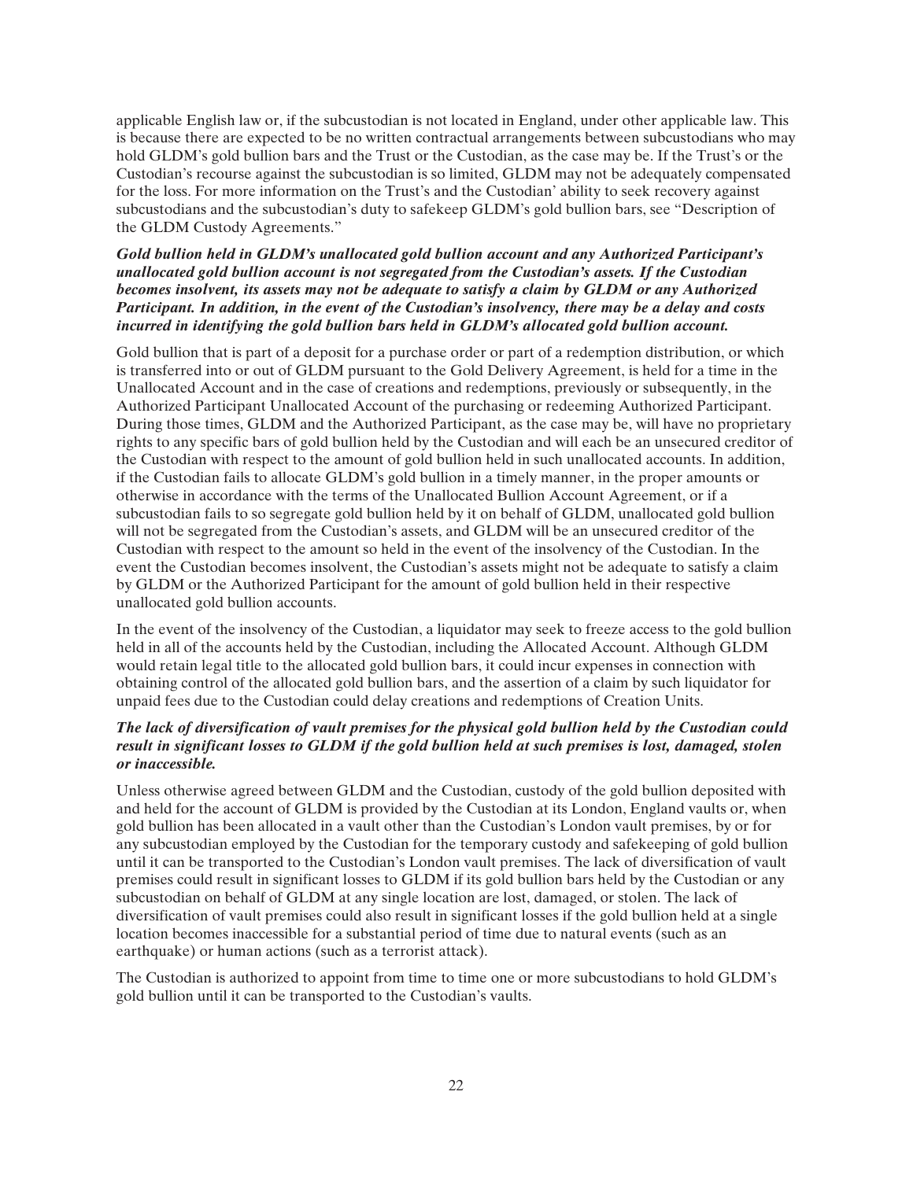applicable English law or, if the subcustodian is not located in England, under other applicable law. This is because there are expected to be no written contractual arrangements between subcustodians who may hold GLDM's gold bullion bars and the Trust or the Custodian, as the case may be. If the Trust's or the Custodian's recourse against the subcustodian is so limited, GLDM may not be adequately compensated for the loss. For more information on the Trust's and the Custodian' ability to seek recovery against subcustodians and the subcustodian's duty to safekeep GLDM's gold bullion bars, see "Description of the GLDM Custody Agreements."

***Gold bullion held in GLDM's unallocated gold bullion account and any Authorized Participant's unallocated gold bullion account is not segregated from the Custodian's assets. If the Custodian becomes insolvent, its assets may not be adequate to satisfy a claim by GLDM or any Authorized Participant. In addition, in the event of the Custodian's insolvency, there may be a delay and costs incurred in identifying the gold bullion bars held in GLDM's allocated gold bullion account.***

Gold bullion that is part of a deposit for a purchase order or part of a redemption distribution, or which is transferred into or out of GLDM pursuant to the Gold Delivery Agreement, is held for a time in the Unallocated Account and in the case of creations and redemptions, previously or subsequently, in the Authorized Participant Unallocated Account of the purchasing or redeeming Authorized Participant. During those times, GLDM and the Authorized Participant, as the case may be, will have no proprietary rights to any specific bars of gold bullion held by the Custodian and will each be an unsecured creditor of the Custodian with respect to the amount of gold bullion held in such unallocated accounts. In addition, if the Custodian fails to allocate GLDM's gold bullion in a timely manner, in the proper amounts or otherwise in accordance with the terms of the Unallocated Bullion Account Agreement, or if a subcustodian fails to so segregate gold bullion held by it on behalf of GLDM, unallocated gold bullion will not be segregated from the Custodian's assets, and GLDM will be an unsecured creditor of the Custodian with respect to the amount so held in the event of the insolvency of the Custodian. In the event the Custodian becomes insolvent, the Custodian's assets might not be adequate to satisfy a claim by GLDM or the Authorized Participant for the amount of gold bullion held in their respective unallocated gold bullion accounts.

In the event of the insolvency of the Custodian, a liquidator may seek to freeze access to the gold bullion held in all of the accounts held by the Custodian, including the Allocated Account. Although GLDM would retain legal title to the allocated gold bullion bars, it could incur expenses in connection with obtaining control of the allocated gold bullion bars, and the assertion of a claim by such liquidator for unpaid fees due to the Custodian could delay creations and redemptions of Creation Units.

***The lack of diversification of vault premises for the physical gold bullion held by the Custodian could result in significant losses to GLDM if the gold bullion held at such premises is lost, damaged, stolen or inaccessible.***

Unless otherwise agreed between GLDM and the Custodian, custody of the gold bullion deposited with and held for the account of GLDM is provided by the Custodian at its London, England vaults or, when gold bullion has been allocated in a vault other than the Custodian's London vault premises, by or for any subcustodian employed by the Custodian for the temporary custody and safekeeping of gold bullion until it can be transported to the Custodian's London vault premises. The lack of diversification of vault premises could result in significant losses to GLDM if its gold bullion bars held by the Custodian or any subcustodian on behalf of GLDM at any single location are lost, damaged, or stolen. The lack of diversification of vault premises could also result in significant losses if the gold bullion held at a single location becomes inaccessible for a substantial period of time due to natural events (such as an earthquake) or human actions (such as a terrorist attack).

The Custodian is authorized to appoint from time to time one or more subcustodians to hold GLDM's gold bullion until it can be transported to the Custodian's vaults.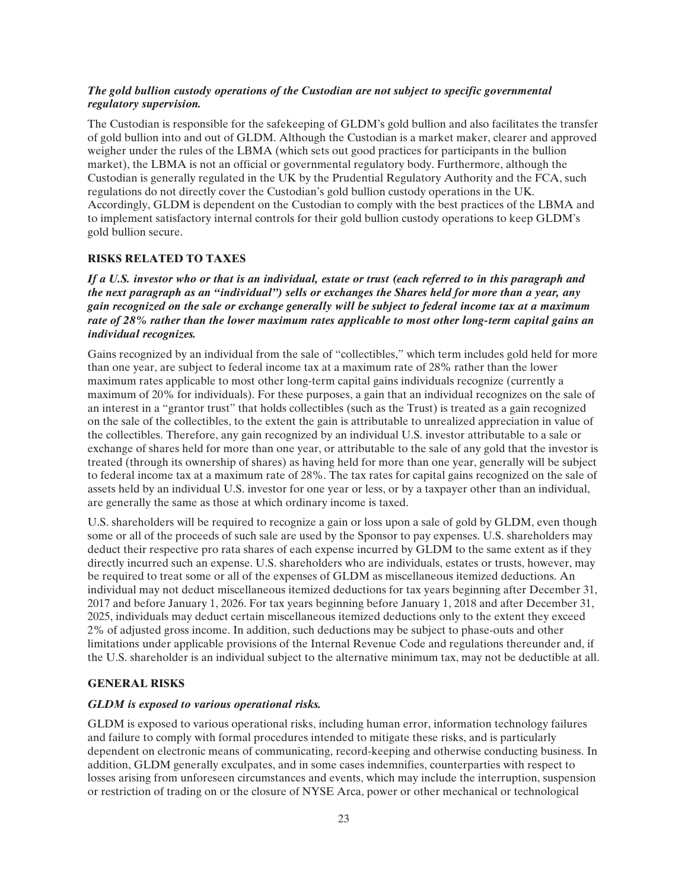***The gold bullion custody operations of the Custodian are not subject to specific governmental regulatory supervision.***

The Custodian is responsible for the safekeeping of GLDM's gold bullion and also facilitates the transfer of gold bullion into and out of GLDM. Although the Custodian is a market maker, clearer and approved weigher under the rules of the LBMA (which sets out good practices for participants in the bullion market), the LBMA is not an official or governmental regulatory body. Furthermore, although the Custodian is generally regulated in the UK by the Prudential Regulatory Authority and the FCA, such regulations do not directly cover the Custodian's gold bullion custody operations in the UK. Accordingly, GLDM is dependent on the Custodian to comply with the best practices of the LBMA and to implement satisfactory internal controls for their gold bullion custody operations to keep GLDM's gold bullion secure.

## RISKS RELATED TO TAXES

***If a U.S. investor who or that is an individual, estate or trust (each referred to in this paragraph and the next paragraph as an "individual") sells or exchanges the Shares held for more than a year, any gain recognized on the sale or exchange generally will be subject to federal income tax at a maximum rate of 28% rather than the lower maximum rates applicable to most other long-term capital gains an individual recognizes.***

Gains recognized by an individual from the sale of "collectibles," which term includes gold held for more than one year, are subject to federal income tax at a maximum rate of 28% rather than the lower maximum rates applicable to most other long-term capital gains individuals recognize (currently a maximum of 20% for individuals). For these purposes, a gain that an individual recognizes on the sale of an interest in a "grantor trust" that holds collectibles (such as the Trust) is treated as a gain recognized on the sale of the collectibles, to the extent the gain is attributable to unrealized appreciation in value of the collectibles. Therefore, any gain recognized by an individual U.S. investor attributable to a sale or exchange of shares held for more than one year, or attributable to the sale of any gold that the investor is treated (through its ownership of shares) as having held for more than one year, generally will be subject to federal income tax at a maximum rate of 28%. The tax rates for capital gains recognized on the sale of assets held by an individual U.S. investor for one year or less, or by a taxpayer other than an individual, are generally the same as those at which ordinary income is taxed.

U.S. shareholders will be required to recognize a gain or loss upon a sale of gold by GLDM, even though some or all of the proceeds of such sale are used by the Sponsor to pay expenses. U.S. shareholders may deduct their respective pro rata shares of each expense incurred by GLDM to the same extent as if they directly incurred such an expense. U.S. shareholders who are individuals, estates or trusts, however, may be required to treat some or all of the expenses of GLDM as miscellaneous itemized deductions. An individual may not deduct miscellaneous itemized deductions for tax years beginning after December 31, 2017 and before January 1, 2026. For tax years beginning before January 1, 2018 and after December 31, 2025, individuals may deduct certain miscellaneous itemized deductions only to the extent they exceed 2% of adjusted gross income. In addition, such deductions may be subject to phase-outs and other limitations under applicable provisions of the Internal Revenue Code and regulations thereunder and, if the U.S. shareholder is an individual subject to the alternative minimum tax, may not be deductible at all.

## GENERAL RISKS

***GLDM is exposed to various operational risks.***

GLDM is exposed to various operational risks, including human error, information technology failures and failure to comply with formal procedures intended to mitigate these risks, and is particularly dependent on electronic means of communicating, record-keeping and otherwise conducting business. In addition, GLDM generally exculpates, and in some cases indemnifies, counterparties with respect to losses arising from unforeseen circumstances and events, which may include the interruption, suspension or restriction of trading on or the closure of NYSE Arca, power or other mechanical or technological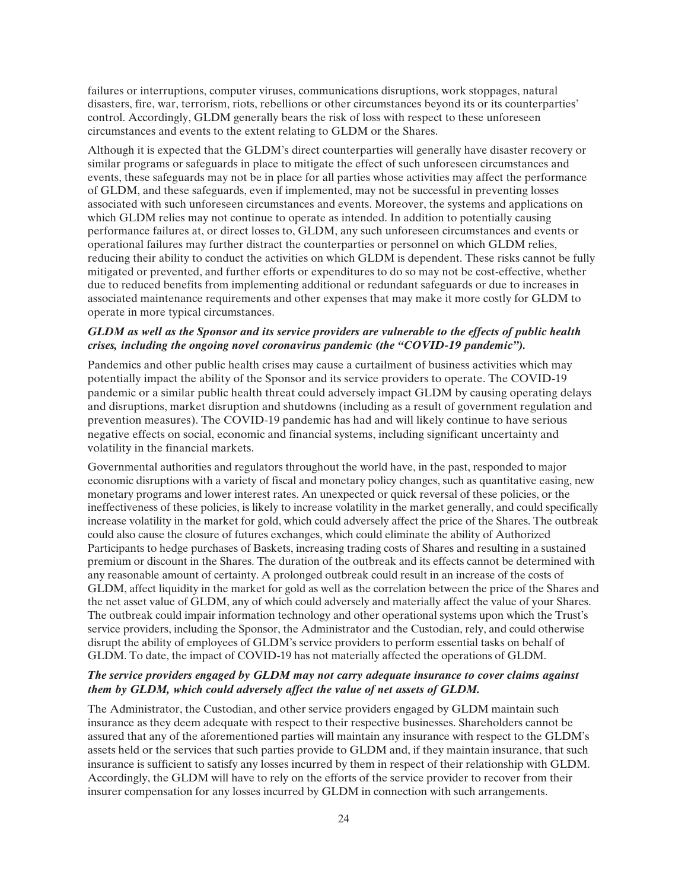failures or interruptions, computer viruses, communications disruptions, work stoppages, natural disasters, fire, war, terrorism, riots, rebellions or other circumstances beyond its or its counterparties' control. Accordingly, GLDM generally bears the risk of loss with respect to these unforeseen circumstances and events to the extent relating to GLDM or the Shares.

Although it is expected that the GLDM's direct counterparties will generally have disaster recovery or similar programs or safeguards in place to mitigate the effect of such unforeseen circumstances and events, these safeguards may not be in place for all parties whose activities may affect the performance of GLDM, and these safeguards, even if implemented, may not be successful in preventing losses associated with such unforeseen circumstances and events. Moreover, the systems and applications on which GLDM relies may not continue to operate as intended. In addition to potentially causing performance failures at, or direct losses to, GLDM, any such unforeseen circumstances and events or operational failures may further distract the counterparties or personnel on which GLDM relies, reducing their ability to conduct the activities on which GLDM is dependent. These risks cannot be fully mitigated or prevented, and further efforts or expenditures to do so may not be cost-effective, whether due to reduced benefits from implementing additional or redundant safeguards or due to increases in associated maintenance requirements and other expenses that may make it more costly for GLDM to operate in more typical circumstances.

***GLDM as well as the Sponsor and its service providers are vulnerable to the effects of public health crises, including the ongoing novel coronavirus pandemic (the "COVID-19 pandemic").***

Pandemics and other public health crises may cause a curtailment of business activities which may potentially impact the ability of the Sponsor and its service providers to operate. The COVID-19 pandemic or a similar public health threat could adversely impact GLDM by causing operating delays and disruptions, market disruption and shutdowns (including as a result of government regulation and prevention measures). The COVID-19 pandemic has had and will likely continue to have serious negative effects on social, economic and financial systems, including significant uncertainty and volatility in the financial markets.

Governmental authorities and regulators throughout the world have, in the past, responded to major economic disruptions with a variety of fiscal and monetary policy changes, such as quantitative easing, new monetary programs and lower interest rates. An unexpected or quick reversal of these policies, or the ineffectiveness of these policies, is likely to increase volatility in the market generally, and could specifically increase volatility in the market for gold, which could adversely affect the price of the Shares. The outbreak could also cause the closure of futures exchanges, which could eliminate the ability of Authorized Participants to hedge purchases of Baskets, increasing trading costs of Shares and resulting in a sustained premium or discount in the Shares. The duration of the outbreak and its effects cannot be determined with any reasonable amount of certainty. A prolonged outbreak could result in an increase of the costs of GLDM, affect liquidity in the market for gold as well as the correlation between the price of the Shares and the net asset value of GLDM, any of which could adversely and materially affect the value of your Shares. The outbreak could impair information technology and other operational systems upon which the Trust's service providers, including the Sponsor, the Administrator and the Custodian, rely, and could otherwise disrupt the ability of employees of GLDM's service providers to perform essential tasks on behalf of GLDM. To date, the impact of COVID-19 has not materially affected the operations of GLDM.

***The service providers engaged by GLDM may not carry adequate insurance to cover claims against them by GLDM, which could adversely affect the value of net assets of GLDM.***

The Administrator, the Custodian, and other service providers engaged by GLDM maintain such insurance as they deem adequate with respect to their respective businesses. Shareholders cannot be assured that any of the aforementioned parties will maintain any insurance with respect to the GLDM's assets held or the services that such parties provide to GLDM and, if they maintain insurance, that such insurance is sufficient to satisfy any losses incurred by them in respect of their relationship with GLDM. Accordingly, the GLDM will have to rely on the efforts of the service provider to recover from their insurer compensation for any losses incurred by GLDM in connection with such arrangements.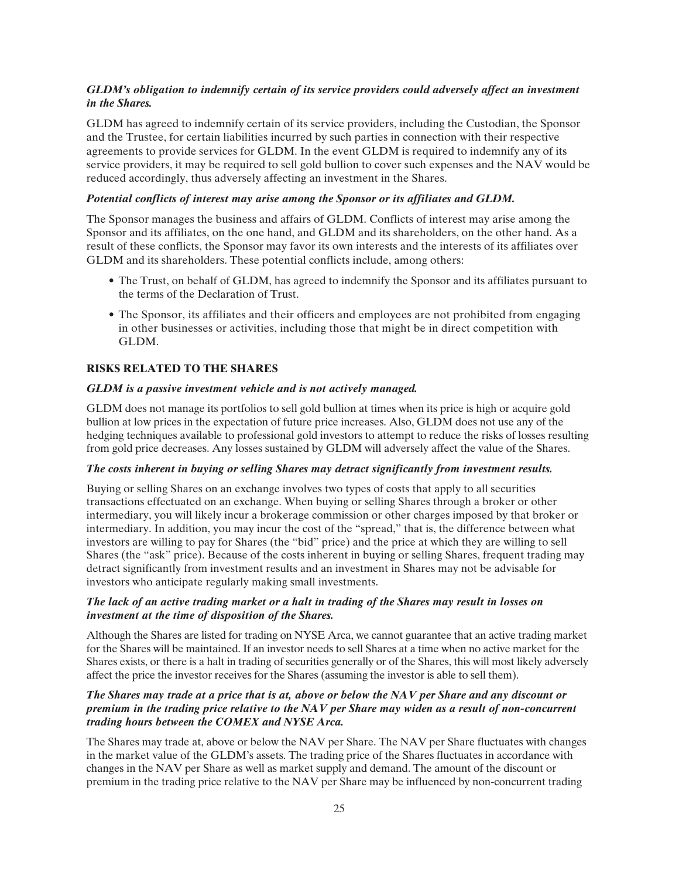***GLDM's obligation to indemnify certain of its service providers could adversely affect an investment in the Shares.***

GLDM has agreed to indemnify certain of its service providers, including the Custodian, the Sponsor and the Trustee, for certain liabilities incurred by such parties in connection with their respective agreements to provide services for GLDM. In the event GLDM is required to indemnify any of its service providers, it may be required to sell gold bullion to cover such expenses and the NAV would be reduced accordingly, thus adversely affecting an investment in the Shares.

***Potential conflicts of interest may arise among the Sponsor or its affiliates and GLDM.***

The Sponsor manages the business and affairs of GLDM. Conflicts of interest may arise among the Sponsor and its affiliates, on the one hand, and GLDM and its shareholders, on the other hand. As a result of these conflicts, the Sponsor may favor its own interests and the interests of its affiliates over GLDM and its shareholders. These potential conflicts include, among others:

- The Trust, on behalf of GLDM, has agreed to indemnify the Sponsor and its affiliates pursuant to the terms of the Declaration of Trust.
- The Sponsor, its affiliates and their officers and employees are not prohibited from engaging in other businesses or activities, including those that might be in direct competition with GLDM.

**RISKS RELATED TO THE SHARES**

***GLDM is a passive investment vehicle and is not actively managed.***

GLDM does not manage its portfolios to sell gold bullion at times when its price is high or acquire gold bullion at low prices in the expectation of future price increases. Also, GLDM does not use any of the hedging techniques available to professional gold investors to attempt to reduce the risks of losses resulting from gold price decreases. Any losses sustained by GLDM will adversely affect the value of the Shares.

***The costs inherent in buying or selling Shares may detract significantly from investment results.***

Buying or selling Shares on an exchange involves two types of costs that apply to all securities transactions effectuated on an exchange. When buying or selling Shares through a broker or other intermediary, you will likely incur a brokerage commission or other charges imposed by that broker or intermediary. In addition, you may incur the cost of the "spread," that is, the difference between what investors are willing to pay for Shares (the "bid" price) and the price at which they are willing to sell Shares (the "ask" price). Because of the costs inherent in buying or selling Shares, frequent trading may detract significantly from investment results and an investment in Shares may not be advisable for investors who anticipate regularly making small investments.

***The lack of an active trading market or a halt in trading of the Shares may result in losses on investment at the time of disposition of the Shares.***

Although the Shares are listed for trading on NYSE Arca, we cannot guarantee that an active trading market for the Shares will be maintained. If an investor needs to sell Shares at a time when no active market for the Shares exists, or there is a halt in trading of securities generally or of the Shares, this will most likely adversely affect the price the investor receives for the Shares (assuming the investor is able to sell them).

***The Shares may trade at a price that is at, above or below the NAV per Share and any discount or premium in the trading price relative to the NAV per Share may widen as a result of non-concurrent trading hours between the COMEX and NYSE Arca.***

The Shares may trade at, above or below the NAV per Share. The NAV per Share fluctuates with changes in the market value of the GLDM's assets. The trading price of the Shares fluctuates in accordance with changes in the NAV per Share as well as market supply and demand. The amount of the discount or premium in the trading price relative to the NAV per Share may be influenced by non-concurrent trading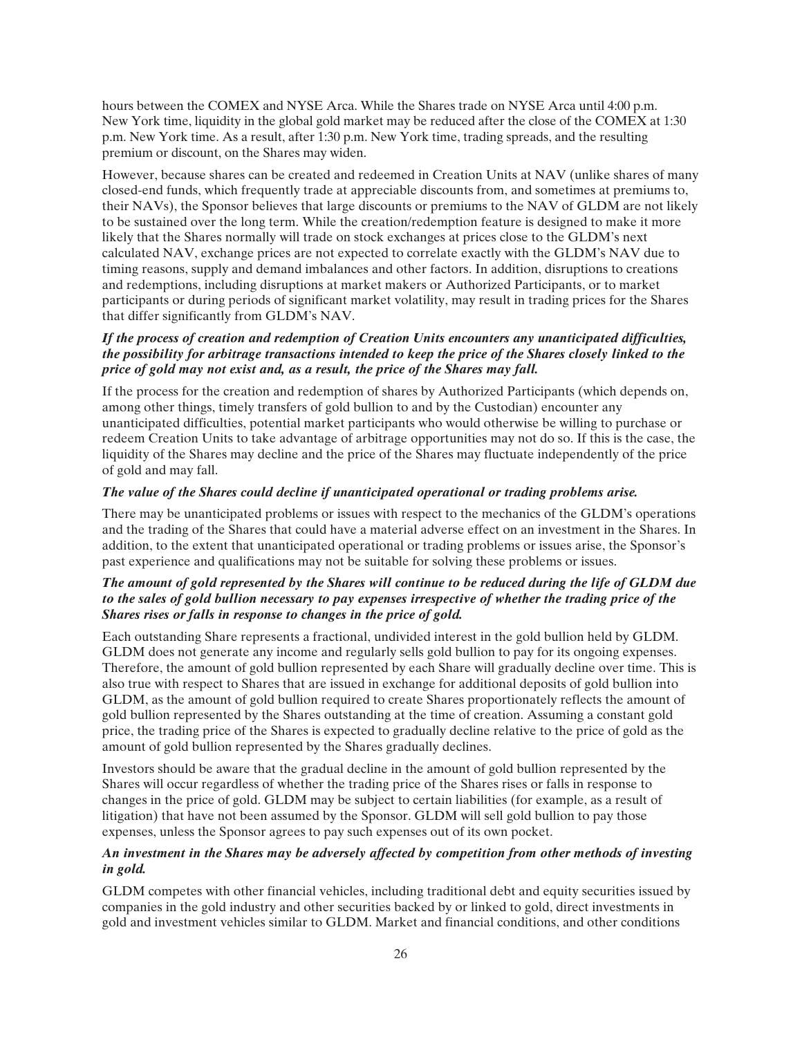hours between the COMEX and NYSE Arca. While the Shares trade on NYSE Arca until 4:00 p.m. New York time, liquidity in the global gold market may be reduced after the close of the COMEX at 1:30 p.m. New York time. As a result, after 1:30 p.m. New York time, trading spreads, and the resulting premium or discount, on the Shares may widen.

However, because shares can be created and redeemed in Creation Units at NAV (unlike shares of many closed-end funds, which frequently trade at appreciable discounts from, and sometimes at premiums to, their NAVs), the Sponsor believes that large discounts or premiums to the NAV of GLDM are not likely to be sustained over the long term. While the creation/redemption feature is designed to make it more likely that the Shares normally will trade on stock exchanges at prices close to the GLDM's next calculated NAV, exchange prices are not expected to correlate exactly with the GLDM's NAV due to timing reasons, supply and demand imbalances and other factors. In addition, disruptions to creations and redemptions, including disruptions at market makers or Authorized Participants, or to market participants or during periods of significant market volatility, may result in trading prices for the Shares that differ significantly from GLDM's NAV.

***If the process of creation and redemption of Creation Units encounters any unanticipated difficulties, the possibility for arbitrage transactions intended to keep the price of the Shares closely linked to the price of gold may not exist and, as a result, the price of the Shares may fall.***

If the process for the creation and redemption of shares by Authorized Participants (which depends on, among other things, timely transfers of gold bullion to and by the Custodian) encounter any unanticipated difficulties, potential market participants who would otherwise be willing to purchase or redeem Creation Units to take advantage of arbitrage opportunities may not do so. If this is the case, the liquidity of the Shares may decline and the price of the Shares may fluctuate independently of the price of gold and may fall.

***The value of the Shares could decline if unanticipated operational or trading problems arise.***

There may be unanticipated problems or issues with respect to the mechanics of the GLDM's operations and the trading of the Shares that could have a material adverse effect on an investment in the Shares. In addition, to the extent that unanticipated operational or trading problems or issues arise, the Sponsor's past experience and qualifications may not be suitable for solving these problems or issues.

***The amount of gold represented by the Shares will continue to be reduced during the life of GLDM due to the sales of gold bullion necessary to pay expenses irrespective of whether the trading price of the Shares rises or falls in response to changes in the price of gold.***

Each outstanding Share represents a fractional, undivided interest in the gold bullion held by GLDM. GLDM does not generate any income and regularly sells gold bullion to pay for its ongoing expenses. Therefore, the amount of gold bullion represented by each Share will gradually decline over time. This is also true with respect to Shares that are issued in exchange for additional deposits of gold bullion into GLDM, as the amount of gold bullion required to create Shares proportionately reflects the amount of gold bullion represented by the Shares outstanding at the time of creation. Assuming a constant gold price, the trading price of the Shares is expected to gradually decline relative to the price of gold as the amount of gold bullion represented by the Shares gradually declines.

Investors should be aware that the gradual decline in the amount of gold bullion represented by the Shares will occur regardless of whether the trading price of the Shares rises or falls in response to changes in the price of gold. GLDM may be subject to certain liabilities (for example, as a result of litigation) that have not been assumed by the Sponsor. GLDM will sell gold bullion to pay those expenses, unless the Sponsor agrees to pay such expenses out of its own pocket.

***An investment in the Shares may be adversely affected by competition from other methods of investing in gold.***

GLDM competes with other financial vehicles, including traditional debt and equity securities issued by companies in the gold industry and other securities backed by or linked to gold, direct investments in gold and investment vehicles similar to GLDM. Market and financial conditions, and other conditions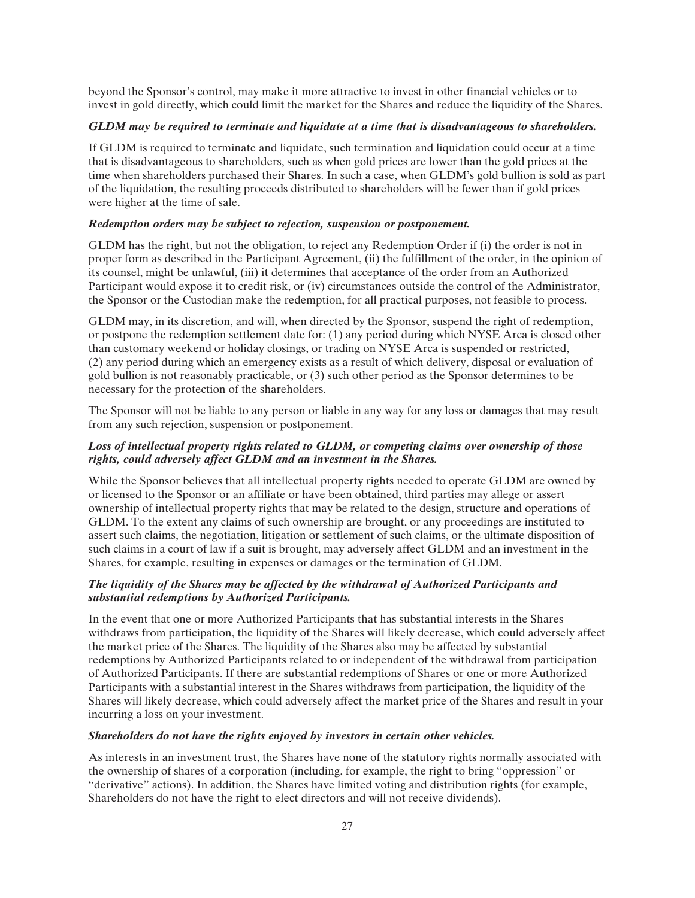beyond the Sponsor's control, may make it more attractive to invest in other financial vehicles or to invest in gold directly, which could limit the market for the Shares and reduce the liquidity of the Shares.

***GLDM may be required to terminate and liquidate at a time that is disadvantageous to shareholders.***

If GLDM is required to terminate and liquidate, such termination and liquidation could occur at a time that is disadvantageous to shareholders, such as when gold prices are lower than the gold prices at the time when shareholders purchased their Shares. In such a case, when GLDM's gold bullion is sold as part of the liquidation, the resulting proceeds distributed to shareholders will be fewer than if gold prices were higher at the time of sale.

***Redemption orders may be subject to rejection, suspension or postponement.***

GLDM has the right, but not the obligation, to reject any Redemption Order if (i) the order is not in proper form as described in the Participant Agreement, (ii) the fulfillment of the order, in the opinion of its counsel, might be unlawful, (iii) it determines that acceptance of the order from an Authorized Participant would expose it to credit risk, or (iv) circumstances outside the control of the Administrator, the Sponsor or the Custodian make the redemption, for all practical purposes, not feasible to process.

GLDM may, in its discretion, and will, when directed by the Sponsor, suspend the right of redemption, or postpone the redemption settlement date for: (1) any period during which NYSE Arca is closed other than customary weekend or holiday closings, or trading on NYSE Arca is suspended or restricted, (2) any period during which an emergency exists as a result of which delivery, disposal or evaluation of gold bullion is not reasonably practicable, or (3) such other period as the Sponsor determines to be necessary for the protection of the shareholders.

The Sponsor will not be liable to any person or liable in any way for any loss or damages that may result from any such rejection, suspension or postponement.

***Loss of intellectual property rights related to GLDM, or competing claims over ownership of those rights, could adversely affect GLDM and an investment in the Shares.***

While the Sponsor believes that all intellectual property rights needed to operate GLDM are owned by or licensed to the Sponsor or an affiliate or have been obtained, third parties may allege or assert ownership of intellectual property rights that may be related to the design, structure and operations of GLDM. To the extent any claims of such ownership are brought, or any proceedings are instituted to assert such claims, the negotiation, litigation or settlement of such claims, or the ultimate disposition of such claims in a court of law if a suit is brought, may adversely affect GLDM and an investment in the Shares, for example, resulting in expenses or damages or the termination of GLDM.

***The liquidity of the Shares may be affected by the withdrawal of Authorized Participants and substantial redemptions by Authorized Participants.***

In the event that one or more Authorized Participants that has substantial interests in the Shares withdraws from participation, the liquidity of the Shares will likely decrease, which could adversely affect the market price of the Shares. The liquidity of the Shares also may be affected by substantial redemptions by Authorized Participants related to or independent of the withdrawal from participation of Authorized Participants. If there are substantial redemptions of Shares or one or more Authorized Participants with a substantial interest in the Shares withdraws from participation, the liquidity of the Shares will likely decrease, which could adversely affect the market price of the Shares and result in your incurring a loss on your investment.

***Shareholders do not have the rights enjoyed by investors in certain other vehicles.***

As interests in an investment trust, the Shares have none of the statutory rights normally associated with the ownership of shares of a corporation (including, for example, the right to bring "oppression" or "derivative" actions). In addition, the Shares have limited voting and distribution rights (for example, Shareholders do not have the right to elect directors and will not receive dividends).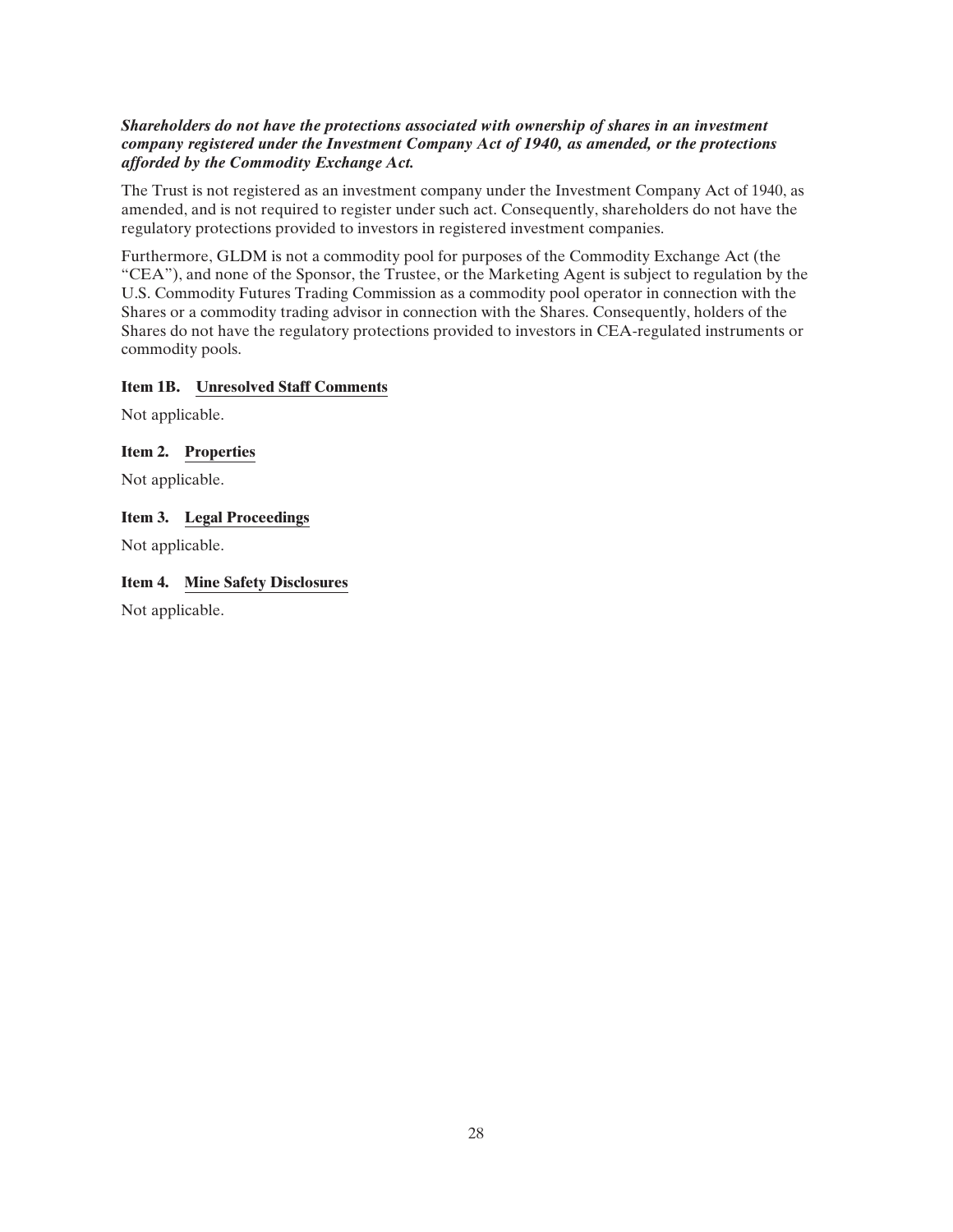***Shareholders do not have the protections associated with ownership of shares in an investment company registered under the Investment Company Act of 1940, as amended, or the protections afforded by the Commodity Exchange Act.***

The Trust is not registered as an investment company under the Investment Company Act of 1940, as amended, and is not required to register under such act. Consequently, shareholders do not have the regulatory protections provided to investors in registered investment companies.

Furthermore, GLDM is not a commodity pool for purposes of the Commodity Exchange Act (the "CEA"), and none of the Sponsor, the Trustee, or the Marketing Agent is subject to regulation by the U.S. Commodity Futures Trading Commission as a commodity pool operator in connection with the Shares or a commodity trading advisor in connection with the Shares. Consequently, holders of the Shares do not have the regulatory protections provided to investors in CEA-regulated instruments or commodity pools.

### Item 1B. Unresolved Staff Comments

Not applicable.

### Item 2. Properties

Not applicable.

### Item 3. Legal Proceedings

Not applicable.

### Item 4. Mine Safety Disclosures

Not applicable.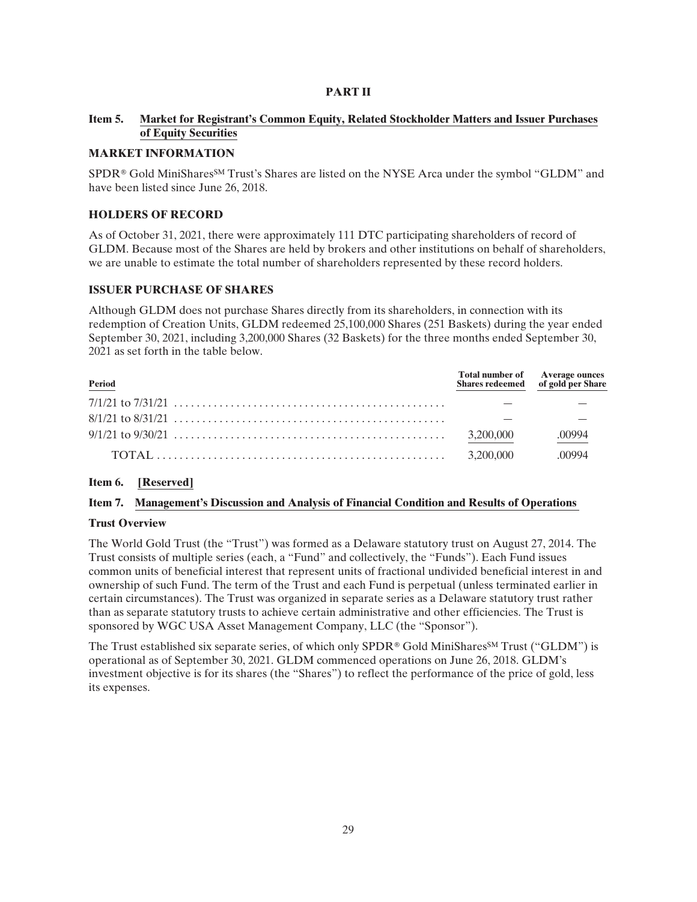# PART II

## Item 5. Market for Registrant's Common Equity, Related Stockholder Matters and Issuer Purchases of Equity Securities

### MARKET INFORMATION

SPDR® Gold MiniShares℠ Trust's Shares are listed on the NYSE Arca under the symbol "GLDM" and have been listed since June 26, 2018.

### HOLDERS OF RECORD

As of October 31, 2021, there were approximately 111 DTC participating shareholders of record of GLDM. Because most of the Shares are held by brokers and other institutions on behalf of shareholders, we are unable to estimate the total number of shareholders represented by these record holders.

### ISSUER PURCHASE OF SHARES

Although GLDM does not purchase Shares directly from its shareholders, in connection with its redemption of Creation Units, GLDM redeemed 25,100,000 Shares (251 Baskets) during the year ended September 30, 2021, including 3,200,000 Shares (32 Baskets) for the three months ended September 30, 2021 as set forth in the table below.

| Period | Total number of Shares redeemed | Average ounces of gold per Share |
|---|---|---|
| 7/1/21 to 7/31/21 | — | — |
| 8/1/21 to 8/31/21 | — | — |
| 9/1/21 to 9/30/21 | 3,200,000 | .00994 |
| TOTAL | 3,200,000 | .00994 |

## Item 6. [Reserved]

## Item 7. Management's Discussion and Analysis of Financial Condition and Results of Operations

### Trust Overview

The World Gold Trust (the "Trust") was formed as a Delaware statutory trust on August 27, 2014. The Trust consists of multiple series (each, a "Fund" and collectively, the "Funds"). Each Fund issues common units of beneficial interest that represent units of fractional undivided beneficial interest in and ownership of such Fund. The term of the Trust and each Fund is perpetual (unless terminated earlier in certain circumstances). The Trust was organized in separate series as a Delaware statutory trust rather than as separate statutory trusts to achieve certain administrative and other efficiencies. The Trust is sponsored by WGC USA Asset Management Company, LLC (the "Sponsor").

The Trust established six separate series, of which only SPDR® Gold MiniShares℠ Trust ("GLDM") is operational as of September 30, 2021. GLDM commenced operations on June 26, 2018. GLDM's investment objective is for its shares (the "Shares") to reflect the performance of the price of gold, less its expenses.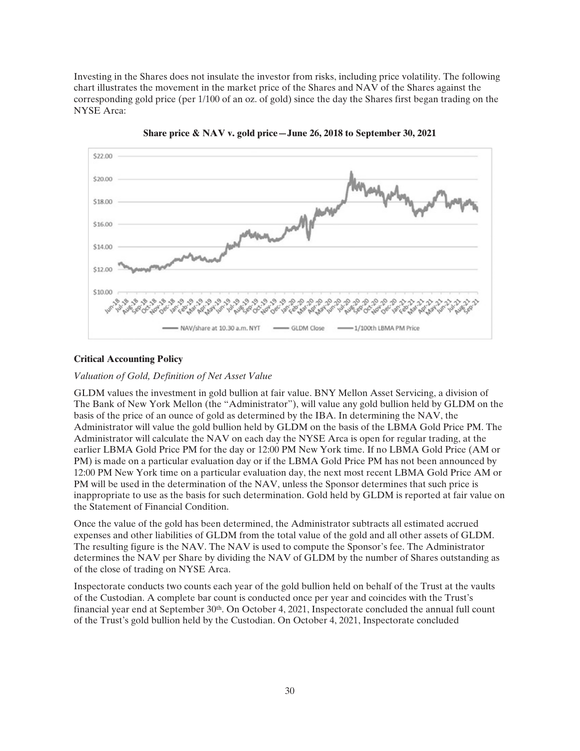Investing in the Shares does not insulate the investor from risks, including price volatility. The following chart illustrates the movement in the market price of the Shares and NAV of the Shares against the corresponding gold price (per 1/100 of an oz. of gold) since the day the Shares first began trading on the NYSE Arca:

**Share price & NAV v. gold price—June 26, 2018 to September 30, 2021**

### Critical Accounting Policy

*Valuation of Gold, Definition of Net Asset Value*

GLDM values the investment in gold bullion at fair value. BNY Mellon Asset Servicing, a division of The Bank of New York Mellon (the "Administrator"), will value any gold bullion held by GLDM on the basis of the price of an ounce of gold as determined by the IBA. In determining the NAV, the Administrator will value the gold bullion held by GLDM on the basis of the LBMA Gold Price PM. The Administrator will calculate the NAV on each day the NYSE Arca is open for regular trading, at the earlier LBMA Gold Price PM for the day or 12:00 PM New York time. If no LBMA Gold Price (AM or PM) is made on a particular evaluation day or if the LBMA Gold Price PM has not been announced by 12:00 PM New York time on a particular evaluation day, the next most recent LBMA Gold Price AM or PM will be used in the determination of the NAV, unless the Sponsor determines that such price is inappropriate to use as the basis for such determination. Gold held by GLDM is reported at fair value on the Statement of Financial Condition.

Once the value of the gold has been determined, the Administrator subtracts all estimated accrued expenses and other liabilities of GLDM from the total value of the gold and all other assets of GLDM. The resulting figure is the NAV. The NAV is used to compute the Sponsor's fee. The Administrator determines the NAV per Share by dividing the NAV of GLDM by the number of Shares outstanding as of the close of trading on NYSE Arca.

Inspectorate conducts two counts each year of the gold bullion held on behalf of the Trust at the vaults of the Custodian. A complete bar count is conducted once per year and coincides with the Trust's financial year end at September 30th. On October 4, 2021, Inspectorate concluded the annual full count of the Trust's gold bullion held by the Custodian. On October 4, 2021, Inspectorate concluded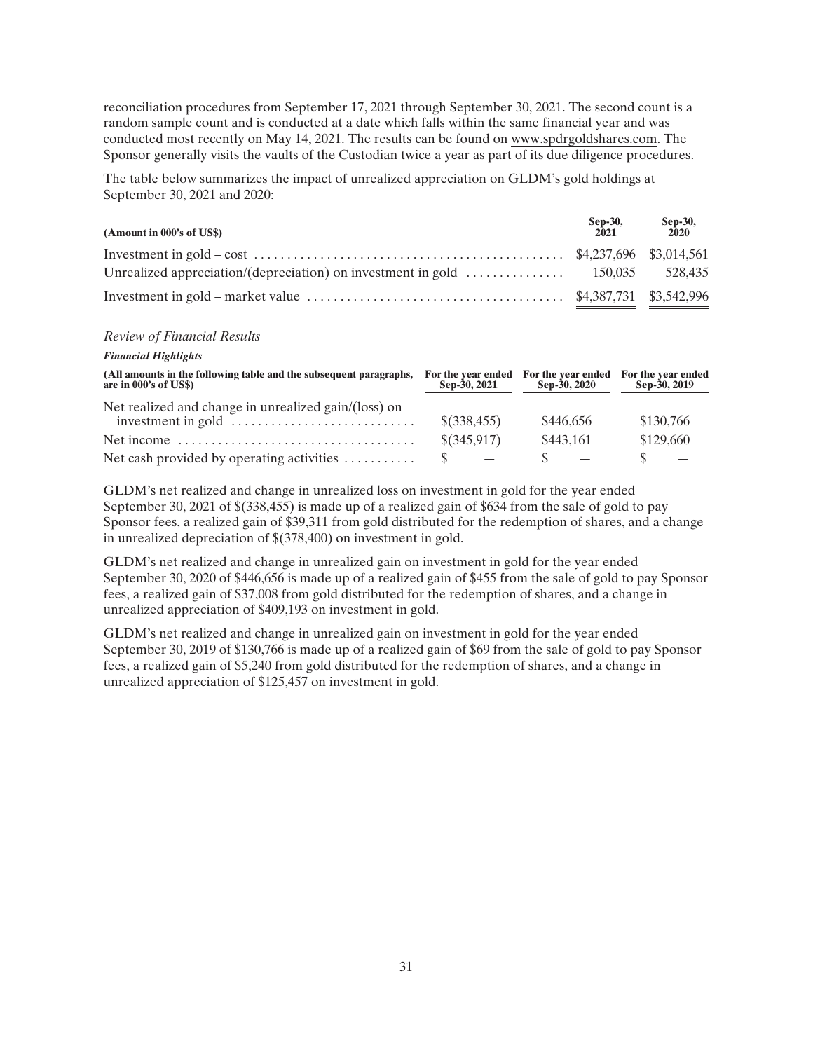reconciliation procedures from September 17, 2021 through September 30, 2021. The second count is a random sample count and is conducted at a date which falls within the same financial year and was conducted most recently on May 14, 2021. The results can be found on www.spdrgoldshares.com. The Sponsor generally visits the vaults of the Custodian twice a year as part of its due diligence procedures.

The table below summarizes the impact of unrealized appreciation on GLDM's gold holdings at September 30, 2021 and 2020:

| (Amount in 000's of US$) | Sep-30, 2021 | Sep-30, 2020 |
|---|---|---|
| Investment in gold – cost | $4,237,696 | $3,014,561 |
| Unrealized appreciation/(depreciation) on investment in gold | 150,035 | 528,435 |
| Investment in gold – market value | $4,387,731 | $3,542,996 |

*Review of Financial Results*

***Financial Highlights***

| (All amounts in the following table and the subsequent paragraphs, are in 000's of US$) | For the year ended Sep-30, 2021 | For the year ended Sep-30, 2020 | For the year ended Sep-30, 2019 |
|---|---|---|---|
| Net realized and change in unrealized gain/(loss) on investment in gold | $(338,455) | $446,656 | $130,766 |
| Net income | $(345,917) | $443,161 | $129,660 |
| Net cash provided by operating activities | $ — | $ — | $ — |

GLDM's net realized and change in unrealized loss on investment in gold for the year ended September 30, 2021 of $(338,455) is made up of a realized gain of $634 from the sale of gold to pay Sponsor fees, a realized gain of $39,311 from gold distributed for the redemption of shares, and a change in unrealized depreciation of $(378,400) on investment in gold.

GLDM's net realized and change in unrealized gain on investment in gold for the year ended September 30, 2020 of $446,656 is made up of a realized gain of $455 from the sale of gold to pay Sponsor fees, a realized gain of $37,008 from gold distributed for the redemption of shares, and a change in unrealized appreciation of $409,193 on investment in gold.

GLDM's net realized and change in unrealized gain on investment in gold for the year ended September 30, 2019 of $130,766 is made up of a realized gain of $69 from the sale of gold to pay Sponsor fees, a realized gain of $5,240 from gold distributed for the redemption of shares, and a change in unrealized appreciation of $125,457 on investment in gold.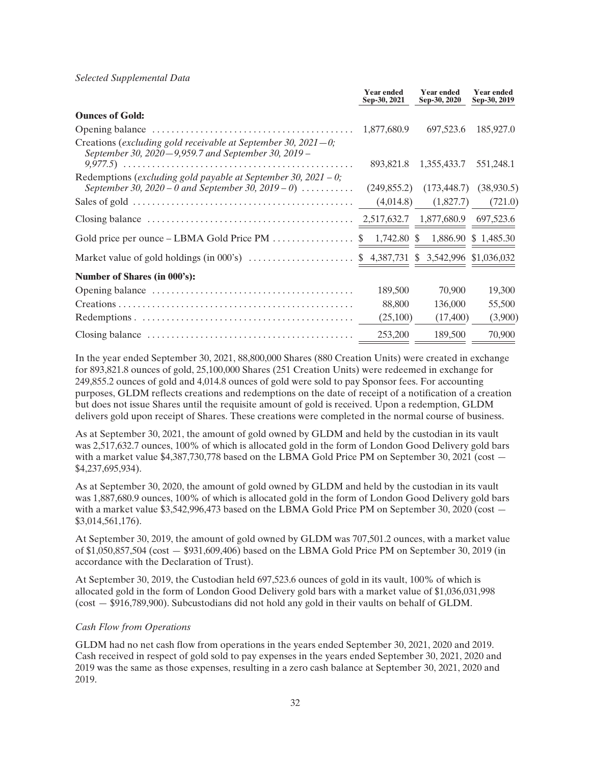*Selected Supplemental Data*

| | Year ended Sep-30, 2021 | Year ended Sep-30, 2020 | Year ended Sep-30, 2019 |
|---|---|---|---|
| **Ounces of Gold:** | | | |
| Opening balance | 1,877,680.9 | 697,523.6 | 185,927.0 |
| Creations (*excluding gold receivable at September 30, 2021—0; September 30, 2020—9,959.7 and September 30, 2019 – 9,977.5*) | 893,821.8 | 1,355,433.7 | 551,248.1 |
| Redemptions (*excluding gold payable at September 30, 2021 – 0; September 30, 2020 – 0 and September 30, 2019 – 0*) | (249,855.2) | (173,448.7) | (38,930.5) |
| Sales of gold | (4,014.8) | (1,827.7) | (721.0) |
| Closing balance | 2,517,632.7 | 1,877,680.9 | 697,523.6 |
| Gold price per ounce – LBMA Gold Price PM | $ 1,742.80 | $ 1,886.90 | $ 1,485.30 |
| Market value of gold holdings (in 000's) | $ 4,387,731 | $ 3,542,996 | $1,036,032 |
| **Number of Shares (in 000's):** | | | |
| Opening balance | 189,500 | 70,900 | 19,300 |
| Creations | 88,800 | 136,000 | 55,500 |
| Redemptions | (25,100) | (17,400) | (3,900) |
| Closing balance | 253,200 | 189,500 | 70,900 |

In the year ended September 30, 2021, 88,800,000 Shares (880 Creation Units) were created in exchange for 893,821.8 ounces of gold, 25,100,000 Shares (251 Creation Units) were redeemed in exchange for 249,855.2 ounces of gold and 4,014.8 ounces of gold were sold to pay Sponsor fees. For accounting purposes, GLDM reflects creations and redemptions on the date of receipt of a notification of a creation but does not issue Shares until the requisite amount of gold is received. Upon a redemption, GLDM delivers gold upon receipt of Shares. These creations were completed in the normal course of business.

As at September 30, 2021, the amount of gold owned by GLDM and held by the custodian in its vault was 2,517,632.7 ounces, 100% of which is allocated gold in the form of London Good Delivery gold bars with a market value $4,387,730,778 based on the LBMA Gold Price PM on September 30, 2021 (cost — $4,237,695,934).

As at September 30, 2020, the amount of gold owned by GLDM and held by the custodian in its vault was 1,887,680.9 ounces, 100% of which is allocated gold in the form of London Good Delivery gold bars with a market value $3,542,996,473 based on the LBMA Gold Price PM on September 30, 2020 (cost — $3,014,561,176).

At September 30, 2019, the amount of gold owned by GLDM was 707,501.2 ounces, with a market value of $1,050,857,504 (cost — $931,609,406) based on the LBMA Gold Price PM on September 30, 2019 (in accordance with the Declaration of Trust).

At September 30, 2019, the Custodian held 697,523.6 ounces of gold in its vault, 100% of which is allocated gold in the form of London Good Delivery gold bars with a market value of $1,036,031,998 (cost — $916,789,900). Subcustodians did not hold any gold in their vaults on behalf of GLDM.

*Cash Flow from Operations*

GLDM had no net cash flow from operations in the years ended September 30, 2021, 2020 and 2019. Cash received in respect of gold sold to pay expenses in the years ended September 30, 2021, 2020 and 2019 was the same as those expenses, resulting in a zero cash balance at September 30, 2021, 2020 and 2019.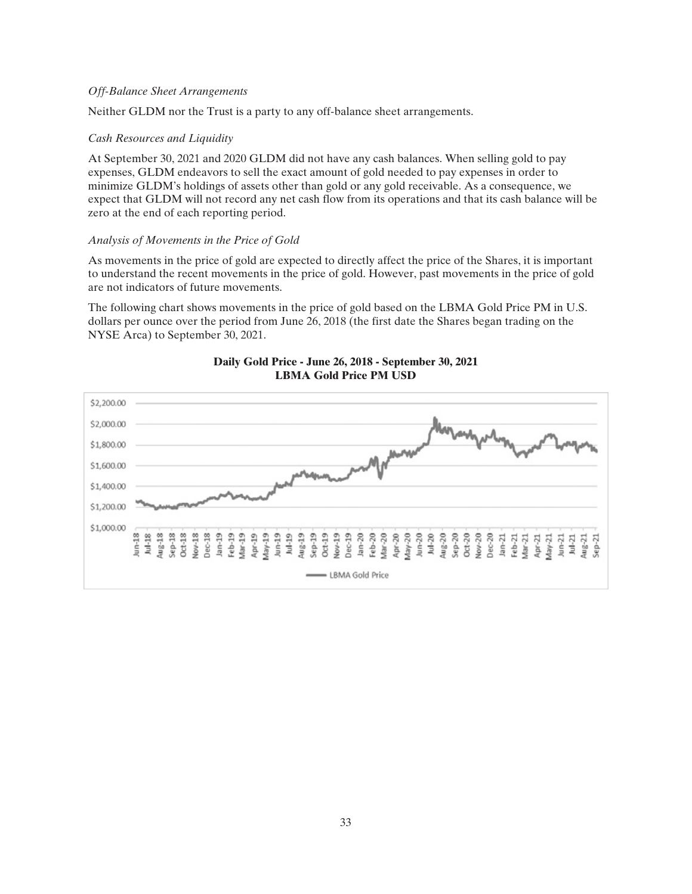*Off-Balance Sheet Arrangements*

Neither GLDM nor the Trust is a party to any off-balance sheet arrangements.

*Cash Resources and Liquidity*

At September 30, 2021 and 2020 GLDM did not have any cash balances. When selling gold to pay expenses, GLDM endeavors to sell the exact amount of gold needed to pay expenses in order to minimize GLDM's holdings of assets other than gold or any gold receivable. As a consequence, we expect that GLDM will not record any net cash flow from its operations and that its cash balance will be zero at the end of each reporting period.

*Analysis of Movements in the Price of Gold*

As movements in the price of gold are expected to directly affect the price of the Shares, it is important to understand the recent movements in the price of gold. However, past movements in the price of gold are not indicators of future movements.

The following chart shows movements in the price of gold based on the LBMA Gold Price PM in U.S. dollars per ounce over the period from June 26, 2018 (the first date the Shares began trading on the NYSE Arca) to September 30, 2021.

**Daily Gold Price - June 26, 2018 - September 30, 2021**
**LBMA Gold Price PM USD**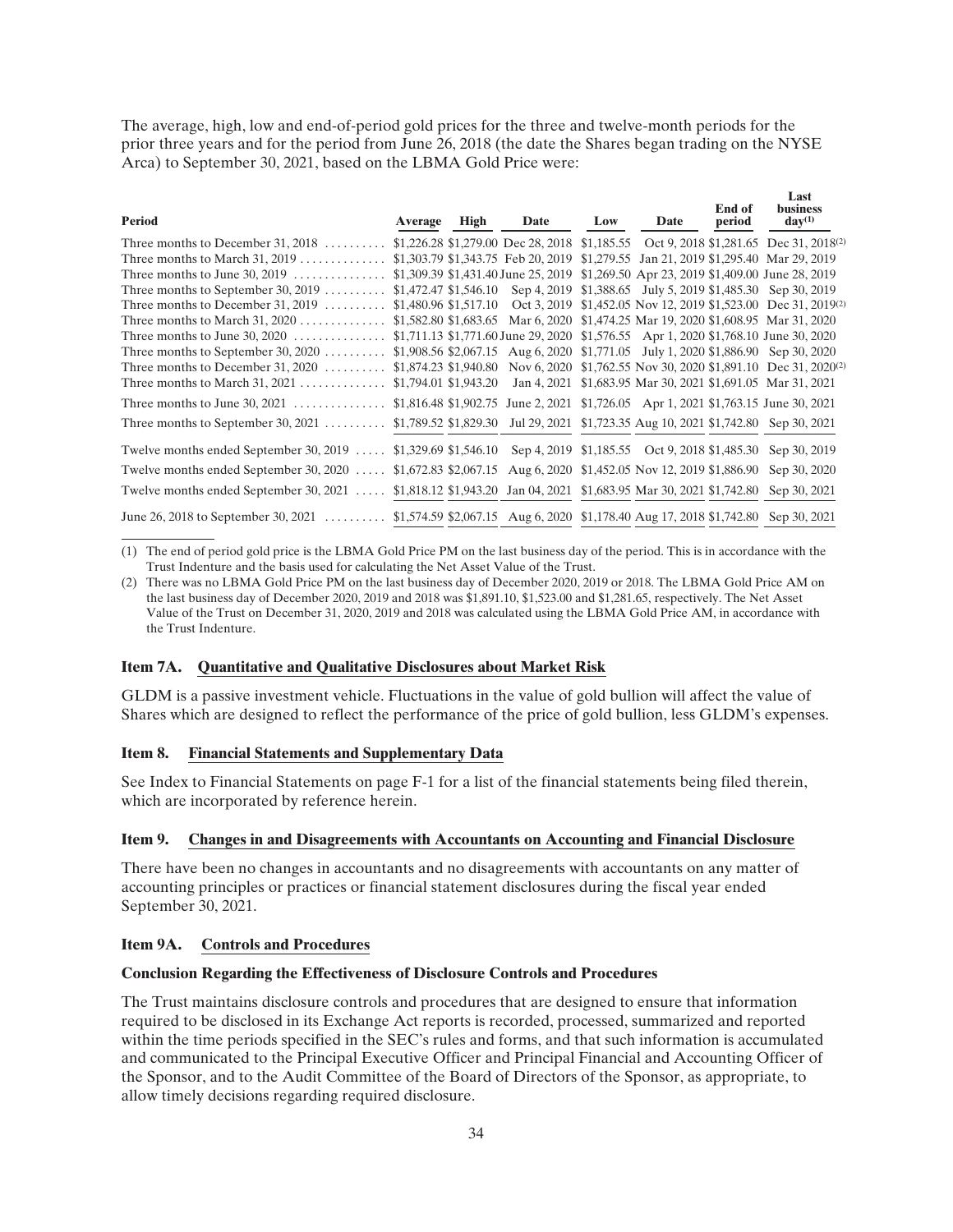The average, high, low and end-of-period gold prices for the three and twelve-month periods for the prior three years and for the period from June 26, 2018 (the date the Shares began trading on the NYSE Arca) to September 30, 2021, based on the LBMA Gold Price were:

| Period | Average | High | Date | Low | Date | End of period | Last business day[(1)] |
|---|---|---|---|---|---|---|---|
| Three months to December 31, 2018 | $1,226.28 | $1,279.00 | Dec 28, 2018 | $1,185.55 | Oct 9, 2018 | $1,281.65 | Dec 31, 2018[(2)] |
| Three months to March 31, 2019 | $1,303.79 | $1,343.75 | Feb 20, 2019 | $1,279.55 | Jan 21, 2019 | $1,295.40 | Mar 29, 2019 |
| Three months to June 30, 2019 | $1,309.39 | $1,431.40 | June 25, 2019 | $1,269.50 | Apr 23, 2019 | $1,409.00 | June 28, 2019 |
| Three months to September 30, 2019 | $1,472.47 | $1,546.10 | Sep 4, 2019 | $1,388.65 | July 5, 2019 | $1,485.30 | Sep 30, 2019 |
| Three months to December 31, 2019 | $1,480.96 | $1,517.10 | Oct 3, 2019 | $1,452.05 | Nov 12, 2019 | $1,523.00 | Dec 31, 2019[(2)] |
| Three months to March 31, 2020 | $1,582.80 | $1,683.65 | Mar 6, 2020 | $1,474.25 | Mar 19, 2020 | $1,608.95 | Mar 31, 2020 |
| Three months to June 30, 2020 | $1,711.13 | $1,771.60 | June 29, 2020 | $1,576.55 | Apr 1, 2020 | $1,768.10 | June 30, 2020 |
| Three months to September 30, 2020 | $1,908.56 | $2,067.15 | Aug 6, 2020 | $1,771.05 | July 1, 2020 | $1,886.90 | Sep 30, 2020 |
| Three months to December 31, 2020 | $1,874.23 | $1,940.80 | Nov 6, 2020 | $1,762.55 | Nov 30, 2020 | $1,891.10 | Dec 31, 2020[(2)] |
| Three months to March 31, 2021 | $1,794.01 | $1,943.20 | Jan 4, 2021 | $1,683.95 | Mar 30, 2021 | $1,691.05 | Mar 31, 2021 |
| Three months to June 30, 2021 | $1,816.48 | $1,902.75 | June 2, 2021 | $1,726.05 | Apr 1, 2021 | $1,763.15 | June 30, 2021 |
| Three months to September 30, 2021 | $1,789.52 | $1,829.30 | Jul 29, 2021 | $1,723.35 | Aug 10, 2021 | $1,742.80 | Sep 30, 2021 |
| Twelve months ended September 30, 2019 | $1,329.69 | $1,546.10 | Sep 4, 2019 | $1,185.55 | Oct 9, 2018 | $1,485.30 | Sep 30, 2019 |
| Twelve months ended September 30, 2020 | $1,672.83 | $2,067.15 | Aug 6, 2020 | $1,452.05 | Nov 12, 2019 | $1,886.90 | Sep 30, 2020 |
| Twelve months ended September 30, 2021 | $1,818.12 | $1,943.20 | Jan 04, 2021 | $1,683.95 | Mar 30, 2021 | $1,742.80 | Sep 30, 2021 |
| June 26, 2018 to September 30, 2021 | $1,574.59 | $2,067.15 | Aug 6, 2020 | $1,178.40 | Aug 17, 2018 | $1,742.80 | Sep 30, 2021 |

(1) The end of period gold price is the LBMA Gold Price PM on the last business day of the period. This is in accordance with the Trust Indenture and the basis used for calculating the Net Asset Value of the Trust.

(2) There was no LBMA Gold Price PM on the last business day of December 2020, 2019 or 2018. The LBMA Gold Price AM on the last business day of December 2020, 2019 and 2018 was $1,891.10, $1,523.00 and $1,281.65, respectively. The Net Asset Value of the Trust on December 31, 2020, 2019 and 2018 was calculated using the LBMA Gold Price AM, in accordance with the Trust Indenture.

### Item 7A. Quantitative and Qualitative Disclosures about Market Risk

GLDM is a passive investment vehicle. Fluctuations in the value of gold bullion will affect the value of Shares which are designed to reflect the performance of the price of gold bullion, less GLDM's expenses.

### Item 8. Financial Statements and Supplementary Data

See Index to Financial Statements on page F-1 for a list of the financial statements being filed therein, which are incorporated by reference herein.

### Item 9. Changes in and Disagreements with Accountants on Accounting and Financial Disclosure

There have been no changes in accountants and no disagreements with accountants on any matter of accounting principles or practices or financial statement disclosures during the fiscal year ended September 30, 2021.

### Item 9A. Controls and Procedures

**Conclusion Regarding the Effectiveness of Disclosure Controls and Procedures**

The Trust maintains disclosure controls and procedures that are designed to ensure that information required to be disclosed in its Exchange Act reports is recorded, processed, summarized and reported within the time periods specified in the SEC's rules and forms, and that such information is accumulated and communicated to the Principal Executive Officer and Principal Financial and Accounting Officer of the Sponsor, and to the Audit Committee of the Board of Directors of the Sponsor, as appropriate, to allow timely decisions regarding required disclosure.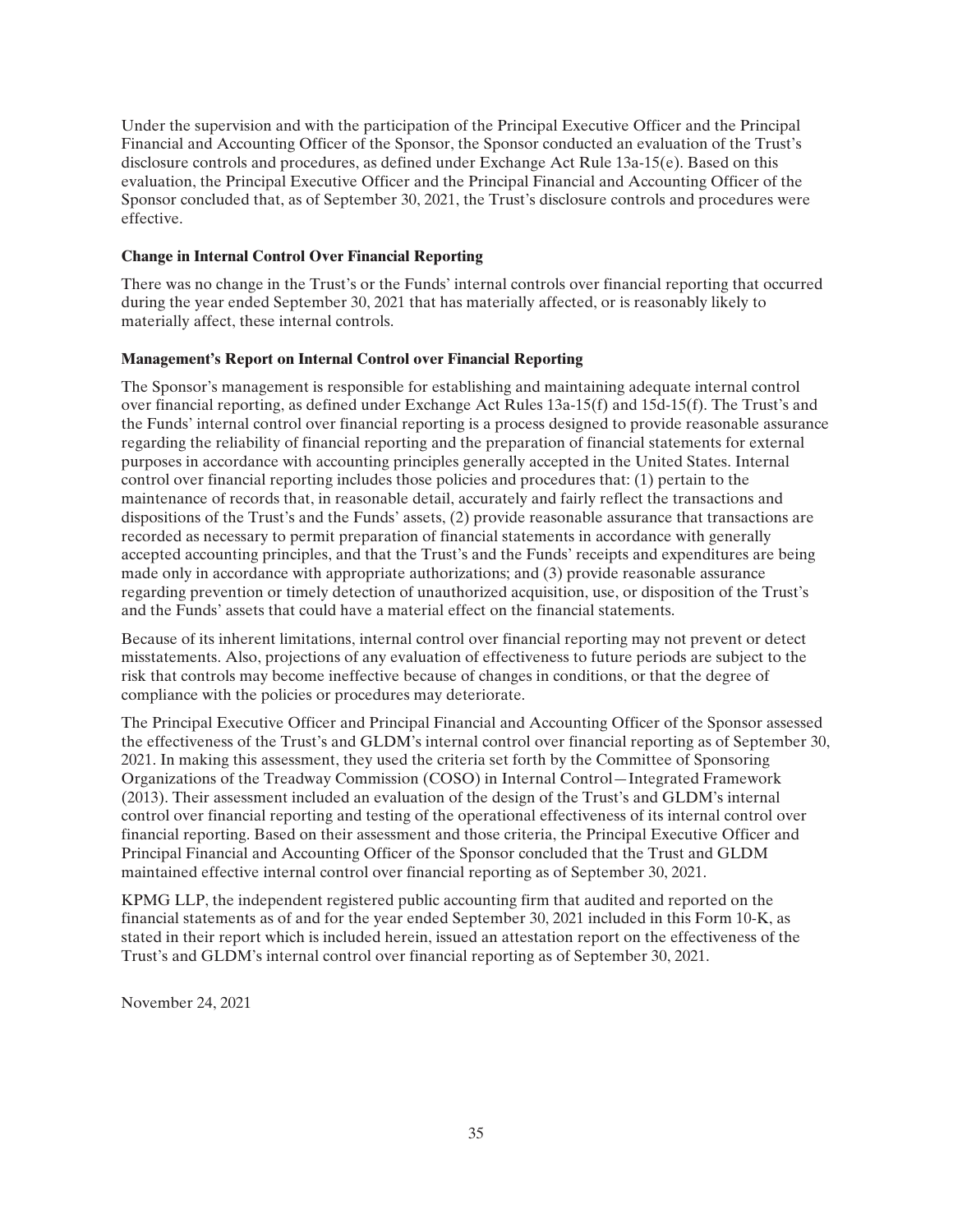Under the supervision and with the participation of the Principal Executive Officer and the Principal Financial and Accounting Officer of the Sponsor, the Sponsor conducted an evaluation of the Trust's disclosure controls and procedures, as defined under Exchange Act Rule 13a-15(e). Based on this evaluation, the Principal Executive Officer and the Principal Financial and Accounting Officer of the Sponsor concluded that, as of September 30, 2021, the Trust's disclosure controls and procedures were effective.

**Change in Internal Control Over Financial Reporting**

There was no change in the Trust's or the Funds' internal controls over financial reporting that occurred during the year ended September 30, 2021 that has materially affected, or is reasonably likely to materially affect, these internal controls.

**Management's Report on Internal Control over Financial Reporting**

The Sponsor's management is responsible for establishing and maintaining adequate internal control over financial reporting, as defined under Exchange Act Rules 13a-15(f) and 15d-15(f). The Trust's and the Funds' internal control over financial reporting is a process designed to provide reasonable assurance regarding the reliability of financial reporting and the preparation of financial statements for external purposes in accordance with accounting principles generally accepted in the United States. Internal control over financial reporting includes those policies and procedures that: (1) pertain to the maintenance of records that, in reasonable detail, accurately and fairly reflect the transactions and dispositions of the Trust's and the Funds' assets, (2) provide reasonable assurance that transactions are recorded as necessary to permit preparation of financial statements in accordance with generally accepted accounting principles, and that the Trust's and the Funds' receipts and expenditures are being made only in accordance with appropriate authorizations; and (3) provide reasonable assurance regarding prevention or timely detection of unauthorized acquisition, use, or disposition of the Trust's and the Funds' assets that could have a material effect on the financial statements.

Because of its inherent limitations, internal control over financial reporting may not prevent or detect misstatements. Also, projections of any evaluation of effectiveness to future periods are subject to the risk that controls may become ineffective because of changes in conditions, or that the degree of compliance with the policies or procedures may deteriorate.

The Principal Executive Officer and Principal Financial and Accounting Officer of the Sponsor assessed the effectiveness of the Trust's and GLDM's internal control over financial reporting as of September 30, 2021. In making this assessment, they used the criteria set forth by the Committee of Sponsoring Organizations of the Treadway Commission (COSO) in Internal Control—Integrated Framework (2013). Their assessment included an evaluation of the design of the Trust's and GLDM's internal control over financial reporting and testing of the operational effectiveness of its internal control over financial reporting. Based on their assessment and those criteria, the Principal Executive Officer and Principal Financial and Accounting Officer of the Sponsor concluded that the Trust and GLDM maintained effective internal control over financial reporting as of September 30, 2021.

KPMG LLP, the independent registered public accounting firm that audited and reported on the financial statements as of and for the year ended September 30, 2021 included in this Form 10-K, as stated in their report which is included herein, issued an attestation report on the effectiveness of the Trust's and GLDM's internal control over financial reporting as of September 30, 2021.

November 24, 2021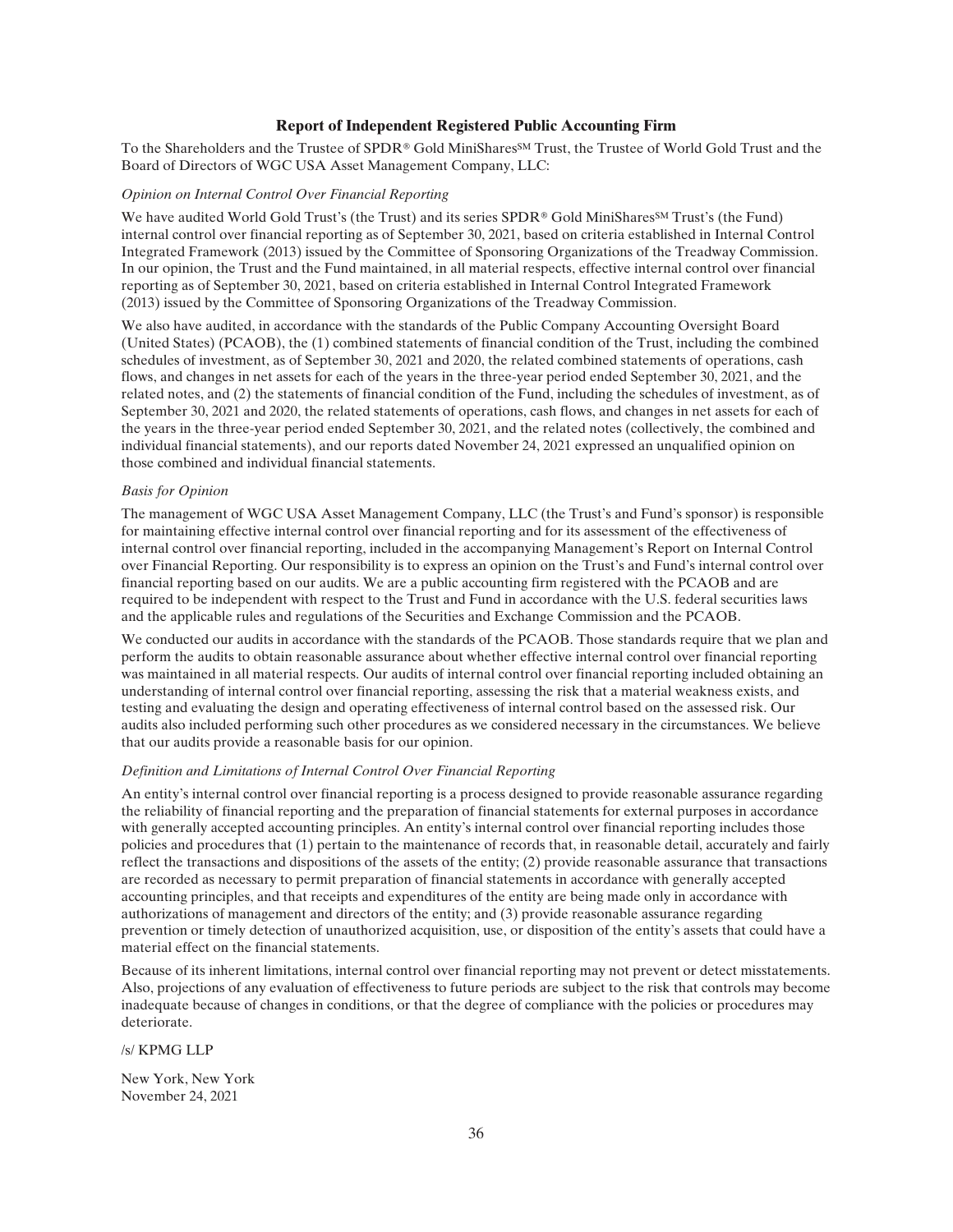## Report of Independent Registered Public Accounting Firm

To the Shareholders and the Trustee of SPDR® Gold MiniShares℠ Trust, the Trustee of World Gold Trust and the Board of Directors of WGC USA Asset Management Company, LLC:

*Opinion on Internal Control Over Financial Reporting*

We have audited World Gold Trust's (the Trust) and its series SPDR® Gold MiniShares℠ Trust's (the Fund) internal control over financial reporting as of September 30, 2021, based on criteria established in Internal Control Integrated Framework (2013) issued by the Committee of Sponsoring Organizations of the Treadway Commission. In our opinion, the Trust and the Fund maintained, in all material respects, effective internal control over financial reporting as of September 30, 2021, based on criteria established in Internal Control Integrated Framework (2013) issued by the Committee of Sponsoring Organizations of the Treadway Commission.

We also have audited, in accordance with the standards of the Public Company Accounting Oversight Board (United States) (PCAOB), the (1) combined statements of financial condition of the Trust, including the combined schedules of investment, as of September 30, 2021 and 2020, the related combined statements of operations, cash flows, and changes in net assets for each of the years in the three-year period ended September 30, 2021, and the related notes, and (2) the statements of financial condition of the Fund, including the schedules of investment, as of September 30, 2021 and 2020, the related statements of operations, cash flows, and changes in net assets for each of the years in the three-year period ended September 30, 2021, and the related notes (collectively, the combined and individual financial statements), and our reports dated November 24, 2021 expressed an unqualified opinion on those combined and individual financial statements.

*Basis for Opinion*

The management of WGC USA Asset Management Company, LLC (the Trust's and Fund's sponsor) is responsible for maintaining effective internal control over financial reporting and for its assessment of the effectiveness of internal control over financial reporting, included in the accompanying Management's Report on Internal Control over Financial Reporting. Our responsibility is to express an opinion on the Trust's and Fund's internal control over financial reporting based on our audits. We are a public accounting firm registered with the PCAOB and are required to be independent with respect to the Trust and Fund in accordance with the U.S. federal securities laws and the applicable rules and regulations of the Securities and Exchange Commission and the PCAOB.

We conducted our audits in accordance with the standards of the PCAOB. Those standards require that we plan and perform the audits to obtain reasonable assurance about whether effective internal control over financial reporting was maintained in all material respects. Our audits of internal control over financial reporting included obtaining an understanding of internal control over financial reporting, assessing the risk that a material weakness exists, and testing and evaluating the design and operating effectiveness of internal control based on the assessed risk. Our audits also included performing such other procedures as we considered necessary in the circumstances. We believe that our audits provide a reasonable basis for our opinion.

*Definition and Limitations of Internal Control Over Financial Reporting*

An entity's internal control over financial reporting is a process designed to provide reasonable assurance regarding the reliability of financial reporting and the preparation of financial statements for external purposes in accordance with generally accepted accounting principles. An entity's internal control over financial reporting includes those policies and procedures that (1) pertain to the maintenance of records that, in reasonable detail, accurately and fairly reflect the transactions and dispositions of the assets of the entity; (2) provide reasonable assurance that transactions are recorded as necessary to permit preparation of financial statements in accordance with generally accepted accounting principles, and that receipts and expenditures of the entity are being made only in accordance with authorizations of management and directors of the entity; and (3) provide reasonable assurance regarding prevention or timely detection of unauthorized acquisition, use, or disposition of the entity's assets that could have a material effect on the financial statements.

Because of its inherent limitations, internal control over financial reporting may not prevent or detect misstatements. Also, projections of any evaluation of effectiveness to future periods are subject to the risk that controls may become inadequate because of changes in conditions, or that the degree of compliance with the policies or procedures may deteriorate.

/s/ KPMG LLP

New York, New York
November 24, 2021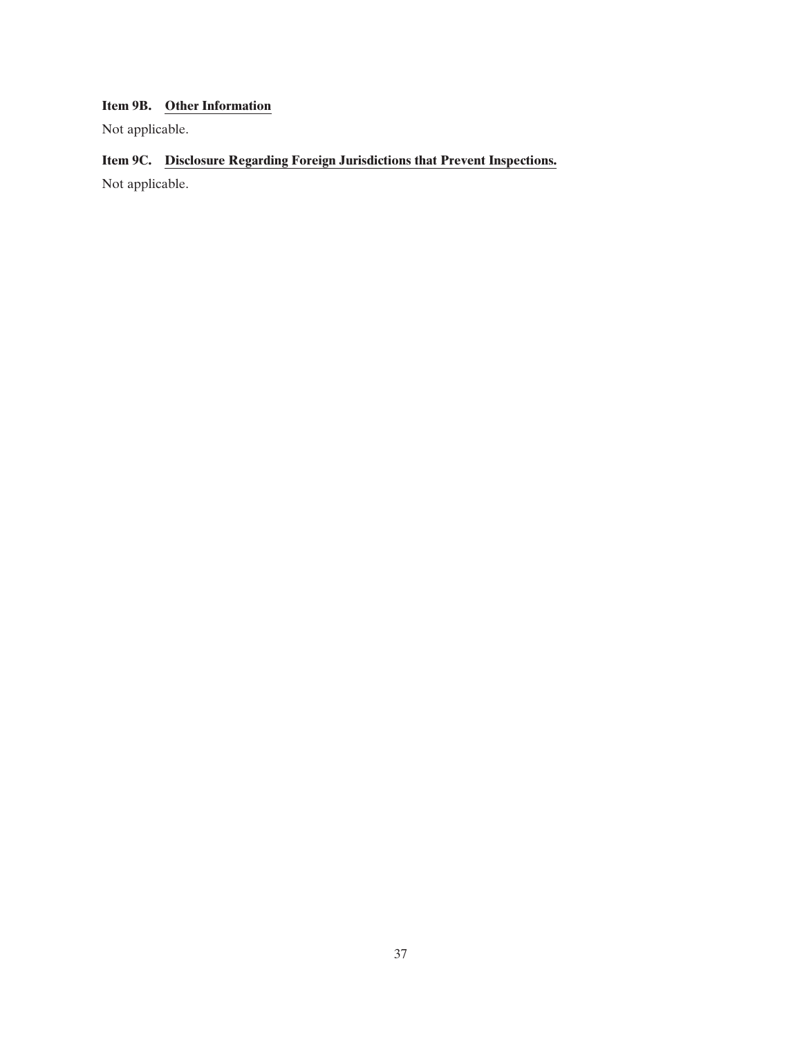### Item 9B. Other Information

Not applicable.

### Item 9C. Disclosure Regarding Foreign Jurisdictions that Prevent Inspections.

Not applicable.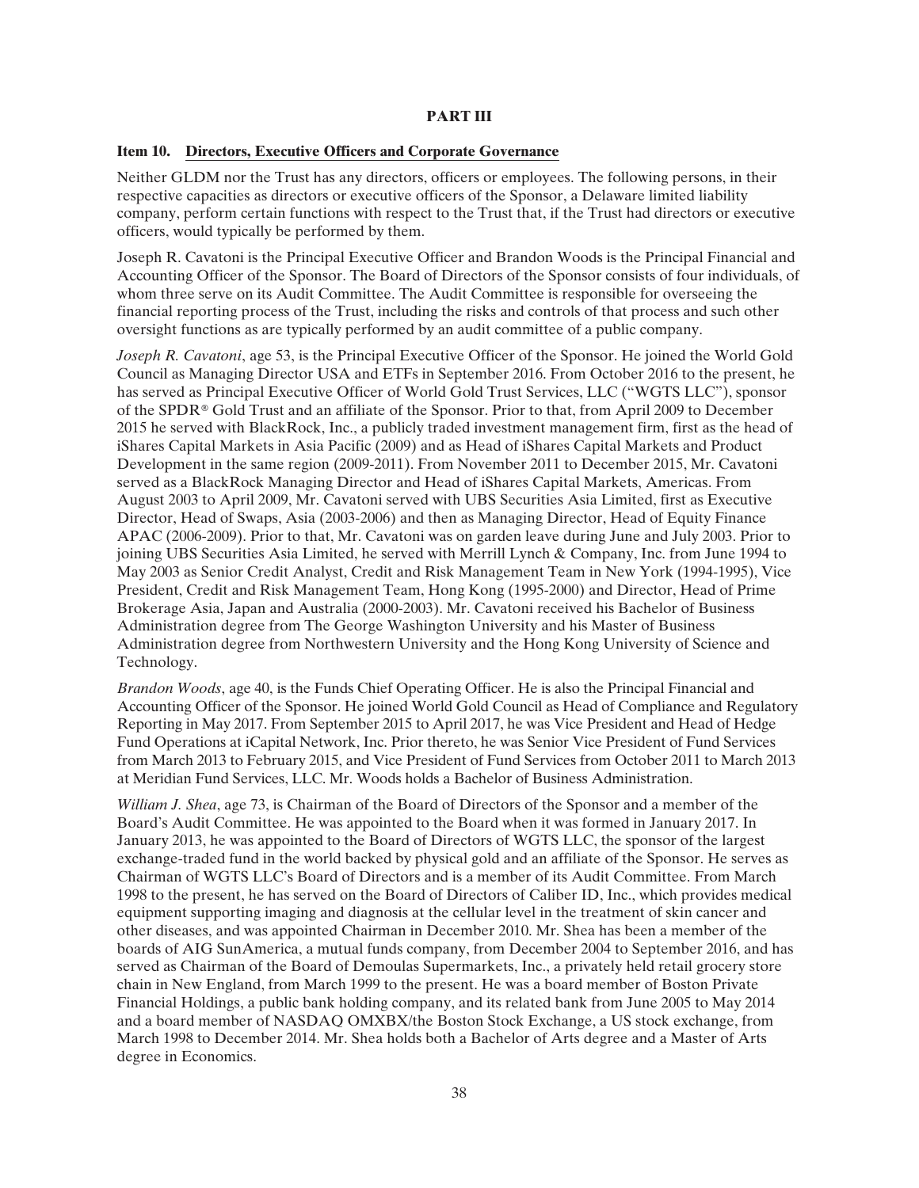## PART III

### Item 10. Directors, Executive Officers and Corporate Governance

Neither GLDM nor the Trust has any directors, officers or employees. The following persons, in their respective capacities as directors or executive officers of the Sponsor, a Delaware limited liability company, perform certain functions with respect to the Trust that, if the Trust had directors or executive officers, would typically be performed by them.

Joseph R. Cavatoni is the Principal Executive Officer and Brandon Woods is the Principal Financial and Accounting Officer of the Sponsor. The Board of Directors of the Sponsor consists of four individuals, of whom three serve on its Audit Committee. The Audit Committee is responsible for overseeing the financial reporting process of the Trust, including the risks and controls of that process and such other oversight functions as are typically performed by an audit committee of a public company.

*Joseph R. Cavatoni*, age 53, is the Principal Executive Officer of the Sponsor. He joined the World Gold Council as Managing Director USA and ETFs in September 2016. From October 2016 to the present, he has served as Principal Executive Officer of World Gold Trust Services, LLC ("WGTS LLC"), sponsor of the SPDR® Gold Trust and an affiliate of the Sponsor. Prior to that, from April 2009 to December 2015 he served with BlackRock, Inc., a publicly traded investment management firm, first as the head of iShares Capital Markets in Asia Pacific (2009) and as Head of iShares Capital Markets and Product Development in the same region (2009-2011). From November 2011 to December 2015, Mr. Cavatoni served as a BlackRock Managing Director and Head of iShares Capital Markets, Americas. From August 2003 to April 2009, Mr. Cavatoni served with UBS Securities Asia Limited, first as Executive Director, Head of Swaps, Asia (2003-2006) and then as Managing Director, Head of Equity Finance APAC (2006-2009). Prior to that, Mr. Cavatoni was on garden leave during June and July 2003. Prior to joining UBS Securities Asia Limited, he served with Merrill Lynch & Company, Inc. from June 1994 to May 2003 as Senior Credit Analyst, Credit and Risk Management Team in New York (1994-1995), Vice President, Credit and Risk Management Team, Hong Kong (1995-2000) and Director, Head of Prime Brokerage Asia, Japan and Australia (2000-2003). Mr. Cavatoni received his Bachelor of Business Administration degree from The George Washington University and his Master of Business Administration degree from Northwestern University and the Hong Kong University of Science and Technology.

*Brandon Woods*, age 40, is the Funds Chief Operating Officer. He is also the Principal Financial and Accounting Officer of the Sponsor. He joined World Gold Council as Head of Compliance and Regulatory Reporting in May 2017. From September 2015 to April 2017, he was Vice President and Head of Hedge Fund Operations at iCapital Network, Inc. Prior thereto, he was Senior Vice President of Fund Services from March 2013 to February 2015, and Vice President of Fund Services from October 2011 to March 2013 at Meridian Fund Services, LLC. Mr. Woods holds a Bachelor of Business Administration.

*William J. Shea*, age 73, is Chairman of the Board of Directors of the Sponsor and a member of the Board's Audit Committee. He was appointed to the Board when it was formed in January 2017. In January 2013, he was appointed to the Board of Directors of WGTS LLC, the sponsor of the largest exchange-traded fund in the world backed by physical gold and an affiliate of the Sponsor. He serves as Chairman of WGTS LLC's Board of Directors and is a member of its Audit Committee. From March 1998 to the present, he has served on the Board of Directors of Caliber ID, Inc., which provides medical equipment supporting imaging and diagnosis at the cellular level in the treatment of skin cancer and other diseases, and was appointed Chairman in December 2010. Mr. Shea has been a member of the boards of AIG SunAmerica, a mutual funds company, from December 2004 to September 2016, and has served as Chairman of the Board of Demoulas Supermarkets, Inc., a privately held retail grocery store chain in New England, from March 1999 to the present. He was a board member of Boston Private Financial Holdings, a public bank holding company, and its related bank from June 2005 to May 2014 and a board member of NASDAQ OMXBX/the Boston Stock Exchange, a US stock exchange, from March 1998 to December 2014. Mr. Shea holds both a Bachelor of Arts degree and a Master of Arts degree in Economics.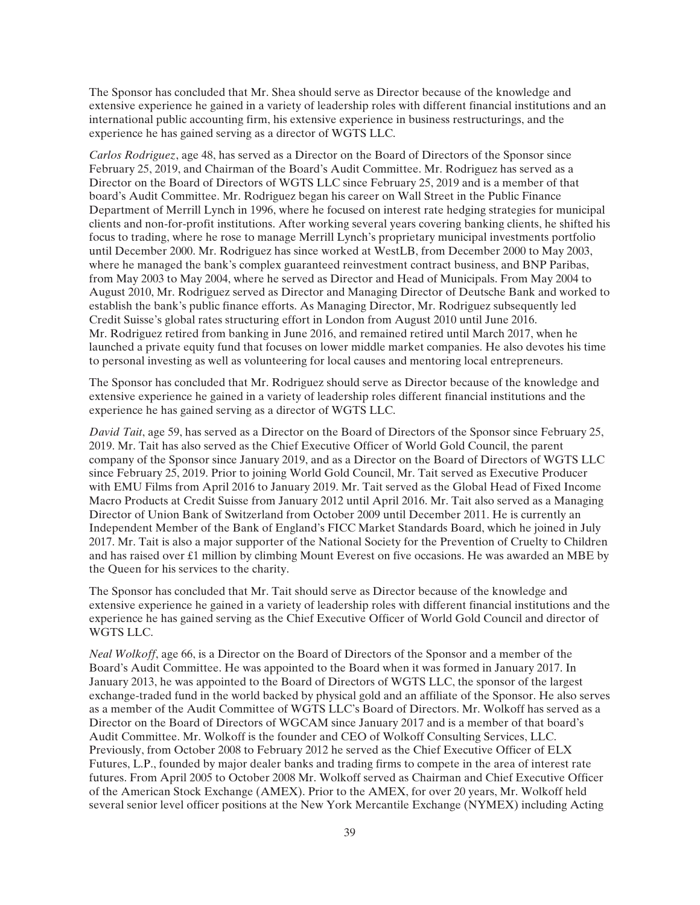The Sponsor has concluded that Mr. Shea should serve as Director because of the knowledge and extensive experience he gained in a variety of leadership roles with different financial institutions and an international public accounting firm, his extensive experience in business restructurings, and the experience he has gained serving as a director of WGTS LLC.

*Carlos Rodriguez*, age 48, has served as a Director on the Board of Directors of the Sponsor since February 25, 2019, and Chairman of the Board's Audit Committee. Mr. Rodriguez has served as a Director on the Board of Directors of WGTS LLC since February 25, 2019 and is a member of that board's Audit Committee. Mr. Rodriguez began his career on Wall Street in the Public Finance Department of Merrill Lynch in 1996, where he focused on interest rate hedging strategies for municipal clients and non-for-profit institutions. After working several years covering banking clients, he shifted his focus to trading, where he rose to manage Merrill Lynch's proprietary municipal investments portfolio until December 2000. Mr. Rodriguez has since worked at WestLB, from December 2000 to May 2003, where he managed the bank's complex guaranteed reinvestment contract business, and BNP Paribas, from May 2003 to May 2004, where he served as Director and Head of Municipals. From May 2004 to August 2010, Mr. Rodriguez served as Director and Managing Director of Deutsche Bank and worked to establish the bank's public finance efforts. As Managing Director, Mr. Rodriguez subsequently led Credit Suisse's global rates structuring effort in London from August 2010 until June 2016. Mr. Rodriguez retired from banking in June 2016, and remained retired until March 2017, when he launched a private equity fund that focuses on lower middle market companies. He also devotes his time to personal investing as well as volunteering for local causes and mentoring local entrepreneurs.

The Sponsor has concluded that Mr. Rodriguez should serve as Director because of the knowledge and extensive experience he gained in a variety of leadership roles different financial institutions and the experience he has gained serving as a director of WGTS LLC.

*David Tait*, age 59, has served as a Director on the Board of Directors of the Sponsor since February 25, 2019. Mr. Tait has also served as the Chief Executive Officer of World Gold Council, the parent company of the Sponsor since January 2019, and as a Director on the Board of Directors of WGTS LLC since February 25, 2019. Prior to joining World Gold Council, Mr. Tait served as Executive Producer with EMU Films from April 2016 to January 2019. Mr. Tait served as the Global Head of Fixed Income Macro Products at Credit Suisse from January 2012 until April 2016. Mr. Tait also served as a Managing Director of Union Bank of Switzerland from October 2009 until December 2011. He is currently an Independent Member of the Bank of England's FICC Market Standards Board, which he joined in July 2017. Mr. Tait is also a major supporter of the National Society for the Prevention of Cruelty to Children and has raised over £1 million by climbing Mount Everest on five occasions. He was awarded an MBE by the Queen for his services to the charity.

The Sponsor has concluded that Mr. Tait should serve as Director because of the knowledge and extensive experience he gained in a variety of leadership roles with different financial institutions and the experience he has gained serving as the Chief Executive Officer of World Gold Council and director of WGTS LLC.

*Neal Wolkoff*, age 66, is a Director on the Board of Directors of the Sponsor and a member of the Board's Audit Committee. He was appointed to the Board when it was formed in January 2017. In January 2013, he was appointed to the Board of Directors of WGTS LLC, the sponsor of the largest exchange-traded fund in the world backed by physical gold and an affiliate of the Sponsor. He also serves as a member of the Audit Committee of WGTS LLC's Board of Directors. Mr. Wolkoff has served as a Director on the Board of Directors of WGCAM since January 2017 and is a member of that board's Audit Committee. Mr. Wolkoff is the founder and CEO of Wolkoff Consulting Services, LLC. Previously, from October 2008 to February 2012 he served as the Chief Executive Officer of ELX Futures, L.P., founded by major dealer banks and trading firms to compete in the area of interest rate futures. From April 2005 to October 2008 Mr. Wolkoff served as Chairman and Chief Executive Officer of the American Stock Exchange (AMEX). Prior to the AMEX, for over 20 years, Mr. Wolkoff held several senior level officer positions at the New York Mercantile Exchange (NYMEX) including Acting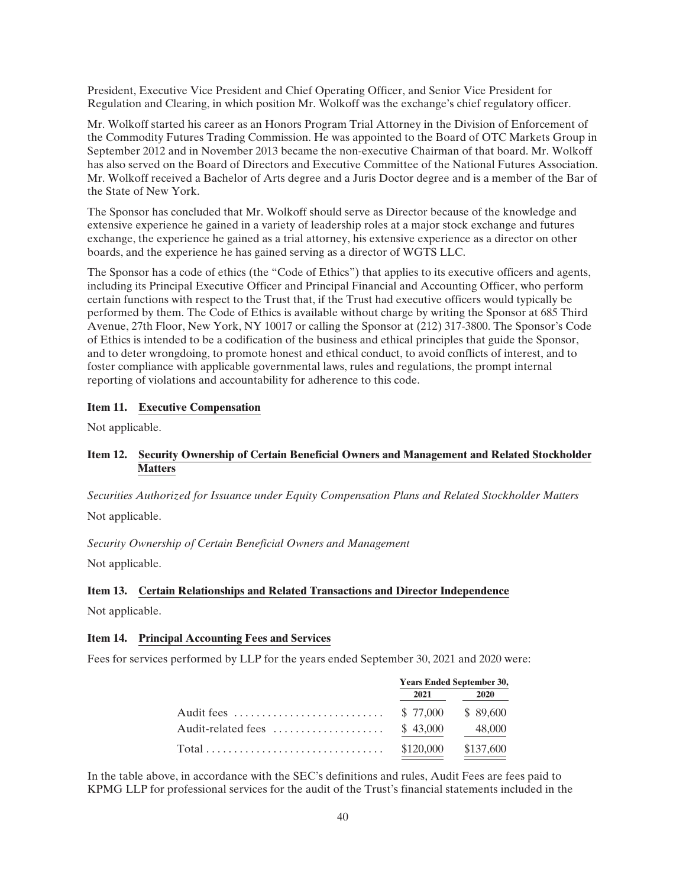President, Executive Vice President and Chief Operating Officer, and Senior Vice President for Regulation and Clearing, in which position Mr. Wolkoff was the exchange's chief regulatory officer.

Mr. Wolkoff started his career as an Honors Program Trial Attorney in the Division of Enforcement of the Commodity Futures Trading Commission. He was appointed to the Board of OTC Markets Group in September 2012 and in November 2013 became the non-executive Chairman of that board. Mr. Wolkoff has also served on the Board of Directors and Executive Committee of the National Futures Association. Mr. Wolkoff received a Bachelor of Arts degree and a Juris Doctor degree and is a member of the Bar of the State of New York.

The Sponsor has concluded that Mr. Wolkoff should serve as Director because of the knowledge and extensive experience he gained in a variety of leadership roles at a major stock exchange and futures exchange, the experience he gained as a trial attorney, his extensive experience as a director on other boards, and the experience he has gained serving as a director of WGTS LLC.

The Sponsor has a code of ethics (the "Code of Ethics") that applies to its executive officers and agents, including its Principal Executive Officer and Principal Financial and Accounting Officer, who perform certain functions with respect to the Trust that, if the Trust had executive officers would typically be performed by them. The Code of Ethics is available without charge by writing the Sponsor at 685 Third Avenue, 27th Floor, New York, NY 10017 or calling the Sponsor at (212) 317-3800. The Sponsor's Code of Ethics is intended to be a codification of the business and ethical principles that guide the Sponsor, and to deter wrongdoing, to promote honest and ethical conduct, to avoid conflicts of interest, and to foster compliance with applicable governmental laws, rules and regulations, the prompt internal reporting of violations and accountability for adherence to this code.

### Item 11. Executive Compensation

Not applicable.

### Item 12. Security Ownership of Certain Beneficial Owners and Management and Related Stockholder Matters

*Securities Authorized for Issuance under Equity Compensation Plans and Related Stockholder Matters*

Not applicable.

*Security Ownership of Certain Beneficial Owners and Management*

Not applicable.

### Item 13. Certain Relationships and Related Transactions and Director Independence

Not applicable.

### Item 14. Principal Accounting Fees and Services

Fees for services performed by LLP for the years ended September 30, 2021 and 2020 were:

| | Years Ended September 30, | |
|---|---|---|
| | 2021 | 2020 |
| Audit fees | $ 77,000 | $ 89,600 |
| Audit-related fees | $ 43,000 | 48,000 |
| Total | $120,000 | $137,600 |

In the table above, in accordance with the SEC's definitions and rules, Audit Fees are fees paid to KPMG LLP for professional services for the audit of the Trust's financial statements included in the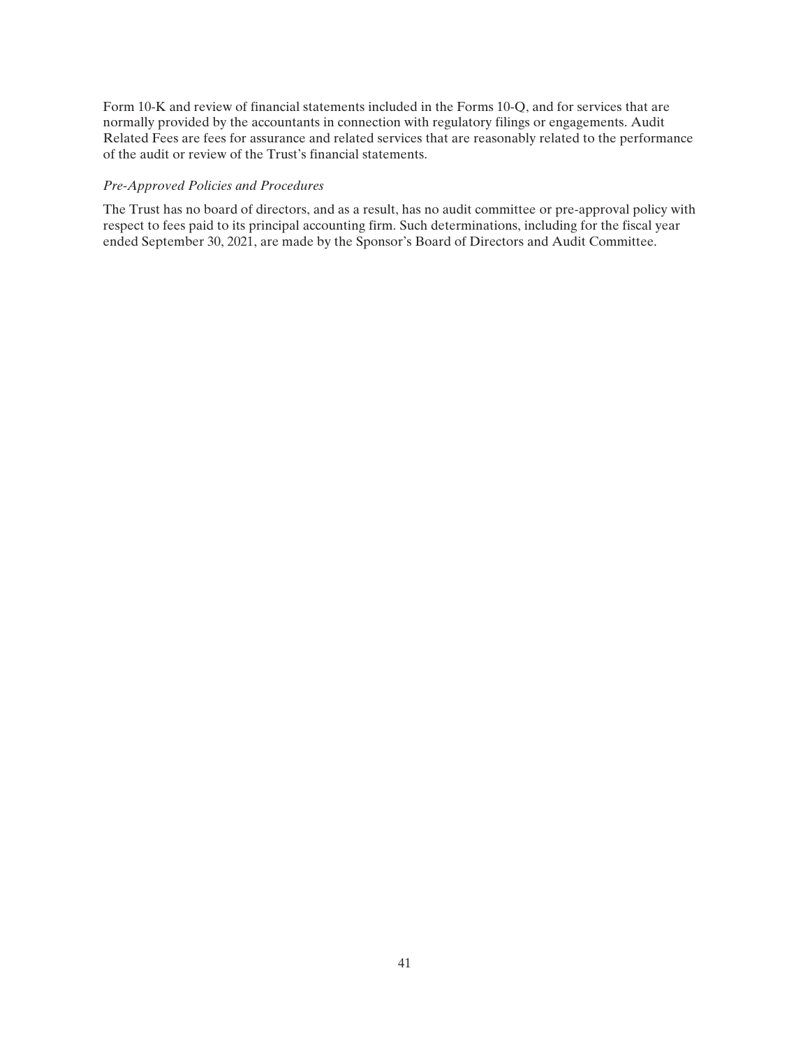Form 10-K and review of financial statements included in the Forms 10-Q, and for services that are normally provided by the accountants in connection with regulatory filings or engagements. Audit Related Fees are fees for assurance and related services that are reasonably related to the performance of the audit or review of the Trust's financial statements.

*Pre-Approved Policies and Procedures*

The Trust has no board of directors, and as a result, has no audit committee or pre-approval policy with respect to fees paid to its principal accounting firm. Such determinations, including for the fiscal year ended September 30, 2021, are made by the Sponsor's Board of Directors and Audit Committee.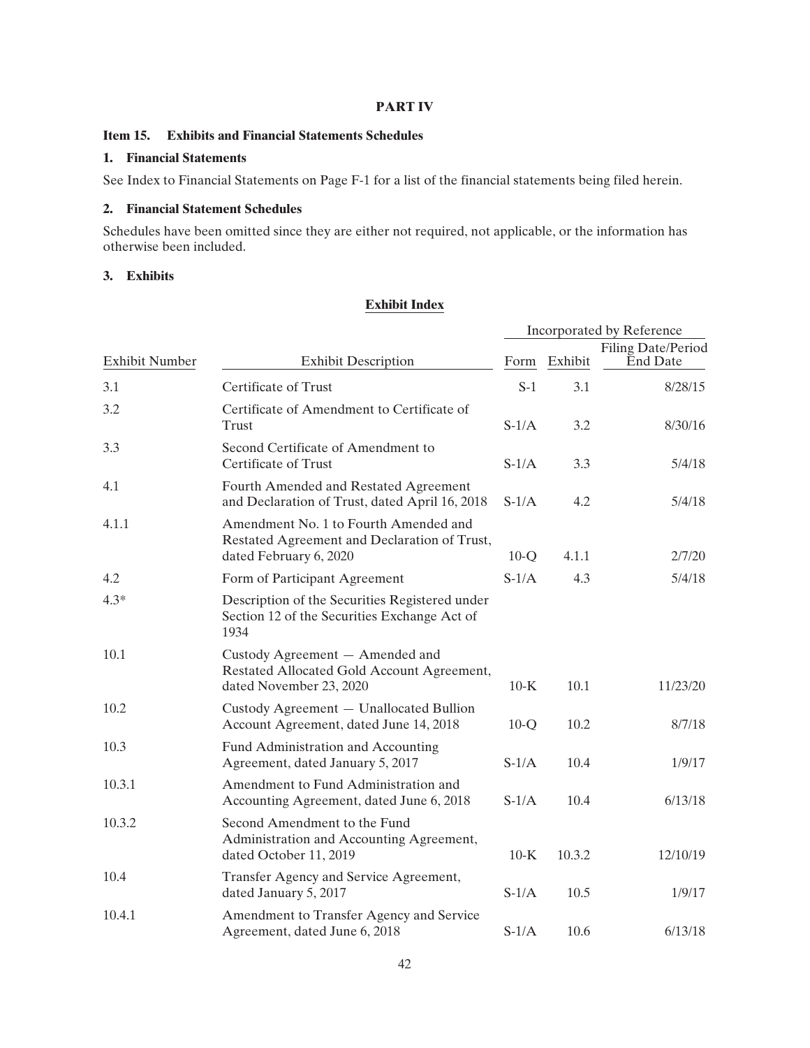# PART IV

## Item 15. Exhibits and Financial Statements Schedules

### 1. Financial Statements

See Index to Financial Statements on Page F-1 for a list of the financial statements being filed herein.

### 2. Financial Statement Schedules

Schedules have been omitted since they are either not required, not applicable, or the information has otherwise been included.

### 3. Exhibits

**Exhibit Index**

| Exhibit Number | Exhibit Description | Incorporated by Reference | | |
|---|---|---|---|---|
| | | Form | Exhibit | Filing Date/Period End Date |
| 3.1 | Certificate of Trust | S-1 | 3.1 | 8/28/15 |
| 3.2 | Certificate of Amendment to Certificate of Trust | S-1/A | 3.2 | 8/30/16 |
| 3.3 | Second Certificate of Amendment to Certificate of Trust | S-1/A | 3.3 | 5/4/18 |
| 4.1 | Fourth Amended and Restated Agreement and Declaration of Trust, dated April 16, 2018 | S-1/A | 4.2 | 5/4/18 |
| 4.1.1 | Amendment No. 1 to Fourth Amended and Restated Agreement and Declaration of Trust, dated February 6, 2020 | 10-Q | 4.1.1 | 2/7/20 |
| 4.2 | Form of Participant Agreement | S-1/A | 4.3 | 5/4/18 |
| 4.3* | Description of the Securities Registered under Section 12 of the Securities Exchange Act of 1934 | | | |
| 10.1 | Custody Agreement — Amended and Restated Allocated Gold Account Agreement, dated November 23, 2020 | 10-K | 10.1 | 11/23/20 |
| 10.2 | Custody Agreement — Unallocated Bullion Account Agreement, dated June 14, 2018 | 10-Q | 10.2 | 8/7/18 |
| 10.3 | Fund Administration and Accounting Agreement, dated January 5, 2017 | S-1/A | 10.4 | 1/9/17 |
| 10.3.1 | Amendment to Fund Administration and Accounting Agreement, dated June 6, 2018 | S-1/A | 10.4 | 6/13/18 |
| 10.3.2 | Second Amendment to the Fund Administration and Accounting Agreement, dated October 11, 2019 | 10-K | 10.3.2 | 12/10/19 |
| 10.4 | Transfer Agency and Service Agreement, dated January 5, 2017 | S-1/A | 10.5 | 1/9/17 |
| 10.4.1 | Amendment to Transfer Agency and Service Agreement, dated June 6, 2018 | S-1/A | 10.6 | 6/13/18 |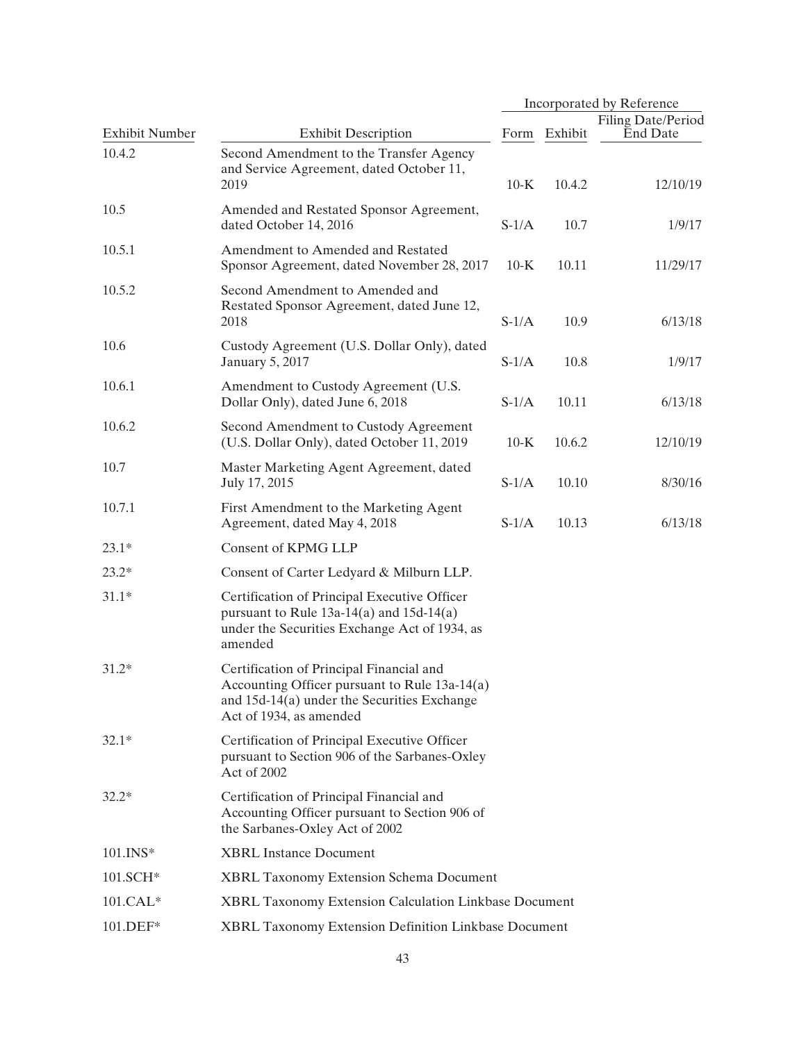| Exhibit Number | Exhibit Description | Incorporated by Reference | | |
|---|---|---|---|---|
| | | Form | Exhibit | Filing Date/Period End Date |
| 10.4.2 | Second Amendment to the Transfer Agency and Service Agreement, dated October 11, 2019 | 10-K | 10.4.2 | 12/10/19 |
| 10.5 | Amended and Restated Sponsor Agreement, dated October 14, 2016 | S-1/A | 10.7 | 1/9/17 |
| 10.5.1 | Amendment to Amended and Restated Sponsor Agreement, dated November 28, 2017 | 10-K | 10.11 | 11/29/17 |
| 10.5.2 | Second Amendment to Amended and Restated Sponsor Agreement, dated June 12, 2018 | S-1/A | 10.9 | 6/13/18 |
| 10.6 | Custody Agreement (U.S. Dollar Only), dated January 5, 2017 | S-1/A | 10.8 | 1/9/17 |
| 10.6.1 | Amendment to Custody Agreement (U.S. Dollar Only), dated June 6, 2018 | S-1/A | 10.11 | 6/13/18 |
| 10.6.2 | Second Amendment to Custody Agreement (U.S. Dollar Only), dated October 11, 2019 | 10-K | 10.6.2 | 12/10/19 |
| 10.7 | Master Marketing Agent Agreement, dated July 17, 2015 | S-1/A | 10.10 | 8/30/16 |
| 10.7.1 | First Amendment to the Marketing Agent Agreement, dated May 4, 2018 | S-1/A | 10.13 | 6/13/18 |
| 23.1* | Consent of KPMG LLP | | | |
| 23.2* | Consent of Carter Ledyard & Milburn LLP. | | | |
| 31.1* | Certification of Principal Executive Officer pursuant to Rule 13a-14(a) and 15d-14(a) under the Securities Exchange Act of 1934, as amended | | | |
| 31.2* | Certification of Principal Financial and Accounting Officer pursuant to Rule 13a-14(a) and 15d-14(a) under the Securities Exchange Act of 1934, as amended | | | |
| 32.1* | Certification of Principal Executive Officer pursuant to Section 906 of the Sarbanes-Oxley Act of 2002 | | | |
| 32.2* | Certification of Principal Financial and Accounting Officer pursuant to Section 906 of the Sarbanes-Oxley Act of 2002 | | | |
| 101.INS* | XBRL Instance Document | | | |
| 101.SCH* | XBRL Taxonomy Extension Schema Document | | | |
| 101.CAL* | XBRL Taxonomy Extension Calculation Linkbase Document | | | |
| 101.DEF* | XBRL Taxonomy Extension Definition Linkbase Document | | | |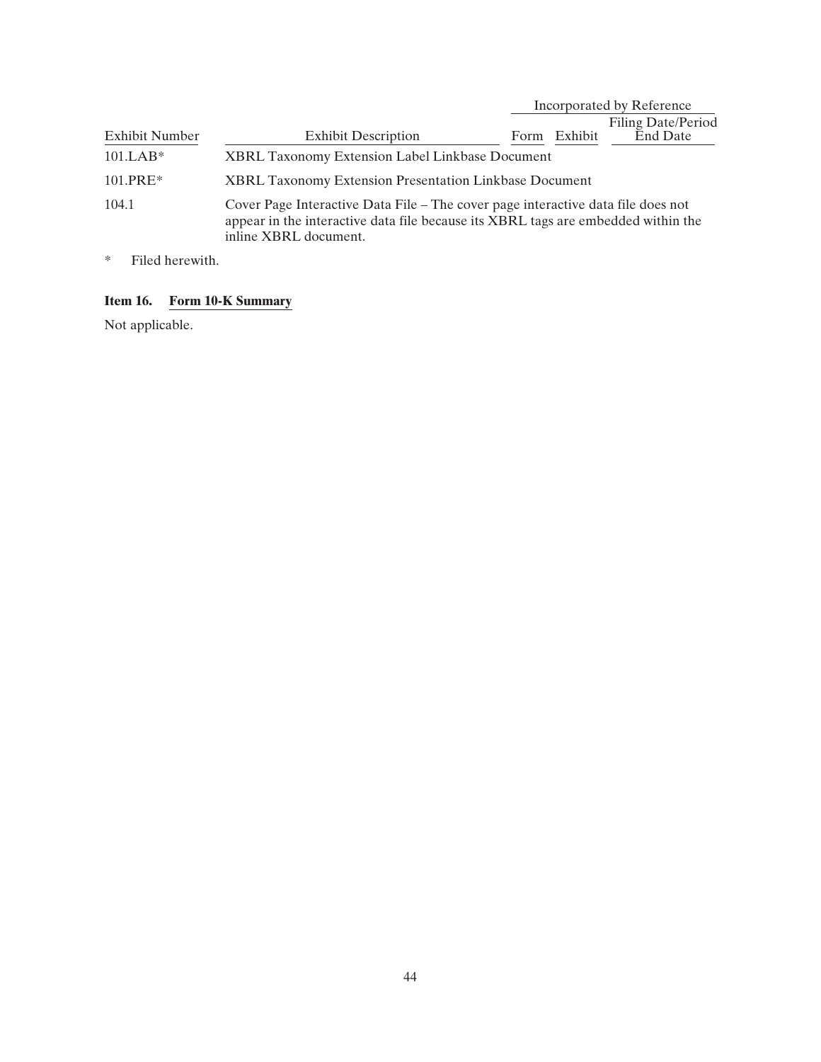| Exhibit Number | Exhibit Description | Incorporated by Reference | | |
|---|---|---|---|---|
| | | Form | Exhibit | Filing Date/Period End Date |
| 101.LAB* | XBRL Taxonomy Extension Label Linkbase Document | | | |
| 101.PRE* | XBRL Taxonomy Extension Presentation Linkbase Document | | | |
| 104.1 | Cover Page Interactive Data File – The cover page interactive data file does not appear in the interactive data file because its XBRL tags are embedded within the inline XBRL document. | | | |

\* Filed herewith.

**Item 16. Form 10-K Summary**

Not applicable.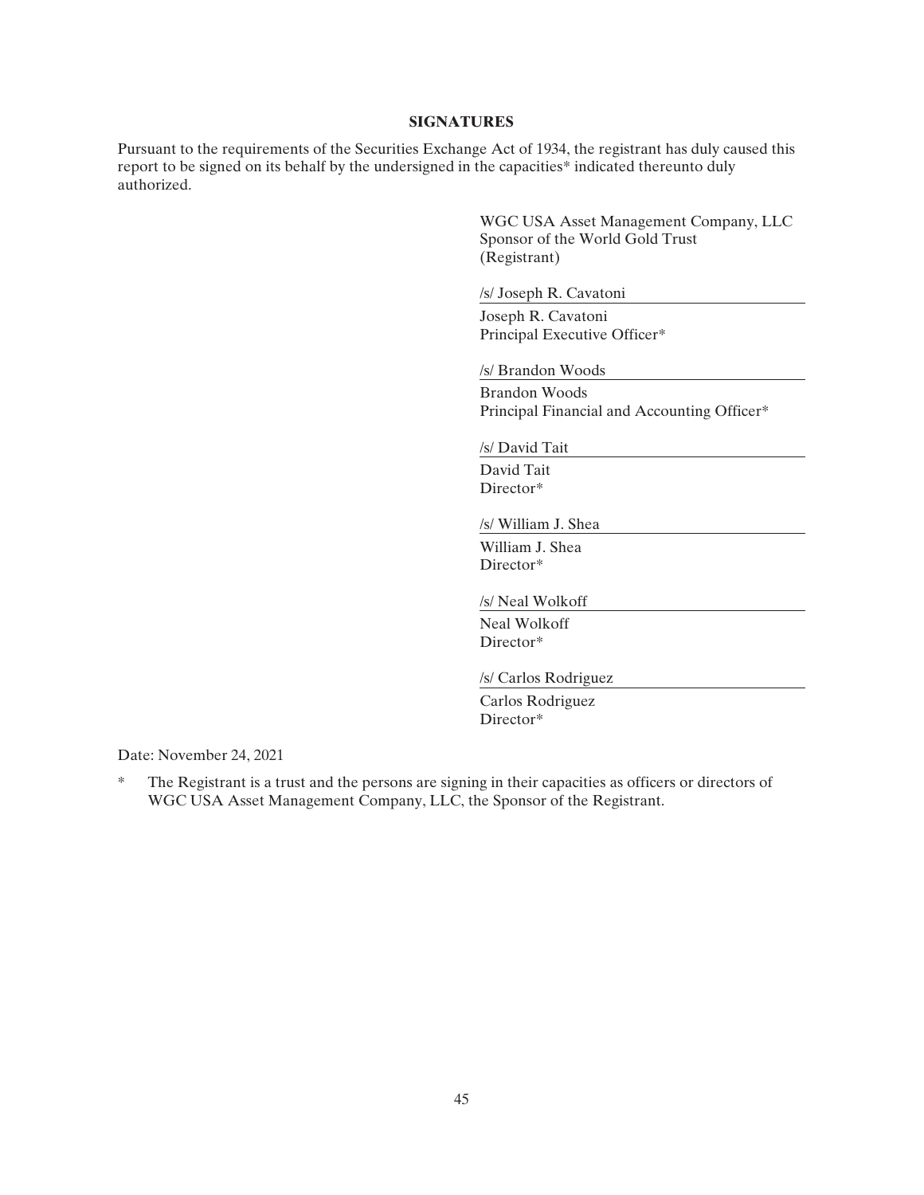## SIGNATURES

Pursuant to the requirements of the Securities Exchange Act of 1934, the registrant has duly caused this report to be signed on its behalf by the undersigned in the capacities* indicated thereunto duly authorized.

WGC USA Asset Management Company, LLC
Sponsor of the World Gold Trust
(Registrant)

/s/ Joseph R. Cavatoni

Joseph R. Cavatoni
Principal Executive Officer*

/s/ Brandon Woods

Brandon Woods
Principal Financial and Accounting Officer*

/s/ David Tait

David Tait
Director*

/s/ William J. Shea

William J. Shea
Director*

/s/ Neal Wolkoff

Neal Wolkoff
Director*

/s/ Carlos Rodriguez

Carlos Rodriguez
Director*

Date: November 24, 2021

\* The Registrant is a trust and the persons are signing in their capacities as officers or directors of WGC USA Asset Management Company, LLC, the Sponsor of the Registrant.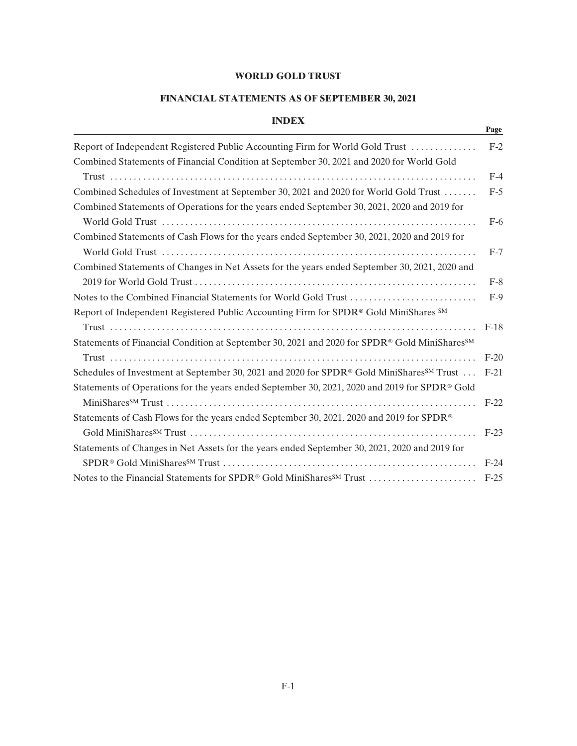# WORLD GOLD TRUST

## FINANCIAL STATEMENTS AS OF SEPTEMBER 30, 2021

### INDEX

| | Page |
|---|---|
| Report of Independent Registered Public Accounting Firm for World Gold Trust | F-2 |
| Combined Statements of Financial Condition at September 30, 2021 and 2020 for World Gold Trust | F-4 |
| Combined Schedules of Investment at September 30, 2021 and 2020 for World Gold Trust | F-5 |
| Combined Statements of Operations for the years ended September 30, 2021, 2020 and 2019 for World Gold Trust | F-6 |
| Combined Statements of Cash Flows for the years ended September 30, 2021, 2020 and 2019 for World Gold Trust | F-7 |
| Combined Statements of Changes in Net Assets for the years ended September 30, 2021, 2020 and 2019 for World Gold Trust | F-8 |
| Notes to the Combined Financial Statements for World Gold Trust | F-9 |
| Report of Independent Registered Public Accounting Firm for SPDR® Gold MiniShares SM Trust | F-18 |
| Statements of Financial Condition at September 30, 2021 and 2020 for SPDR® Gold MiniShares SM Trust | F-20 |
| Schedules of Investment at September 30, 2021 and 2020 for SPDR® Gold MiniShares SM Trust | F-21 |
| Statements of Operations for the years ended September 30, 2021, 2020 and 2019 for SPDR® Gold MiniShares SM Trust | F-22 |
| Statements of Cash Flows for the years ended September 30, 2021, 2020 and 2019 for SPDR® Gold MiniShares SM Trust | F-23 |
| Statements of Changes in Net Assets for the years ended September 30, 2021, 2020 and 2019 for SPDR® Gold MiniShares SM Trust | F-24 |
| Notes to the Financial Statements for SPDR® Gold MiniShares SM Trust | F-25 |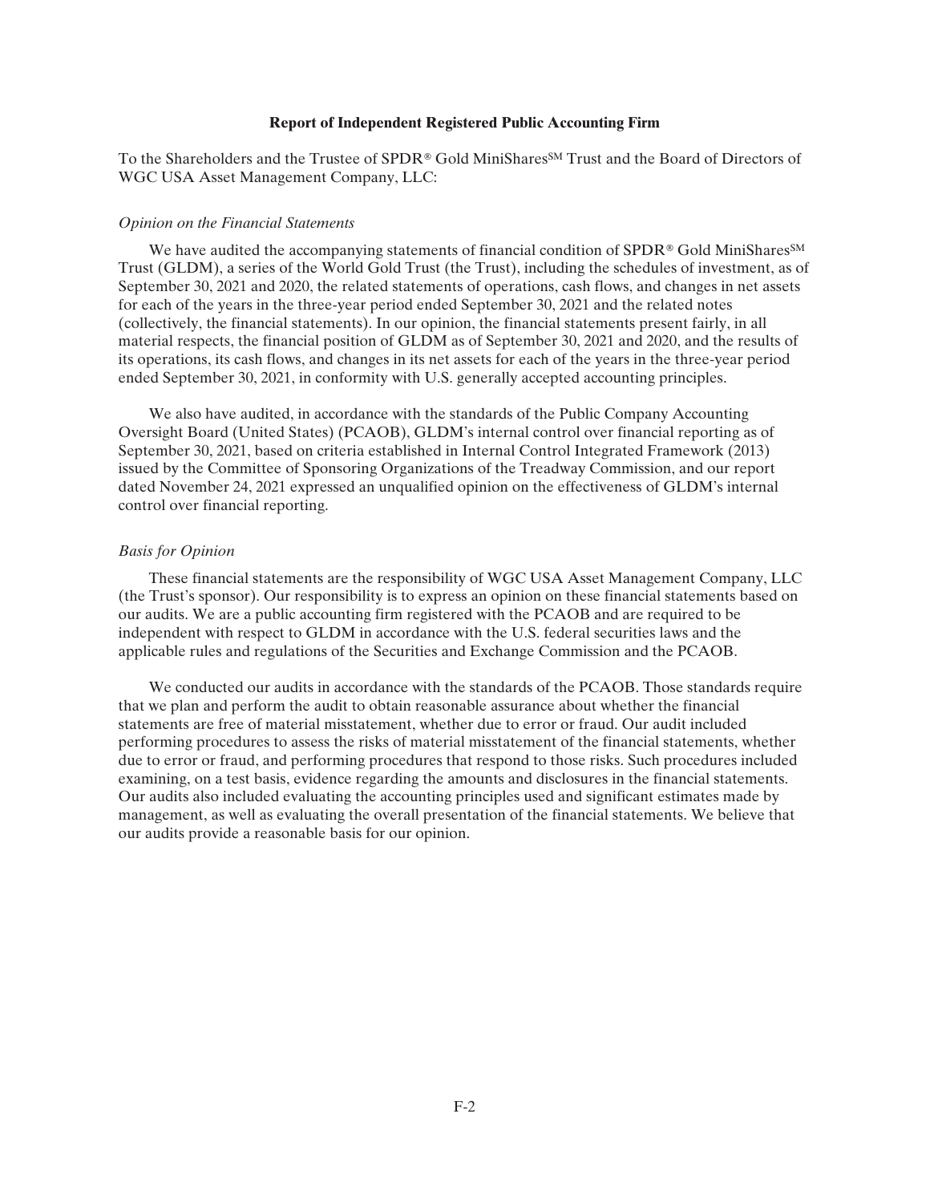**Report of Independent Registered Public Accounting Firm**

To the Shareholders and the Trustee of SPDR® Gold MiniShares℠ Trust and the Board of Directors of WGC USA Asset Management Company, LLC:

*Opinion on the Financial Statements*

We have audited the accompanying statements of financial condition of SPDR® Gold MiniShares℠ Trust (GLDM), a series of the World Gold Trust (the Trust), including the schedules of investment, as of September 30, 2021 and 2020, the related statements of operations, cash flows, and changes in net assets for each of the years in the three-year period ended September 30, 2021 and the related notes (collectively, the financial statements). In our opinion, the financial statements present fairly, in all material respects, the financial position of GLDM as of September 30, 2021 and 2020, and the results of its operations, its cash flows, and changes in its net assets for each of the years in the three-year period ended September 30, 2021, in conformity with U.S. generally accepted accounting principles.

We also have audited, in accordance with the standards of the Public Company Accounting Oversight Board (United States) (PCAOB), GLDM's internal control over financial reporting as of September 30, 2021, based on criteria established in Internal Control Integrated Framework (2013) issued by the Committee of Sponsoring Organizations of the Treadway Commission, and our report dated November 24, 2021 expressed an unqualified opinion on the effectiveness of GLDM's internal control over financial reporting.

*Basis for Opinion*

These financial statements are the responsibility of WGC USA Asset Management Company, LLC (the Trust's sponsor). Our responsibility is to express an opinion on these financial statements based on our audits. We are a public accounting firm registered with the PCAOB and are required to be independent with respect to GLDM in accordance with the U.S. federal securities laws and the applicable rules and regulations of the Securities and Exchange Commission and the PCAOB.

We conducted our audits in accordance with the standards of the PCAOB. Those standards require that we plan and perform the audit to obtain reasonable assurance about whether the financial statements are free of material misstatement, whether due to error or fraud. Our audit included performing procedures to assess the risks of material misstatement of the financial statements, whether due to error or fraud, and performing procedures that respond to those risks. Such procedures included examining, on a test basis, evidence regarding the amounts and disclosures in the financial statements. Our audits also included evaluating the accounting principles used and significant estimates made by management, as well as evaluating the overall presentation of the financial statements. We believe that our audits provide a reasonable basis for our opinion.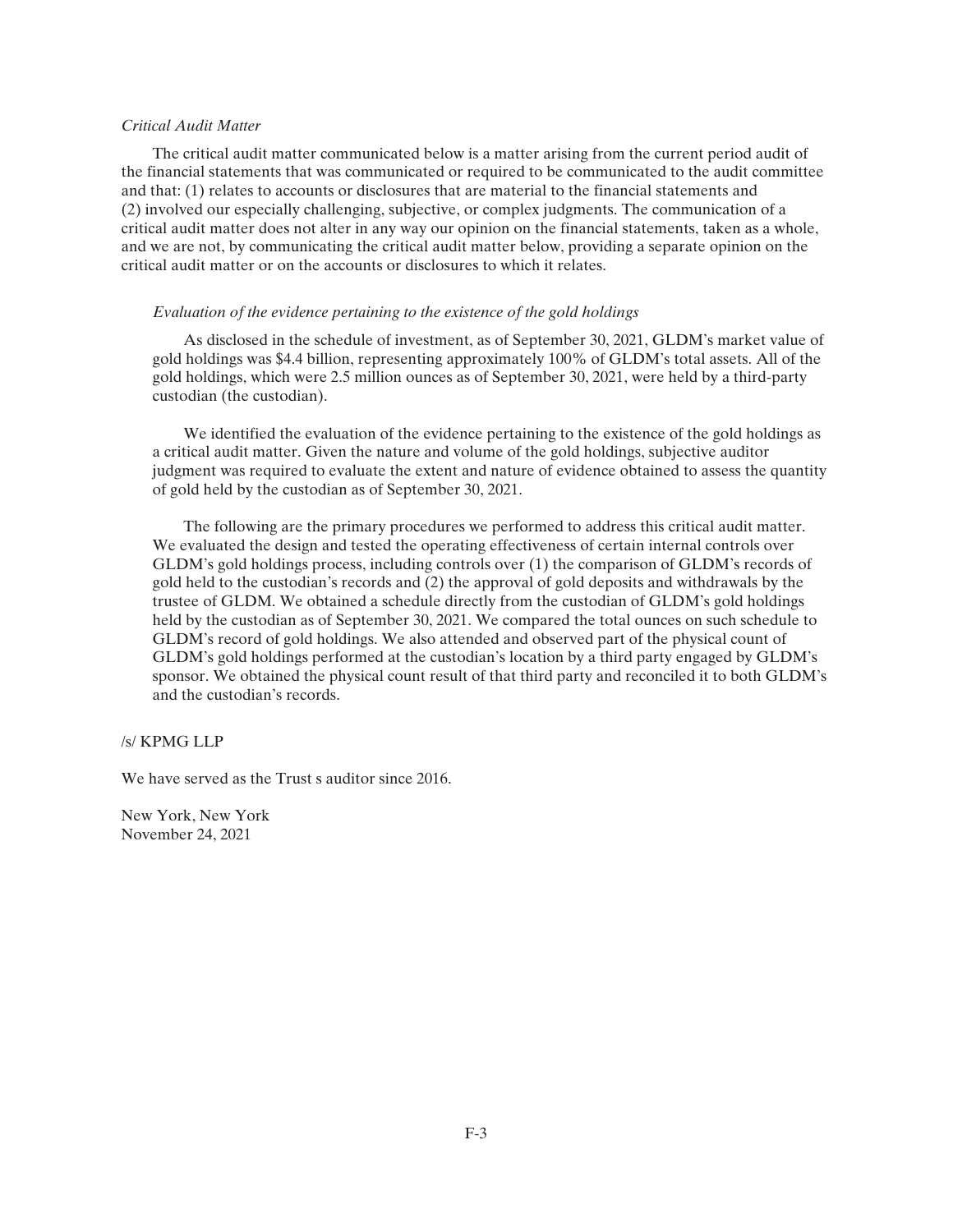*Critical Audit Matter*

The critical audit matter communicated below is a matter arising from the current period audit of the financial statements that was communicated or required to be communicated to the audit committee and that: (1) relates to accounts or disclosures that are material to the financial statements and (2) involved our especially challenging, subjective, or complex judgments. The communication of a critical audit matter does not alter in any way our opinion on the financial statements, taken as a whole, and we are not, by communicating the critical audit matter below, providing a separate opinion on the critical audit matter or on the accounts or disclosures to which it relates.

*Evaluation of the evidence pertaining to the existence of the gold holdings*

As disclosed in the schedule of investment, as of September 30, 2021, GLDM's market value of gold holdings was $4.4 billion, representing approximately 100% of GLDM's total assets. All of the gold holdings, which were 2.5 million ounces as of September 30, 2021, were held by a third-party custodian (the custodian).

We identified the evaluation of the evidence pertaining to the existence of the gold holdings as a critical audit matter. Given the nature and volume of the gold holdings, subjective auditor judgment was required to evaluate the extent and nature of evidence obtained to assess the quantity of gold held by the custodian as of September 30, 2021.

The following are the primary procedures we performed to address this critical audit matter. We evaluated the design and tested the operating effectiveness of certain internal controls over GLDM's gold holdings process, including controls over (1) the comparison of GLDM's records of gold held to the custodian's records and (2) the approval of gold deposits and withdrawals by the trustee of GLDM. We obtained a schedule directly from the custodian of GLDM's gold holdings held by the custodian as of September 30, 2021. We compared the total ounces on such schedule to GLDM's record of gold holdings. We also attended and observed part of the physical count of GLDM's gold holdings performed at the custodian's location by a third party engaged by GLDM's sponsor. We obtained the physical count result of that third party and reconciled it to both GLDM's and the custodian's records.

/s/ KPMG LLP

We have served as the Trust s auditor since 2016.

New York, New York
November 24, 2021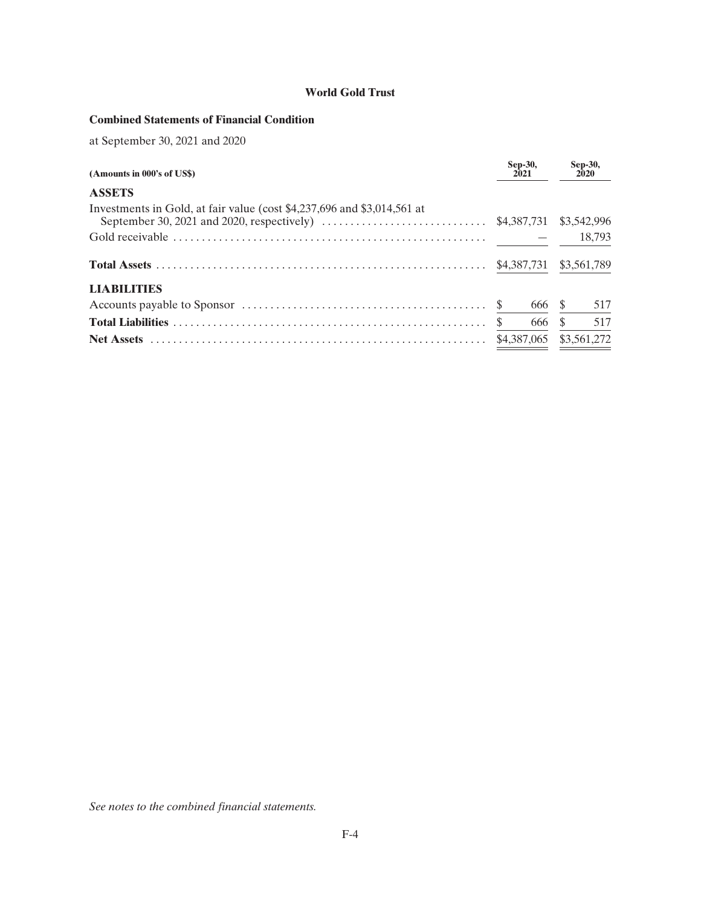**World Gold Trust**

**Combined Statements of Financial Condition**

at September 30, 2021 and 2020

| (Amounts in 000's of US$) | Sep-30, 2021 | Sep-30, 2020 |
|---|---|---|
| **ASSETS** | | |
| Investments in Gold, at fair value (cost $4,237,696 and $3,014,561 at September 30, 2021 and 2020, respectively) | $4,387,731 | $3,542,996 |
| Gold receivable | — | 18,793 |
| **Total Assets** | $4,387,731 | $3,561,789 |
| **LIABILITIES** | | |
| Accounts payable to Sponsor | $ 666 | $ 517 |
| **Total Liabilities** | $ 666 | $ 517 |
| **Net Assets** | $4,387,065 | $3,561,272 |

*See notes to the combined financial statements.*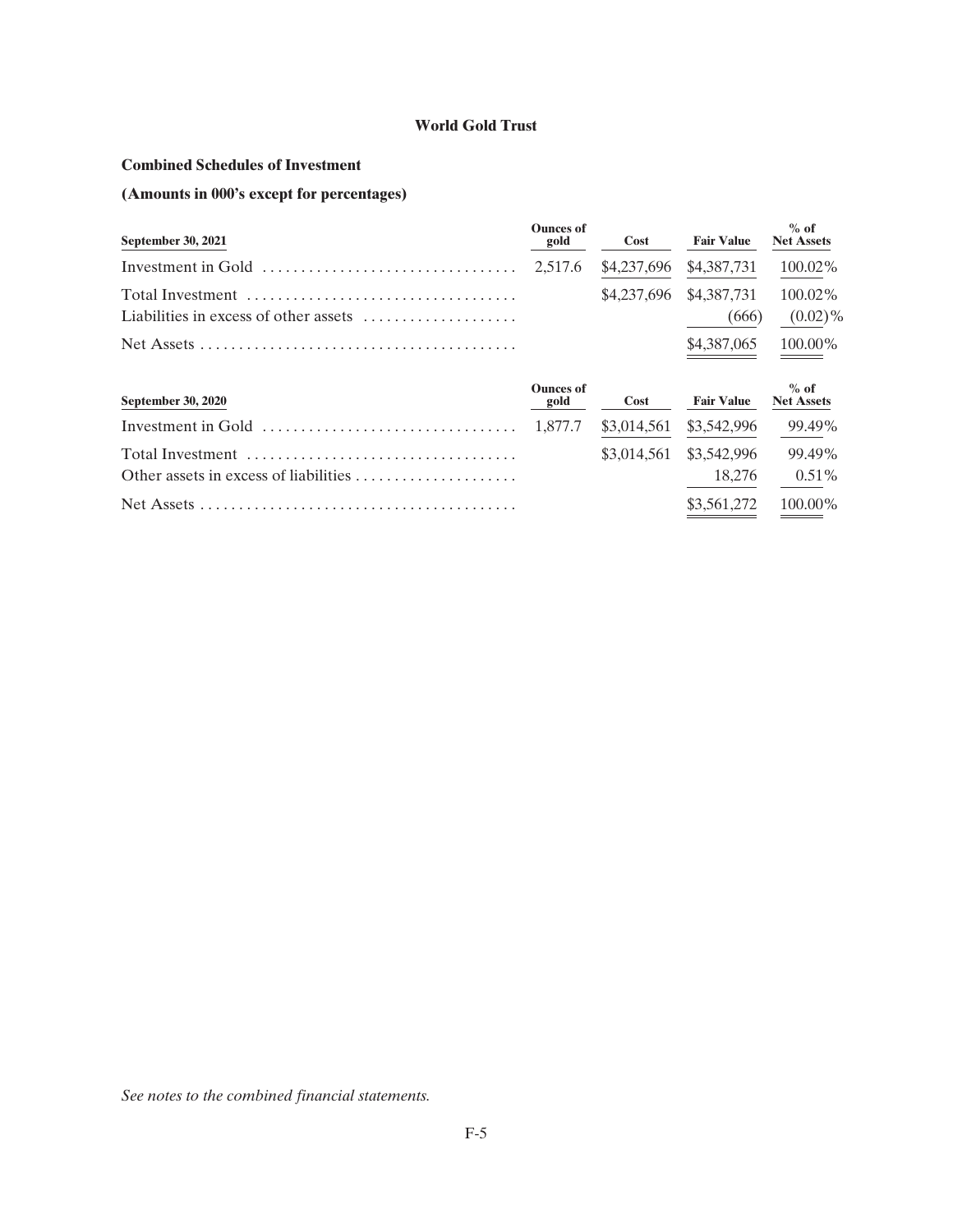# World Gold Trust

## Combined Schedules of Investment

## (Amounts in 000's except for percentages)

| September 30, 2021 | Ounces of gold | Cost | Fair Value | % of Net Assets |
|---|---|---|---|---|
| Investment in Gold | 2,517.6 | $4,237,696 | $4,387,731 | 100.02% |
| Total Investment | | $4,237,696 | $4,387,731 | 100.02% |
| Liabilities in excess of other assets | | | (666) | (0.02)% |
| Net Assets | | | $4,387,065 | 100.00% |

| September 30, 2020 | Ounces of gold | Cost | Fair Value | % of Net Assets |
|---|---|---|---|---|
| Investment in Gold | 1,877.7 | $3,014,561 | $3,542,996 | 99.49% |
| Total Investment | | $3,014,561 | $3,542,996 | 99.49% |
| Other assets in excess of liabilities | | | 18,276 | 0.51% |
| Net Assets | | | $3,561,272 | 100.00% |

*See notes to the combined financial statements.*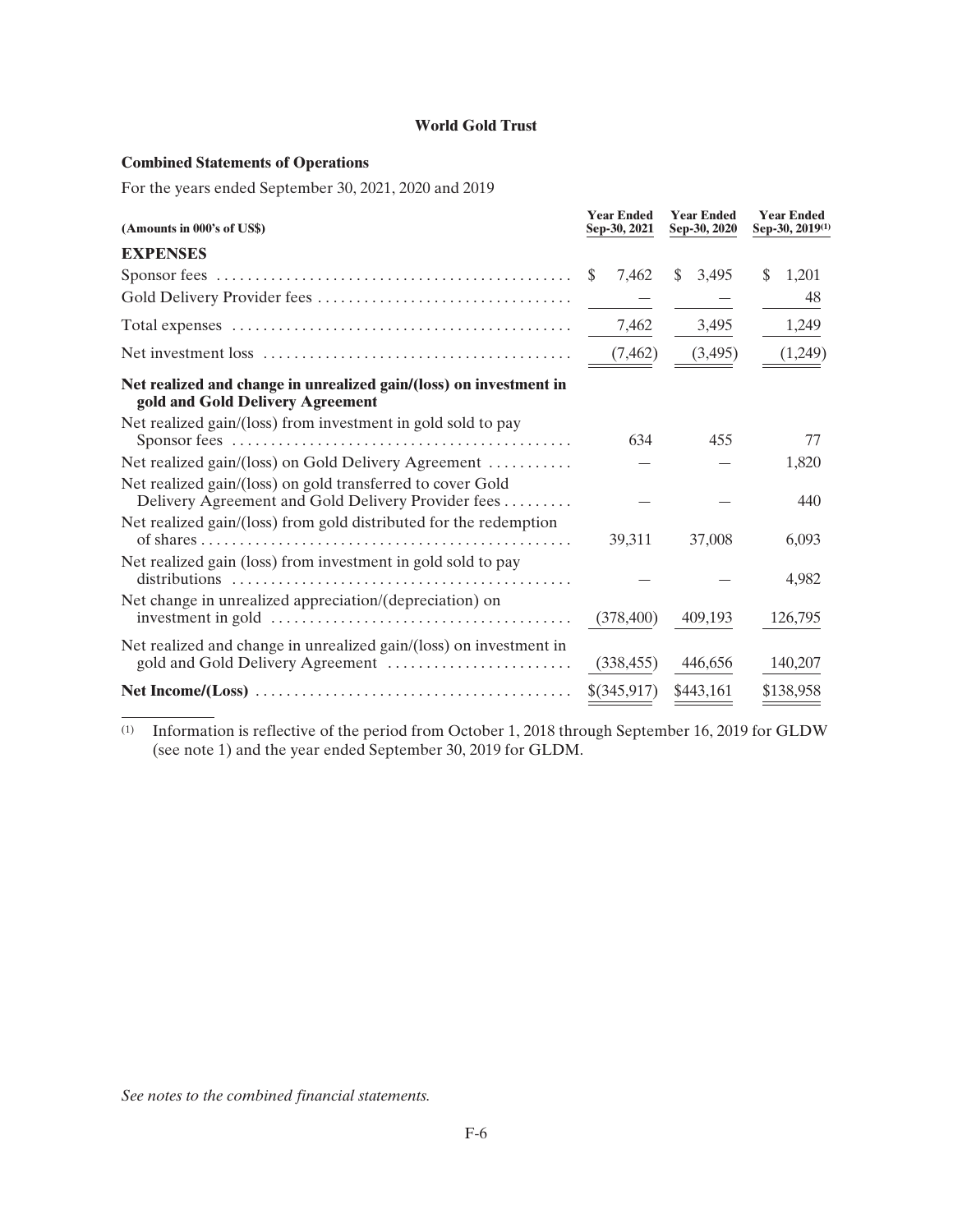**World Gold Trust**

**Combined Statements of Operations**

For the years ended September 30, 2021, 2020 and 2019

| (Amounts in 000's of US$) | Year Ended Sep-30, 2021 | Year Ended Sep-30, 2020 | Year Ended Sep-30, 2019[(1)] |
|---|---|---|---|
| **EXPENSES** | | | |
| Sponsor fees | $ 7,462 | $ 3,495 | $ 1,201 |
| Gold Delivery Provider fees | — | — | 48 |
| Total expenses | 7,462 | 3,495 | 1,249 |
| Net investment loss | (7,462) | (3,495) | (1,249) |
| **Net realized and change in unrealized gain/(loss) on investment in gold and Gold Delivery Agreement** | | | |
| Net realized gain/(loss) from investment in gold sold to pay Sponsor fees | 634 | 455 | 77 |
| Net realized gain/(loss) on Gold Delivery Agreement | — | — | 1,820 |
| Net realized gain/(loss) on gold transferred to cover Gold Delivery Agreement and Gold Delivery Provider fees | — | — | 440 |
| Net realized gain/(loss) from gold distributed for the redemption of shares | 39,311 | 37,008 | 6,093 |
| Net realized gain (loss) from investment in gold sold to pay distributions | — | — | 4,982 |
| Net change in unrealized appreciation/(depreciation) on investment in gold | (378,400) | 409,193 | 126,795 |
| Net realized and change in unrealized gain/(loss) on investment in gold and Gold Delivery Agreement | (338,455) | 446,656 | 140,207 |
| **Net Income/(Loss)** | $(345,917) | $443,161 | $138,958 |

(1) Information is reflective of the period from October 1, 2018 through September 16, 2019 for GLDW (see note 1) and the year ended September 30, 2019 for GLDM.

*See notes to the combined financial statements.*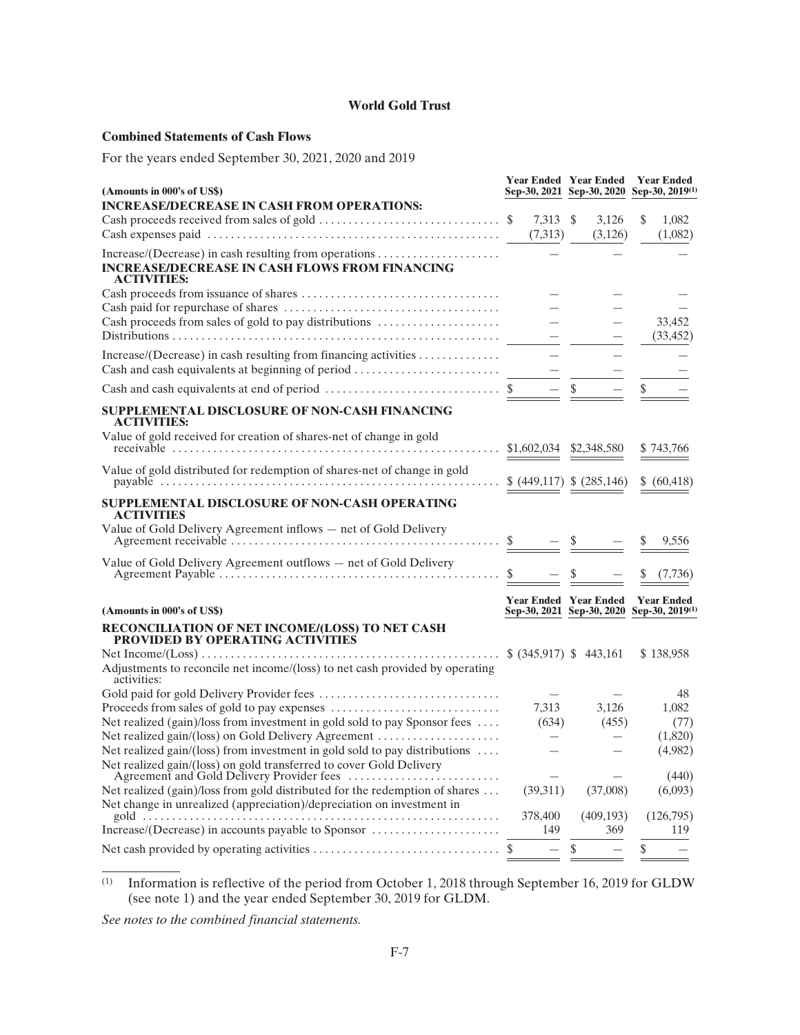**World Gold Trust**

**Combined Statements of Cash Flows**

For the years ended September 30, 2021, 2020 and 2019

| (Amounts in 000's of US$) | Year Ended Sep-30, 2021 | Year Ended Sep-30, 2020 | Year Ended Sep-30, 2019[(1)] |
|---|---|---|---|
| **INCREASE/DECREASE IN CASH FROM OPERATIONS:** | | | |
| Cash proceeds received from sales of gold | $ 7,313 | $ 3,126 | $ 1,082 |
| Cash expenses paid | (7,313) | (3,126) | (1,082) |
| Increase/(Decrease) in cash resulting from operations | — | — | — |
| **INCREASE/DECREASE IN CASH FLOWS FROM FINANCING ACTIVITIES:** | | | |
| Cash proceeds from issuance of shares | — | — | — |
| Cash paid for repurchase of shares | — | — | — |
| Cash proceeds from sales of gold to pay distributions | — | — | 33,452 |
| Distributions | — | — | (33,452) |
| Increase/(Decrease) in cash resulting from financing activities | — | — | — |
| Cash and cash equivalents at beginning of period | — | — | — |
| Cash and cash equivalents at end of period | $ — | $ — | $ — |
| **SUPPLEMENTAL DISCLOSURE OF NON-CASH FINANCING ACTIVITIES:** | | | |
| Value of gold received for creation of shares-net of change in gold receivable | $1,602,034 | $2,348,580 | $ 743,766 |
| Value of gold distributed for redemption of shares-net of change in gold payable | $ (449,117) | $ (285,146) | $ (60,418) |
| **SUPPLEMENTAL DISCLOSURE OF NON-CASH OPERATING ACTIVITIES** | | | |
| Value of Gold Delivery Agreement inflows — net of Gold Delivery Agreement receivable | $ — | $ — | $ 9,556 |
| Value of Gold Delivery Agreement outflows — net of Gold Delivery Agreement Payable | $ — | $ — | $ (7,736) |

| (Amounts in 000's of US$) | Year Ended Sep-30, 2021 | Year Ended Sep-30, 2020 | Year Ended Sep-30, 2019[(1)] |
|---|---|---|---|
| **RECONCILIATION OF NET INCOME/(LOSS) TO NET CASH PROVIDED BY OPERATING ACTIVITIES** | | | |
| Net Income/(Loss) | $ (345,917) | $ 443,161 | $ 138,958 |
| Adjustments to reconcile net income/(loss) to net cash provided by operating activities: | | | |
| Gold paid for gold Delivery Provider fees | — | — | 48 |
| Proceeds from sales of gold to pay expenses | 7,313 | 3,126 | 1,082 |
| Net realized (gain)/loss from investment in gold sold to pay Sponsor fees | (634) | (455) | (77) |
| Net realized gain/(loss) on Gold Delivery Agreement | — | — | (1,820) |
| Net realized gain/(loss) from investment in gold sold to pay distributions | — | — | (4,982) |
| Net realized gain/(loss) on gold transferred to cover Gold Delivery Agreement and Gold Delivery Provider fees | — | — | (440) |
| Net realized (gain)/loss from gold distributed for the redemption of shares | (39,311) | (37,008) | (6,093) |
| Net change in unrealized (appreciation)/depreciation on investment in gold | 378,400 | (409,193) | (126,795) |
| Increase/(Decrease) in accounts payable to Sponsor | 149 | 369 | 119 |
| Net cash provided by operating activities | $ — | $ — | $ — |

(1) Information is reflective of the period from October 1, 2018 through September 16, 2019 for GLDW (see note 1) and the year ended September 30, 2019 for GLDM.

*See notes to the combined financial statements.*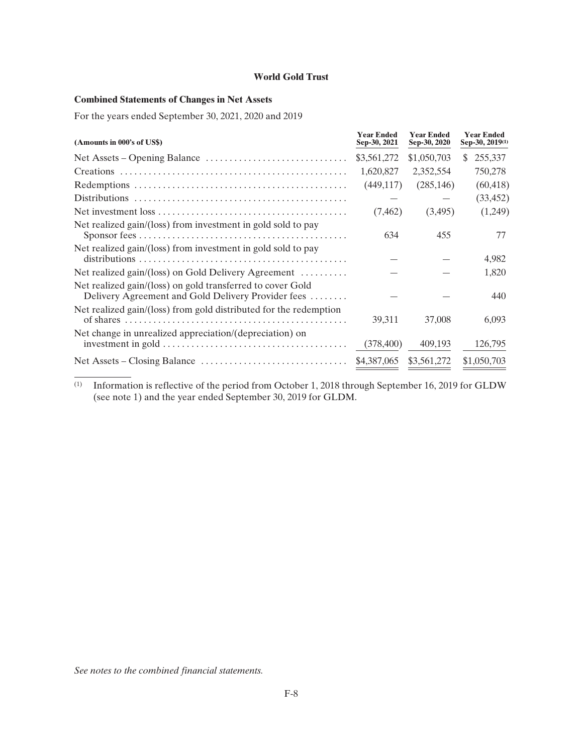**World Gold Trust**

**Combined Statements of Changes in Net Assets**

For the years ended September 30, 2021, 2020 and 2019

| (Amounts in 000's of US$) | Year Ended Sep-30, 2021 | Year Ended Sep-30, 2020 | Year Ended Sep-30, 2019(1) |
|---|---|---|---|
| Net Assets – Opening Balance | $3,561,272 | $1,050,703 | $ 255,337 |
| Creations | 1,620,827 | 2,352,554 | 750,278 |
| Redemptions | (449,117) | (285,146) | (60,418) |
| Distributions | — | — | (33,452) |
| Net investment loss | (7,462) | (3,495) | (1,249) |
| Net realized gain/(loss) from investment in gold sold to pay Sponsor fees | 634 | 455 | 77 |
| Net realized gain/(loss) from investment in gold sold to pay distributions | — | — | 4,982 |
| Net realized gain/(loss) on Gold Delivery Agreement | — | — | 1,820 |
| Net realized gain/(loss) on gold transferred to cover Gold Delivery Agreement and Gold Delivery Provider fees | — | — | 440 |
| Net realized gain/(loss) from gold distributed for the redemption of shares | 39,311 | 37,008 | 6,093 |
| Net change in unrealized appreciation/(depreciation) on investment in gold | (378,400) | 409,193 | 126,795 |
| Net Assets – Closing Balance | $4,387,065 | $3,561,272 | $1,050,703 |

(1) Information is reflective of the period from October 1, 2018 through September 16, 2019 for GLDW (see note 1) and the year ended September 30, 2019 for GLDM.

*See notes to the combined financial statements.*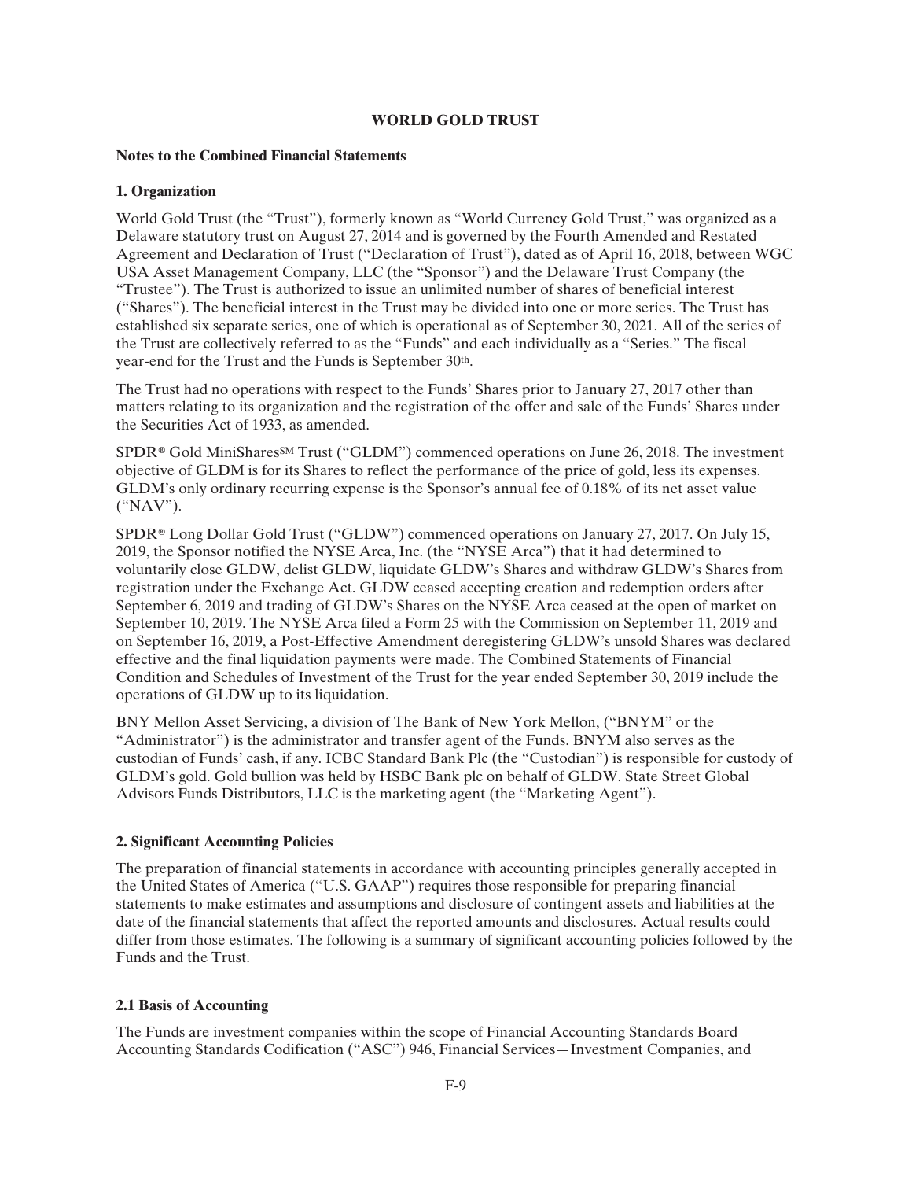## WORLD GOLD TRUST

### Notes to the Combined Financial Statements

### 1. Organization

World Gold Trust (the "Trust"), formerly known as "World Currency Gold Trust," was organized as a Delaware statutory trust on August 27, 2014 and is governed by the Fourth Amended and Restated Agreement and Declaration of Trust ("Declaration of Trust"), dated as of April 16, 2018, between WGC USA Asset Management Company, LLC (the "Sponsor") and the Delaware Trust Company (the "Trustee"). The Trust is authorized to issue an unlimited number of shares of beneficial interest ("Shares"). The beneficial interest in the Trust may be divided into one or more series. The Trust has established six separate series, one of which is operational as of September 30, 2021. All of the series of the Trust are collectively referred to as the "Funds" and each individually as a "Series." The fiscal year-end for the Trust and the Funds is September 30th.

The Trust had no operations with respect to the Funds' Shares prior to January 27, 2017 other than matters relating to its organization and the registration of the offer and sale of the Funds' Shares under the Securities Act of 1933, as amended.

SPDR® Gold MiniShares℠ Trust ("GLDM") commenced operations on June 26, 2018. The investment objective of GLDM is for its Shares to reflect the performance of the price of gold, less its expenses. GLDM's only ordinary recurring expense is the Sponsor's annual fee of 0.18% of its net asset value ("NAV").

SPDR® Long Dollar Gold Trust ("GLDW") commenced operations on January 27, 2017. On July 15, 2019, the Sponsor notified the NYSE Arca, Inc. (the "NYSE Arca") that it had determined to voluntarily close GLDW, delist GLDW, liquidate GLDW's Shares and withdraw GLDW's Shares from registration under the Exchange Act. GLDW ceased accepting creation and redemption orders after September 6, 2019 and trading of GLDW's Shares on the NYSE Arca ceased at the open of market on September 10, 2019. The NYSE Arca filed a Form 25 with the Commission on September 11, 2019 and on September 16, 2019, a Post-Effective Amendment deregistering GLDW's unsold Shares was declared effective and the final liquidation payments were made. The Combined Statements of Financial Condition and Schedules of Investment of the Trust for the year ended September 30, 2019 include the operations of GLDW up to its liquidation.

BNY Mellon Asset Servicing, a division of The Bank of New York Mellon, ("BNYM" or the "Administrator") is the administrator and transfer agent of the Funds. BNYM also serves as the custodian of Funds' cash, if any. ICBC Standard Bank Plc (the "Custodian") is responsible for custody of GLDM's gold. Gold bullion was held by HSBC Bank plc on behalf of GLDW. State Street Global Advisors Funds Distributors, LLC is the marketing agent (the "Marketing Agent").

### 2. Significant Accounting Policies

The preparation of financial statements in accordance with accounting principles generally accepted in the United States of America ("U.S. GAAP") requires those responsible for preparing financial statements to make estimates and assumptions and disclosure of contingent assets and liabilities at the date of the financial statements that affect the reported amounts and disclosures. Actual results could differ from those estimates. The following is a summary of significant accounting policies followed by the Funds and the Trust.

### 2.1 Basis of Accounting

The Funds are investment companies within the scope of Financial Accounting Standards Board Accounting Standards Codification ("ASC") 946, Financial Services—Investment Companies, and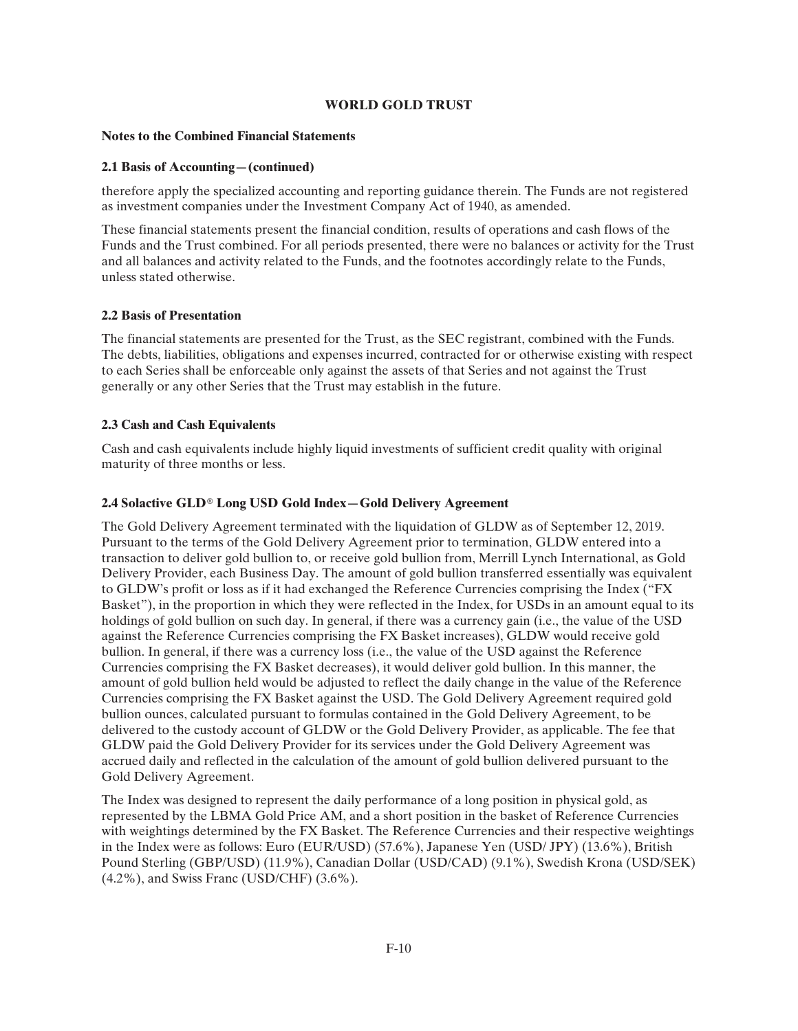**WORLD GOLD TRUST**

**Notes to the Combined Financial Statements**

### 2.1 Basis of Accounting—(continued)

therefore apply the specialized accounting and reporting guidance therein. The Funds are not registered as investment companies under the Investment Company Act of 1940, as amended.

These financial statements present the financial condition, results of operations and cash flows of the Funds and the Trust combined. For all periods presented, there were no balances or activity for the Trust and all balances and activity related to the Funds, and the footnotes accordingly relate to the Funds, unless stated otherwise.

### 2.2 Basis of Presentation

The financial statements are presented for the Trust, as the SEC registrant, combined with the Funds. The debts, liabilities, obligations and expenses incurred, contracted for or otherwise existing with respect to each Series shall be enforceable only against the assets of that Series and not against the Trust generally or any other Series that the Trust may establish in the future.

### 2.3 Cash and Cash Equivalents

Cash and cash equivalents include highly liquid investments of sufficient credit quality with original maturity of three months or less.

### 2.4 Solactive GLD® Long USD Gold Index—Gold Delivery Agreement

The Gold Delivery Agreement terminated with the liquidation of GLDW as of September 12, 2019. Pursuant to the terms of the Gold Delivery Agreement prior to termination, GLDW entered into a transaction to deliver gold bullion to, or receive gold bullion from, Merrill Lynch International, as Gold Delivery Provider, each Business Day. The amount of gold bullion transferred essentially was equivalent to GLDW's profit or loss as if it had exchanged the Reference Currencies comprising the Index ("FX Basket"), in the proportion in which they were reflected in the Index, for USDs in an amount equal to its holdings of gold bullion on such day. In general, if there was a currency gain (i.e., the value of the USD against the Reference Currencies comprising the FX Basket increases), GLDW would receive gold bullion. In general, if there was a currency loss (i.e., the value of the USD against the Reference Currencies comprising the FX Basket decreases), it would deliver gold bullion. In this manner, the amount of gold bullion held would be adjusted to reflect the daily change in the value of the Reference Currencies comprising the FX Basket against the USD. The Gold Delivery Agreement required gold bullion ounces, calculated pursuant to formulas contained in the Gold Delivery Agreement, to be delivered to the custody account of GLDW or the Gold Delivery Provider, as applicable. The fee that GLDW paid the Gold Delivery Provider for its services under the Gold Delivery Agreement was accrued daily and reflected in the calculation of the amount of gold bullion delivered pursuant to the Gold Delivery Agreement.

The Index was designed to represent the daily performance of a long position in physical gold, as represented by the LBMA Gold Price AM, and a short position in the basket of Reference Currencies with weightings determined by the FX Basket. The Reference Currencies and their respective weightings in the Index were as follows: Euro (EUR/USD) (57.6%), Japanese Yen (USD/ JPY) (13.6%), British Pound Sterling (GBP/USD) (11.9%), Canadian Dollar (USD/CAD) (9.1%), Swedish Krona (USD/SEK) (4.2%), and Swiss Franc (USD/CHF) (3.6%).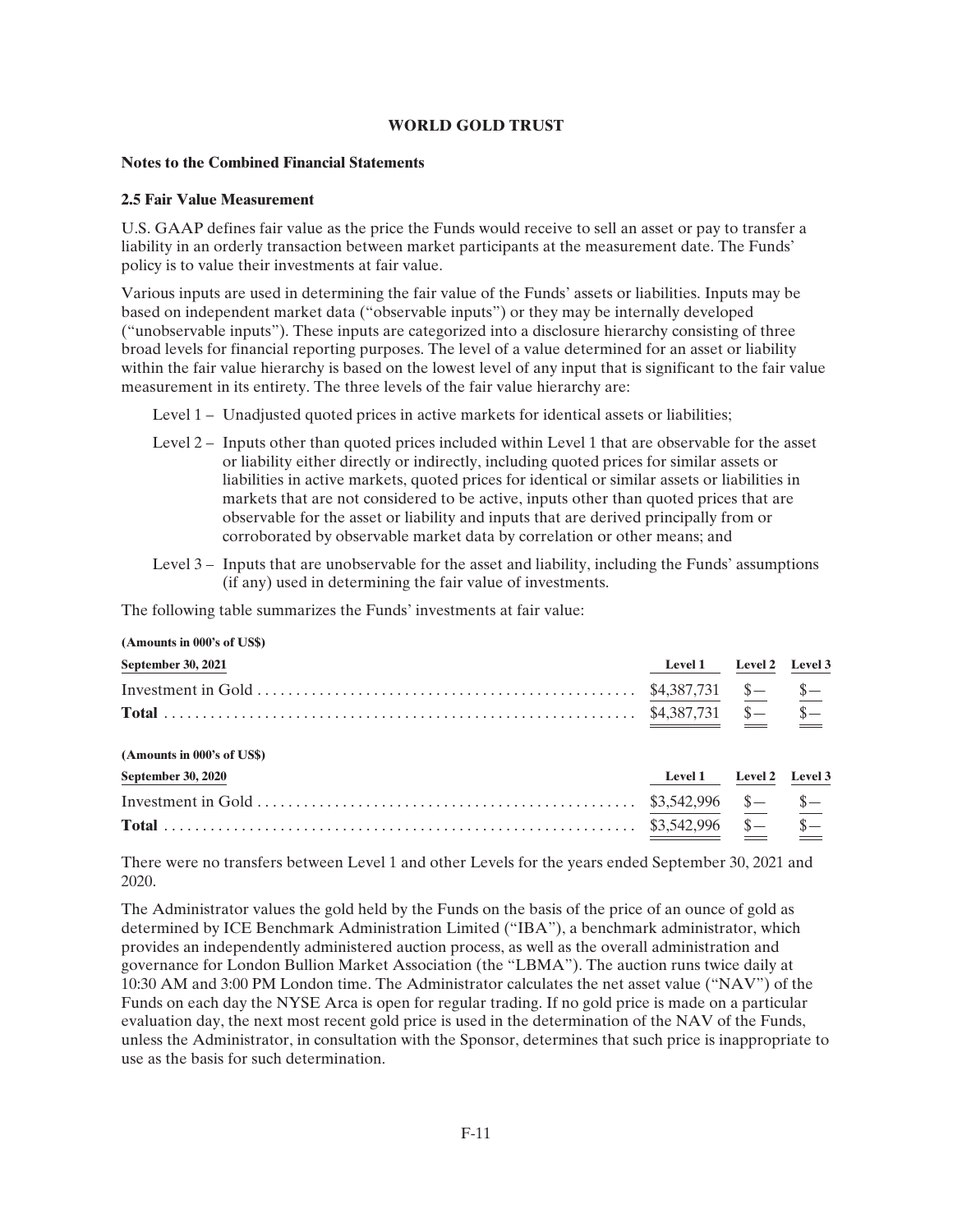# WORLD GOLD TRUST

**Notes to the Combined Financial Statements**

### 2.5 Fair Value Measurement

U.S. GAAP defines fair value as the price the Funds would receive to sell an asset or pay to transfer a liability in an orderly transaction between market participants at the measurement date. The Funds' policy is to value their investments at fair value.

Various inputs are used in determining the fair value of the Funds' assets or liabilities. Inputs may be based on independent market data ("observable inputs") or they may be internally developed ("unobservable inputs"). These inputs are categorized into a disclosure hierarchy consisting of three broad levels for financial reporting purposes. The level of a value determined for an asset or liability within the fair value hierarchy is based on the lowest level of any input that is significant to the fair value measurement in its entirety. The three levels of the fair value hierarchy are:

Level 1 – Unadjusted quoted prices in active markets for identical assets or liabilities;

Level 2 – Inputs other than quoted prices included within Level 1 that are observable for the asset or liability either directly or indirectly, including quoted prices for similar assets or liabilities in active markets, quoted prices for identical or similar assets or liabilities in markets that are not considered to be active, inputs other than quoted prices that are observable for the asset or liability and inputs that are derived principally from or corroborated by observable market data by correlation or other means; and

Level 3 – Inputs that are unobservable for the asset and liability, including the Funds' assumptions (if any) used in determining the fair value of investments.

The following table summarizes the Funds' investments at fair value:

**(Amounts in 000's of US$)**

| September 30, 2021 | Level 1 | Level 2 | Level 3 |
|---|---|---|---|
| Investment in Gold | $4,387,731 | $— | $— |
| **Total** | $4,387,731 | $— | $— |

**(Amounts in 000's of US$)**

| September 30, 2020 | Level 1 | Level 2 | Level 3 |
|---|---|---|---|
| Investment in Gold | $3,542,996 | $— | $— |
| **Total** | $3,542,996 | $— | $— |

There were no transfers between Level 1 and other Levels for the years ended September 30, 2021 and 2020.

The Administrator values the gold held by the Funds on the basis of the price of an ounce of gold as determined by ICE Benchmark Administration Limited ("IBA"), a benchmark administrator, which provides an independently administered auction process, as well as the overall administration and governance for London Bullion Market Association (the "LBMA"). The auction runs twice daily at 10:30 AM and 3:00 PM London time. The Administrator calculates the net asset value ("NAV") of the Funds on each day the NYSE Arca is open for regular trading. If no gold price is made on a particular evaluation day, the next most recent gold price is used in the determination of the NAV of the Funds, unless the Administrator, in consultation with the Sponsor, determines that such price is inappropriate to use as the basis for such determination.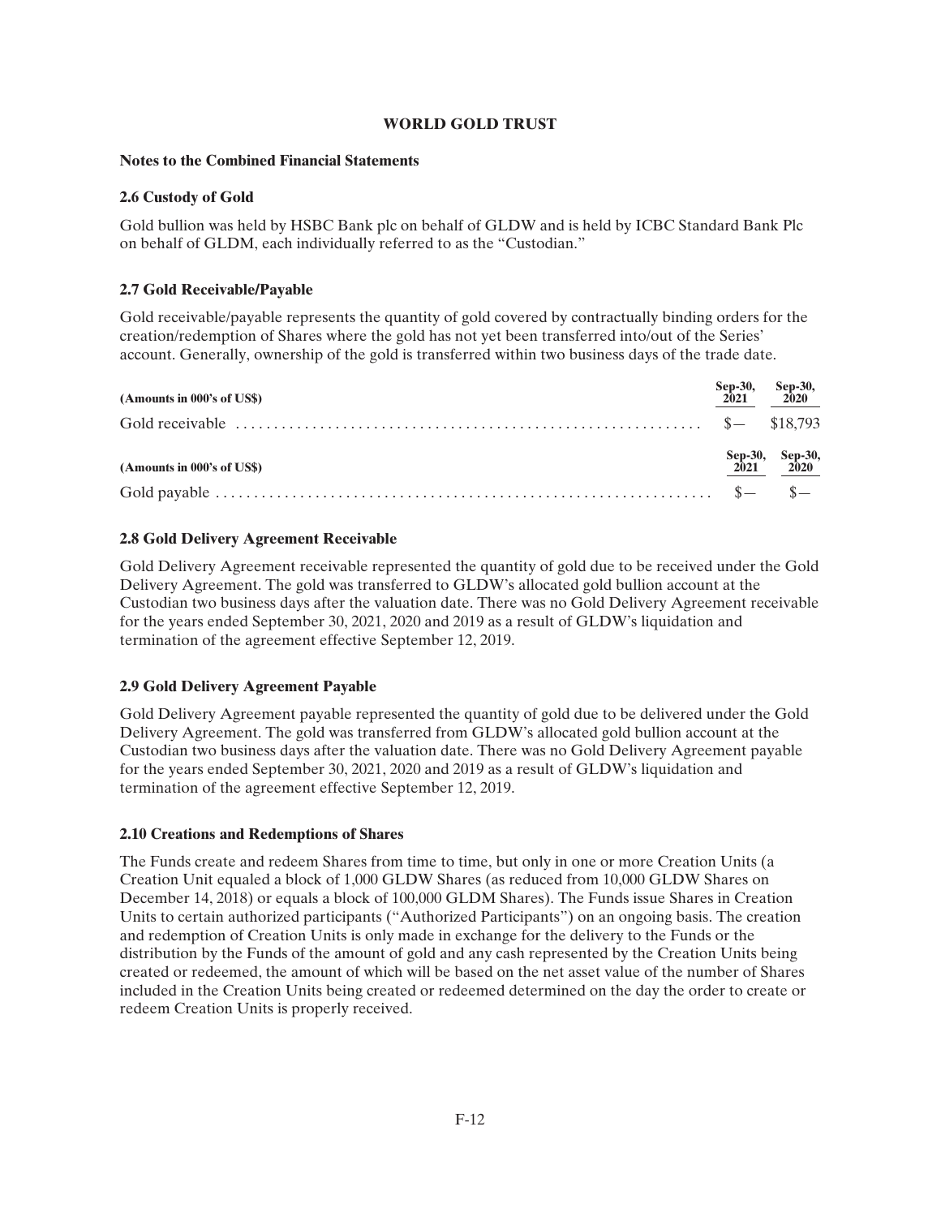**WORLD GOLD TRUST**

**Notes to the Combined Financial Statements**

### 2.6 Custody of Gold

Gold bullion was held by HSBC Bank plc on behalf of GLDW and is held by ICBC Standard Bank Plc on behalf of GLDM, each individually referred to as the "Custodian."

### 2.7 Gold Receivable/Payable

Gold receivable/payable represents the quantity of gold covered by contractually binding orders for the creation/redemption of Shares where the gold has not yet been transferred into/out of the Series' account. Generally, ownership of the gold is transferred within two business days of the trade date.

| (Amounts in 000's of US$) | Sep-30, 2021 | Sep-30, 2020 |
|---|---|---|
| Gold receivable | $— | $18,793 |

| (Amounts in 000's of US$) | Sep-30, 2021 | Sep-30, 2020 |
|---|---|---|
| Gold payable | $— | $— |

### 2.8 Gold Delivery Agreement Receivable

Gold Delivery Agreement receivable represented the quantity of gold due to be received under the Gold Delivery Agreement. The gold was transferred to GLDW's allocated gold bullion account at the Custodian two business days after the valuation date. There was no Gold Delivery Agreement receivable for the years ended September 30, 2021, 2020 and 2019 as a result of GLDW's liquidation and termination of the agreement effective September 12, 2019.

### 2.9 Gold Delivery Agreement Payable

Gold Delivery Agreement payable represented the quantity of gold due to be delivered under the Gold Delivery Agreement. The gold was transferred from GLDW's allocated gold bullion account at the Custodian two business days after the valuation date. There was no Gold Delivery Agreement payable for the years ended September 30, 2021, 2020 and 2019 as a result of GLDW's liquidation and termination of the agreement effective September 12, 2019.

### 2.10 Creations and Redemptions of Shares

The Funds create and redeem Shares from time to time, but only in one or more Creation Units (a Creation Unit equaled a block of 1,000 GLDW Shares (as reduced from 10,000 GLDW Shares on December 14, 2018) or equals a block of 100,000 GLDM Shares). The Funds issue Shares in Creation Units to certain authorized participants ("Authorized Participants") on an ongoing basis. The creation and redemption of Creation Units is only made in exchange for the delivery to the Funds or the distribution by the Funds of the amount of gold and any cash represented by the Creation Units being created or redeemed, the amount of which will be based on the net asset value of the number of Shares included in the Creation Units being created or redeemed determined on the day the order to create or redeem Creation Units is properly received.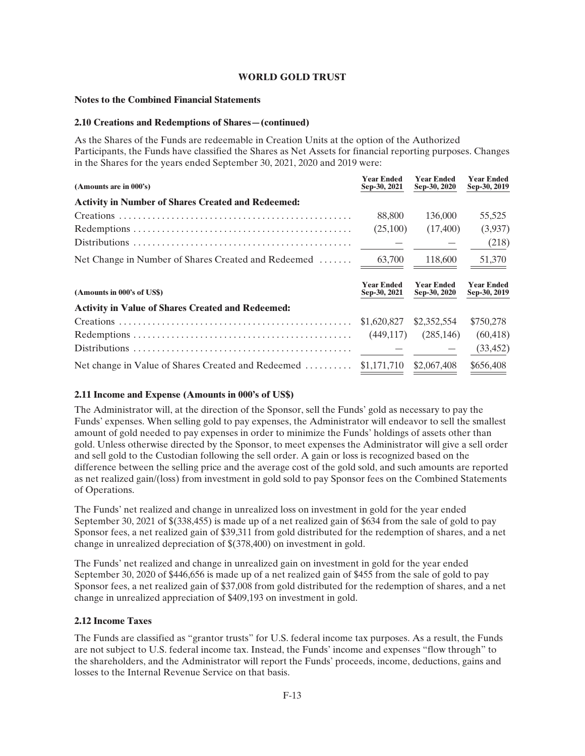**WORLD GOLD TRUST**

**Notes to the Combined Financial Statements**

**2.10 Creations and Redemptions of Shares — (continued)**

As the Shares of the Funds are redeemable in Creation Units at the option of the Authorized Participants, the Funds have classified the Shares as Net Assets for financial reporting purposes. Changes in the Shares for the years ended September 30, 2021, 2020 and 2019 were:

| (Amounts are in 000's) | Year Ended Sep-30, 2021 | Year Ended Sep-30, 2020 | Year Ended Sep-30, 2019 |
|---|---|---|---|
| **Activity in Number of Shares Created and Redeemed:** | | | |
| Creations | 88,800 | 136,000 | 55,525 |
| Redemptions | (25,100) | (17,400) | (3,937) |
| Distributions | — | — | (218) |
| Net Change in Number of Shares Created and Redeemed | 63,700 | 118,600 | 51,370 |

| (Amounts in 000's of US$) | Year Ended Sep-30, 2021 | Year Ended Sep-30, 2020 | Year Ended Sep-30, 2019 |
|---|---|---|---|
| **Activity in Value of Shares Created and Redeemed:** | | | |
| Creations | $1,620,827 | $2,352,554 | $750,278 |
| Redemptions | (449,117) | (285,146) | (60,418) |
| Distributions | — | — | (33,452) |
| Net change in Value of Shares Created and Redeemed | $1,171,710 | $2,067,408 | $656,408 |

**2.11 Income and Expense (Amounts in 000's of US$)**

The Administrator will, at the direction of the Sponsor, sell the Funds' gold as necessary to pay the Funds' expenses. When selling gold to pay expenses, the Administrator will endeavor to sell the smallest amount of gold needed to pay expenses in order to minimize the Funds' holdings of assets other than gold. Unless otherwise directed by the Sponsor, to meet expenses the Administrator will give a sell order and sell gold to the Custodian following the sell order. A gain or loss is recognized based on the difference between the selling price and the average cost of the gold sold, and such amounts are reported as net realized gain/(loss) from investment in gold sold to pay Sponsor fees on the Combined Statements of Operations.

The Funds' net realized and change in unrealized loss on investment in gold for the year ended September 30, 2021 of $(338,455) is made up of a net realized gain of $634 from the sale of gold to pay Sponsor fees, a net realized gain of $39,311 from gold distributed for the redemption of shares, and a net change in unrealized depreciation of $(378,400) on investment in gold.

The Funds' net realized and change in unrealized gain on investment in gold for the year ended September 30, 2020 of $446,656 is made up of a net realized gain of $455 from the sale of gold to pay Sponsor fees, a net realized gain of $37,008 from gold distributed for the redemption of shares, and a net change in unrealized appreciation of $409,193 on investment in gold.

**2.12 Income Taxes**

The Funds are classified as "grantor trusts" for U.S. federal income tax purposes. As a result, the Funds are not subject to U.S. federal income tax. Instead, the Funds' income and expenses "flow through" to the shareholders, and the Administrator will report the Funds' proceeds, income, deductions, gains and losses to the Internal Revenue Service on that basis.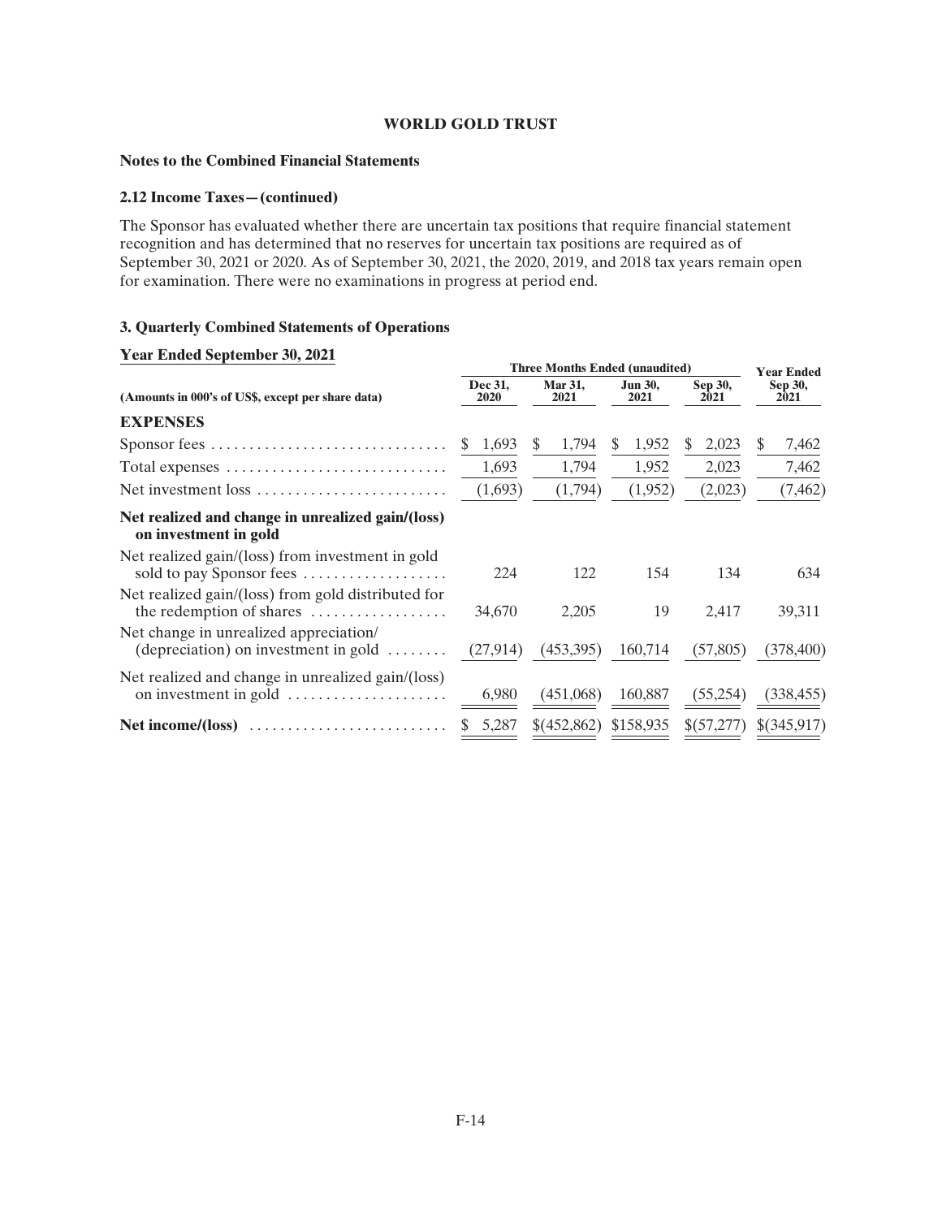**WORLD GOLD TRUST**

**Notes to the Combined Financial Statements**

**2.12 Income Taxes—(continued)**

The Sponsor has evaluated whether there are uncertain tax positions that require financial statement recognition and has determined that no reserves for uncertain tax positions are required as of September 30, 2021 or 2020. As of September 30, 2021, the 2020, 2019, and 2018 tax years remain open for examination. There were no examinations in progress at period end.

### 3. Quarterly Combined Statements of Operations

**Year Ended September 30, 2021**

| | Three Months Ended (unaudited) | | | | Year Ended |
|---|---|---|---|---|---|
| (Amounts in 000's of US$, except per share data) | Dec 31, 2020 | Mar 31, 2021 | Jun 30, 2021 | Sep 30, 2021 | Sep 30, 2021 |
| **EXPENSES** | | | | | |
| Sponsor fees | $ 1,693 | $ 1,794 | $ 1,952 | $ 2,023 | $ 7,462 |
| Total expenses | 1,693 | 1,794 | 1,952 | 2,023 | 7,462 |
| Net investment loss | (1,693) | (1,794) | (1,952) | (2,023) | (7,462) |
| **Net realized and change in unrealized gain/(loss) on investment in gold** | | | | | |
| Net realized gain/(loss) from investment in gold sold to pay Sponsor fees | 224 | 122 | 154 | 134 | 634 |
| Net realized gain/(loss) from gold distributed for the redemption of shares | 34,670 | 2,205 | 19 | 2,417 | 39,311 |
| Net change in unrealized appreciation/ (depreciation) on investment in gold | (27,914) | (453,395) | 160,714 | (57,805) | (378,400) |
| Net realized and change in unrealized gain/(loss) on investment in gold | 6,980 | (451,068) | 160,887 | (55,254) | (338,455) |
| **Net income/(loss)** | $ 5,287 | $(452,862) | $158,935 | $(57,277) | $(345,917) |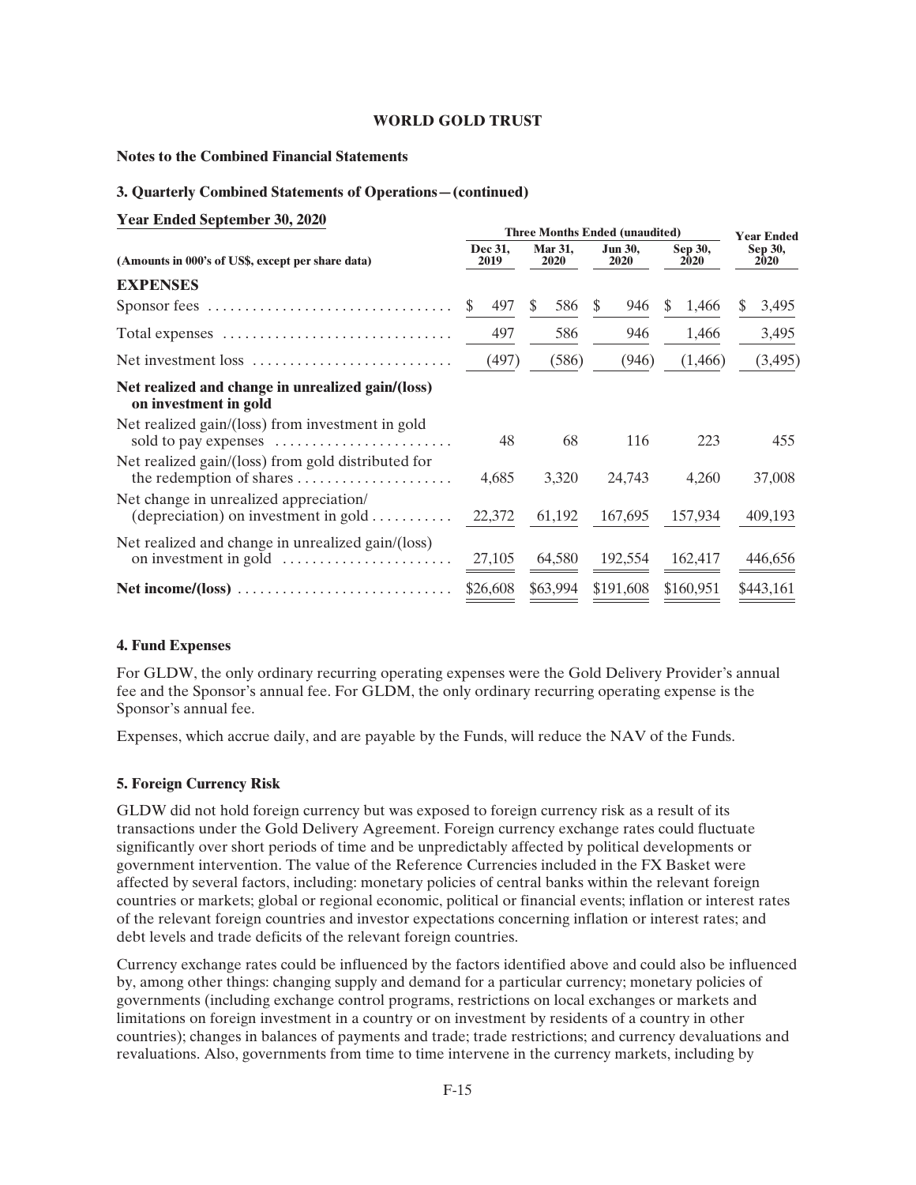**WORLD GOLD TRUST**

**Notes to the Combined Financial Statements**

**3. Quarterly Combined Statements of Operations — (continued)**

**Year Ended September 30, 2020**

| (Amounts in 000's of US$, except per share data) | Three Months Ended (unaudited) Dec 31, 2019 | Mar 31, 2020 | Jun 30, 2020 | Sep 30, 2020 | Year Ended Sep 30, 2020 |
|---|---|---|---|---|---|
| **EXPENSES** | | | | | |
| Sponsor fees | $ 497 | $ 586 | $ 946 | $ 1,466 | $ 3,495 |
| Total expenses | 497 | 586 | 946 | 1,466 | 3,495 |
| Net investment loss | (497) | (586) | (946) | (1,466) | (3,495) |
| **Net realized and change in unrealized gain/(loss) on investment in gold** | | | | | |
| Net realized gain/(loss) from investment in gold sold to pay expenses | 48 | 68 | 116 | 223 | 455 |
| Net realized gain/(loss) from gold distributed for the redemption of shares | 4,685 | 3,320 | 24,743 | 4,260 | 37,008 |
| Net change in unrealized appreciation/ (depreciation) on investment in gold | 22,372 | 61,192 | 167,695 | 157,934 | 409,193 |
| Net realized and change in unrealized gain/(loss) on investment in gold | 27,105 | 64,580 | 192,554 | 162,417 | 446,656 |
| **Net income/(loss)** | $26,608 | $63,994 | $191,608 | $160,951 | $443,161 |

**4. Fund Expenses**

For GLDW, the only ordinary recurring operating expenses were the Gold Delivery Provider's annual fee and the Sponsor's annual fee. For GLDM, the only ordinary recurring operating expense is the Sponsor's annual fee.

Expenses, which accrue daily, and are payable by the Funds, will reduce the NAV of the Funds.

**5. Foreign Currency Risk**

GLDW did not hold foreign currency but was exposed to foreign currency risk as a result of its transactions under the Gold Delivery Agreement. Foreign currency exchange rates could fluctuate significantly over short periods of time and be unpredictably affected by political developments or government intervention. The value of the Reference Currencies included in the FX Basket were affected by several factors, including: monetary policies of central banks within the relevant foreign countries or markets; global or regional economic, political or financial events; inflation or interest rates of the relevant foreign countries and investor expectations concerning inflation or interest rates; and debt levels and trade deficits of the relevant foreign countries.

Currency exchange rates could be influenced by the factors identified above and could also be influenced by, among other things: changing supply and demand for a particular currency; monetary policies of governments (including exchange control programs, restrictions on local exchanges or markets and limitations on foreign investment in a country or on investment by residents of a country in other countries); changes in balances of payments and trade; trade restrictions; and currency devaluations and revaluations. Also, governments from time to time intervene in the currency markets, including by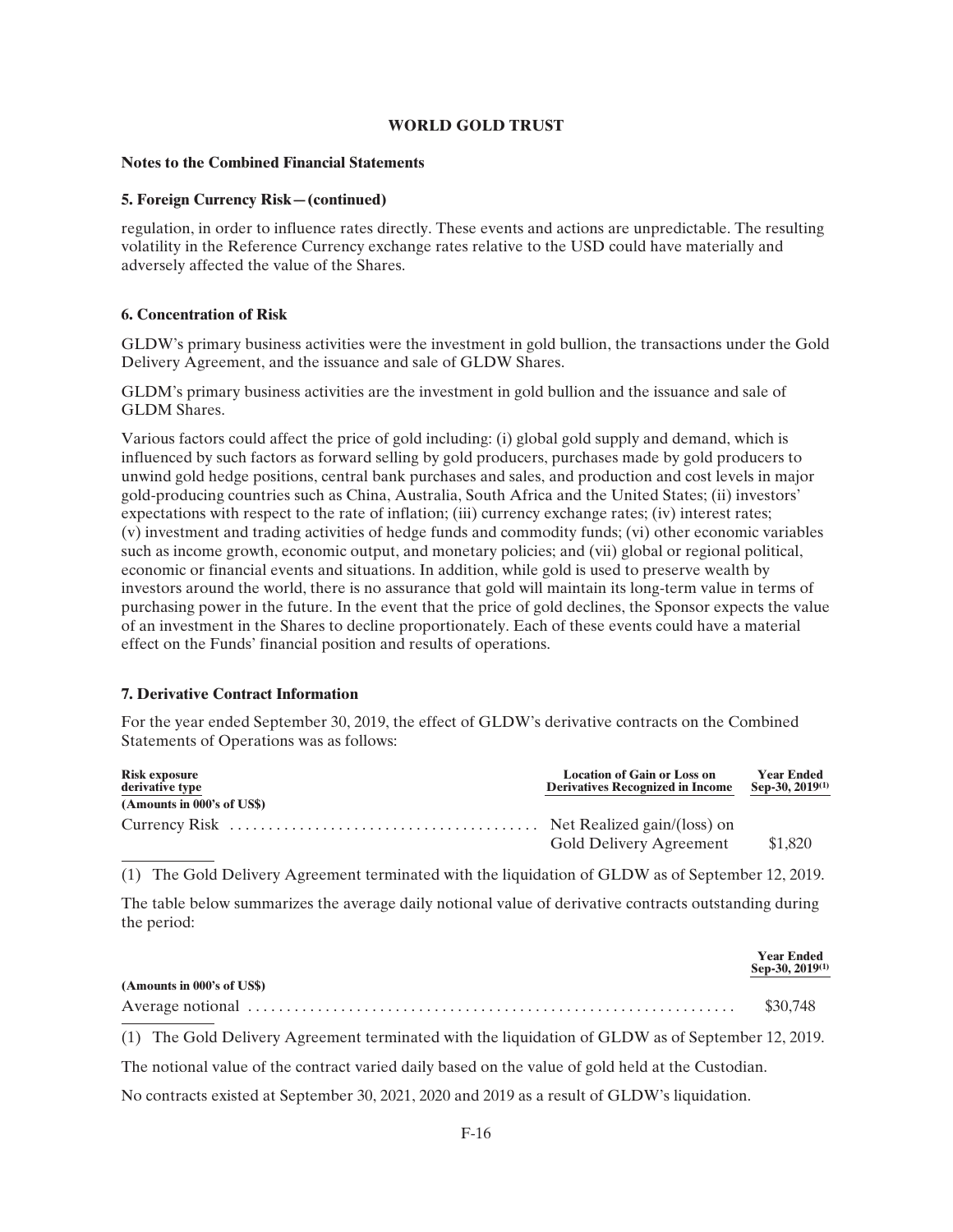**WORLD GOLD TRUST**

**Notes to the Combined Financial Statements**

**5. Foreign Currency Risk—(continued)**

regulation, in order to influence rates directly. These events and actions are unpredictable. The resulting volatility in the Reference Currency exchange rates relative to the USD could have materially and adversely affected the value of the Shares.

**6. Concentration of Risk**

GLDW's primary business activities were the investment in gold bullion, the transactions under the Gold Delivery Agreement, and the issuance and sale of GLDW Shares.

GLDM's primary business activities are the investment in gold bullion and the issuance and sale of GLDM Shares.

Various factors could affect the price of gold including: (i) global gold supply and demand, which is influenced by such factors as forward selling by gold producers, purchases made by gold producers to unwind gold hedge positions, central bank purchases and sales, and production and cost levels in major gold-producing countries such as China, Australia, South Africa and the United States; (ii) investors' expectations with respect to the rate of inflation; (iii) currency exchange rates; (iv) interest rates; (v) investment and trading activities of hedge funds and commodity funds; (vi) other economic variables such as income growth, economic output, and monetary policies; and (vii) global or regional political, economic or financial events and situations. In addition, while gold is used to preserve wealth by investors around the world, there is no assurance that gold will maintain its long-term value in terms of purchasing power in the future. In the event that the price of gold declines, the Sponsor expects the value of an investment in the Shares to decline proportionately. Each of these events could have a material effect on the Funds' financial position and results of operations.

**7. Derivative Contract Information**

For the year ended September 30, 2019, the effect of GLDW's derivative contracts on the Combined Statements of Operations was as follows:

| Risk exposure derivative type (Amounts in 000's of US$) | Location of Gain or Loss on Derivatives Recognized in Income | Year Ended Sep-30, 2019[(1)] |
|---|---|---|
| Currency Risk | Net Realized gain/(loss) on Gold Delivery Agreement | $1,820 |

(1) The Gold Delivery Agreement terminated with the liquidation of GLDW as of September 12, 2019.

The table below summarizes the average daily notional value of derivative contracts outstanding during the period:

| (Amounts in 000's of US$) | Year Ended Sep-30, 2019[(1)] |
|---|---|
| Average notional | $30,748 |

(1) The Gold Delivery Agreement terminated with the liquidation of GLDW as of September 12, 2019.

The notional value of the contract varied daily based on the value of gold held at the Custodian.

No contracts existed at September 30, 2021, 2020 and 2019 as a result of GLDW's liquidation.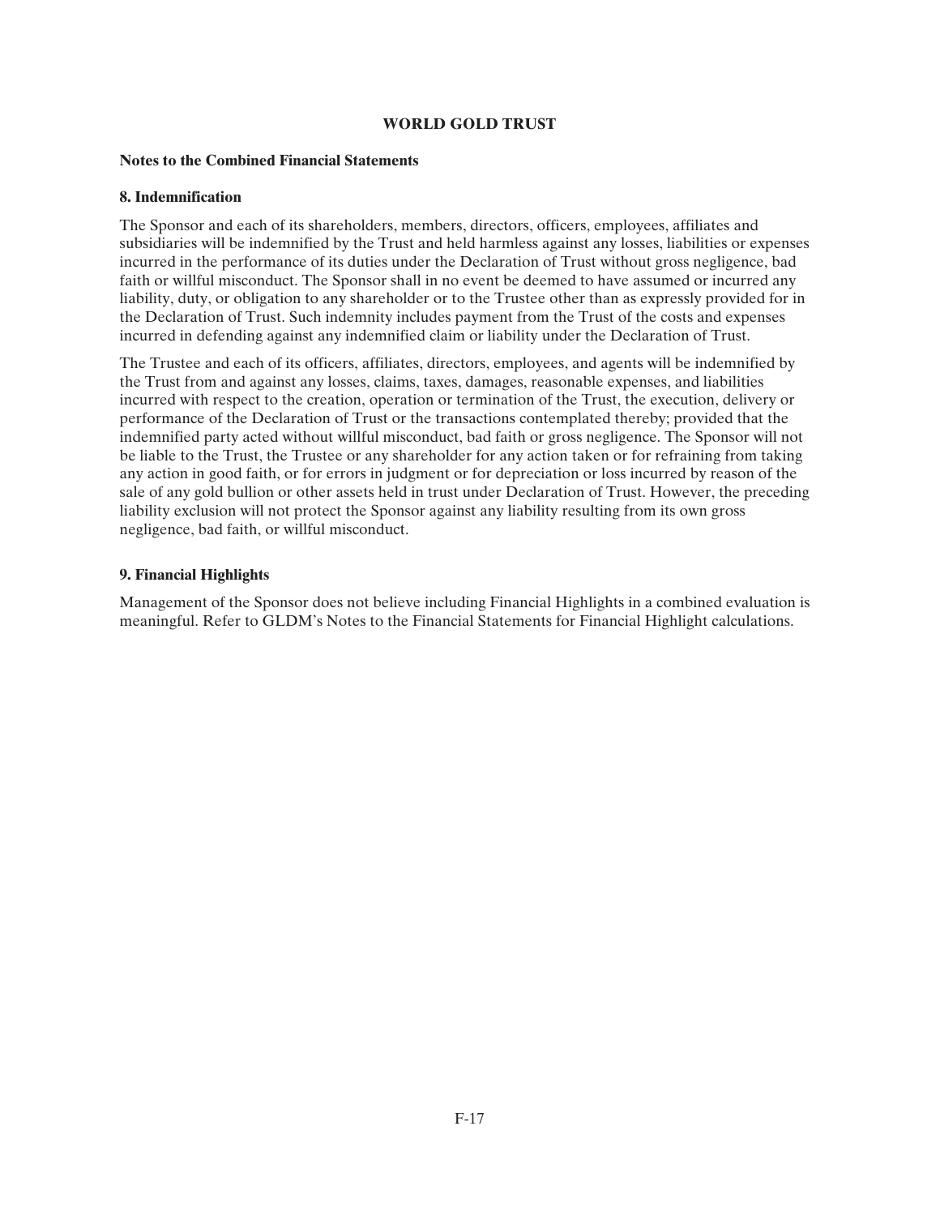# WORLD GOLD TRUST

**Notes to the Combined Financial Statements**

### 8. Indemnification

The Sponsor and each of its shareholders, members, directors, officers, employees, affiliates and subsidiaries will be indemnified by the Trust and held harmless against any losses, liabilities or expenses incurred in the performance of its duties under the Declaration of Trust without gross negligence, bad faith or willful misconduct. The Sponsor shall in no event be deemed to have assumed or incurred any liability, duty, or obligation to any shareholder or to the Trustee other than as expressly provided for in the Declaration of Trust. Such indemnity includes payment from the Trust of the costs and expenses incurred in defending against any indemnified claim or liability under the Declaration of Trust.

The Trustee and each of its officers, affiliates, directors, employees, and agents will be indemnified by the Trust from and against any losses, claims, taxes, damages, reasonable expenses, and liabilities incurred with respect to the creation, operation or termination of the Trust, the execution, delivery or performance of the Declaration of Trust or the transactions contemplated thereby; provided that the indemnified party acted without willful misconduct, bad faith or gross negligence. The Sponsor will not be liable to the Trust, the Trustee or any shareholder for any action taken or for refraining from taking any action in good faith, or for errors in judgment or for depreciation or loss incurred by reason of the sale of any gold bullion or other assets held in trust under Declaration of Trust. However, the preceding liability exclusion will not protect the Sponsor against any liability resulting from its own gross negligence, bad faith, or willful misconduct.

### 9. Financial Highlights

Management of the Sponsor does not believe including Financial Highlights in a combined evaluation is meaningful. Refer to GLDM's Notes to the Financial Statements for Financial Highlight calculations.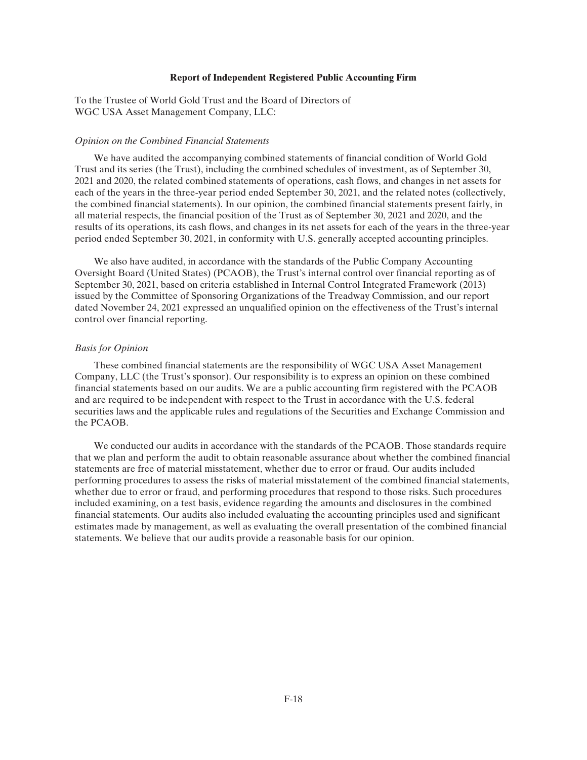## Report of Independent Registered Public Accounting Firm

To the Trustee of World Gold Trust and the Board of Directors of
WGC USA Asset Management Company, LLC:

*Opinion on the Combined Financial Statements*

We have audited the accompanying combined statements of financial condition of World Gold Trust and its series (the Trust), including the combined schedules of investment, as of September 30, 2021 and 2020, the related combined statements of operations, cash flows, and changes in net assets for each of the years in the three-year period ended September 30, 2021, and the related notes (collectively, the combined financial statements). In our opinion, the combined financial statements present fairly, in all material respects, the financial position of the Trust as of September 30, 2021 and 2020, and the results of its operations, its cash flows, and changes in its net assets for each of the years in the three-year period ended September 30, 2021, in conformity with U.S. generally accepted accounting principles.

We also have audited, in accordance with the standards of the Public Company Accounting Oversight Board (United States) (PCAOB), the Trust's internal control over financial reporting as of September 30, 2021, based on criteria established in Internal Control Integrated Framework (2013) issued by the Committee of Sponsoring Organizations of the Treadway Commission, and our report dated November 24, 2021 expressed an unqualified opinion on the effectiveness of the Trust's internal control over financial reporting.

*Basis for Opinion*

These combined financial statements are the responsibility of WGC USA Asset Management Company, LLC (the Trust's sponsor). Our responsibility is to express an opinion on these combined financial statements based on our audits. We are a public accounting firm registered with the PCAOB and are required to be independent with respect to the Trust in accordance with the U.S. federal securities laws and the applicable rules and regulations of the Securities and Exchange Commission and the PCAOB.

We conducted our audits in accordance with the standards of the PCAOB. Those standards require that we plan and perform the audit to obtain reasonable assurance about whether the combined financial statements are free of material misstatement, whether due to error or fraud. Our audits included performing procedures to assess the risks of material misstatement of the combined financial statements, whether due to error or fraud, and performing procedures that respond to those risks. Such procedures included examining, on a test basis, evidence regarding the amounts and disclosures in the combined financial statements. Our audits also included evaluating the accounting principles used and significant estimates made by management, as well as evaluating the overall presentation of the combined financial statements. We believe that our audits provide a reasonable basis for our opinion.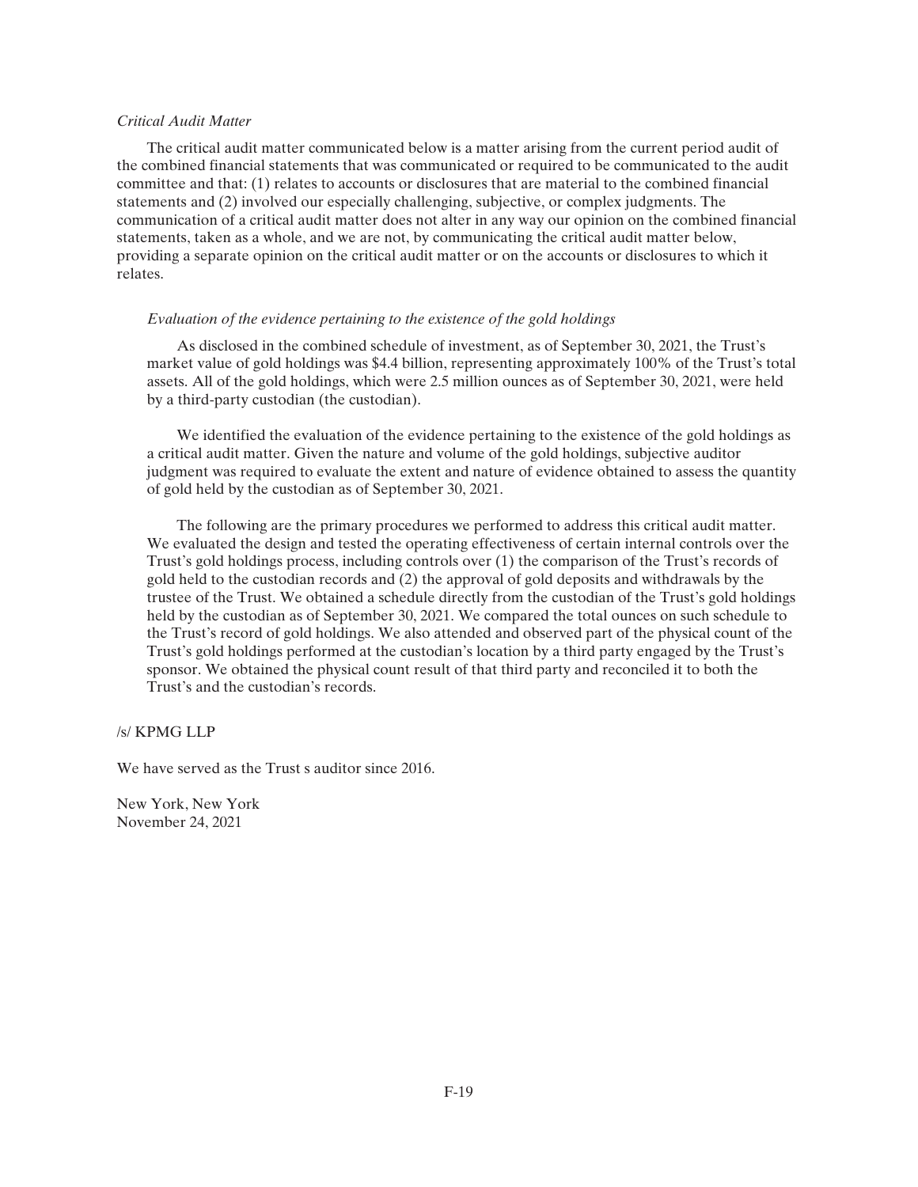*Critical Audit Matter*

The critical audit matter communicated below is a matter arising from the current period audit of the combined financial statements that was communicated or required to be communicated to the audit committee and that: (1) relates to accounts or disclosures that are material to the combined financial statements and (2) involved our especially challenging, subjective, or complex judgments. The communication of a critical audit matter does not alter in any way our opinion on the combined financial statements, taken as a whole, and we are not, by communicating the critical audit matter below, providing a separate opinion on the critical audit matter or on the accounts or disclosures to which it relates.

*Evaluation of the evidence pertaining to the existence of the gold holdings*

As disclosed in the combined schedule of investment, as of September 30, 2021, the Trust's market value of gold holdings was $4.4 billion, representing approximately 100% of the Trust's total assets. All of the gold holdings, which were 2.5 million ounces as of September 30, 2021, were held by a third-party custodian (the custodian).

We identified the evaluation of the evidence pertaining to the existence of the gold holdings as a critical audit matter. Given the nature and volume of the gold holdings, subjective auditor judgment was required to evaluate the extent and nature of evidence obtained to assess the quantity of gold held by the custodian as of September 30, 2021.

The following are the primary procedures we performed to address this critical audit matter. We evaluated the design and tested the operating effectiveness of certain internal controls over the Trust's gold holdings process, including controls over (1) the comparison of the Trust's records of gold held to the custodian records and (2) the approval of gold deposits and withdrawals by the trustee of the Trust. We obtained a schedule directly from the custodian of the Trust's gold holdings held by the custodian as of September 30, 2021. We compared the total ounces on such schedule to the Trust's record of gold holdings. We also attended and observed part of the physical count of the Trust's gold holdings performed at the custodian's location by a third party engaged by the Trust's sponsor. We obtained the physical count result of that third party and reconciled it to both the Trust's and the custodian's records.

/s/ KPMG LLP

We have served as the Trust s auditor since 2016.

New York, New York
November 24, 2021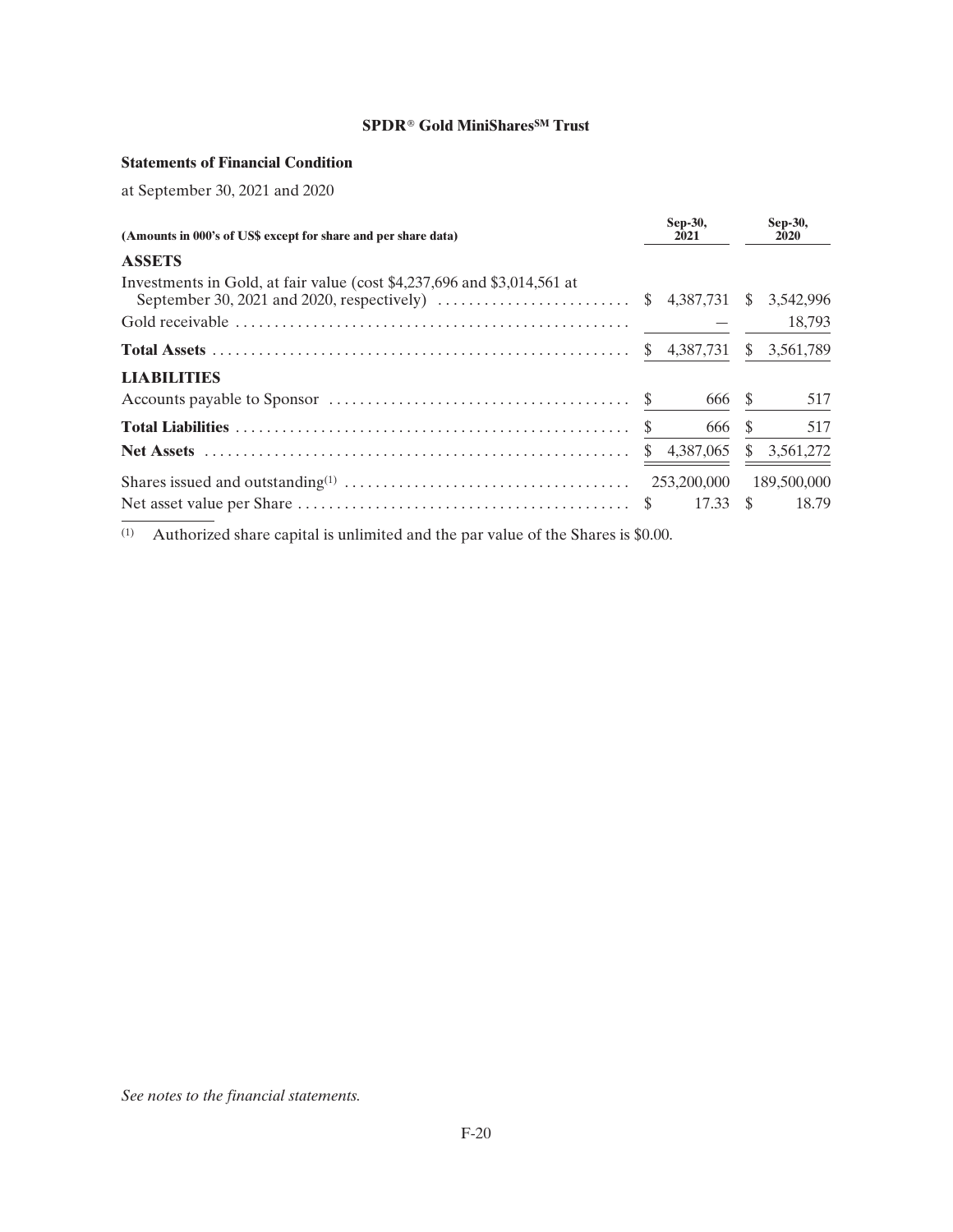# SPDR® Gold MiniShares[SM] Trust

## Statements of Financial Condition

at September 30, 2021 and 2020

| (Amounts in 000's of US$ except for share and per share data) | Sep-30, 2021 | Sep-30, 2020 |
|---|---|---|
| **ASSETS** | | |
| Investments in Gold, at fair value (cost $4,237,696 and $3,014,561 at September 30, 2021 and 2020, respectively) | $ 4,387,731 | $ 3,542,996 |
| Gold receivable | — | 18,793 |
| **Total Assets** | $ 4,387,731 | $ 3,561,789 |
| **LIABILITIES** | | |
| Accounts payable to Sponsor | $ 666 | $ 517 |
| **Total Liabilities** | $ 666 | $ 517 |
| **Net Assets** | $ 4,387,065 | $ 3,561,272 |
| Shares issued and outstanding[(1)] | 253,200,000 | 189,500,000 |
| Net asset value per Share | $ 17.33 | $ 18.79 |

(1) Authorized share capital is unlimited and the par value of the Shares is $0.00.

*See notes to the financial statements.*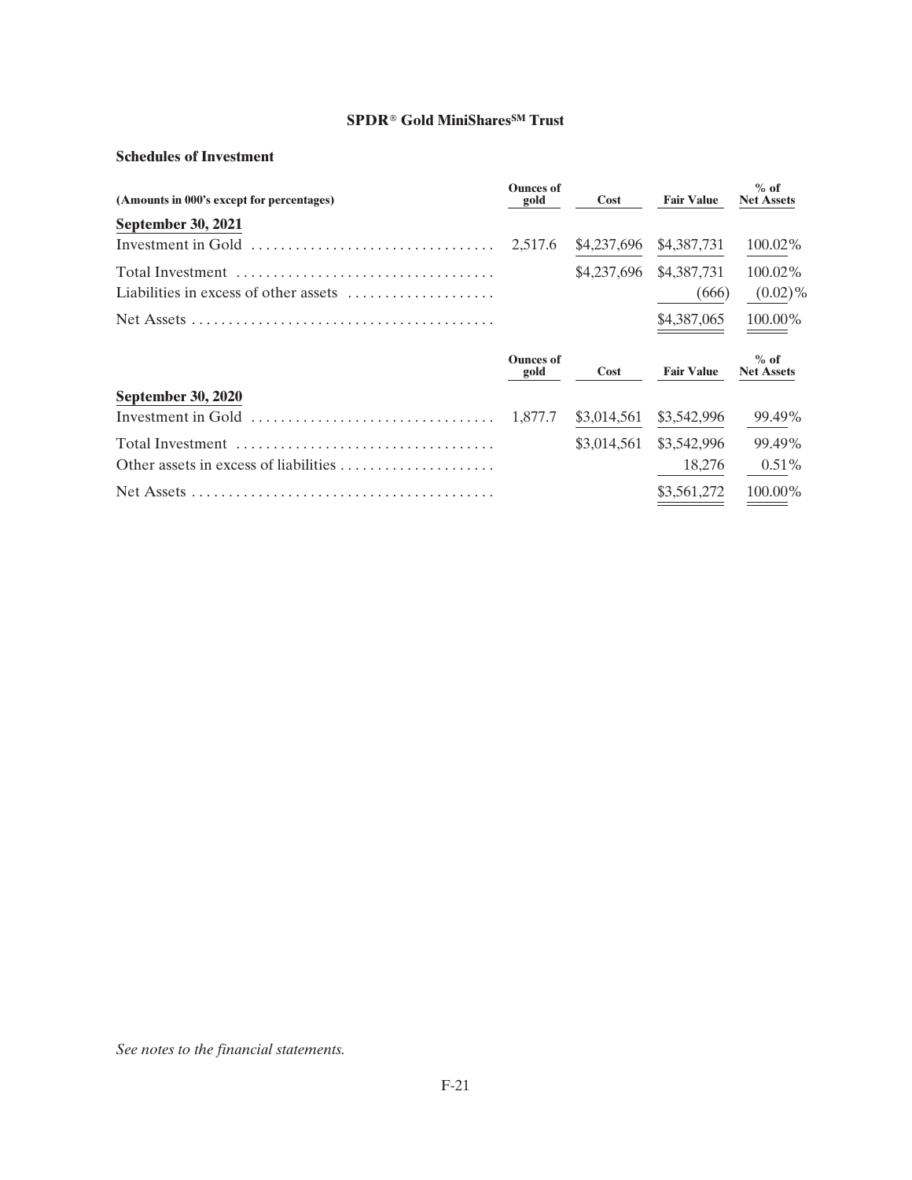# SPDR® Gold MiniShares℠ Trust

## Schedules of Investment

| (Amounts in 000's except for percentages) | Ounces of gold | Cost | Fair Value | % of Net Assets |
|---|---|---|---|---|
| **September 30, 2021** | | | | |
| Investment in Gold | 2,517.6 | $4,237,696 | $4,387,731 | 100.02% |
| Total Investment | | $4,237,696 | $4,387,731 | 100.02% |
| Liabilities in excess of other assets | | | (666) | (0.02)% |
| Net Assets | | | $4,387,065 | 100.00% |

| | Ounces of gold | Cost | Fair Value | % of Net Assets |
|---|---|---|---|---|
| **September 30, 2020** | | | | |
| Investment in Gold | 1,877.7 | $3,014,561 | $3,542,996 | 99.49% |
| Total Investment | | $3,014,561 | $3,542,996 | 99.49% |
| Other assets in excess of liabilities | | | 18,276 | 0.51% |
| Net Assets | | | $3,561,272 | 100.00% |

*See notes to the financial statements.*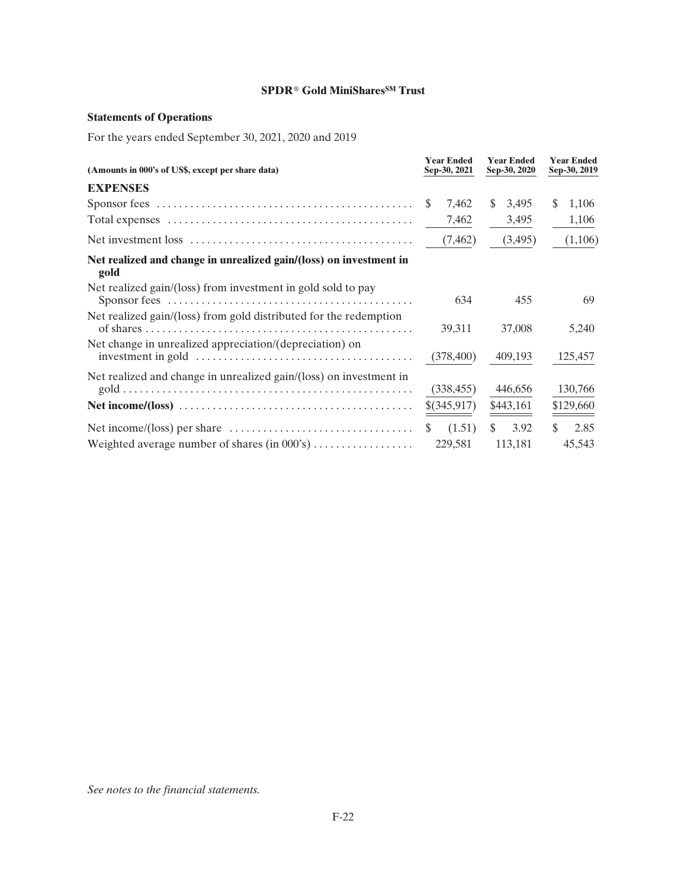**SPDR® Gold MiniShares[SM] Trust**

**Statements of Operations**

For the years ended September 30, 2021, 2020 and 2019

| (Amounts in 000's of US$, except per share data) | Year Ended Sep-30, 2021 | Year Ended Sep-30, 2020 | Year Ended Sep-30, 2019 |
|---|---|---|---|
| **EXPENSES** | | | |
| Sponsor fees | $ 7,462 | $ 3,495 | $ 1,106 |
| Total expenses | 7,462 | 3,495 | 1,106 |
| Net investment loss | (7,462) | (3,495) | (1,106) |
| **Net realized and change in unrealized gain/(loss) on investment in gold** | | | |
| Net realized gain/(loss) from investment in gold sold to pay Sponsor fees | 634 | 455 | 69 |
| Net realized gain/(loss) from gold distributed for the redemption of shares | 39,311 | 37,008 | 5,240 |
| Net change in unrealized appreciation/(depreciation) on investment in gold | (378,400) | 409,193 | 125,457 |
| Net realized and change in unrealized gain/(loss) on investment in gold | (338,455) | 446,656 | 130,766 |
| **Net income/(loss)** | $(345,917) | $443,161 | $129,660 |
| Net income/(loss) per share | $ (1.51) | $ 3.92 | $ 2.85 |
| Weighted average number of shares (in 000's) | 229,581 | 113,181 | 45,543 |

*See notes to the financial statements.*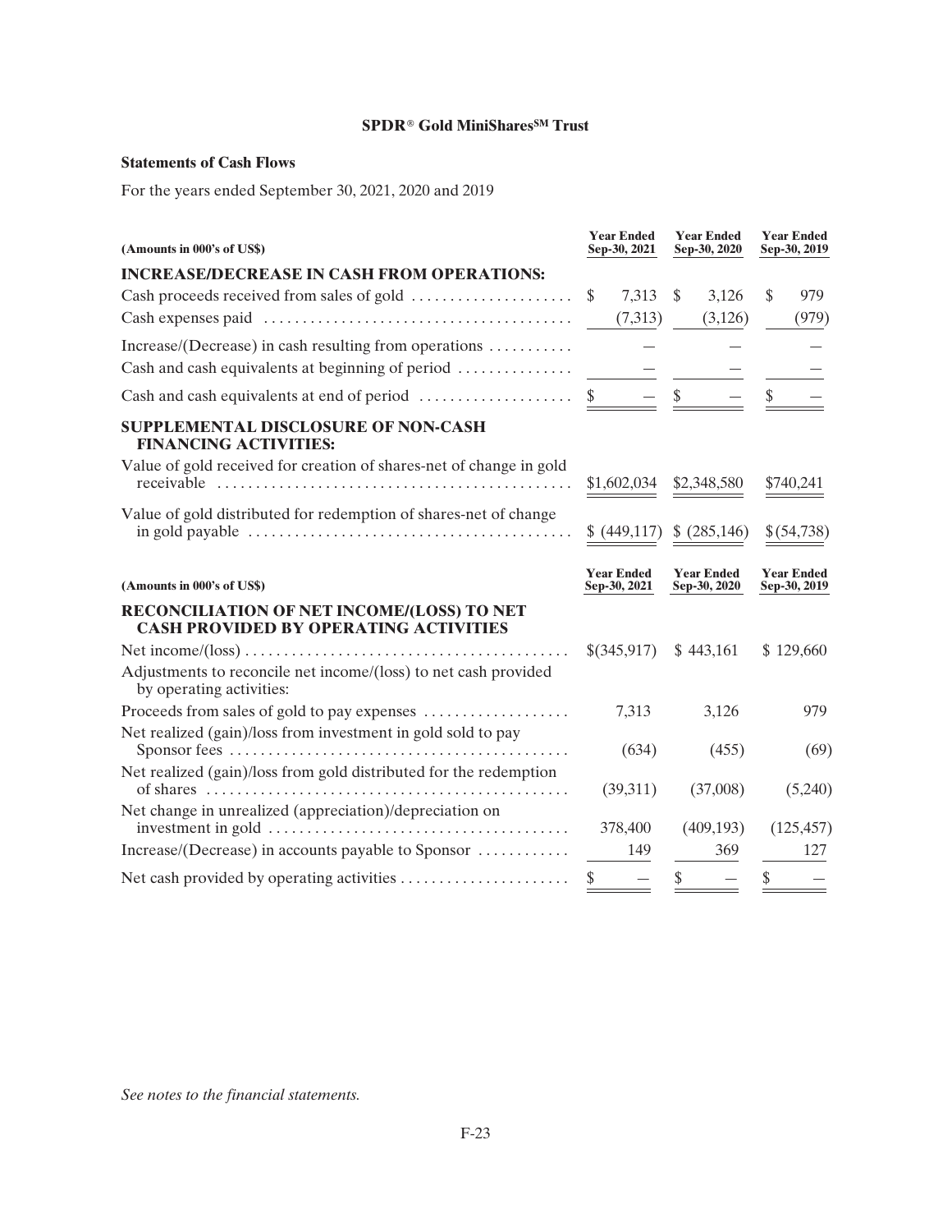**SPDR® Gold MiniShares℠ Trust**

**Statements of Cash Flows**

For the years ended September 30, 2021, 2020 and 2019

| (Amounts in 000's of US$) | Year Ended Sep-30, 2021 | Year Ended Sep-30, 2020 | Year Ended Sep-30, 2019 |
|---|---|---|---|
| **INCREASE/DECREASE IN CASH FROM OPERATIONS:** | | | |
| Cash proceeds received from sales of gold | $ 7,313 | $ 3,126 | $ 979 |
| Cash expenses paid | (7,313) | (3,126) | (979) |
| Increase/(Decrease) in cash resulting from operations | — | — | — |
| Cash and cash equivalents at beginning of period | — | — | — |
| Cash and cash equivalents at end of period | $ — | $ — | $ — |
| **SUPPLEMENTAL DISCLOSURE OF NON-CASH FINANCING ACTIVITIES:** | | | |
| Value of gold received for creation of shares-net of change in gold receivable | $1,602,034 | $2,348,580 | $740,241 |
| Value of gold distributed for redemption of shares-net of change in gold payable | $ (449,117) | $ (285,146) | $ (54,738) |

| (Amounts in 000's of US$) | Year Ended Sep-30, 2021 | Year Ended Sep-30, 2020 | Year Ended Sep-30, 2019 |
|---|---|---|---|
| **RECONCILIATION OF NET INCOME/(LOSS) TO NET CASH PROVIDED BY OPERATING ACTIVITIES** | | | |
| Net income/(loss) | $(345,917) | $ 443,161 | $ 129,660 |
| Adjustments to reconcile net income/(loss) to net cash provided by operating activities: | | | |
| Proceeds from sales of gold to pay expenses | 7,313 | 3,126 | 979 |
| Net realized (gain)/loss from investment in gold sold to pay Sponsor fees | (634) | (455) | (69) |
| Net realized (gain)/loss from gold distributed for the redemption of shares | (39,311) | (37,008) | (5,240) |
| Net change in unrealized (appreciation)/depreciation on investment in gold | 378,400 | (409,193) | (125,457) |
| Increase/(Decrease) in accounts payable to Sponsor | 149 | 369 | 127 |
| Net cash provided by operating activities | $ — | $ — | $ — |

*See notes to the financial statements.*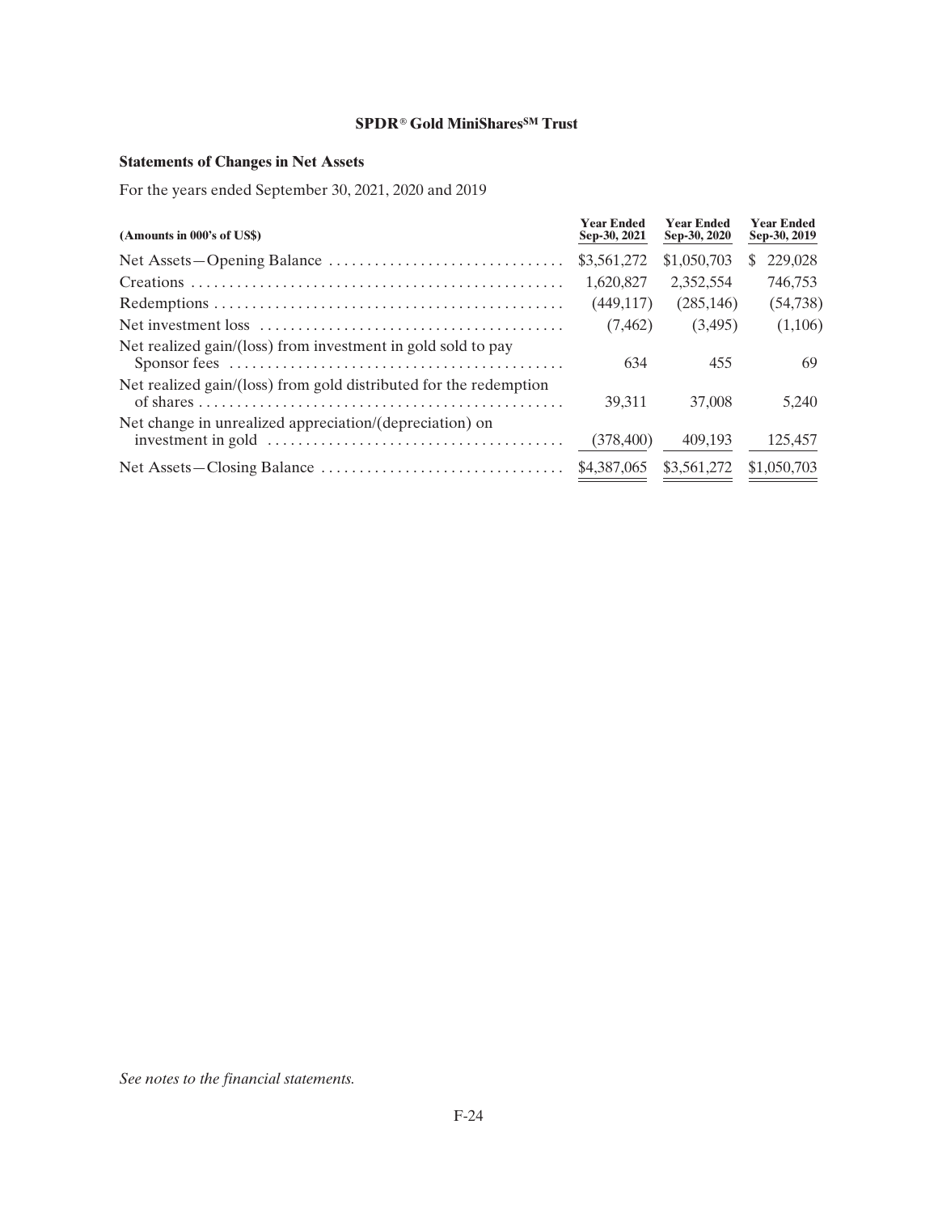# SPDR® Gold MiniShares[SM] Trust

## Statements of Changes in Net Assets

For the years ended September 30, 2021, 2020 and 2019

| (Amounts in 000's of US$) | Year Ended Sep-30, 2021 | Year Ended Sep-30, 2020 | Year Ended Sep-30, 2019 |
|---|---|---|---|
| Net Assets—Opening Balance | $3,561,272 | $1,050,703 | $ 229,028 |
| Creations | 1,620,827 | 2,352,554 | 746,753 |
| Redemptions | (449,117) | (285,146) | (54,738) |
| Net investment loss | (7,462) | (3,495) | (1,106) |
| Net realized gain/(loss) from investment in gold sold to pay Sponsor fees | 634 | 455 | 69 |
| Net realized gain/(loss) from gold distributed for the redemption of shares | 39,311 | 37,008 | 5,240 |
| Net change in unrealized appreciation/(depreciation) on investment in gold | (378,400) | 409,193 | 125,457 |
| Net Assets—Closing Balance | $4,387,065 | $3,561,272 | $1,050,703 |

*See notes to the financial statements.*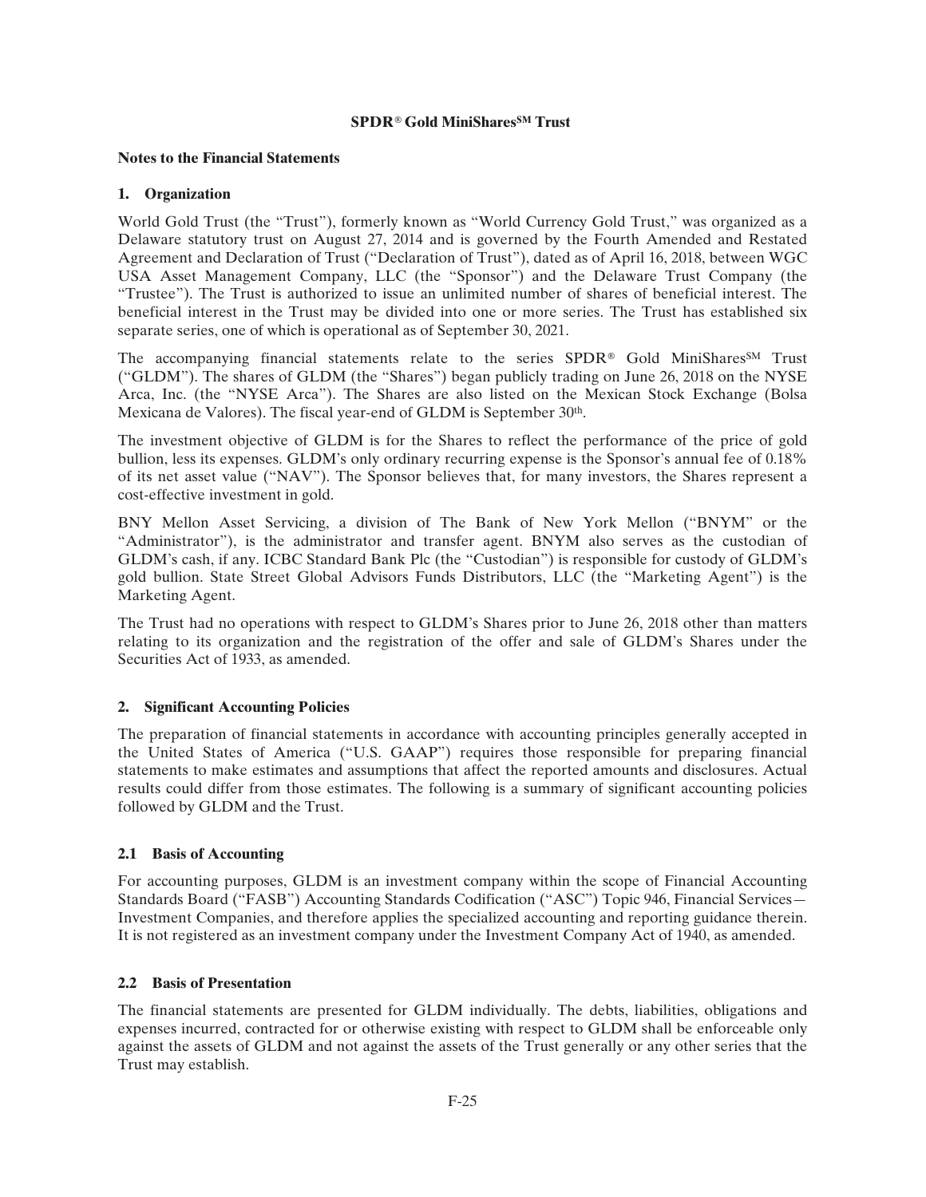**SPDR® Gold MiniShares℠ Trust**

**Notes to the Financial Statements**

## 1. Organization

World Gold Trust (the "Trust"), formerly known as "World Currency Gold Trust," was organized as a Delaware statutory trust on August 27, 2014 and is governed by the Fourth Amended and Restated Agreement and Declaration of Trust ("Declaration of Trust"), dated as of April 16, 2018, between WGC USA Asset Management Company, LLC (the "Sponsor") and the Delaware Trust Company (the "Trustee"). The Trust is authorized to issue an unlimited number of shares of beneficial interest. The beneficial interest in the Trust may be divided into one or more series. The Trust has established six separate series, one of which is operational as of September 30, 2021.

The accompanying financial statements relate to the series SPDR® Gold MiniShares℠ Trust ("GLDM"). The shares of GLDM (the "Shares") began publicly trading on June 26, 2018 on the NYSE Arca, Inc. (the "NYSE Arca"). The Shares are also listed on the Mexican Stock Exchange (Bolsa Mexicana de Valores). The fiscal year-end of GLDM is September 30th.

The investment objective of GLDM is for the Shares to reflect the performance of the price of gold bullion, less its expenses. GLDM's only ordinary recurring expense is the Sponsor's annual fee of 0.18% of its net asset value ("NAV"). The Sponsor believes that, for many investors, the Shares represent a cost-effective investment in gold.

BNY Mellon Asset Servicing, a division of The Bank of New York Mellon ("BNYM" or the "Administrator"), is the administrator and transfer agent. BNYM also serves as the custodian of GLDM's cash, if any. ICBC Standard Bank Plc (the "Custodian") is responsible for custody of GLDM's gold bullion. State Street Global Advisors Funds Distributors, LLC (the "Marketing Agent") is the Marketing Agent.

The Trust had no operations with respect to GLDM's Shares prior to June 26, 2018 other than matters relating to its organization and the registration of the offer and sale of GLDM's Shares under the Securities Act of 1933, as amended.

## 2. Significant Accounting Policies

The preparation of financial statements in accordance with accounting principles generally accepted in the United States of America ("U.S. GAAP") requires those responsible for preparing financial statements to make estimates and assumptions that affect the reported amounts and disclosures. Actual results could differ from those estimates. The following is a summary of significant accounting policies followed by GLDM and the Trust.

### 2.1 Basis of Accounting

For accounting purposes, GLDM is an investment company within the scope of Financial Accounting Standards Board ("FASB") Accounting Standards Codification ("ASC") Topic 946, Financial Services— Investment Companies, and therefore applies the specialized accounting and reporting guidance therein. It is not registered as an investment company under the Investment Company Act of 1940, as amended.

### 2.2 Basis of Presentation

The financial statements are presented for GLDM individually. The debts, liabilities, obligations and expenses incurred, contracted for or otherwise existing with respect to GLDM shall be enforceable only against the assets of GLDM and not against the assets of the Trust generally or any other series that the Trust may establish.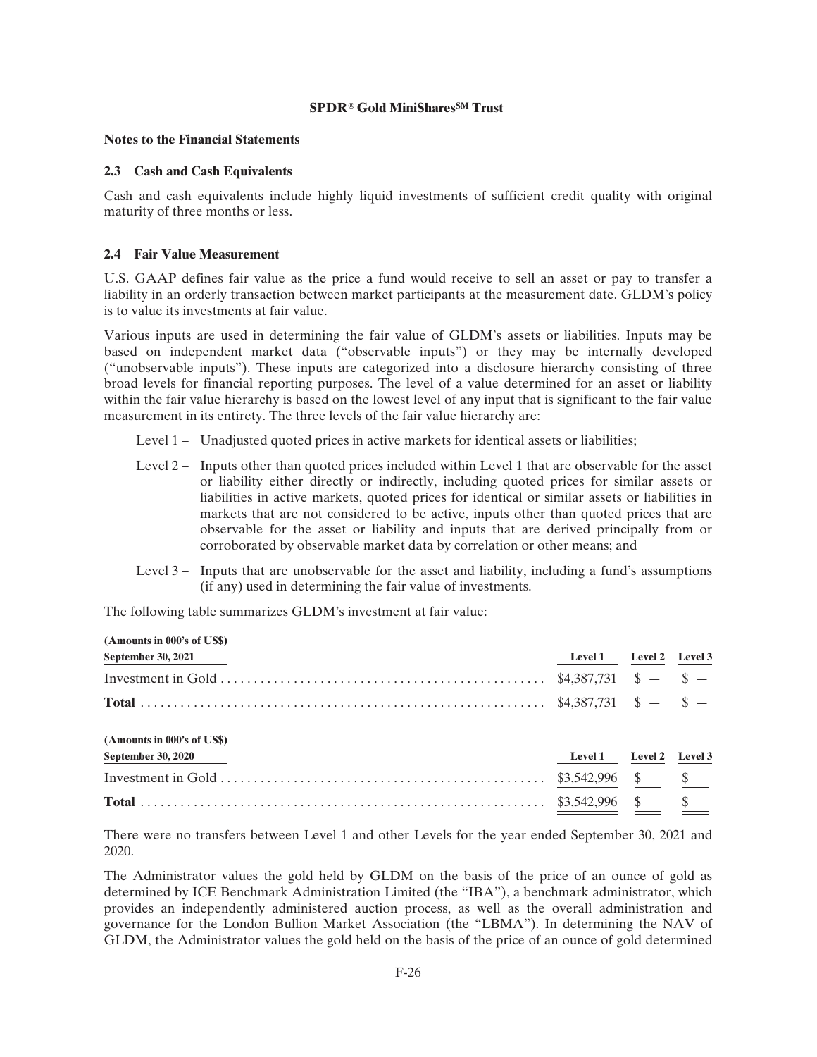**SPDR® Gold MiniShares℠ Trust**

**Notes to the Financial Statements**

### 2.3 Cash and Cash Equivalents

Cash and cash equivalents include highly liquid investments of sufficient credit quality with original maturity of three months or less.

### 2.4 Fair Value Measurement

U.S. GAAP defines fair value as the price a fund would receive to sell an asset or pay to transfer a liability in an orderly transaction between market participants at the measurement date. GLDM's policy is to value its investments at fair value.

Various inputs are used in determining the fair value of GLDM's assets or liabilities. Inputs may be based on independent market data ("observable inputs") or they may be internally developed ("unobservable inputs"). These inputs are categorized into a disclosure hierarchy consisting of three broad levels for financial reporting purposes. The level of a value determined for an asset or liability within the fair value hierarchy is based on the lowest level of any input that is significant to the fair value measurement in its entirety. The three levels of the fair value hierarchy are:

- Level 1 – Unadjusted quoted prices in active markets for identical assets or liabilities;
- Level 2 – Inputs other than quoted prices included within Level 1 that are observable for the asset or liability either directly or indirectly, including quoted prices for similar assets or liabilities in active markets, quoted prices for identical or similar assets or liabilities in markets that are not considered to be active, inputs other than quoted prices that are observable for the asset or liability and inputs that are derived principally from or corroborated by observable market data by correlation or other means; and
- Level 3 – Inputs that are unobservable for the asset and liability, including a fund's assumptions (if any) used in determining the fair value of investments.

The following table summarizes GLDM's investment at fair value:

| (Amounts in 000's of US$) September 30, 2021 | Level 1 | Level 2 | Level 3 |
|---|---|---|---|
| Investment in Gold | $4,387,731 | $ — | $ — |
| **Total** | $4,387,731 | $ — | $ — |

| (Amounts in 000's of US$) September 30, 2020 | Level 1 | Level 2 | Level 3 |
|---|---|---|---|
| Investment in Gold | $3,542,996 | $ — | $ — |
| **Total** | $3,542,996 | $ — | $ — |

There were no transfers between Level 1 and other Levels for the year ended September 30, 2021 and 2020.

The Administrator values the gold held by GLDM on the basis of the price of an ounce of gold as determined by ICE Benchmark Administration Limited (the "IBA"), a benchmark administrator, which provides an independently administered auction process, as well as the overall administration and governance for the London Bullion Market Association (the "LBMA"). In determining the NAV of GLDM, the Administrator values the gold held on the basis of the price of an ounce of gold determined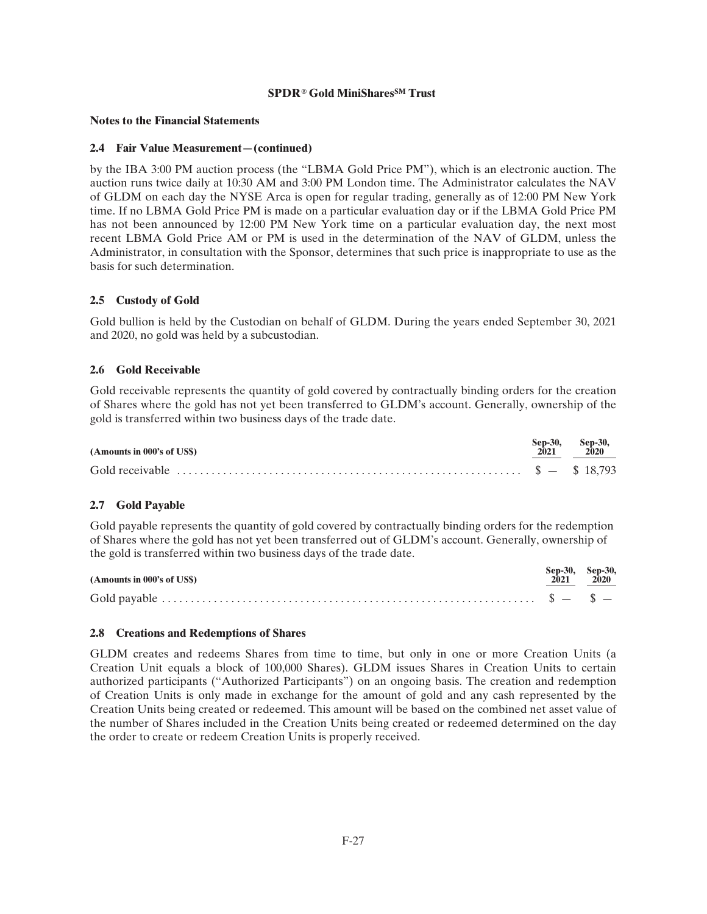**SPDR® Gold MiniShares[SM] Trust**

**Notes to the Financial Statements**

### 2.4 Fair Value Measurement—(continued)

by the IBA 3:00 PM auction process (the "LBMA Gold Price PM"), which is an electronic auction. The auction runs twice daily at 10:30 AM and 3:00 PM London time. The Administrator calculates the NAV of GLDM on each day the NYSE Arca is open for regular trading, generally as of 12:00 PM New York time. If no LBMA Gold Price PM is made on a particular evaluation day or if the LBMA Gold Price PM has not been announced by 12:00 PM New York time on a particular evaluation day, the next most recent LBMA Gold Price AM or PM is used in the determination of the NAV of GLDM, unless the Administrator, in consultation with the Sponsor, determines that such price is inappropriate to use as the basis for such determination.

### 2.5 Custody of Gold

Gold bullion is held by the Custodian on behalf of GLDM. During the years ended September 30, 2021 and 2020, no gold was held by a subcustodian.

### 2.6 Gold Receivable

Gold receivable represents the quantity of gold covered by contractually binding orders for the creation of Shares where the gold has not yet been transferred to GLDM's account. Generally, ownership of the gold is transferred within two business days of the trade date.

| (Amounts in 000's of US$) | Sep-30, 2021 | Sep-30, 2020 |
|---|---|---|
| Gold receivable | $ — | $ 18,793 |

### 2.7 Gold Payable

Gold payable represents the quantity of gold covered by contractually binding orders for the redemption of Shares where the gold has not yet been transferred out of GLDM's account. Generally, ownership of the gold is transferred within two business days of the trade date.

| (Amounts in 000's of US$) | Sep-30, 2021 | Sep-30, 2020 |
|---|---|---|
| Gold payable | $ — | $ — |

### 2.8 Creations and Redemptions of Shares

GLDM creates and redeems Shares from time to time, but only in one or more Creation Units (a Creation Unit equals a block of 100,000 Shares). GLDM issues Shares in Creation Units to certain authorized participants ("Authorized Participants") on an ongoing basis. The creation and redemption of Creation Units is only made in exchange for the amount of gold and any cash represented by the Creation Units being created or redeemed. This amount will be based on the combined net asset value of the number of Shares included in the Creation Units being created or redeemed determined on the day the order to create or redeem Creation Units is properly received.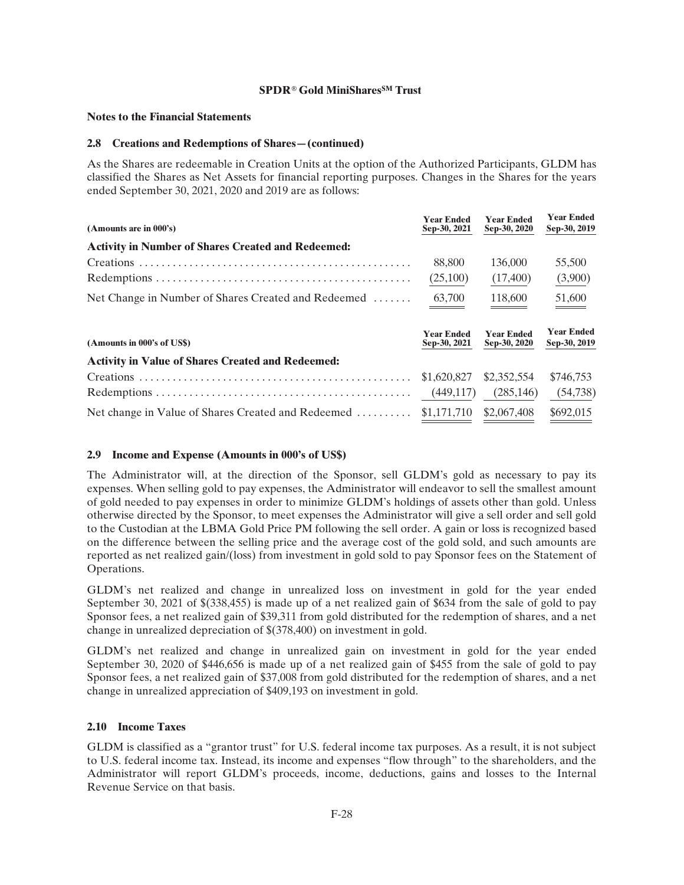**SPDR® Gold MiniShares℠ Trust**

**Notes to the Financial Statements**

### 2.8 Creations and Redemptions of Shares—(continued)

As the Shares are redeemable in Creation Units at the option of the Authorized Participants, GLDM has classified the Shares as Net Assets for financial reporting purposes. Changes in the Shares for the years ended September 30, 2021, 2020 and 2019 are as follows:

| (Amounts are in 000's) | Year Ended Sep-30, 2021 | Year Ended Sep-30, 2020 | Year Ended Sep-30, 2019 |
|---|---|---|---|
| **Activity in Number of Shares Created and Redeemed:** | | | |
| Creations | 88,800 | 136,000 | 55,500 |
| Redemptions | (25,100) | (17,400) | (3,900) |
| Net Change in Number of Shares Created and Redeemed | 63,700 | 118,600 | 51,600 |

| (Amounts in 000's of US$) | Year Ended Sep-30, 2021 | Year Ended Sep-30, 2020 | Year Ended Sep-30, 2019 |
|---|---|---|---|
| **Activity in Value of Shares Created and Redeemed:** | | | |
| Creations | $1,620,827 | $2,352,554 | $746,753 |
| Redemptions | (449,117) | (285,146) | (54,738) |
| Net change in Value of Shares Created and Redeemed | $1,171,710 | $2,067,408 | $692,015 |

### 2.9 Income and Expense (Amounts in 000's of US$)

The Administrator will, at the direction of the Sponsor, sell GLDM's gold as necessary to pay its expenses. When selling gold to pay expenses, the Administrator will endeavor to sell the smallest amount of gold needed to pay expenses in order to minimize GLDM's holdings of assets other than gold. Unless otherwise directed by the Sponsor, to meet expenses the Administrator will give a sell order and sell gold to the Custodian at the LBMA Gold Price PM following the sell order. A gain or loss is recognized based on the difference between the selling price and the average cost of the gold sold, and such amounts are reported as net realized gain/(loss) from investment in gold sold to pay Sponsor fees on the Statement of Operations.

GLDM's net realized and change in unrealized loss on investment in gold for the year ended September 30, 2021 of $(338,455) is made up of a net realized gain of $634 from the sale of gold to pay Sponsor fees, a net realized gain of $39,311 from gold distributed for the redemption of shares, and a net change in unrealized depreciation of $(378,400) on investment in gold.

GLDM's net realized and change in unrealized gain on investment in gold for the year ended September 30, 2020 of $446,656 is made up of a net realized gain of $455 from the sale of gold to pay Sponsor fees, a net realized gain of $37,008 from gold distributed for the redemption of shares, and a net change in unrealized appreciation of $409,193 on investment in gold.

### 2.10 Income Taxes

GLDM is classified as a "grantor trust" for U.S. federal income tax purposes. As a result, it is not subject to U.S. federal income tax. Instead, its income and expenses "flow through" to the shareholders, and the Administrator will report GLDM's proceeds, income, deductions, gains and losses to the Internal Revenue Service on that basis.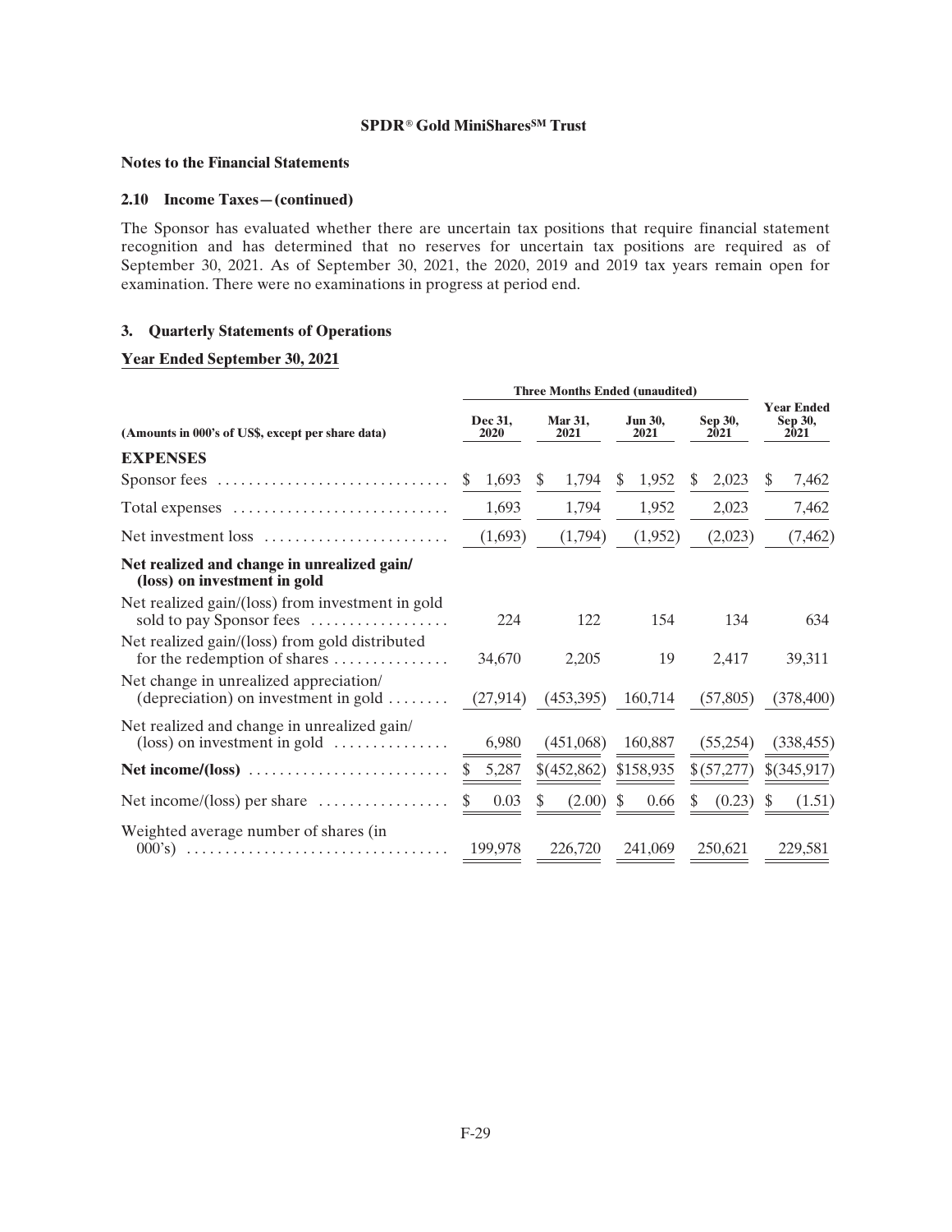**SPDR® Gold MiniShares℠ Trust**

**Notes to the Financial Statements**

**2.10 Income Taxes—(continued)**

The Sponsor has evaluated whether there are uncertain tax positions that require financial statement recognition and has determined that no reserves for uncertain tax positions are required as of September 30, 2021. As of September 30, 2021, the 2020, 2019 and 2019 tax years remain open for examination. There were no examinations in progress at period end.

## 3. Quarterly Statements of Operations

**Year Ended September 30, 2021**

| (Amounts in 000's of US$, except per share data) | Three Months Ended (unaudited) | | | | Year Ended |
|---|---|---|---|---|---|
| | Dec 31, 2020 | Mar 31, 2021 | Jun 30, 2021 | Sep 30, 2021 | Sep 30, 2021 |
| **EXPENSES** | | | | | |
| Sponsor fees | $ 1,693 | $ 1,794 | $ 1,952 | $ 2,023 | $ 7,462 |
| Total expenses | 1,693 | 1,794 | 1,952 | 2,023 | 7,462 |
| Net investment loss | (1,693) | (1,794) | (1,952) | (2,023) | (7,462) |
| **Net realized and change in unrealized gain/(loss) on investment in gold** | | | | | |
| Net realized gain/(loss) from investment in gold sold to pay Sponsor fees | 224 | 122 | 154 | 134 | 634 |
| Net realized gain/(loss) from gold distributed for the redemption of shares | 34,670 | 2,205 | 19 | 2,417 | 39,311 |
| Net change in unrealized appreciation/(depreciation) on investment in gold | (27,914) | (453,395) | 160,714 | (57,805) | (378,400) |
| Net realized and change in unrealized gain/(loss) on investment in gold | 6,980 | (451,068) | 160,887 | (55,254) | (338,455) |
| **Net income/(loss)** | $ 5,287 | $(452,862) | $158,935 | $(57,277) | $(345,917) |
| Net income/(loss) per share | $ 0.03 | $ (2.00) | $ 0.66 | $ (0.23) | $ (1.51) |
| Weighted average number of shares (in 000's) | 199,978 | 226,720 | 241,069 | 250,621 | 229,581 |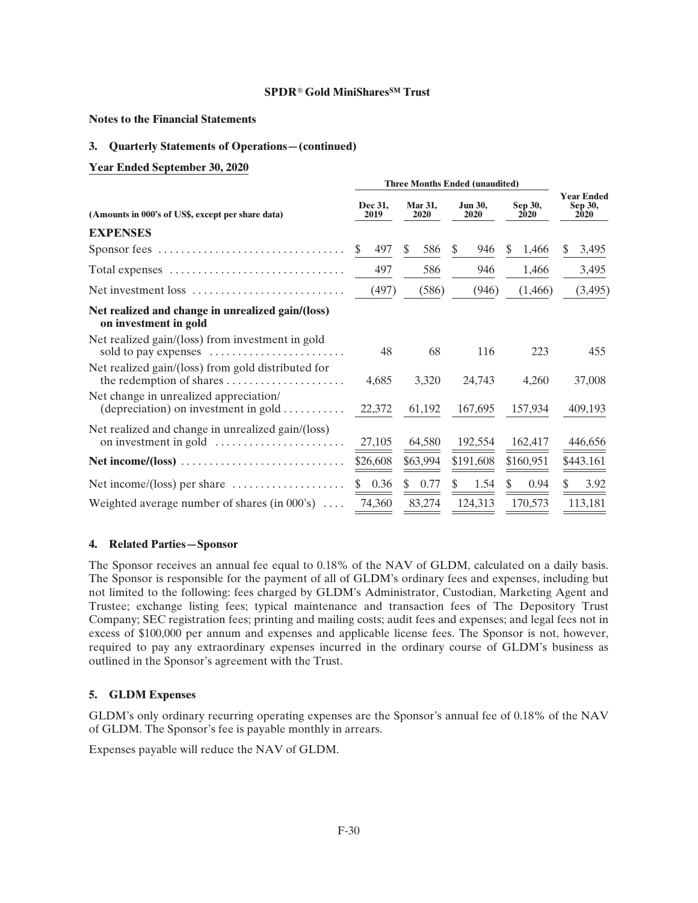**SPDR® Gold MiniShares℠ Trust**

**Notes to the Financial Statements**

### 3. Quarterly Statements of Operations—(continued)

**Year Ended September 30, 2020**

| (Amounts in 000's of US$, except per share data) | Three Months Ended (unaudited) Dec 31, 2019 | Mar 31, 2020 | Jun 30, 2020 | Sep 30, 2020 | Year Ended Sep 30, 2020 |
|---|---|---|---|---|---|
| **EXPENSES** | | | | | |
| Sponsor fees | $ 497 | $ 586 | $ 946 | $ 1,466 | $ 3,495 |
| Total expenses | 497 | 586 | 946 | 1,466 | 3,495 |
| Net investment loss | (497) | (586) | (946) | (1,466) | (3,495) |
| **Net realized and change in unrealized gain/(loss) on investment in gold** | | | | | |
| Net realized gain/(loss) from investment in gold sold to pay expenses | 48 | 68 | 116 | 223 | 455 |
| Net realized gain/(loss) from gold distributed for the redemption of shares | 4,685 | 3,320 | 24,743 | 4,260 | 37,008 |
| Net change in unrealized appreciation/ (depreciation) on investment in gold | 22,372 | 61,192 | 167,695 | 157,934 | 409,193 |
| Net realized and change in unrealized gain/(loss) on investment in gold | 27,105 | 64,580 | 192,554 | 162,417 | 446,656 |
| **Net income/(loss)** | $26,608 | $63,994 | $191,608 | $160,951 | $443.161 |
| Net income/(loss) per share | $ 0.36 | $ 0.77 | $ 1.54 | $ 0.94 | $ 3.92 |
| Weighted average number of shares (in 000's) | 74,360 | 83,274 | 124,313 | 170,573 | 113,181 |

### 4. Related Parties—Sponsor

The Sponsor receives an annual fee equal to 0.18% of the NAV of GLDM, calculated on a daily basis. The Sponsor is responsible for the payment of all of GLDM's ordinary fees and expenses, including but not limited to the following: fees charged by GLDM's Administrator, Custodian, Marketing Agent and Trustee; exchange listing fees; typical maintenance and transaction fees of The Depository Trust Company; SEC registration fees; printing and mailing costs; audit fees and expenses; and legal fees not in excess of $100,000 per annum and expenses and applicable license fees. The Sponsor is not, however, required to pay any extraordinary expenses incurred in the ordinary course of GLDM's business as outlined in the Sponsor's agreement with the Trust.

### 5. GLDM Expenses

GLDM's only ordinary recurring operating expenses are the Sponsor's annual fee of 0.18% of the NAV of GLDM. The Sponsor's fee is payable monthly in arrears.

Expenses payable will reduce the NAV of GLDM.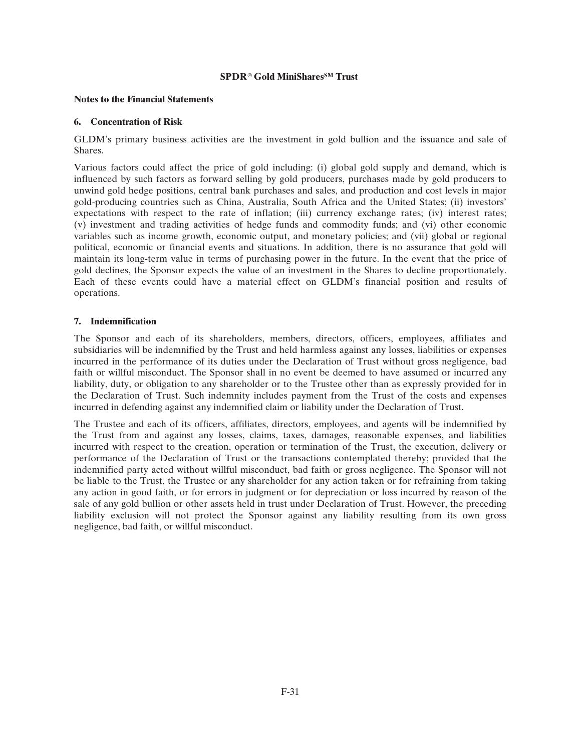**SPDR® Gold MiniShares℠ Trust**

**Notes to the Financial Statements**

### 6. Concentration of Risk

GLDM's primary business activities are the investment in gold bullion and the issuance and sale of Shares.

Various factors could affect the price of gold including: (i) global gold supply and demand, which is influenced by such factors as forward selling by gold producers, purchases made by gold producers to unwind gold hedge positions, central bank purchases and sales, and production and cost levels in major gold-producing countries such as China, Australia, South Africa and the United States; (ii) investors' expectations with respect to the rate of inflation; (iii) currency exchange rates; (iv) interest rates; (v) investment and trading activities of hedge funds and commodity funds; and (vi) other economic variables such as income growth, economic output, and monetary policies; and (vii) global or regional political, economic or financial events and situations. In addition, there is no assurance that gold will maintain its long-term value in terms of purchasing power in the future. In the event that the price of gold declines, the Sponsor expects the value of an investment in the Shares to decline proportionately. Each of these events could have a material effect on GLDM's financial position and results of operations.

### 7. Indemnification

The Sponsor and each of its shareholders, members, directors, officers, employees, affiliates and subsidiaries will be indemnified by the Trust and held harmless against any losses, liabilities or expenses incurred in the performance of its duties under the Declaration of Trust without gross negligence, bad faith or willful misconduct. The Sponsor shall in no event be deemed to have assumed or incurred any liability, duty, or obligation to any shareholder or to the Trustee other than as expressly provided for in the Declaration of Trust. Such indemnity includes payment from the Trust of the costs and expenses incurred in defending against any indemnified claim or liability under the Declaration of Trust.

The Trustee and each of its officers, affiliates, directors, employees, and agents will be indemnified by the Trust from and against any losses, claims, taxes, damages, reasonable expenses, and liabilities incurred with respect to the creation, operation or termination of the Trust, the execution, delivery or performance of the Declaration of Trust or the transactions contemplated thereby; provided that the indemnified party acted without willful misconduct, bad faith or gross negligence. The Sponsor will not be liable to the Trust, the Trustee or any shareholder for any action taken or for refraining from taking any action in good faith, or for errors in judgment or for depreciation or loss incurred by reason of the sale of any gold bullion or other assets held in trust under Declaration of Trust. However, the preceding liability exclusion will not protect the Sponsor against any liability resulting from its own gross negligence, bad faith, or willful misconduct.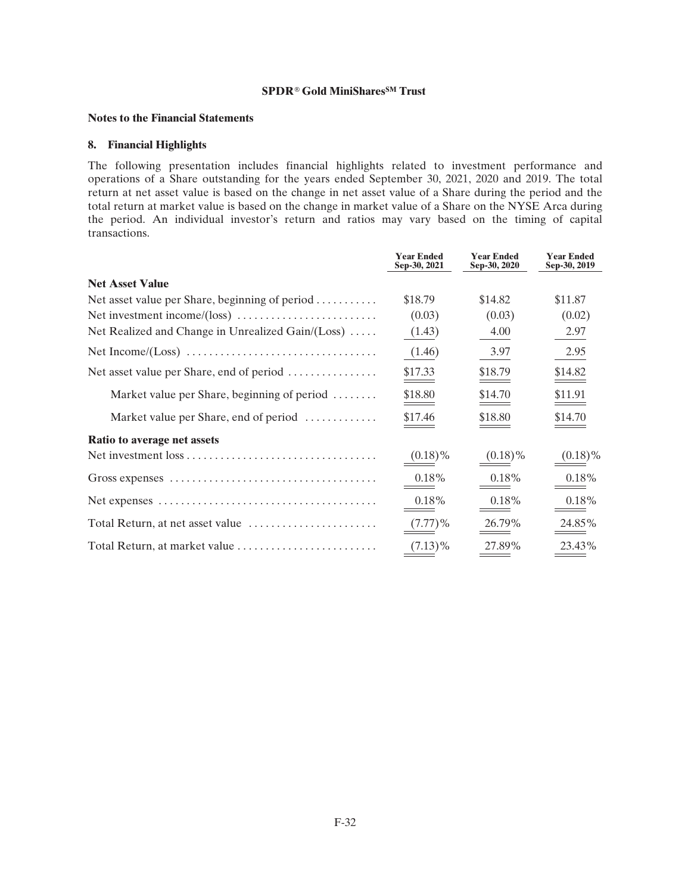**SPDR® Gold MiniShares℠ Trust**

**Notes to the Financial Statements**

### 8. Financial Highlights

The following presentation includes financial highlights related to investment performance and operations of a Share outstanding for the years ended September 30, 2021, 2020 and 2019. The total return at net asset value is based on the change in net asset value of a Share during the period and the total return at market value is based on the change in market value of a Share on the NYSE Arca during the period. An individual investor's return and ratios may vary based on the timing of capital transactions.

| | Year Ended Sep-30, 2021 | Year Ended Sep-30, 2020 | Year Ended Sep-30, 2019 |
|---|---|---|---|
| **Net Asset Value** | | | |
| Net asset value per Share, beginning of period | \$18.79 | \$14.82 | \$11.87 |
| Net investment income/(loss) | (0.03) | (0.03) | (0.02) |
| Net Realized and Change in Unrealized Gain/(Loss) | (1.43) | 4.00 | 2.97 |
| Net Income/(Loss) | (1.46) | 3.97 | 2.95 |
| Net asset value per Share, end of period | \$17.33 | \$18.79 | \$14.82 |
| Market value per Share, beginning of period | \$18.80 | \$14.70 | \$11.91 |
| Market value per Share, end of period | \$17.46 | \$18.80 | \$14.70 |
| **Ratio to average net assets** | | | |
| Net investment loss | (0.18)% | (0.18)% | (0.18)% |
| Gross expenses | 0.18% | 0.18% | 0.18% |
| Net expenses | 0.18% | 0.18% | 0.18% |
| Total Return, at net asset value | (7.77)% | 26.79% | 24.85% |
| Total Return, at market value | (7.13)% | 27.89% | 23.43% |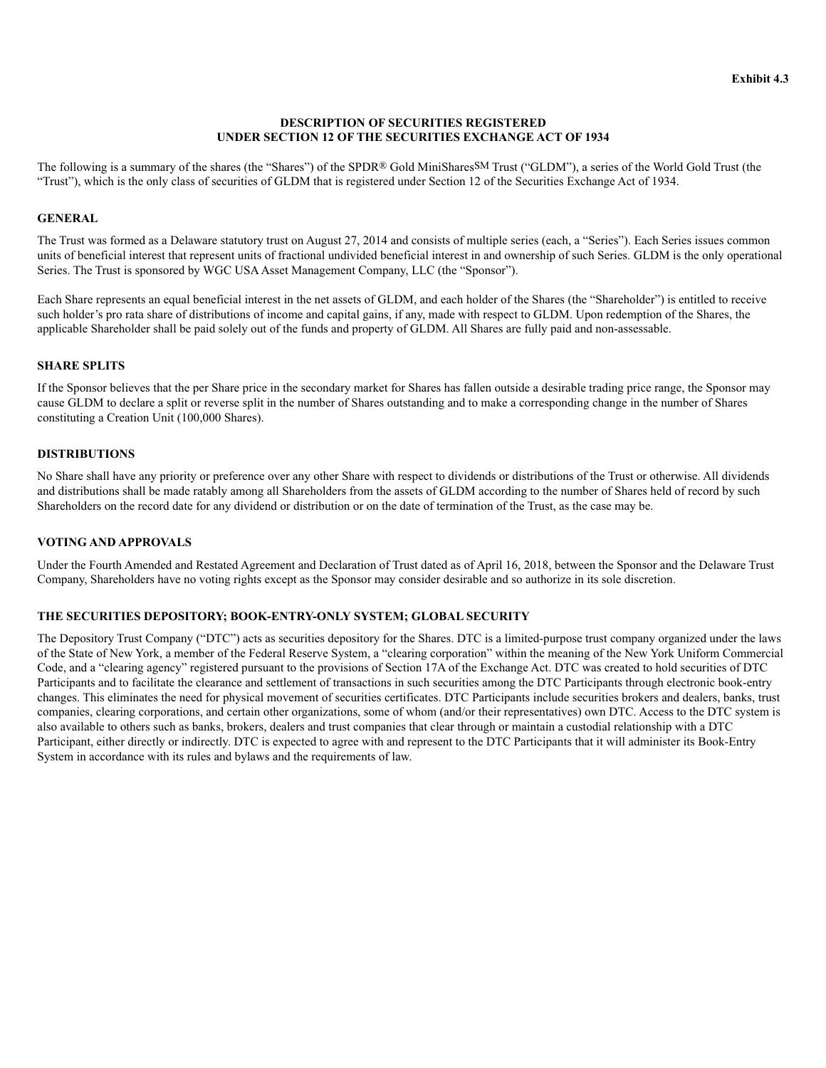**Exhibit 4.3**

**DESCRIPTION OF SECURITIES REGISTERED UNDER SECTION 12 OF THE SECURITIES EXCHANGE ACT OF 1934**

The following is a summary of the shares (the "Shares") of the SPDR® Gold MiniShares℠ Trust ("GLDM"), a series of the World Gold Trust (the "Trust"), which is the only class of securities of GLDM that is registered under Section 12 of the Securities Exchange Act of 1934.

## GENERAL

The Trust was formed as a Delaware statutory trust on August 27, 2014 and consists of multiple series (each, a "Series"). Each Series issues common units of beneficial interest that represent units of fractional undivided beneficial interest in and ownership of such Series. GLDM is the only operational Series. The Trust is sponsored by WGC USA Asset Management Company, LLC (the "Sponsor").

Each Share represents an equal beneficial interest in the net assets of GLDM, and each holder of the Shares (the "Shareholder") is entitled to receive such holder's pro rata share of distributions of income and capital gains, if any, made with respect to GLDM. Upon redemption of the Shares, the applicable Shareholder shall be paid solely out of the funds and property of GLDM. All Shares are fully paid and non-assessable.

## SHARE SPLITS

If the Sponsor believes that the per Share price in the secondary market for Shares has fallen outside a desirable trading price range, the Sponsor may cause GLDM to declare a split or reverse split in the number of Shares outstanding and to make a corresponding change in the number of Shares constituting a Creation Unit (100,000 Shares).

## DISTRIBUTIONS

No Share shall have any priority or preference over any other Share with respect to dividends or distributions of the Trust or otherwise. All dividends and distributions shall be made ratably among all Shareholders from the assets of GLDM according to the number of Shares held of record by such Shareholders on the record date for any dividend or distribution or on the date of termination of the Trust, as the case may be.

## VOTING AND APPROVALS

Under the Fourth Amended and Restated Agreement and Declaration of Trust dated as of April 16, 2018, between the Sponsor and the Delaware Trust Company, Shareholders have no voting rights except as the Sponsor may consider desirable and so authorize in its sole discretion.

## THE SECURITIES DEPOSITORY; BOOK-ENTRY-ONLY SYSTEM; GLOBAL SECURITY

The Depository Trust Company ("DTC") acts as securities depository for the Shares. DTC is a limited-purpose trust company organized under the laws of the State of New York, a member of the Federal Reserve System, a "clearing corporation" within the meaning of the New York Uniform Commercial Code, and a "clearing agency" registered pursuant to the provisions of Section 17A of the Exchange Act. DTC was created to hold securities of DTC Participants and to facilitate the clearance and settlement of transactions in such securities among the DTC Participants through electronic book-entry changes. This eliminates the need for physical movement of securities certificates. DTC Participants include securities brokers and dealers, banks, trust companies, clearing corporations, and certain other organizations, some of whom (and/or their representatives) own DTC. Access to the DTC system is also available to others such as banks, brokers, dealers and trust companies that clear through or maintain a custodial relationship with a DTC Participant, either directly or indirectly. DTC is expected to agree with and represent to the DTC Participants that it will administer its Book-Entry System in accordance with its rules and bylaws and the requirements of law.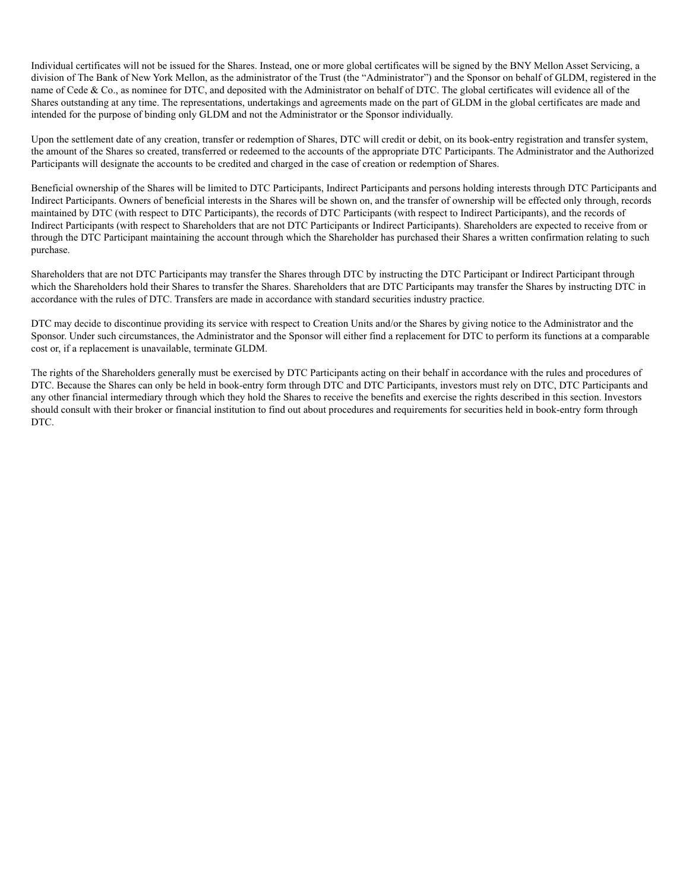Individual certificates will not be issued for the Shares. Instead, one or more global certificates will be signed by the BNY Mellon Asset Servicing, a division of The Bank of New York Mellon, as the administrator of the Trust (the "Administrator") and the Sponsor on behalf of GLDM, registered in the name of Cede & Co., as nominee for DTC, and deposited with the Administrator on behalf of DTC. The global certificates will evidence all of the Shares outstanding at any time. The representations, undertakings and agreements made on the part of GLDM in the global certificates are made and intended for the purpose of binding only GLDM and not the Administrator or the Sponsor individually.

Upon the settlement date of any creation, transfer or redemption of Shares, DTC will credit or debit, on its book-entry registration and transfer system, the amount of the Shares so created, transferred or redeemed to the accounts of the appropriate DTC Participants. The Administrator and the Authorized Participants will designate the accounts to be credited and charged in the case of creation or redemption of Shares.

Beneficial ownership of the Shares will be limited to DTC Participants, Indirect Participants and persons holding interests through DTC Participants and Indirect Participants. Owners of beneficial interests in the Shares will be shown on, and the transfer of ownership will be effected only through, records maintained by DTC (with respect to DTC Participants), the records of DTC Participants (with respect to Indirect Participants), and the records of Indirect Participants (with respect to Shareholders that are not DTC Participants or Indirect Participants). Shareholders are expected to receive from or through the DTC Participant maintaining the account through which the Shareholder has purchased their Shares a written confirmation relating to such purchase.

Shareholders that are not DTC Participants may transfer the Shares through DTC by instructing the DTC Participant or Indirect Participant through which the Shareholders hold their Shares to transfer the Shares. Shareholders that are DTC Participants may transfer the Shares by instructing DTC in accordance with the rules of DTC. Transfers are made in accordance with standard securities industry practice.

DTC may decide to discontinue providing its service with respect to Creation Units and/or the Shares by giving notice to the Administrator and the Sponsor. Under such circumstances, the Administrator and the Sponsor will either find a replacement for DTC to perform its functions at a comparable cost or, if a replacement is unavailable, terminate GLDM.

The rights of the Shareholders generally must be exercised by DTC Participants acting on their behalf in accordance with the rules and procedures of DTC. Because the Shares can only be held in book-entry form through DTC and DTC Participants, investors must rely on DTC, DTC Participants and any other financial intermediary through which they hold the Shares to receive the benefits and exercise the rights described in this section. Investors should consult with their broker or financial institution to find out about procedures and requirements for securities held in book-entry form through DTC.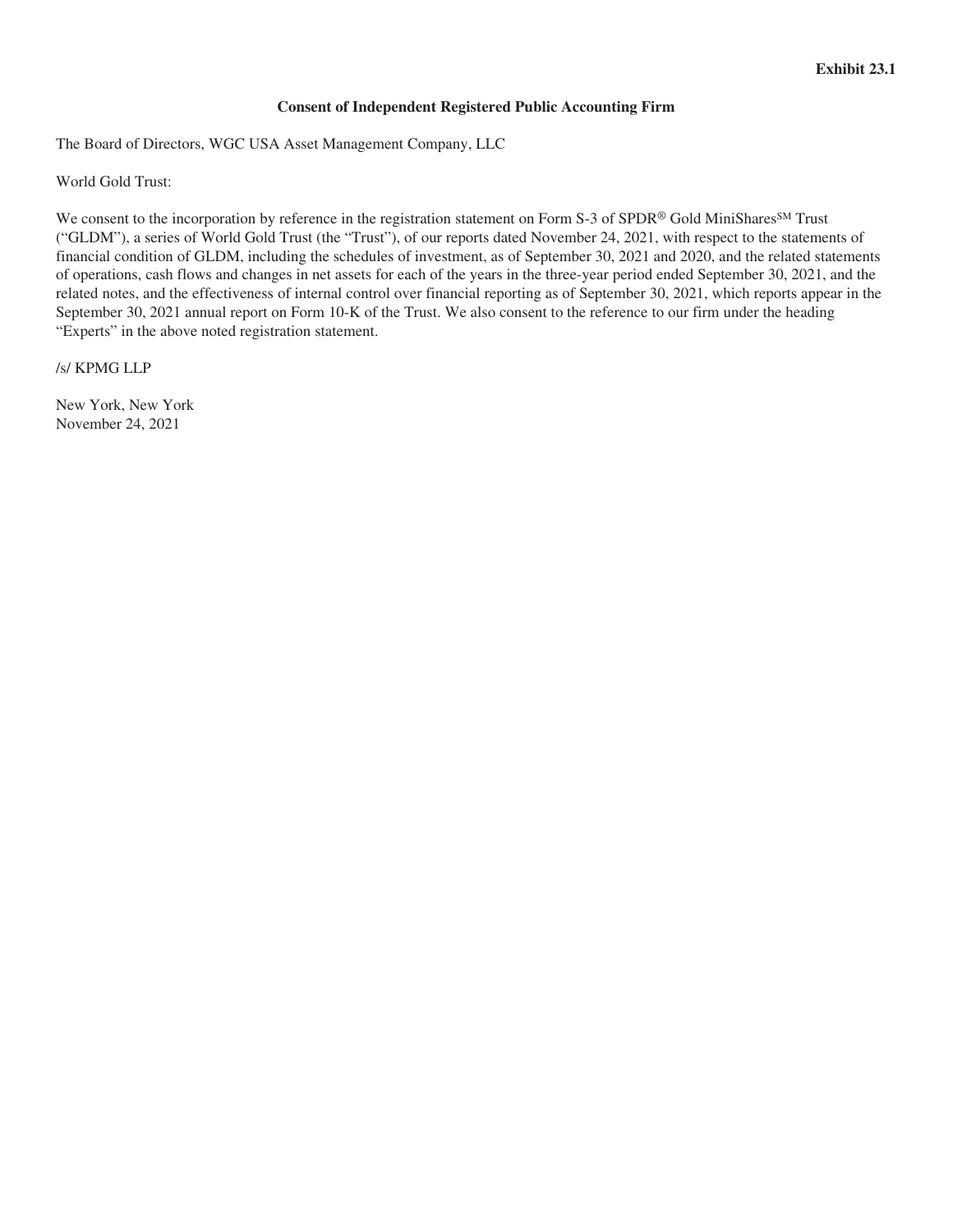**Exhibit 23.1**

**Consent of Independent Registered Public Accounting Firm**

The Board of Directors, WGC USA Asset Management Company, LLC

World Gold Trust:

We consent to the incorporation by reference in the registration statement on Form S-3 of SPDR® Gold MiniShares℠ Trust (“GLDM”), a series of World Gold Trust (the “Trust”), of our reports dated November 24, 2021, with respect to the statements of financial condition of GLDM, including the schedules of investment, as of September 30, 2021 and 2020, and the related statements of operations, cash flows and changes in net assets for each of the years in the three-year period ended September 30, 2021, and the related notes, and the effectiveness of internal control over financial reporting as of September 30, 2021, which reports appear in the September 30, 2021 annual report on Form 10-K of the Trust. We also consent to the reference to our firm under the heading “Experts” in the above noted registration statement.

/s/ KPMG LLP

New York, New York
November 24, 2021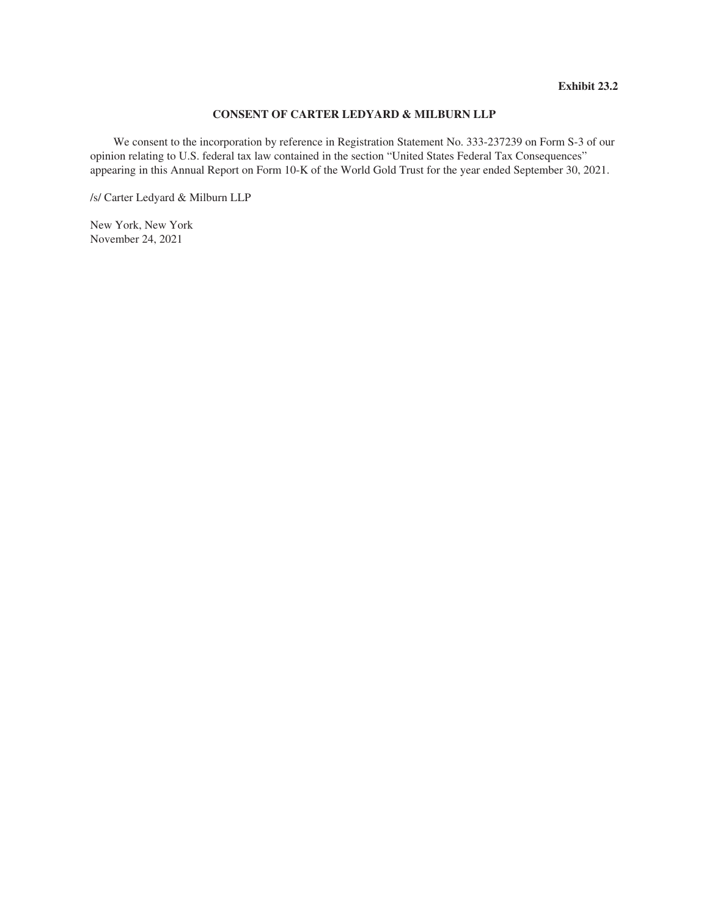**Exhibit 23.2**

## CONSENT OF CARTER LEDYARD & MILBURN LLP

We consent to the incorporation by reference in Registration Statement No. 333-237239 on Form S-3 of our opinion relating to U.S. federal tax law contained in the section "United States Federal Tax Consequences" appearing in this Annual Report on Form 10-K of the World Gold Trust for the year ended September 30, 2021.

/s/ Carter Ledyard & Milburn LLP

New York, New York
November 24, 2021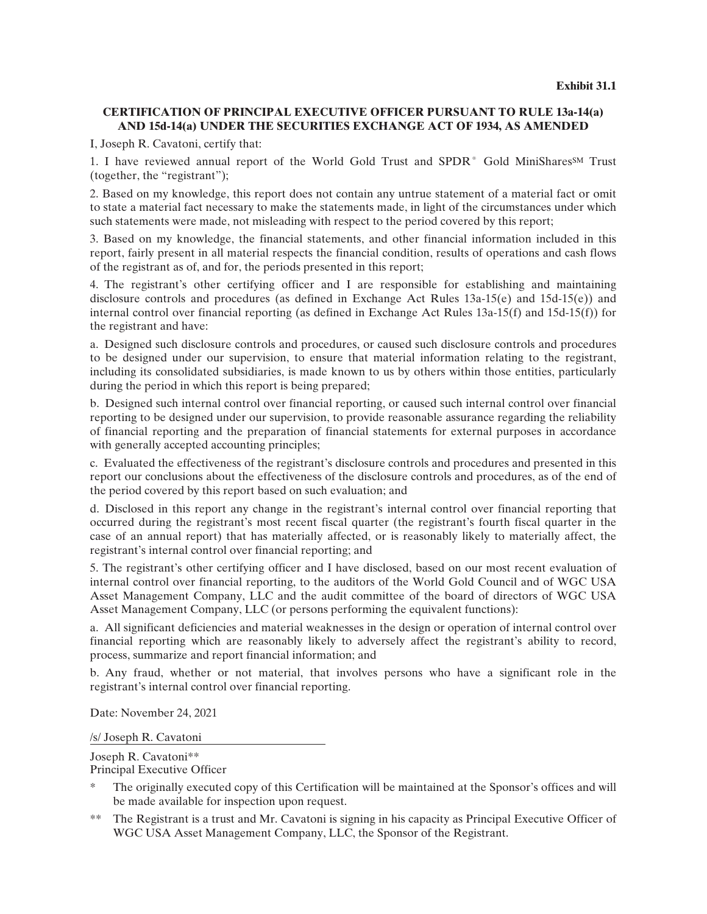**Exhibit 31.1**

**CERTIFICATION OF PRINCIPAL EXECUTIVE OFFICER PURSUANT TO RULE 13a-14(a) AND 15d-14(a) UNDER THE SECURITIES EXCHANGE ACT OF 1934, AS AMENDED**

I, Joseph R. Cavatoni, certify that:

1. I have reviewed annual report of the World Gold Trust and SPDR® Gold MiniShares℠ Trust (together, the "registrant");

2. Based on my knowledge, this report does not contain any untrue statement of a material fact or omit to state a material fact necessary to make the statements made, in light of the circumstances under which such statements were made, not misleading with respect to the period covered by this report;

3. Based on my knowledge, the financial statements, and other financial information included in this report, fairly present in all material respects the financial condition, results of operations and cash flows of the registrant as of, and for, the periods presented in this report;

4. The registrant's other certifying officer and I are responsible for establishing and maintaining disclosure controls and procedures (as defined in Exchange Act Rules 13a-15(e) and 15d-15(e)) and internal control over financial reporting (as defined in Exchange Act Rules 13a-15(f) and 15d-15(f)) for the registrant and have:

a. Designed such disclosure controls and procedures, or caused such disclosure controls and procedures to be designed under our supervision, to ensure that material information relating to the registrant, including its consolidated subsidiaries, is made known to us by others within those entities, particularly during the period in which this report is being prepared;

b. Designed such internal control over financial reporting, or caused such internal control over financial reporting to be designed under our supervision, to provide reasonable assurance regarding the reliability of financial reporting and the preparation of financial statements for external purposes in accordance with generally accepted accounting principles;

c. Evaluated the effectiveness of the registrant's disclosure controls and procedures and presented in this report our conclusions about the effectiveness of the disclosure controls and procedures, as of the end of the period covered by this report based on such evaluation; and

d. Disclosed in this report any change in the registrant's internal control over financial reporting that occurred during the registrant's most recent fiscal quarter (the registrant's fourth fiscal quarter in the case of an annual report) that has materially affected, or is reasonably likely to materially affect, the registrant's internal control over financial reporting; and

5. The registrant's other certifying officer and I have disclosed, based on our most recent evaluation of internal control over financial reporting, to the auditors of the World Gold Council and of WGC USA Asset Management Company, LLC and the audit committee of the board of directors of WGC USA Asset Management Company, LLC (or persons performing the equivalent functions):

a. All significant deficiencies and material weaknesses in the design or operation of internal control over financial reporting which are reasonably likely to adversely affect the registrant's ability to record, process, summarize and report financial information; and

b. Any fraud, whether or not material, that involves persons who have a significant role in the registrant's internal control over financial reporting.

Date: November 24, 2021

/s/ Joseph R. Cavatoni

Joseph R. Cavatoni**
Principal Executive Officer

\* The originally executed copy of this Certification will be maintained at the Sponsor's offices and will be made available for inspection upon request.

\** The Registrant is a trust and Mr. Cavatoni is signing in his capacity as Principal Executive Officer of WGC USA Asset Management Company, LLC, the Sponsor of the Registrant.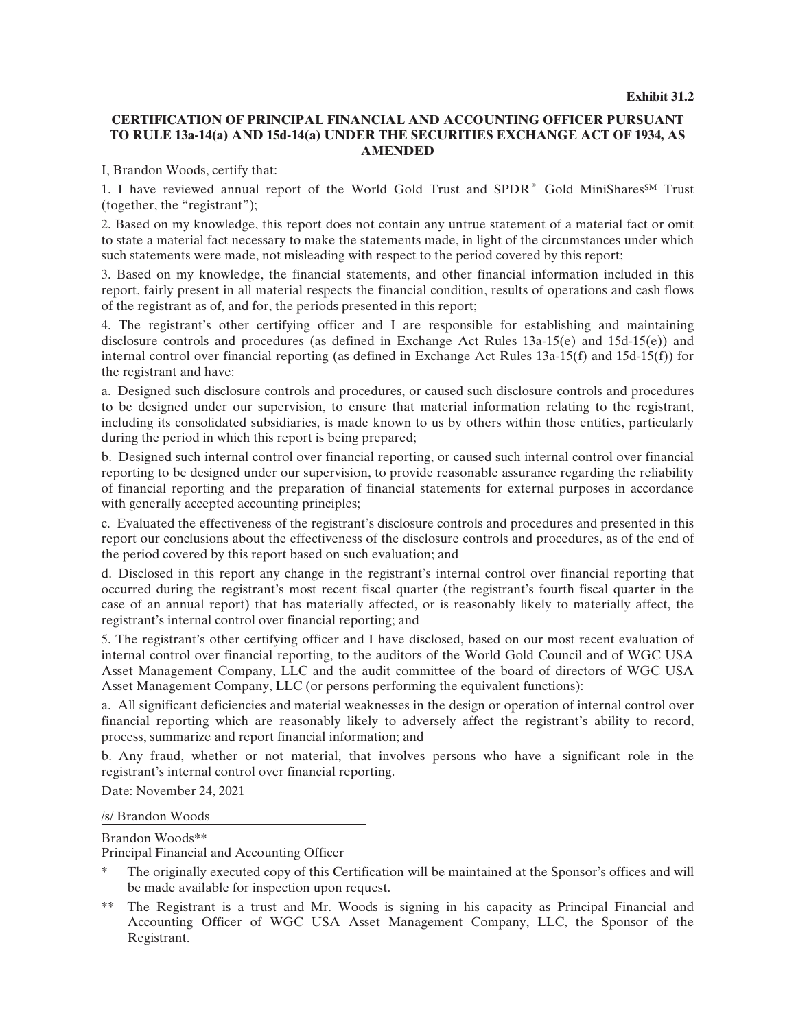**Exhibit 31.2**

**CERTIFICATION OF PRINCIPAL FINANCIAL AND ACCOUNTING OFFICER PURSUANT TO RULE 13a-14(a) AND 15d-14(a) UNDER THE SECURITIES EXCHANGE ACT OF 1934, AS AMENDED**

I, Brandon Woods, certify that:

1. I have reviewed annual report of the World Gold Trust and SPDR® Gold MiniShares℠ Trust (together, the "registrant");

2. Based on my knowledge, this report does not contain any untrue statement of a material fact or omit to state a material fact necessary to make the statements made, in light of the circumstances under which such statements were made, not misleading with respect to the period covered by this report;

3. Based on my knowledge, the financial statements, and other financial information included in this report, fairly present in all material respects the financial condition, results of operations and cash flows of the registrant as of, and for, the periods presented in this report;

4. The registrant's other certifying officer and I are responsible for establishing and maintaining disclosure controls and procedures (as defined in Exchange Act Rules 13a-15(e) and 15d-15(e)) and internal control over financial reporting (as defined in Exchange Act Rules 13a-15(f) and 15d-15(f)) for the registrant and have:

a. Designed such disclosure controls and procedures, or caused such disclosure controls and procedures to be designed under our supervision, to ensure that material information relating to the registrant, including its consolidated subsidiaries, is made known to us by others within those entities, particularly during the period in which this report is being prepared;

b. Designed such internal control over financial reporting, or caused such internal control over financial reporting to be designed under our supervision, to provide reasonable assurance regarding the reliability of financial reporting and the preparation of financial statements for external purposes in accordance with generally accepted accounting principles;

c. Evaluated the effectiveness of the registrant's disclosure controls and procedures and presented in this report our conclusions about the effectiveness of the disclosure controls and procedures, as of the end of the period covered by this report based on such evaluation; and

d. Disclosed in this report any change in the registrant's internal control over financial reporting that occurred during the registrant's most recent fiscal quarter (the registrant's fourth fiscal quarter in the case of an annual report) that has materially affected, or is reasonably likely to materially affect, the registrant's internal control over financial reporting; and

5. The registrant's other certifying officer and I have disclosed, based on our most recent evaluation of internal control over financial reporting, to the auditors of the World Gold Council and of WGC USA Asset Management Company, LLC and the audit committee of the board of directors of WGC USA Asset Management Company, LLC (or persons performing the equivalent functions):

a. All significant deficiencies and material weaknesses in the design or operation of internal control over financial reporting which are reasonably likely to adversely affect the registrant's ability to record, process, summarize and report financial information; and

b. Any fraud, whether or not material, that involves persons who have a significant role in the registrant's internal control over financial reporting.

Date: November 24, 2021

/s/ Brandon Woods

Brandon Woods**
Principal Financial and Accounting Officer

\* The originally executed copy of this Certification will be maintained at the Sponsor's offices and will be made available for inspection upon request.

** The Registrant is a trust and Mr. Woods is signing in his capacity as Principal Financial and Accounting Officer of WGC USA Asset Management Company, LLC, the Sponsor of the Registrant.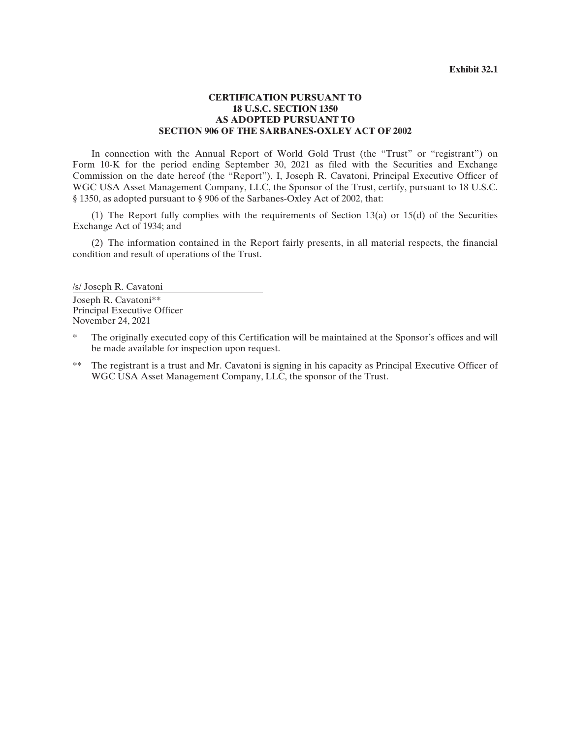**Exhibit 32.1**

**CERTIFICATION PURSUANT TO 18 U.S.C. SECTION 1350 AS ADOPTED PURSUANT TO SECTION 906 OF THE SARBANES-OXLEY ACT OF 2002**

In connection with the Annual Report of World Gold Trust (the "Trust" or "registrant") on Form 10-K for the period ending September 30, 2021 as filed with the Securities and Exchange Commission on the date hereof (the "Report"), I, Joseph R. Cavatoni, Principal Executive Officer of WGC USA Asset Management Company, LLC, the Sponsor of the Trust, certify, pursuant to 18 U.S.C. § 1350, as adopted pursuant to § 906 of the Sarbanes-Oxley Act of 2002, that:

(1) The Report fully complies with the requirements of Section 13(a) or 15(d) of the Securities Exchange Act of 1934; and

(2) The information contained in the Report fairly presents, in all material respects, the financial condition and result of operations of the Trust.

/s/ Joseph R. Cavatoni

Joseph R. Cavatoni**
Principal Executive Officer
November 24, 2021

\* The originally executed copy of this Certification will be maintained at the Sponsor's offices and will be made available for inspection upon request.

** The registrant is a trust and Mr. Cavatoni is signing in his capacity as Principal Executive Officer of WGC USA Asset Management Company, LLC, the sponsor of the Trust.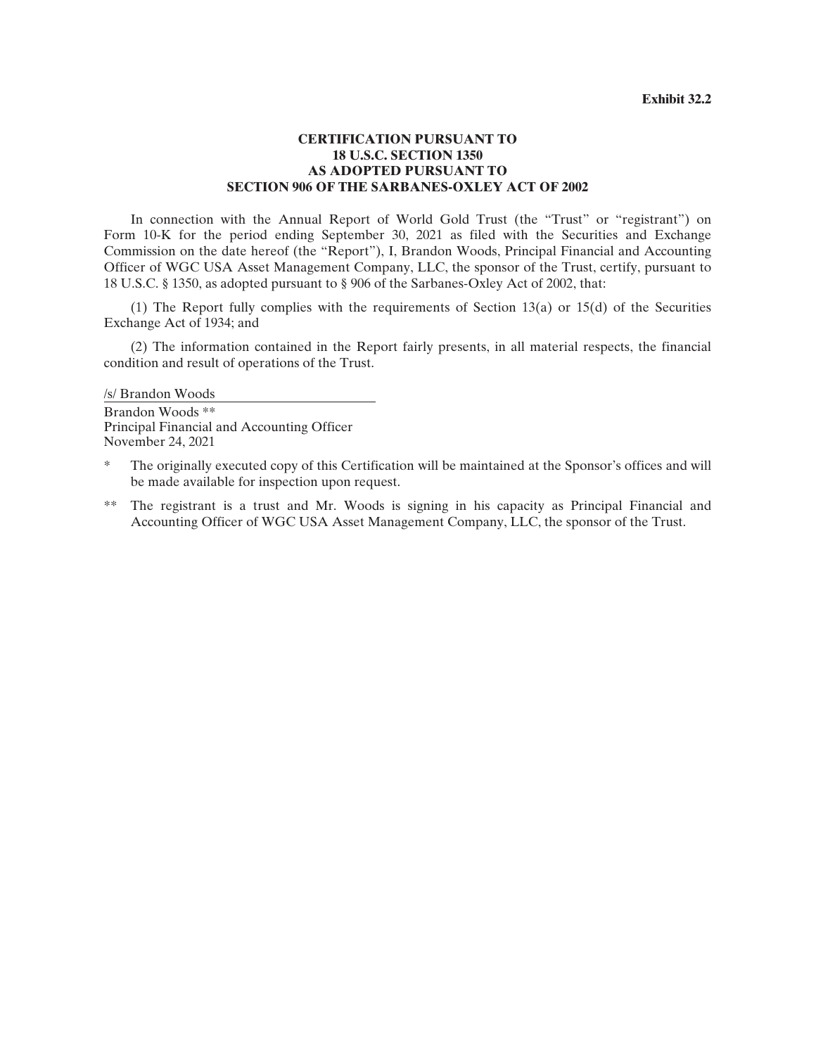**Exhibit 32.2**

**CERTIFICATION PURSUANT TO**
**18 U.S.C. SECTION 1350**
**AS ADOPTED PURSUANT TO**
**SECTION 906 OF THE SARBANES-OXLEY ACT OF 2002**

In connection with the Annual Report of World Gold Trust (the "Trust" or "registrant") on Form 10-K for the period ending September 30, 2021 as filed with the Securities and Exchange Commission on the date hereof (the "Report"), I, Brandon Woods, Principal Financial and Accounting Officer of WGC USA Asset Management Company, LLC, the sponsor of the Trust, certify, pursuant to 18 U.S.C. § 1350, as adopted pursuant to § 906 of the Sarbanes-Oxley Act of 2002, that:

(1) The Report fully complies with the requirements of Section 13(a) or 15(d) of the Securities Exchange Act of 1934; and

(2) The information contained in the Report fairly presents, in all material respects, the financial condition and result of operations of the Trust.

/s/ Brandon Woods

Brandon Woods **
Principal Financial and Accounting Officer
November 24, 2021

\* The originally executed copy of this Certification will be maintained at the Sponsor's offices and will be made available for inspection upon request.

** The registrant is a trust and Mr. Woods is signing in his capacity as Principal Financial and Accounting Officer of WGC USA Asset Management Company, LLC, the sponsor of the Trust.